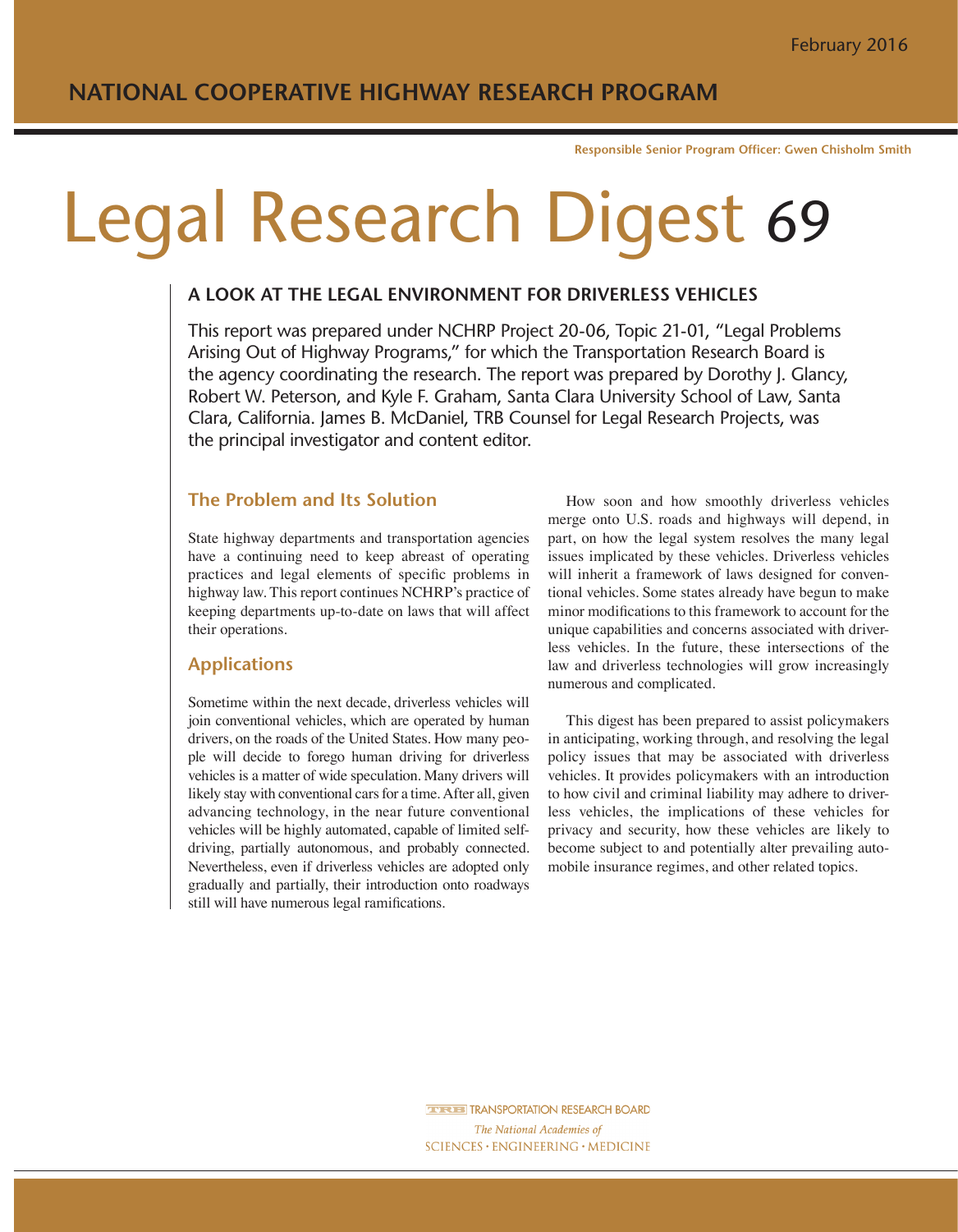February 2016

## NATIONAL COOPERATIVE HIGHWAY RESEARCH PROGRAM

**Responsible Senior Program Officer: Gwen Chisholm Smith**

# Legal Research Digest 69

## A LOOK AT THE LEGAL ENVIRONMENT FOR DRIVERLESS VEHICLES

This report was prepared under NCHRP Project 20-06, Topic 21-01, "Legal Problems Arising Out of Highway Programs," for which the Transportation Research Board is the agency coordinating the research. The report was prepared by Dorothy J. Glancy, Robert W. Peterson, and Kyle F. Graham, Santa Clara University School of Law, Santa Clara, California. James B. McDaniel, TRB Counsel for Legal Research Projects, was the principal investigator and content editor.

### The Problem and Its Solution

State highway departments and transportation agencies have a continuing need to keep abreast of operating practices and legal elements of specific problems in highway law. This report continues NCHRP's practice of keeping departments up-to-date on laws that will affect their operations.

### Applications

Sometime within the next decade, driverless vehicles will join conventional vehicles, which are operated by human drivers, on the roads of the United States. How many people will decide to forego human driving for driverless vehicles is a matter of wide speculation. Many drivers will likely stay with conventional cars for a time. After all, given advancing technology, in the near future conventional vehicles will be highly automated, capable of limited self-driving, partially autonomous, and probably connected. Nevertheless, even if driverless vehicles are adopted only gradually and partially, their introduction onto roadways still will have numerous legal ramifications.

How soon and how smoothly driverless vehicles merge onto U.S. roads and highways will depend, in part, on how the legal system resolves the many legal issues implicated by these vehicles. Driverless vehicles will inherit a framework of laws designed for conventional vehicles. Some states already have begun to make minor modifications to this framework to account for the unique capabilities and concerns associated with driverless vehicles. In the future, these intersections of the law and driverless technologies will grow increasingly numerous and complicated.

This digest has been prepared to assist policymakers in anticipating, working through, and resolving the legal policy issues that may be associated with driverless vehicles. It provides policymakers with an introduction to how civil and criminal liability may adhere to driverless vehicles, the implications of these vehicles for privacy and security, how these vehicles are likely to become subject to and potentially alter prevailing automobile insurance regimes, and other related topics.

TRB TRANSPORTATION RESEARCH BOARD

*The National Academies of*

SCIENCES · ENGINEERING · MEDICINE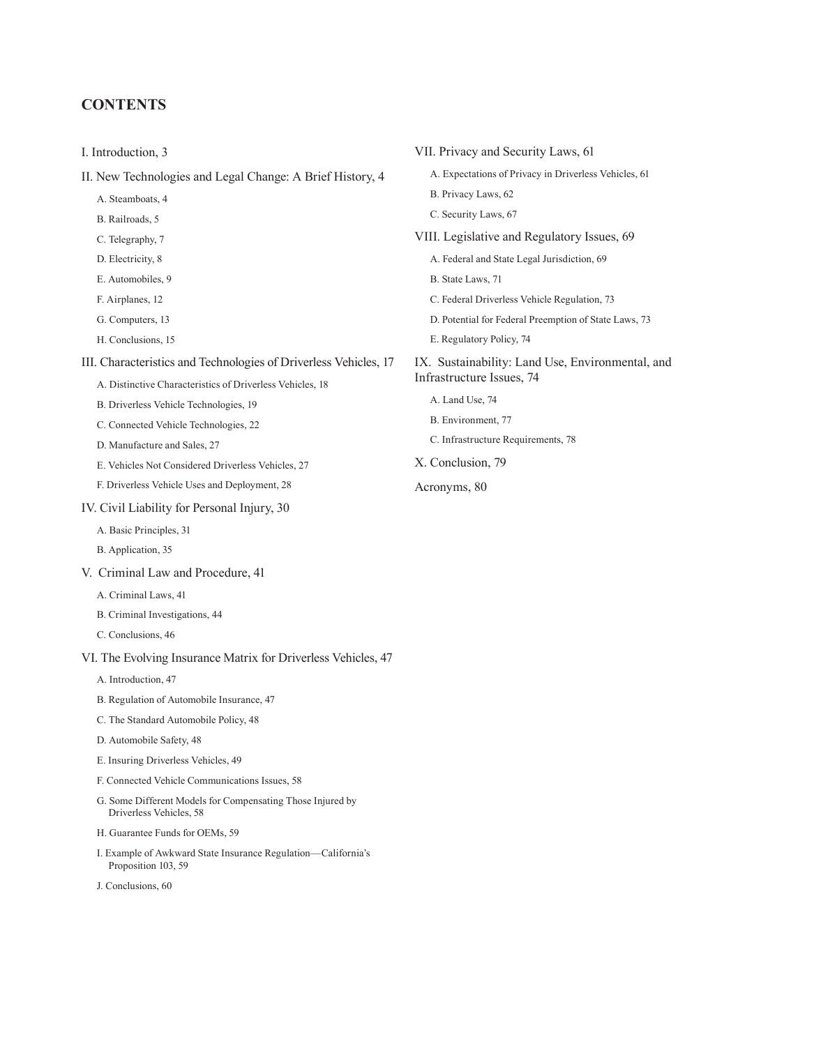## CONTENTS

I. Introduction, 3

II. New Technologies and Legal Change: A Brief History, 4

- A. Steamboats, 4
- B. Railroads, 5
- C. Telegraphy, 7
- D. Electricity, 8
- E. Automobiles, 9
- F. Airplanes, 12
- G. Computers, 13
- H. Conclusions, 15

III. Characteristics and Technologies of Driverless Vehicles, 17

- A. Distinctive Characteristics of Driverless Vehicles, 18
- B. Driverless Vehicle Technologies, 19
- C. Connected Vehicle Technologies, 22
- D. Manufacture and Sales, 27
- E. Vehicles Not Considered Driverless Vehicles, 27
- F. Driverless Vehicle Uses and Deployment, 28

IV. Civil Liability for Personal Injury, 30

- A. Basic Principles, 31
- B. Application, 35

V. Criminal Law and Procedure, 41

- A. Criminal Laws, 41
- B. Criminal Investigations, 44
- C. Conclusions, 46

VI. The Evolving Insurance Matrix for Driverless Vehicles, 47

- A. Introduction, 47
- B. Regulation of Automobile Insurance, 47
- C. The Standard Automobile Policy, 48
- D. Automobile Safety, 48
- E. Insuring Driverless Vehicles, 49
- F. Connected Vehicle Communications Issues, 58
- G. Some Different Models for Compensating Those Injured by Driverless Vehicles, 58
- H. Guarantee Funds for OEMs, 59
- I. Example of Awkward State Insurance Regulation—California's Proposition 103, 59
- J. Conclusions, 60

VII. Privacy and Security Laws, 61

- A. Expectations of Privacy in Driverless Vehicles, 61
- B. Privacy Laws, 62
- C. Security Laws, 67

VIII. Legislative and Regulatory Issues, 69

- A. Federal and State Legal Jurisdiction, 69
- B. State Laws, 71
- C. Federal Driverless Vehicle Regulation, 73
- D. Potential for Federal Preemption of State Laws, 73
- E. Regulatory Policy, 74

IX. Sustainability: Land Use, Environmental, and Infrastructure Issues, 74

- A. Land Use, 74
- B. Environment, 77
- C. Infrastructure Requirements, 78

X. Conclusion, 79

Acronyms, 80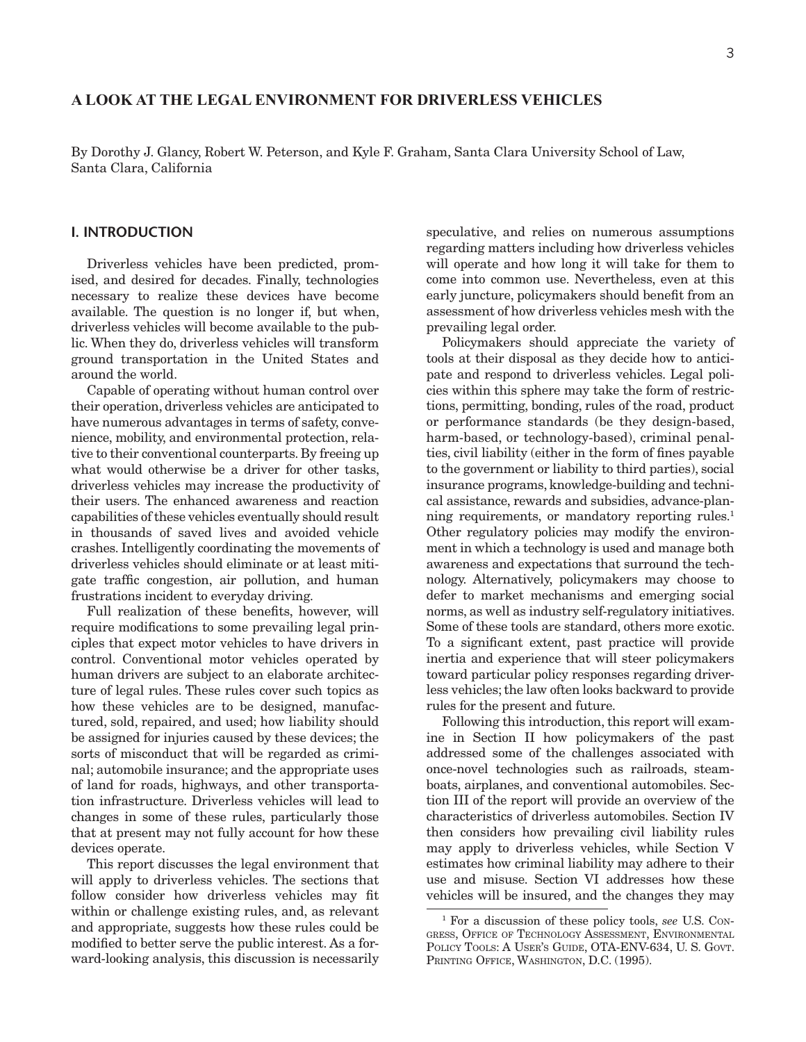# A LOOK AT THE LEGAL ENVIRONMENT FOR DRIVERLESS VEHICLES

By Dorothy J. Glancy, Robert W. Peterson, and Kyle F. Graham, Santa Clara University School of Law, Santa Clara, California

## I. INTRODUCTION

Driverless vehicles have been predicted, promised, and desired for decades. Finally, technologies necessary to realize these devices have become available. The question is no longer if, but when, driverless vehicles will become available to the public. When they do, driverless vehicles will transform ground transportation in the United States and around the world.

Capable of operating without human control over their operation, driverless vehicles are anticipated to have numerous advantages in terms of safety, convenience, mobility, and environmental protection, relative to their conventional counterparts. By freeing up what would otherwise be a driver for other tasks, driverless vehicles may increase the productivity of their users. The enhanced awareness and reaction capabilities of these vehicles eventually should result in thousands of saved lives and avoided vehicle crashes. Intelligently coordinating the movements of driverless vehicles should eliminate or at least mitigate traffic congestion, air pollution, and human frustrations incident to everyday driving.

Full realization of these benefits, however, will require modifications to some prevailing legal principles that expect motor vehicles to have drivers in control. Conventional motor vehicles operated by human drivers are subject to an elaborate architecture of legal rules. These rules cover such topics as how these vehicles are to be designed, manufactured, sold, repaired, and used; how liability should be assigned for injuries caused by these devices; the sorts of misconduct that will be regarded as criminal; automobile insurance; and the appropriate uses of land for roads, highways, and other transportation infrastructure. Driverless vehicles will lead to changes in some of these rules, particularly those that at present may not fully account for how these devices operate.

This report discusses the legal environment that will apply to driverless vehicles. The sections that follow consider how driverless vehicles may fit within or challenge existing rules, and, as relevant and appropriate, suggests how these rules could be modified to better serve the public interest. As a forward-looking analysis, this discussion is necessarily speculative, and relies on numerous assumptions regarding matters including how driverless vehicles will operate and how long it will take for them to come into common use. Nevertheless, even at this early juncture, policymakers should benefit from an assessment of how driverless vehicles mesh with the prevailing legal order.

Policymakers should appreciate the variety of tools at their disposal as they decide how to anticipate and respond to driverless vehicles. Legal policies within this sphere may take the form of restrictions, permitting, bonding, rules of the road, product or performance standards (be they design-based, harm-based, or technology-based), criminal penalties, civil liability (either in the form of fines payable to the government or liability to third parties), social insurance programs, knowledge-building and technical assistance, rewards and subsidies, advance-planning requirements, or mandatory reporting rules.[1] Other regulatory policies may modify the environment in which a technology is used and manage both awareness and expectations that surround the technology. Alternatively, policymakers may choose to defer to market mechanisms and emerging social norms, as well as industry self-regulatory initiatives. Some of these tools are standard, others more exotic. To a significant extent, past practice will provide inertia and experience that will steer policymakers toward particular policy responses regarding driverless vehicles; the law often looks backward to provide rules for the present and future.

Following this introduction, this report will examine in Section II how policymakers of the past addressed some of the challenges associated with once-novel technologies such as railroads, steamboats, airplanes, and conventional automobiles. Section III of the report will provide an overview of the characteristics of driverless automobiles. Section IV then considers how prevailing civil liability rules may apply to driverless vehicles, while Section V estimates how criminal liability may adhere to their use and misuse. Section VI addresses how these vehicles will be insured, and the changes they may

[1] For a discussion of these policy tools, *see* U.S. Congress, Office of Technology Assessment, Environmental Policy Tools: A User's Guide, OTA-ENV-634, U. S. Govt. Printing Office, Washington, D.C. (1995).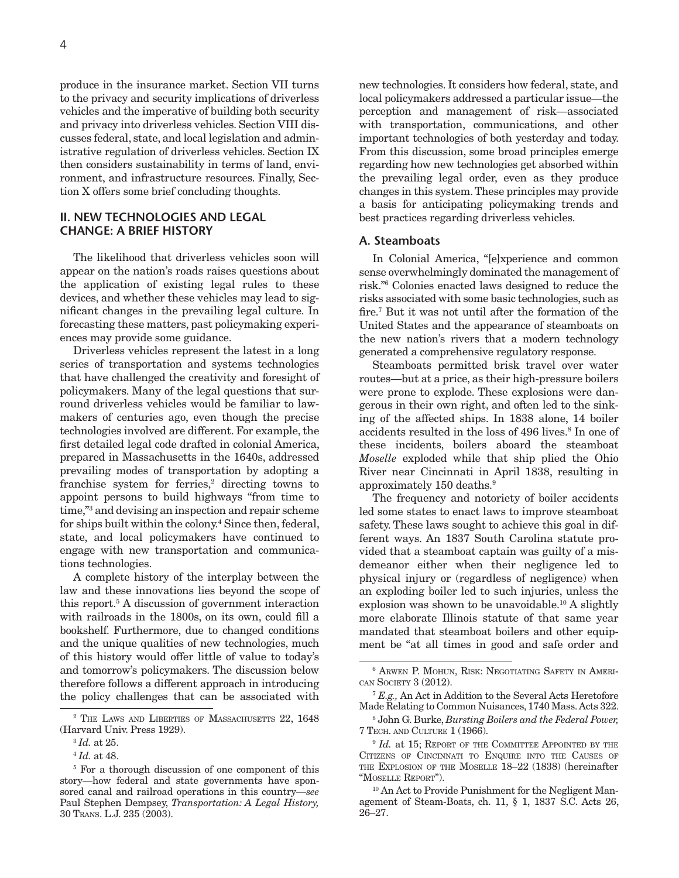produce in the insurance market. Section VII turns to the privacy and security implications of driverless vehicles and the imperative of building both security and privacy into driverless vehicles. Section VIII discusses federal, state, and local legislation and administrative regulation of driverless vehicles. Section IX then considers sustainability in terms of land, environment, and infrastructure resources. Finally, Section X offers some brief concluding thoughts.

## II. NEW TECHNOLOGIES AND LEGAL CHANGE: A BRIEF HISTORY

The likelihood that driverless vehicles soon will appear on the nation's roads raises questions about the application of existing legal rules to these devices, and whether these vehicles may lead to significant changes in the prevailing legal culture. In forecasting these matters, past policymaking experiences may provide some guidance.

Driverless vehicles represent the latest in a long series of transportation and systems technologies that have challenged the creativity and foresight of policymakers. Many of the legal questions that surround driverless vehicles would be familiar to lawmakers of centuries ago, even though the precise technologies involved are different. For example, the first detailed legal code drafted in colonial America, prepared in Massachusetts in the 1640s, addressed prevailing modes of transportation by adopting a franchise system for ferries,[2] directing towns to appoint persons to build highways "from time to time,"[3] and devising an inspection and repair scheme for ships built within the colony.[4] Since then, federal, state, and local policymakers have continued to engage with new transportation and communications technologies.

A complete history of the interplay between the law and these innovations lies beyond the scope of this report.[5] A discussion of government interaction with railroads in the 1800s, on its own, could fill a bookshelf. Furthermore, due to changed conditions and the unique qualities of new technologies, much of this history would offer little of value to today's and tomorrow's policymakers. The discussion below therefore follows a different approach in introducing the policy challenges that can be associated with new technologies. It considers how federal, state, and local policymakers addressed a particular issue—the perception and management of risk—associated with transportation, communications, and other important technologies of both yesterday and today. From this discussion, some broad principles emerge regarding how new technologies get absorbed within the prevailing legal order, even as they produce changes in this system. These principles may provide a basis for anticipating policymaking trends and best practices regarding driverless vehicles.

### A. Steamboats

In Colonial America, "[e]xperience and common sense overwhelmingly dominated the management of risk."[6] Colonies enacted laws designed to reduce the risks associated with some basic technologies, such as fire.[7] But it was not until after the formation of the United States and the appearance of steamboats on the new nation's rivers that a modern technology generated a comprehensive regulatory response.

Steamboats permitted brisk travel over water routes—but at a price, as their high-pressure boilers were prone to explode. These explosions were dangerous in their own right, and often led to the sinking of the affected ships. In 1838 alone, 14 boiler accidents resulted in the loss of 496 lives.[8] In one of these incidents, boilers aboard the steamboat *Moselle* exploded while that ship plied the Ohio River near Cincinnati in April 1838, resulting in approximately 150 deaths.[9]

The frequency and notoriety of boiler accidents led some states to enact laws to improve steamboat safety. These laws sought to achieve this goal in different ways. An 1837 South Carolina statute provided that a steamboat captain was guilty of a misdemeanor either when their negligence led to physical injury or (regardless of negligence) when an exploding boiler led to such injuries, unless the explosion was shown to be unavoidable.[10] A slightly more elaborate Illinois statute of that same year mandated that steamboat boilers and other equipment be "at all times in good and safe order and

---

[2] The Laws and Liberties of Massachusetts 22, 1648 (Harvard Univ. Press 1929).

[3] *Id.* at 25.

[4] *Id.* at 48.

[5] For a thorough discussion of one component of this story—how federal and state governments have sponsored canal and railroad operations in this country—*see* Paul Stephen Dempsey, *Transportation: A Legal History,* 30 Trans. L.J. 235 (2003).

[6] Arwen P. Mohun, Risk: Negotiating Safety in American Society 3 (2012).

[7] *E.g.,* An Act in Addition to the Several Acts Heretofore Made Relating to Common Nuisances, 1740 Mass. Acts 322.

[8] John G. Burke, *Bursting Boilers and the Federal Power,* 7 Tech. and Culture 1 (1966).

[9] *Id.* at 15; Report of the Committee Appointed by the Citizens of Cincinnati to Enquire into the Causes of the Explosion of the Moselle 18–22 (1838) (hereinafter "Moselle Report").

[10] An Act to Provide Punishment for the Negligent Management of Steam-Boats, ch. 11, § 1, 1837 S.C. Acts 26, 26–27.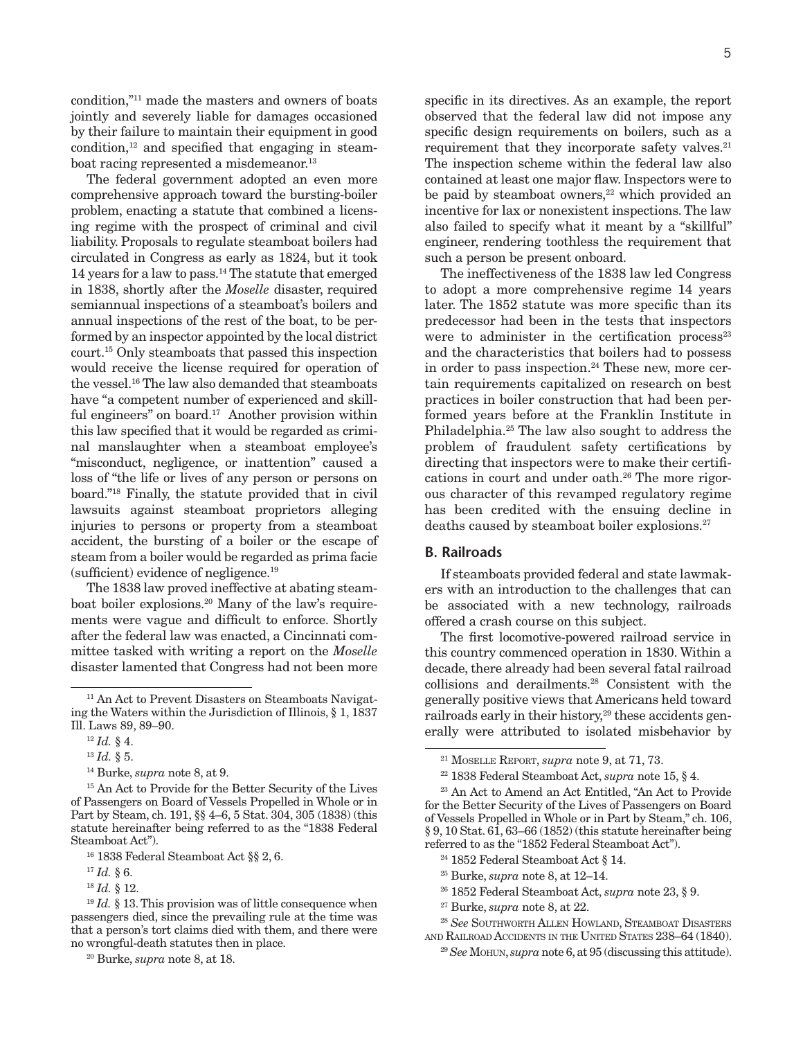condition,"[11] made the masters and owners of boats jointly and severely liable for damages occasioned by their failure to maintain their equipment in good condition,[12] and specified that engaging in steamboat racing represented a misdemeanor.[13]

The federal government adopted an even more comprehensive approach toward the bursting-boiler problem, enacting a statute that combined a licensing regime with the prospect of criminal and civil liability. Proposals to regulate steamboat boilers had circulated in Congress as early as 1824, but it took 14 years for a law to pass.[14] The statute that emerged in 1838, shortly after the *Moselle* disaster, required semiannual inspections of a steamboat's boilers and annual inspections of the rest of the boat, to be performed by an inspector appointed by the local district court.[15] Only steamboats that passed this inspection would receive the license required for operation of the vessel.[16] The law also demanded that steamboats have "a competent number of experienced and skillful engineers" on board.[17] Another provision within this law specified that it would be regarded as criminal manslaughter when a steamboat employee's "misconduct, negligence, or inattention" caused a loss of "the life or lives of any person or persons on board."[18] Finally, the statute provided that in civil lawsuits against steamboat proprietors alleging injuries to persons or property from a steamboat accident, the bursting of a boiler or the escape of steam from a boiler would be regarded as prima facie (sufficient) evidence of negligence.[19]

The 1838 law proved ineffective at abating steamboat boiler explosions.[20] Many of the law's requirements were vague and difficult to enforce. Shortly after the federal law was enacted, a Cincinnati committee tasked with writing a report on the *Moselle* disaster lamented that Congress had not been more specific in its directives. As an example, the report observed that the federal law did not impose any specific design requirements on boilers, such as a requirement that they incorporate safety valves.[21] The inspection scheme within the federal law also contained at least one major flaw. Inspectors were to be paid by steamboat owners,[22] which provided an incentive for lax or nonexistent inspections. The law also failed to specify what it meant by a "skillful" engineer, rendering toothless the requirement that such a person be present onboard.

The ineffectiveness of the 1838 law led Congress to adopt a more comprehensive regime 14 years later. The 1852 statute was more specific than its predecessor had been in the tests that inspectors were to administer in the certification process[23] and the characteristics that boilers had to possess in order to pass inspection.[24] These new, more certain requirements capitalized on research on best practices in boiler construction that had been performed years before at the Franklin Institute in Philadelphia.[25] The law also sought to address the problem of fraudulent safety certifications by directing that inspectors were to make their certifications in court and under oath.[26] The more rigorous character of this revamped regulatory regime has been credited with the ensuing decline in deaths caused by steamboat boiler explosions.[27]

## B. Railroads

If steamboats provided federal and state lawmakers with an introduction to the challenges that can be associated with a new technology, railroads offered a crash course on this subject.

The first locomotive-powered railroad service in this country commenced operation in 1830. Within a decade, there already had been several fatal railroad collisions and derailments.[28] Consistent with the generally positive views that Americans held toward railroads early in their history,[29] these accidents generally were attributed to isolated misbehavior by

---

[11] An Act to Prevent Disasters on Steamboats Navigating the Waters within the Jurisdiction of Illinois, § 1, 1837 Ill. Laws 89, 89–90.

[12] *Id.* § 4.

[13] *Id.* § 5.

[14] Burke, *supra* note 8, at 9.

[15] An Act to Provide for the Better Security of the Lives of Passengers on Board of Vessels Propelled in Whole or in Part by Steam, ch. 191, §§ 4–6, 5 Stat. 304, 305 (1838) (this statute hereinafter being referred to as the "1838 Federal Steamboat Act").

[16] 1838 Federal Steamboat Act §§ 2, 6.

[17] *Id.* § 6.

[18] *Id.* § 12.

[19] *Id.* § 13. This provision was of little consequence when passengers died, since the prevailing rule at the time was that a person's tort claims died with them, and there were no wrongful-death statutes then in place.

[20] Burke, *supra* note 8, at 18.

[21] Moselle Report, *supra* note 9, at 71, 73.

[22] 1838 Federal Steamboat Act, *supra* note 15, § 4.

[23] An Act to Amend an Act Entitled, "An Act to Provide for the Better Security of the Lives of Passengers on Board of Vessels Propelled in Whole or in Part by Steam," ch. 106, § 9, 10 Stat. 61, 63–66 (1852) (this statute hereinafter being referred to as the "1852 Federal Steamboat Act").

[24] 1852 Federal Steamboat Act § 14.

[25] Burke, *supra* note 8, at 12–14.

[26] 1852 Federal Steamboat Act, *supra* note 23, § 9.

[27] Burke, *supra* note 8, at 22.

[28] *See* Southworth Allen Howland, Steamboat Disasters and Railroad Accidents in the United States 238–64 (1840).

[29] *See* Mohun, *supra* note 6, at 95 (discussing this attitude).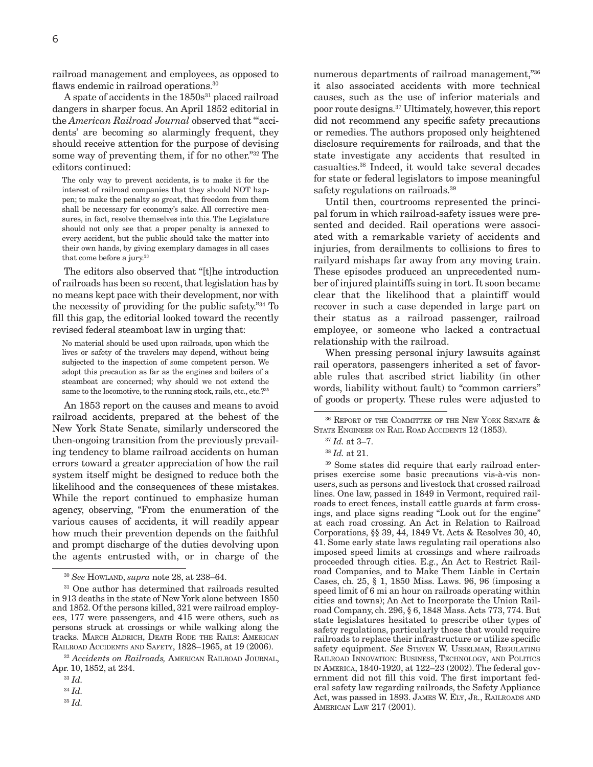railroad management and employees, as opposed to flaws endemic in railroad operations.[30]

A spate of accidents in the 1850s[31] placed railroad dangers in sharper focus. An April 1852 editorial in the *American Railroad Journal* observed that "'accidents' are becoming so alarmingly frequent, they should receive attention for the purpose of devising some way of preventing them, if for no other."[32] The editors continued:

> The only way to prevent accidents, is to make it for the interest of railroad companies that they should NOT happen; to make the penalty so great, that freedom from them shall be necessary for economy's sake. All corrective measures, in fact, resolve themselves into this. The Legislature should not only see that a proper penalty is annexed to every accident, but the public should take the matter into their own hands, by giving exemplary damages in all cases that come before a jury.[33]

The editors also observed that "[t]he introduction of railroads has been so recent, that legislation has by no means kept pace with their development, nor with the necessity of providing for the public safety."[34] To fill this gap, the editorial looked toward the recently revised federal steamboat law in urging that:

> No material should be used upon railroads, upon which the lives or safety of the travelers may depend, without being subjected to the inspection of some competent person. We adopt this precaution as far as the engines and boilers of a steamboat are concerned; why should we not extend the same to the locomotive, to the running stock, rails, etc., etc.?[35]

An 1853 report on the causes and means to avoid railroad accidents, prepared at the behest of the New York State Senate, similarly underscored the then-ongoing transition from the previously prevailing tendency to blame railroad accidents on human errors toward a greater appreciation of how the rail system itself might be designed to reduce both the likelihood and the consequences of these mistakes. While the report continued to emphasize human agency, observing, "From the enumeration of the various causes of accidents, it will readily appear how much their prevention depends on the faithful and prompt discharge of the duties devolving upon the agents entrusted with, or in charge of the numerous departments of railroad management,"[36] it also associated accidents with more technical causes, such as the use of inferior materials and poor route designs.[37] Ultimately, however, this report did not recommend any specific safety precautions or remedies. The authors proposed only heightened disclosure requirements for railroads, and that the state investigate any accidents that resulted in casualties.[38] Indeed, it would take several decades for state or federal legislators to impose meaningful safety regulations on railroads.[39]

Until then, courtrooms represented the principal forum in which railroad-safety issues were presented and decided. Rail operations were associated with a remarkable variety of accidents and injuries, from derailments to collisions to fires to railyard mishaps far away from any moving train. These episodes produced an unprecedented number of injured plaintiffs suing in tort. It soon became clear that the likelihood that a plaintiff would recover in such a case depended in large part on their status as a railroad passenger, railroad employee, or someone who lacked a contractual relationship with the railroad.

When pressing personal injury lawsuits against rail operators, passengers inherited a set of favorable rules that ascribed strict liability (in other words, liability without fault) to "common carriers" of goods or property. These rules were adjusted to

---

[30] *See* HOWLAND, *supra* note 28, at 238–64.

[31] One author has determined that railroads resulted in 913 deaths in the state of New York alone between 1850 and 1852. Of the persons killed, 321 were railroad employees, 177 were passengers, and 415 were others, such as persons struck at crossings or while walking along the tracks. MARCH ALDRICH, DEATH RODE THE RAILS: AMERICAN RAILROAD ACCIDENTS AND SAFETY, 1828–1965, at 19 (2006).

[32] *Accidents on Railroads,* AMERICAN RAILROAD JOURNAL, Apr. 10, 1852, at 234.

[33] *Id.*

[34] *Id.*

[35] *Id.*

[36] REPORT OF THE COMMITTEE OF THE NEW YORK SENATE & STATE ENGINEER ON RAIL ROAD ACCIDENTS 12 (1853).

[37] *Id.* at 3–7.

[38] *Id.* at 21.

[39] Some states did require that early railroad enterprises exercise some basic precautions vis-à-vis nonusers, such as persons and livestock that crossed railroad lines. One law, passed in 1849 in Vermont, required railroads to erect fences, install cattle guards at farm crossings, and place signs reading "Look out for the engine" at each road crossing. An Act in Relation to Railroad Corporations, §§ 39, 44, 1849 Vt. Acts & Resolves 30, 40, 41. Some early state laws regulating rail operations also imposed speed limits at crossings and where railroads proceeded through cities. E.g., An Act to Restrict Railroad Companies, and to Make Them Liable in Certain Cases, ch. 25, § 1, 1850 Miss. Laws. 96, 96 (imposing a speed limit of 6 mi an hour on railroads operating within cities and towns); An Act to Incorporate the Union Railroad Company, ch. 296, § 6, 1848 Mass. Acts 773, 774. But state legislatures hesitated to prescribe other types of safety regulations, particularly those that would require railroads to replace their infrastructure or utilize specific safety equipment. *See* STEVEN W. USSELMAN, REGULATING RAILROAD INNOVATION: BUSINESS, TECHNOLOGY, AND POLITICS IN AMERICA, 1840-1920, at 122–23 (2002). The federal government did not fill this void. The first important federal safety law regarding railroads, the Safety Appliance Act, was passed in 1893. JAMES W. ELY, JR., RAILROADS AND AMERICAN LAW 217 (2001).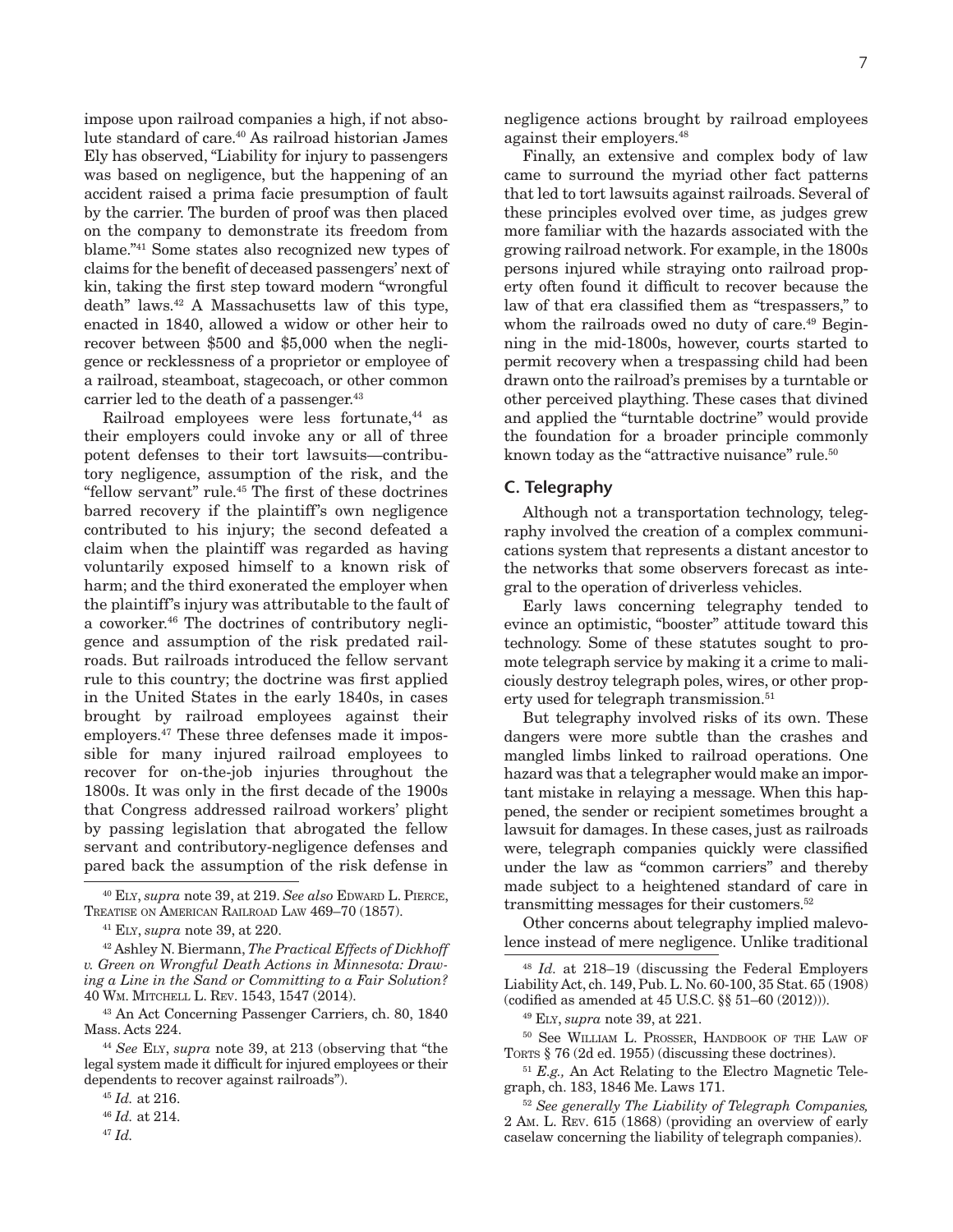impose upon railroad companies a high, if not absolute standard of care.[40] As railroad historian James Ely has observed, "Liability for injury to passengers was based on negligence, but the happening of an accident raised a prima facie presumption of fault by the carrier. The burden of proof was then placed on the company to demonstrate its freedom from blame."[41] Some states also recognized new types of claims for the benefit of deceased passengers' next of kin, taking the first step toward modern "wrongful death" laws.[42] A Massachusetts law of this type, enacted in 1840, allowed a widow or other heir to recover between $500 and $5,000 when the negligence or recklessness of a proprietor or employee of a railroad, steamboat, stagecoach, or other common carrier led to the death of a passenger.[43]

Railroad employees were less fortunate,[44] as their employers could invoke any or all of three potent defenses to their tort lawsuits—contributory negligence, assumption of the risk, and the "fellow servant" rule.[45] The first of these doctrines barred recovery if the plaintiff's own negligence contributed to his injury; the second defeated a claim when the plaintiff was regarded as having voluntarily exposed himself to a known risk of harm; and the third exonerated the employer when the plaintiff's injury was attributable to the fault of a coworker.[46] The doctrines of contributory negligence and assumption of the risk predated railroads. But railroads introduced the fellow servant rule to this country; the doctrine was first applied in the United States in the early 1840s, in cases brought by railroad employees against their employers.[47] These three defenses made it impossible for many injured railroad employees to recover for on-the-job injuries throughout the 1800s. It was only in the first decade of the 1900s that Congress addressed railroad workers' plight by passing legislation that abrogated the fellow servant and contributory-negligence defenses and pared back the assumption of the risk defense in negligence actions brought by railroad employees against their employers.[48]

Finally, an extensive and complex body of law came to surround the myriad other fact patterns that led to tort lawsuits against railroads. Several of these principles evolved over time, as judges grew more familiar with the hazards associated with the growing railroad network. For example, in the 1800s persons injured while straying onto railroad property often found it difficult to recover because the law of that era classified them as "trespassers," to whom the railroads owed no duty of care.[49] Beginning in the mid-1800s, however, courts started to permit recovery when a trespassing child had been drawn onto the railroad's premises by a turntable or other perceived plaything. These cases that divined and applied the "turntable doctrine" would provide the foundation for a broader principle commonly known today as the "attractive nuisance" rule.[50]

## C. Telegraphy

Although not a transportation technology, telegraphy involved the creation of a complex communications system that represents a distant ancestor to the networks that some observers forecast as integral to the operation of driverless vehicles.

Early laws concerning telegraphy tended to evince an optimistic, "booster" attitude toward this technology. Some of these statutes sought to promote telegraph service by making it a crime to maliciously destroy telegraph poles, wires, or other property used for telegraph transmission.[51]

But telegraphy involved risks of its own. These dangers were more subtle than the crashes and mangled limbs linked to railroad operations. One hazard was that a telegrapher would make an important mistake in relaying a message. When this happened, the sender or recipient sometimes brought a lawsuit for damages. In these cases, just as railroads were, telegraph companies quickly were classified under the law as "common carriers" and thereby made subject to a heightened standard of care in transmitting messages for their customers.[52]

Other concerns about telegraphy implied malevolence instead of mere negligence. Unlike traditional

---

[40] Ely, *supra* note 39, at 219. *See also* Edward L. Pierce, Treatise on American Railroad Law 469–70 (1857).

[41] Ely, *supra* note 39, at 220.

[42] Ashley N. Biermann, *The Practical Effects of Dickhoff v. Green on Wrongful Death Actions in Minnesota: Drawing a Line in the Sand or Committing to a Fair Solution?* 40 Wm. Mitchell L. Rev. 1543, 1547 (2014).

[43] An Act Concerning Passenger Carriers, ch. 80, 1840 Mass. Acts 224.

[44] *See* Ely, *supra* note 39, at 213 (observing that "the legal system made it difficult for injured employees or their dependents to recover against railroads").

[45] *Id.* at 216.

[46] *Id.* at 214.

[47] *Id.*

[48] *Id.* at 218–19 (discussing the Federal Employers Liability Act, ch. 149, Pub. L. No. 60-100, 35 Stat. 65 (1908) (codified as amended at 45 U.S.C. §§ 51–60 (2012))).

[49] Ely, *supra* note 39, at 221.

[50] See William L. Prosser, Handbook of the Law of Torts § 76 (2d ed. 1955) (discussing these doctrines).

[51] *E.g.,* An Act Relating to the Electro Magnetic Telegraph, ch. 183, 1846 Me. Laws 171.

[52] *See generally The Liability of Telegraph Companies,* 2 Am. L. Rev. 615 (1868) (providing an overview of early caselaw concerning the liability of telegraph companies).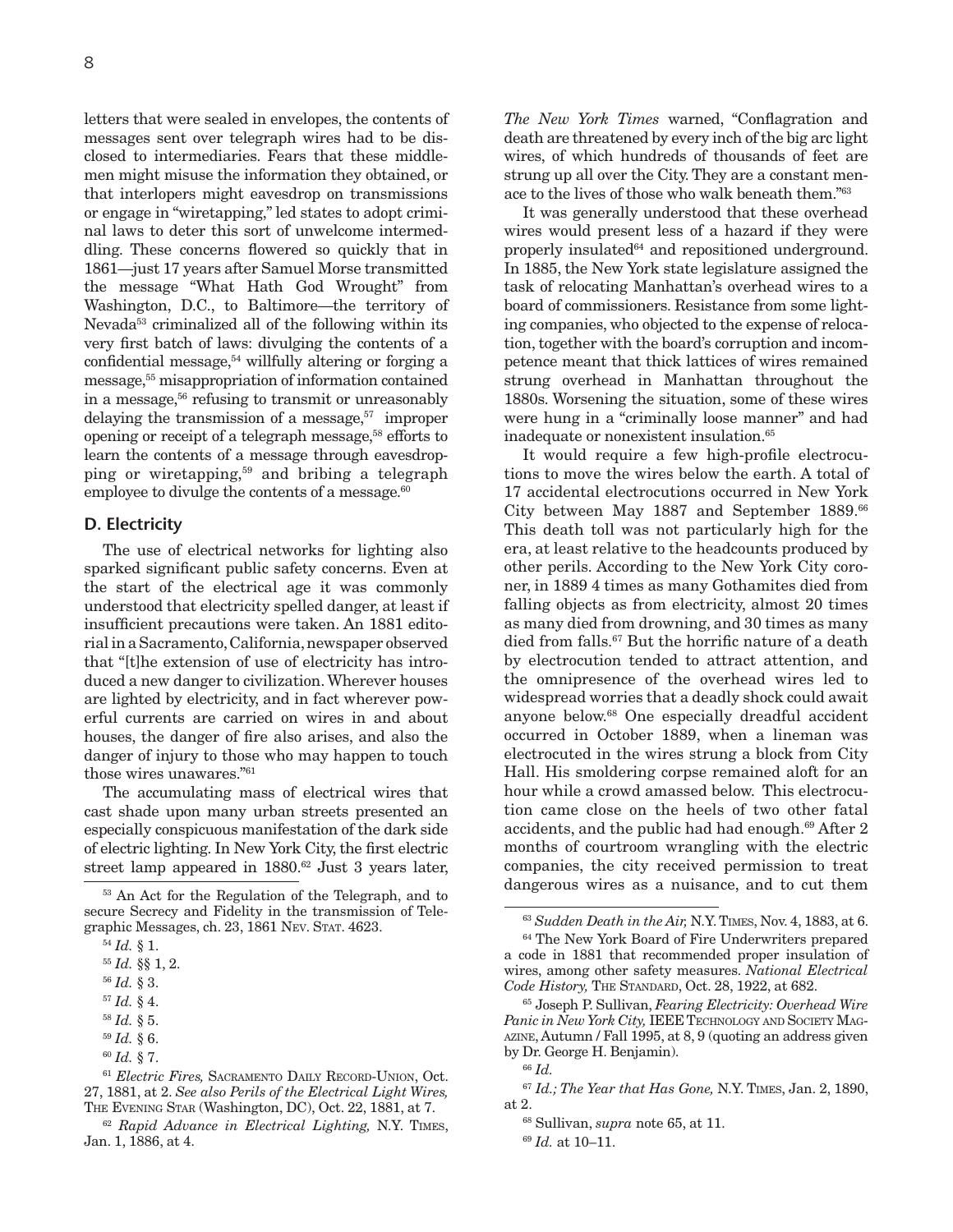letters that were sealed in envelopes, the contents of messages sent over telegraph wires had to be disclosed to intermediaries. Fears that these middlemen might misuse the information they obtained, or that interlopers might eavesdrop on transmissions or engage in "wiretapping," led states to adopt criminal laws to deter this sort of unwelcome intermeddling. These concerns flowered so quickly that in 1861—just 17 years after Samuel Morse transmitted the message "What Hath God Wrought" from Washington, D.C., to Baltimore—the territory of Nevada[53] criminalized all of the following within its very first batch of laws: divulging the contents of a confidential message,[54] willfully altering or forging a message,[55] misappropriation of information contained in a message,[56] refusing to transmit or unreasonably delaying the transmission of a message,[57] improper opening or receipt of a telegraph message,[58] efforts to learn the contents of a message through eavesdropping or wiretapping,[59] and bribing a telegraph employee to divulge the contents of a message.[60]

## D. Electricity

The use of electrical networks for lighting also sparked significant public safety concerns. Even at the start of the electrical age it was commonly understood that electricity spelled danger, at least if insufficient precautions were taken. An 1881 editorial in a Sacramento, California, newspaper observed that "[t]he extension of use of electricity has introduced a new danger to civilization. Wherever houses are lighted by electricity, and in fact wherever powerful currents are carried on wires in and about houses, the danger of fire also arises, and also the danger of injury to those who may happen to touch those wires unawares."[61]

The accumulating mass of electrical wires that cast shade upon many urban streets presented an especially conspicuous manifestation of the dark side of electric lighting. In New York City, the first electric street lamp appeared in 1880.[62] Just 3 years later, *The New York Times* warned, "Conflagration and death are threatened by every inch of the big arc light wires, of which hundreds of thousands of feet are strung up all over the City. They are a constant menace to the lives of those who walk beneath them."[63]

It was generally understood that these overhead wires would present less of a hazard if they were properly insulated[64] and repositioned underground. In 1885, the New York state legislature assigned the task of relocating Manhattan's overhead wires to a board of commissioners. Resistance from some lighting companies, who objected to the expense of relocation, together with the board's corruption and incompetence meant that thick lattices of wires remained strung overhead in Manhattan throughout the 1880s. Worsening the situation, some of these wires were hung in a "criminally loose manner" and had inadequate or nonexistent insulation.[65]

It would require a few high-profile electrocutions to move the wires below the earth. A total of 17 accidental electrocutions occurred in New York City between May 1887 and September 1889.[66] This death toll was not particularly high for the era, at least relative to the headcounts produced by other perils. According to the New York City coroner, in 1889 4 times as many Gothamites died from falling objects as from electricity, almost 20 times as many died from drowning, and 30 times as many died from falls.[67] But the horrific nature of a death by electrocution tended to attract attention, and the omnipresence of the overhead wires led to widespread worries that a deadly shock could await anyone below.[68] One especially dreadful accident occurred in October 1889, when a lineman was electrocuted in the wires strung a block from City Hall. His smoldering corpse remained aloft for an hour while a crowd amassed below. This electrocution came close on the heels of two other fatal accidents, and the public had had enough.[69] After 2 months of courtroom wrangling with the electric companies, the city received permission to treat dangerous wires as a nuisance, and to cut them

---

[53] An Act for the Regulation of the Telegraph, and to secure Secrecy and Fidelity in the transmission of Telegraphic Messages, ch. 23, 1861 NEV. STAT. 4623.

[54] *Id.* § 1.

[55] *Id.* §§ 1, 2.

[56] *Id.* § 3.

[57] *Id.* § 4.

[58] *Id.* § 5.

[59] *Id.* § 6.

[60] *Id.* § 7.

[61] *Electric Fires,* SACRAMENTO DAILY RECORD-UNION, Oct. 27, 1881, at 2. *See also Perils of the Electrical Light Wires,* THE EVENING STAR (Washington, DC), Oct. 22, 1881, at 7.

[62] *Rapid Advance in Electrical Lighting,* N.Y. TIMES, Jan. 1, 1886, at 4.

[63] *Sudden Death in the Air,* N.Y. TIMES, Nov. 4, 1883, at 6.

[64] The New York Board of Fire Underwriters prepared a code in 1881 that recommended proper insulation of wires, among other safety measures. *National Electrical Code History,* THE STANDARD, Oct. 28, 1922, at 682.

[65] Joseph P. Sullivan, *Fearing Electricity: Overhead Wire Panic in New York City,* IEEE TECHNOLOGY AND SOCIETY MAGAZINE, Autumn / Fall 1995, at 8, 9 (quoting an address given by Dr. George H. Benjamin).

[66] *Id.*

[67] *Id.; The Year that Has Gone,* N.Y. TIMES, Jan. 2, 1890, at 2.

[68] Sullivan, *supra* note 65, at 11.

[69] *Id.* at 10–11.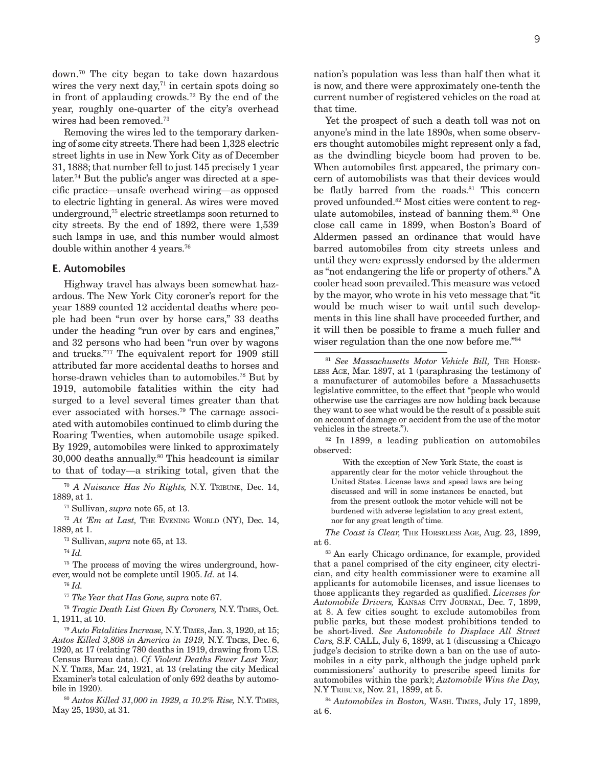down.[70] The city began to take down hazardous wires the very next day,[71] in certain spots doing so in front of applauding crowds.[72] By the end of the year, roughly one-quarter of the city's overhead wires had been removed.[73]

Removing the wires led to the temporary darkening of some city streets. There had been 1,328 electric street lights in use in New York City as of December 31, 1888; that number fell to just 145 precisely 1 year later.[74] But the public's anger was directed at a specific practice—unsafe overhead wiring—as opposed to electric lighting in general. As wires were moved underground,[75] electric streetlamps soon returned to city streets. By the end of 1892, there were 1,539 such lamps in use, and this number would almost double within another 4 years.[76]

## E. Automobiles

Highway travel has always been somewhat hazardous. The New York City coroner's report for the year 1889 counted 12 accidental deaths where people had been "run over by horse cars," 33 deaths under the heading "run over by cars and engines," and 32 persons who had been "run over by wagons and trucks."[77] The equivalent report for 1909 still attributed far more accidental deaths to horses and horse-drawn vehicles than to automobiles.[78] But by 1919, automobile fatalities within the city had surged to a level several times greater than that ever associated with horses.[79] The carnage associated with automobiles continued to climb during the Roaring Twenties, when automobile usage spiked. By 1929, automobiles were linked to approximately 30,000 deaths annually.[80] This headcount is similar to that of today—a striking total, given that the nation's population was less than half then what it is now, and there were approximately one-tenth the current number of registered vehicles on the road at that time.

Yet the prospect of such a death toll was not on anyone's mind in the late 1890s, when some observers thought automobiles might represent only a fad, as the dwindling bicycle boom had proven to be. When automobiles first appeared, the primary concern of automobilists was that their devices would be flatly barred from the roads.[81] This concern proved unfounded.[82] Most cities were content to regulate automobiles, instead of banning them.[83] One close call came in 1899, when Boston's Board of Aldermen passed an ordinance that would have barred automobiles from city streets unless and until they were expressly endorsed by the aldermen as "not endangering the life or property of others." A cooler head soon prevailed. This measure was vetoed by the mayor, who wrote in his veto message that "it would be much wiser to wait until such developments in this line shall have proceeded further, and it will then be possible to frame a much fuller and wiser regulation than the one now before me."[84]

---

[70] *A Nuisance Has No Rights,* N.Y. Tribune, Dec. 14, 1889, at 1.

[71] Sullivan, *supra* note 65, at 13.

[72] *At 'Em at Last,* The Evening World (NY), Dec. 14, 1889, at 1.

[73] Sullivan, *supra* note 65, at 13.

[74] *Id.*

[75] The process of moving the wires underground, however, would not be complete until 1905. *Id.* at 14.

[76] *Id.*

[77] *The Year that Has Gone, supra* note 67.

[78] *Tragic Death List Given By Coroners,* N.Y. Times, Oct. 1, 1911, at 10.

[79] *Auto Fatalities Increase,* N.Y. Times, Jan. 3, 1920, at 15; *Autos Killed 3,808 in America in 1919,* N.Y. Times, Dec. 6, 1920, at 17 (relating 780 deaths in 1919, drawing from U.S. Census Bureau data). *Cf. Violent Deaths Fewer Last Year,* N.Y. Times, Mar. 24, 1921, at 13 (relating the city Medical Examiner's total calculation of only 692 deaths by automobile in 1920).

[80] *Autos Killed 31,000 in 1929, a 10.2% Rise,* N.Y. Times, May 25, 1930, at 31.

[81] *See Massachusetts Motor Vehicle Bill,* The Horseless Age, Mar. 1897, at 1 (paraphrasing the testimony of a manufacturer of automobiles before a Massachusetts legislative committee, to the effect that "people who would otherwise use the carriages are now holding back because they want to see what would be the result of a possible suit on account of damage or accident from the use of the motor vehicles in the streets.").

[82] In 1899, a leading publication on automobiles observed:

> With the exception of New York State, the coast is apparently clear for the motor vehicle throughout the United States. License laws and speed laws are being discussed and will in some instances be enacted, but from the present outlook the motor vehicle will not be burdened with adverse legislation to any great extent, nor for any great length of time.

*The Coast is Clear,* The Horseless Age, Aug. 23, 1899, at 6.

[83] An early Chicago ordinance, for example, provided that a panel comprised of the city engineer, city electrician, and city health commissioner were to examine all applicants for automobile licenses, and issue licenses to those applicants they regarded as qualified. *Licenses for Automobile Drivers,* Kansas City Journal, Dec. 7, 1899, at 8. A few cities sought to exclude automobiles from public parks, but these modest prohibitions tended to be short-lived. *See Automobile to Displace All Street Cars,* S.F. Call, July 6, 1899, at 1 (discussing a Chicago judge's decision to strike down a ban on the use of automobiles in a city park, although the judge upheld park commissioners' authority to prescribe speed limits for automobiles within the park); *Automobile Wins the Day,* N.Y Tribune, Nov. 21, 1899, at 5.

[84] *Automobiles in Boston,* Wash. Times, July 17, 1899, at 6.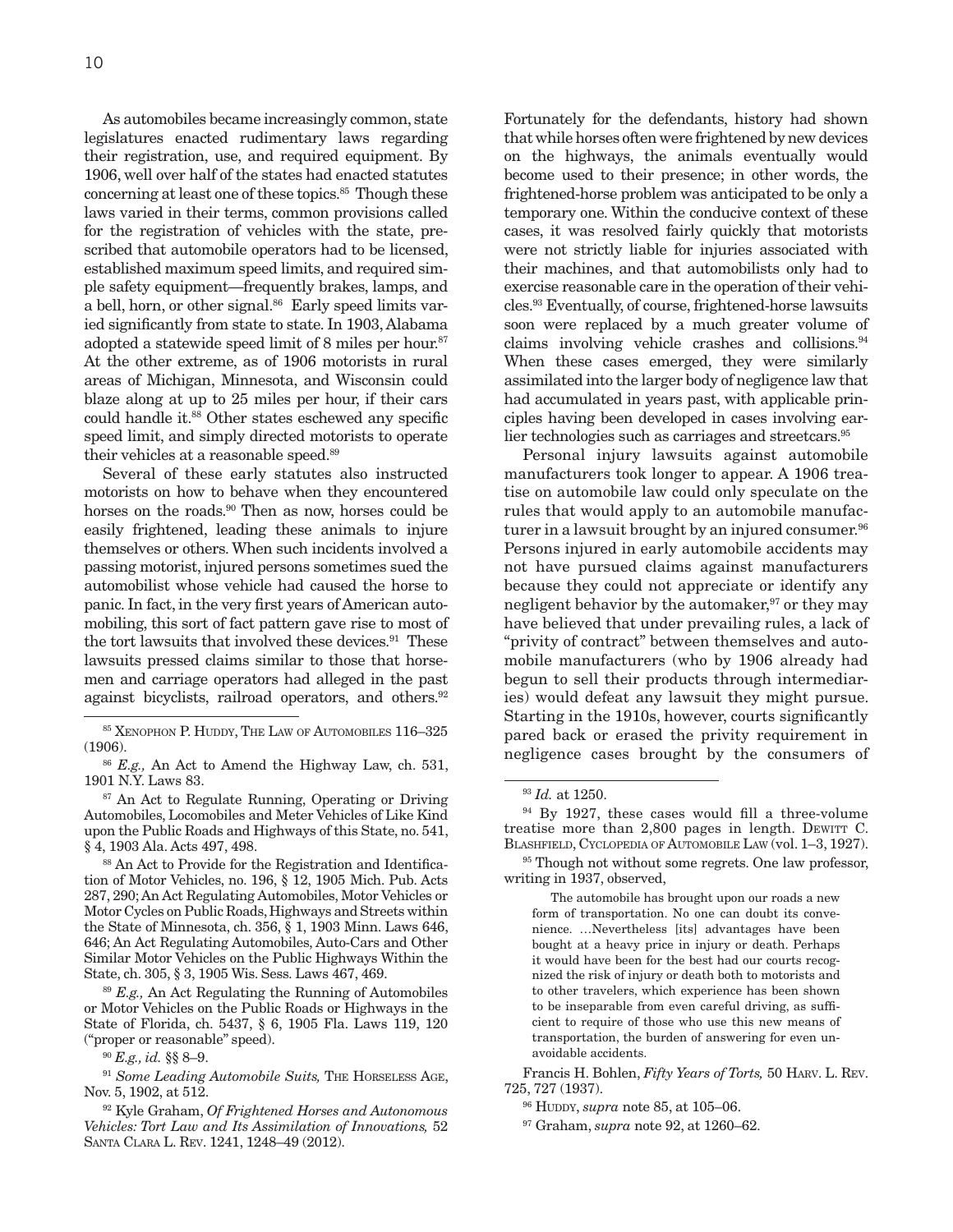As automobiles became increasingly common, state legislatures enacted rudimentary laws regarding their registration, use, and required equipment. By 1906, well over half of the states had enacted statutes concerning at least one of these topics.[85] Though these laws varied in their terms, common provisions called for the registration of vehicles with the state, prescribed that automobile operators had to be licensed, established maximum speed limits, and required simple safety equipment—frequently brakes, lamps, and a bell, horn, or other signal.[86] Early speed limits varied significantly from state to state. In 1903, Alabama adopted a statewide speed limit of 8 miles per hour.[87] At the other extreme, as of 1906 motorists in rural areas of Michigan, Minnesota, and Wisconsin could blaze along at up to 25 miles per hour, if their cars could handle it.[88] Other states eschewed any specific speed limit, and simply directed motorists to operate their vehicles at a reasonable speed.[89]

Several of these early statutes also instructed motorists on how to behave when they encountered horses on the roads.[90] Then as now, horses could be easily frightened, leading these animals to injure themselves or others. When such incidents involved a passing motorist, injured persons sometimes sued the automobilist whose vehicle had caused the horse to panic. In fact, in the very first years of American automobiling, this sort of fact pattern gave rise to most of the tort lawsuits that involved these devices.[91] These lawsuits pressed claims similar to those that horsemen and carriage operators had alleged in the past against bicyclists, railroad operators, and others.[92] Fortunately for the defendants, history had shown that while horses often were frightened by new devices on the highways, the animals eventually would become used to their presence; in other words, the frightened-horse problem was anticipated to be only a temporary one. Within the conducive context of these cases, it was resolved fairly quickly that motorists were not strictly liable for injuries associated with their machines, and that automobilists only had to exercise reasonable care in the operation of their vehicles.[93] Eventually, of course, frightened-horse lawsuits soon were replaced by a much greater volume of claims involving vehicle crashes and collisions.[94] When these cases emerged, they were similarly assimilated into the larger body of negligence law that had accumulated in years past, with applicable principles having been developed in cases involving earlier technologies such as carriages and streetcars.[95]

Personal injury lawsuits against automobile manufacturers took longer to appear. A 1906 treatise on automobile law could only speculate on the rules that would apply to an automobile manufacturer in a lawsuit brought by an injured consumer.[96] Persons injured in early automobile accidents may not have pursued claims against manufacturers because they could not appreciate or identify any negligent behavior by the automaker,[97] or they may have believed that under prevailing rules, a lack of "privity of contract" between themselves and automobile manufacturers (who by 1906 already had begun to sell their products through intermediaries) would defeat any lawsuit they might pursue. Starting in the 1910s, however, courts significantly pared back or erased the privity requirement in negligence cases brought by the consumers of

---

[85] Xenophon P. Huddy, The Law of Automobiles 116–325 (1906).

[86] *E.g.,* An Act to Amend the Highway Law, ch. 531, 1901 N.Y. Laws 83.

[87] An Act to Regulate Running, Operating or Driving Automobiles, Locomobiles and Meter Vehicles of Like Kind upon the Public Roads and Highways of this State, no. 541, § 4, 1903 Ala. Acts 497, 498.

[88] An Act to Provide for the Registration and Identification of Motor Vehicles, no. 196, § 12, 1905 Mich. Pub. Acts 287, 290; An Act Regulating Automobiles, Motor Vehicles or Motor Cycles on Public Roads, Highways and Streets within the State of Minnesota, ch. 356, § 1, 1903 Minn. Laws 646, 646; An Act Regulating Automobiles, Auto-Cars and Other Similar Motor Vehicles on the Public Highways Within the State, ch. 305, § 3, 1905 Wis. Sess. Laws 467, 469.

[89] *E.g.,* An Act Regulating the Running of Automobiles or Motor Vehicles on the Public Roads or Highways in the State of Florida, ch. 5437, § 6, 1905 Fla. Laws 119, 120 ("proper or reasonable" speed).

[90] *E.g., id.* §§ 8–9.

[91] *Some Leading Automobile Suits,* The Horseless Age, Nov. 5, 1902, at 512.

[92] Kyle Graham, *Of Frightened Horses and Autonomous Vehicles: Tort Law and Its Assimilation of Innovations,* 52 Santa Clara L. Rev. 1241, 1248–49 (2012).

[93] *Id.* at 1250.

[94] By 1927, these cases would fill a three-volume treatise more than 2,800 pages in length. Dewitt C. Blashfield, Cyclopedia of Automobile Law (vol. 1–3, 1927).

[95] Though not without some regrets. One law professor, writing in 1937, observed,

> The automobile has brought upon our roads a new form of transportation. No one can doubt its convenience. …Nevertheless [its] advantages have been bought at a heavy price in injury or death. Perhaps it would have been for the best had our courts recognized the risk of injury or death both to motorists and to other travelers, which experience has been shown to be inseparable from even careful driving, as sufficient to require of those who use this new means of transportation, the burden of answering for even unavoidable accidents.

Francis H. Bohlen, *Fifty Years of Torts,* 50 Harv. L. Rev. 725, 727 (1937).

[96] Huddy, *supra* note 85, at 105–06.

[97] Graham, *supra* note 92, at 1260–62.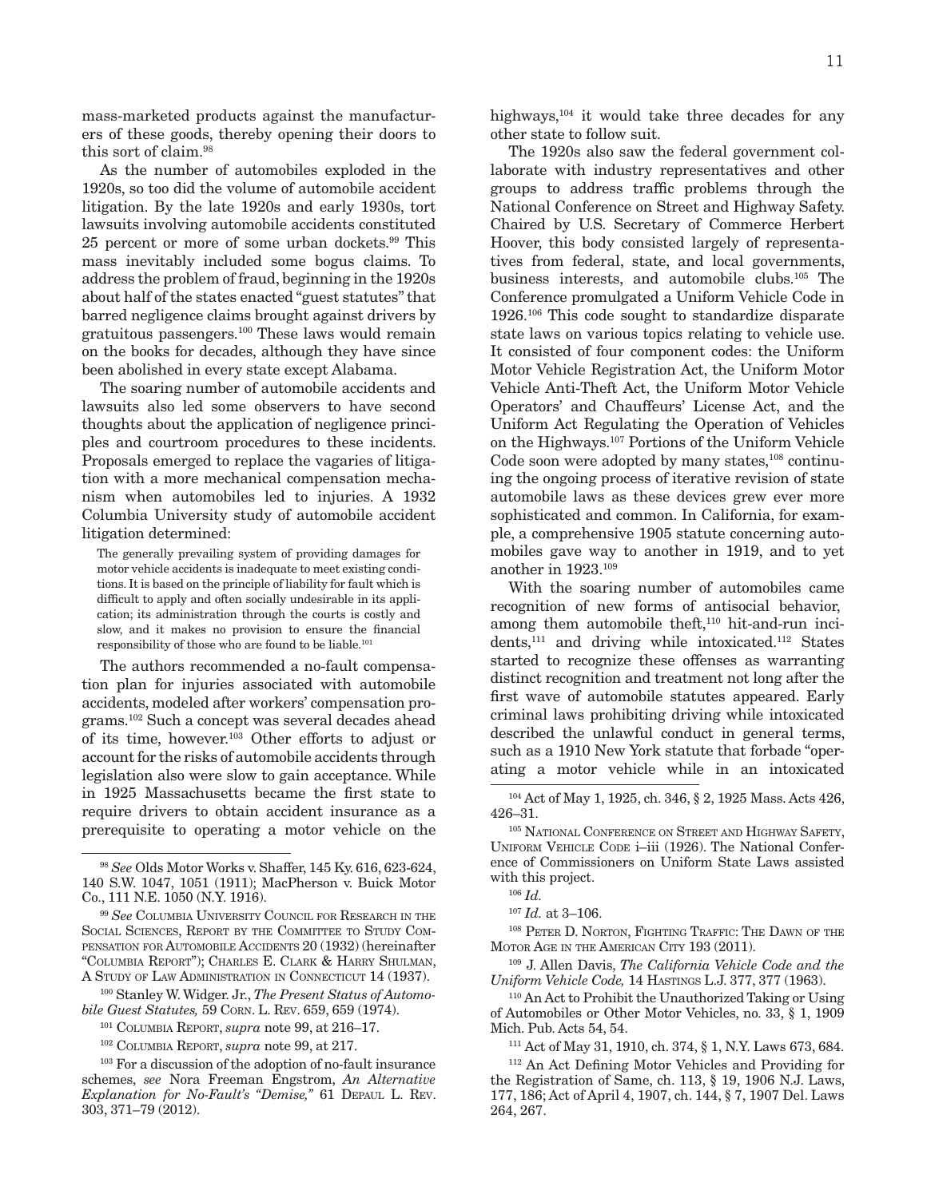mass-marketed products against the manufacturers of these goods, thereby opening their doors to this sort of claim.[98]

As the number of automobiles exploded in the 1920s, so too did the volume of automobile accident litigation. By the late 1920s and early 1930s, tort lawsuits involving automobile accidents constituted 25 percent or more of some urban dockets.[99] This mass inevitably included some bogus claims. To address the problem of fraud, beginning in the 1920s about half of the states enacted "guest statutes" that barred negligence claims brought against drivers by gratuitous passengers.[100] These laws would remain on the books for decades, although they have since been abolished in every state except Alabama.

The soaring number of automobile accidents and lawsuits also led some observers to have second thoughts about the application of negligence principles and courtroom procedures to these incidents. Proposals emerged to replace the vagaries of litigation with a more mechanical compensation mechanism when automobiles led to injuries. A 1932 Columbia University study of automobile accident litigation determined:

> The generally prevailing system of providing damages for motor vehicle accidents is inadequate to meet existing conditions. It is based on the principle of liability for fault which is difficult to apply and often socially undesirable in its application; its administration through the courts is costly and slow, and it makes no provision to ensure the financial responsibility of those who are found to be liable.[101]

The authors recommended a no-fault compensation plan for injuries associated with automobile accidents, modeled after workers' compensation programs.[102] Such a concept was several decades ahead of its time, however.[103] Other efforts to adjust or account for the risks of automobile accidents through legislation also were slow to gain acceptance. While in 1925 Massachusetts became the first state to require drivers to obtain accident insurance as a prerequisite to operating a motor vehicle on the highways,[104] it would take three decades for any other state to follow suit.

The 1920s also saw the federal government collaborate with industry representatives and other groups to address traffic problems through the National Conference on Street and Highway Safety. Chaired by U.S. Secretary of Commerce Herbert Hoover, this body consisted largely of representatives from federal, state, and local governments, business interests, and automobile clubs.[105] The Conference promulgated a Uniform Vehicle Code in 1926.[106] This code sought to standardize disparate state laws on various topics relating to vehicle use. It consisted of four component codes: the Uniform Motor Vehicle Registration Act, the Uniform Motor Vehicle Anti-Theft Act, the Uniform Motor Vehicle Operators' and Chauffeurs' License Act, and the Uniform Act Regulating the Operation of Vehicles on the Highways.[107] Portions of the Uniform Vehicle Code soon were adopted by many states,[108] continuing the ongoing process of iterative revision of state automobile laws as these devices grew ever more sophisticated and common. In California, for example, a comprehensive 1905 statute concerning automobiles gave way to another in 1919, and to yet another in 1923.[109]

With the soaring number of automobiles came recognition of new forms of antisocial behavior, among them automobile theft,[110] hit-and-run incidents,[111] and driving while intoxicated.[112] States started to recognize these offenses as warranting distinct recognition and treatment not long after the first wave of automobile statutes appeared. Early criminal laws prohibiting driving while intoxicated described the unlawful conduct in general terms, such as a 1910 New York statute that forbade "operating a motor vehicle while in an intoxicated

---

[98] *See* Olds Motor Works v. Shaffer, 145 Ky. 616, 623-624, 140 S.W. 1047, 1051 (1911); MacPherson v. Buick Motor Co., 111 N.E. 1050 (N.Y. 1916).

[99] *See* Columbia University Council for Research in the Social Sciences, Report by the Committee to Study Compensation for Automobile Accidents 20 (1932) (hereinafter "Columbia Report"); Charles E. Clark & Harry Shulman, A Study of Law Administration in Connecticut 14 (1937).

[100] Stanley W. Widger. Jr., *The Present Status of Automobile Guest Statutes,* 59 Corn. L. Rev. 659, 659 (1974).

[101] Columbia Report, *supra* note 99, at 216–17.

[102] Columbia Report, *supra* note 99, at 217.

[103] For a discussion of the adoption of no-fault insurance schemes, *see* Nora Freeman Engstrom, *An Alternative Explanation for No-Fault's "Demise,"* 61 DePaul L. Rev. 303, 371–79 (2012).

[104] Act of May 1, 1925, ch. 346, § 2, 1925 Mass. Acts 426, 426–31.

[105] National Conference on Street and Highway Safety, Uniform Vehicle Code i–iii (1926). The National Conference of Commissioners on Uniform State Laws assisted with this project.

[106] *Id.*

[107] *Id.* at 3–106.

[108] Peter D. Norton, Fighting Traffic: The Dawn of the Motor Age in the American City 193 (2011).

[109] J. Allen Davis, *The California Vehicle Code and the Uniform Vehicle Code,* 14 Hastings L.J. 377, 377 (1963).

[110] An Act to Prohibit the Unauthorized Taking or Using of Automobiles or Other Motor Vehicles, no. 33, § 1, 1909 Mich. Pub. Acts 54, 54.

[111] Act of May 31, 1910, ch. 374, § 1, N.Y. Laws 673, 684.

[112] An Act Defining Motor Vehicles and Providing for the Registration of Same, ch. 113, § 19, 1906 N.J. Laws, 177, 186; Act of April 4, 1907, ch. 144, § 7, 1907 Del. Laws 264, 267.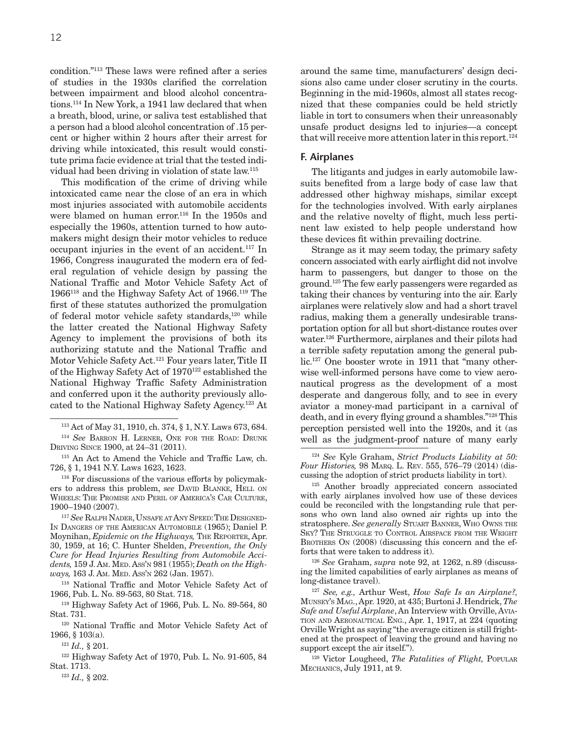condition."[113] These laws were refined after a series of studies in the 1930s clarified the correlation between impairment and blood alcohol concentrations.[114] In New York, a 1941 law declared that when a breath, blood, urine, or saliva test established that a person had a blood alcohol concentration of .15 percent or higher within 2 hours after their arrest for driving while intoxicated, this result would constitute prima facie evidence at trial that the tested individual had been driving in violation of state law.[115]

This modification of the crime of driving while intoxicated came near the close of an era in which most injuries associated with automobile accidents were blamed on human error.[116] In the 1950s and especially the 1960s, attention turned to how automakers might design their motor vehicles to reduce occupant injuries in the event of an accident.[117] In 1966, Congress inaugurated the modern era of federal regulation of vehicle design by passing the National Traffic and Motor Vehicle Safety Act of 1966[118] and the Highway Safety Act of 1966.[119] The first of these statutes authorized the promulgation of federal motor vehicle safety standards,[120] while the latter created the National Highway Safety Agency to implement the provisions of both its authorizing statute and the National Traffic and Motor Vehicle Safety Act.[121] Four years later, Title II of the Highway Safety Act of 1970[122] established the National Highway Traffic Safety Administration and conferred upon it the authority previously allocated to the National Highway Safety Agency.[123] At around the same time, manufacturers' design decisions also came under closer scrutiny in the courts. Beginning in the mid-1960s, almost all states recognized that these companies could be held strictly liable in tort to consumers when their unreasonably unsafe product designs led to injuries—a concept that will receive more attention later in this report.[124]

### F. Airplanes

The litigants and judges in early automobile lawsuits benefited from a large body of case law that addressed other highway mishaps, similar except for the technologies involved. With early airplanes and the relative novelty of flight, much less pertinent law existed to help people understand how these devices fit within prevailing doctrine.

Strange as it may seem today, the primary safety concern associated with early airflight did not involve harm to passengers, but danger to those on the ground.[125] The few early passengers were regarded as taking their chances by venturing into the air. Early airplanes were relatively slow and had a short travel radius, making them a generally undesirable transportation option for all but short-distance routes over water.[126] Furthermore, airplanes and their pilots had a terrible safety reputation among the general public.[127] One booster wrote in 1911 that "many otherwise well-informed persons have come to view aeronautical progress as the development of a most desperate and dangerous folly, and to see in every aviator a money-mad participant in a carnival of death, and in every flying ground a shambles."[128] This perception persisted well into the 1920s, and it (as well as the judgment-proof nature of many early

---

[113] Act of May 31, 1910, ch. 374, § 1, N.Y. Laws 673, 684.

[114] *See* Barron H. Lerner, One for the Road: Drunk Driving Since 1900, at 24–31 (2011).

[115] An Act to Amend the Vehicle and Traffic Law, ch. 726, § 1, 1941 N.Y. Laws 1623, 1623.

[116] For discussions of the various efforts by policymakers to address this problem, *see* David Blanke, Hell on Wheels: The Promise and Peril of America's Car Culture, 1900–1940 (2007).

[117] *See* Ralph Nader, Unsafe at Any Speed: The Designed-In Dangers of the American Automobile (1965); Daniel P. Moynihan, *Epidemic on the Highways,* The Reporter, Apr. 30, 1959, at 16; C. Hunter Shelden, *Prevention, the Only Cure for Head Injuries Resulting from Automobile Accidents,* 159 J. Am. Med. Ass'n 981 (1955); *Death on the Highways,* 163 J. Am. Med. Ass'n 262 (Jan. 1957).

[118] National Traffic and Motor Vehicle Safety Act of 1966, Pub. L. No. 89-563, 80 Stat. 718.

[119] Highway Safety Act of 1966, Pub. L. No. 89-564, 80 Stat. 731.

[120] National Traffic and Motor Vehicle Safety Act of 1966, § 103(a).

[121] *Id.,* § 201.

[122] Highway Safety Act of 1970, Pub. L. No. 91-605, 84 Stat. 1713.

[123] *Id.,* § 202.

[124] *See* Kyle Graham, *Strict Products Liability at 50: Four Histories,* 98 Marq. L. Rev. 555, 576–79 (2014) (discussing the adoption of strict products liability in tort).

[125] Another broadly appreciated concern associated with early airplanes involved how use of these devices could be reconciled with the longstanding rule that persons who own land also owned air rights up into the stratosphere. *See generally* Stuart Banner, Who Owns the Sky? The Struggle to Control Airspace from the Wright Brothers On (2008) (discussing this concern and the efforts that were taken to address it).

[126] *See* Graham, *supra* note 92, at 1262, n.89 (discussing the limited capabilities of early airplanes as means of long-distance travel).

[127] *See, e.g.,* Arthur West, *How Safe Is an Airplane?,* Munsey's Mag., Apr. 1920, at 435; Burtoni J. Hendrick, *The Safe and Useful Airplane*, An Interview with Orville, Aviation and Aeronautical Eng., Apr. 1, 1917, at 224 (quoting Orville Wright as saying "the average citizen is still frightened at the prospect of leaving the ground and having no support except the air itself.").

[128] Victor Lougheed, *The Fatalities of Flight,* Popular Mechanics, July 1911, at 9.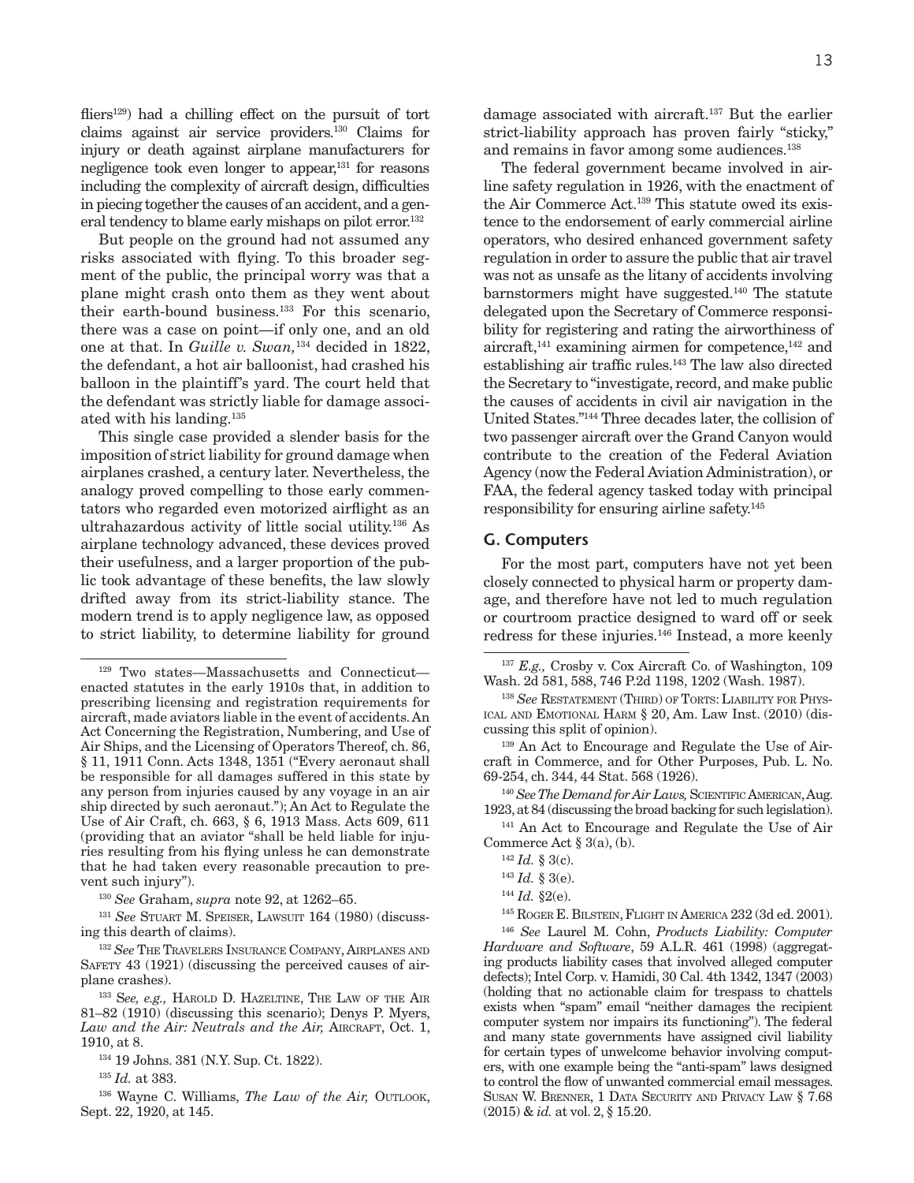fliers[129]) had a chilling effect on the pursuit of tort claims against air service providers.[130] Claims for injury or death against airplane manufacturers for negligence took even longer to appear,[131] for reasons including the complexity of aircraft design, difficulties in piecing together the causes of an accident, and a general tendency to blame early mishaps on pilot error.[132]

But people on the ground had not assumed any risks associated with flying. To this broader segment of the public, the principal worry was that a plane might crash onto them as they went about their earth-bound business.[133] For this scenario, there was a case on point—if only one, and an old one at that. In *Guille v. Swan,*[134] decided in 1822, the defendant, a hot air balloonist, had crashed his balloon in the plaintiff's yard. The court held that the defendant was strictly liable for damage associated with his landing.[135]

This single case provided a slender basis for the imposition of strict liability for ground damage when airplanes crashed, a century later. Nevertheless, the analogy proved compelling to those early commentators who regarded even motorized airflight as an ultrahazardous activity of little social utility.[136] As airplane technology advanced, these devices proved their usefulness, and a larger proportion of the public took advantage of these benefits, the law slowly drifted away from its strict-liability stance. The modern trend is to apply negligence law, as opposed to strict liability, to determine liability for ground damage associated with aircraft.[137] But the earlier strict-liability approach has proven fairly "sticky," and remains in favor among some audiences.[138]

The federal government became involved in airline safety regulation in 1926, with the enactment of the Air Commerce Act.[139] This statute owed its existence to the endorsement of early commercial airline operators, who desired enhanced government safety regulation in order to assure the public that air travel was not as unsafe as the litany of accidents involving barnstormers might have suggested.[140] The statute delegated upon the Secretary of Commerce responsibility for registering and rating the airworthiness of aircraft,[141] examining airmen for competence,[142] and establishing air traffic rules.[143] The law also directed the Secretary to "investigate, record, and make public the causes of accidents in civil air navigation in the United States."[144] Three decades later, the collision of two passenger aircraft over the Grand Canyon would contribute to the creation of the Federal Aviation Agency (now the Federal Aviation Administration), or FAA, the federal agency tasked today with principal responsibility for ensuring airline safety.[145]

### G. Computers

For the most part, computers have not yet been closely connected to physical harm or property damage, and therefore have not led to much regulation or courtroom practice designed to ward off or seek redress for these injuries.[146] Instead, a more keenly

---

[129] Two states—Massachusetts and Connecticut—enacted statutes in the early 1910s that, in addition to prescribing licensing and registration requirements for aircraft, made aviators liable in the event of accidents. An Act Concerning the Registration, Numbering, and Use of Air Ships, and the Licensing of Operators Thereof, ch. 86, § 11, 1911 Conn. Acts 1348, 1351 ("Every aeronaut shall be responsible for all damages suffered in this state by any person from injuries caused by any voyage in an air ship directed by such aeronaut."); An Act to Regulate the Use of Air Craft, ch. 663, § 6, 1913 Mass. Acts 609, 611 (providing that an aviator "shall be held liable for injuries resulting from his flying unless he can demonstrate that he had taken every reasonable precaution to prevent such injury").

[130] *See* Graham, *supra* note 92, at 1262–65.

[131] *See* Stuart M. Speiser, Lawsuit 164 (1980) (discussing this dearth of claims).

[132] *See* The Travelers Insurance Company, Airplanes and Safety 43 (1921) (discussing the perceived causes of airplane crashes).

[133] S*ee, e.g.,* Harold D. Hazeltine, The Law of the Air 81–82 (1910) (discussing this scenario); Denys P. Myers, *Law and the Air: Neutrals and the Air,* Aircraft, Oct. 1, 1910, at 8.

[134] 19 Johns. 381 (N.Y. Sup. Ct. 1822).

[135] *Id.* at 383.

[136] Wayne C. Williams, *The Law of the Air,* Outlook, Sept. 22, 1920, at 145.

[137] *E.g.,* Crosby v. Cox Aircraft Co. of Washington, 109 Wash. 2d 581, 588, 746 P.2d 1198, 1202 (Wash. 1987).

[138] *See* Restatement (Third) of Torts: Liability for Physical and Emotional Harm § 20, Am. Law Inst. (2010) (discussing this split of opinion).

[139] An Act to Encourage and Regulate the Use of Aircraft in Commerce, and for Other Purposes, Pub. L. No. 69-254, ch. 344, 44 Stat. 568 (1926).

[140] *See The Demand for Air Laws,* Scientific American, Aug. 1923, at 84 (discussing the broad backing for such legislation).

[141] An Act to Encourage and Regulate the Use of Air Commerce Act § 3(a), (b).

[142] *Id.* § 3(c).

[143] *Id.* § 3(e).

[144] *Id.* §2(e).

[145] Roger E. Bilstein, Flight in America 232 (3d ed. 2001).

[146] *See* Laurel M. Cohn, *Products Liability: Computer Hardware and Software*, 59 A.L.R. 461 (1998) (aggregating products liability cases that involved alleged computer defects); Intel Corp. v. Hamidi, 30 Cal. 4th 1342, 1347 (2003) (holding that no actionable claim for trespass to chattels exists when "spam" email "neither damages the recipient computer system nor impairs its functioning"). The federal and many state governments have assigned civil liability for certain types of unwelcome behavior involving computers, with one example being the "anti-spam" laws designed to control the flow of unwanted commercial email messages. Susan W. Brenner, 1 Data Security and Privacy Law § 7.68 (2015) & *id.* at vol. 2, § 15.20.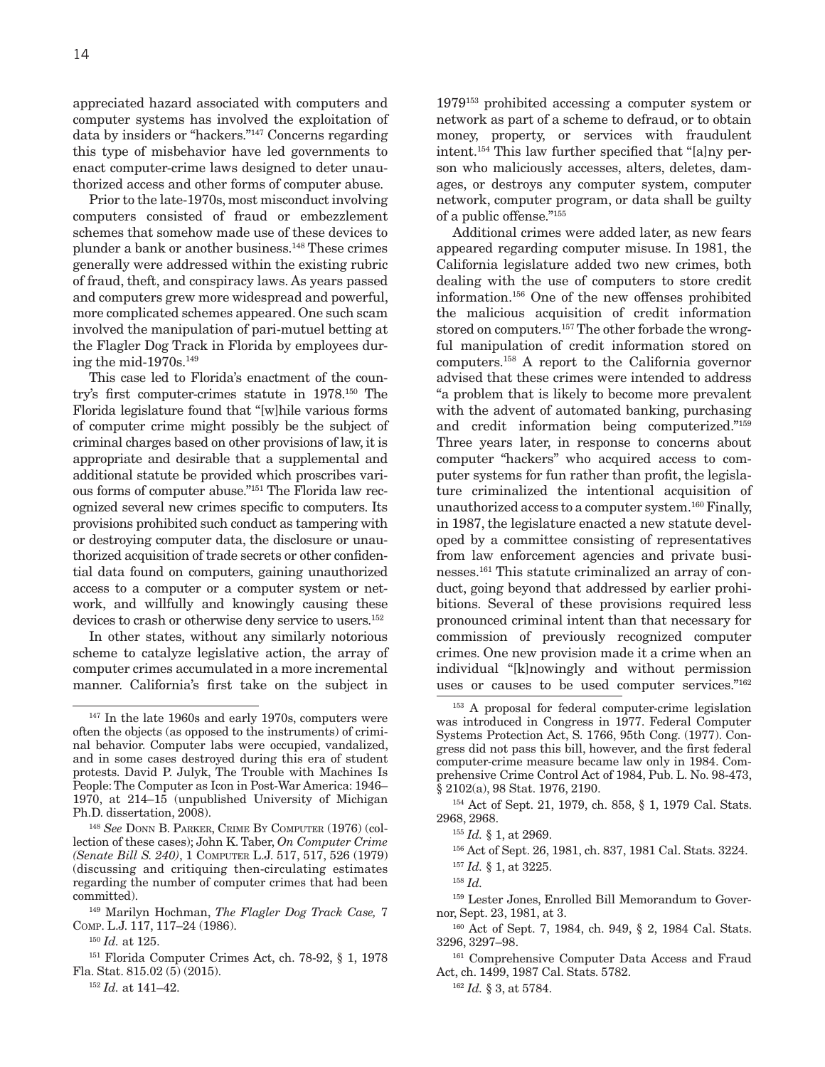appreciated hazard associated with computers and computer systems has involved the exploitation of data by insiders or "hackers."[147] Concerns regarding this type of misbehavior have led governments to enact computer-crime laws designed to deter unauthorized access and other forms of computer abuse.

Prior to the late-1970s, most misconduct involving computers consisted of fraud or embezzlement schemes that somehow made use of these devices to plunder a bank or another business.[148] These crimes generally were addressed within the existing rubric of fraud, theft, and conspiracy laws. As years passed and computers grew more widespread and powerful, more complicated schemes appeared. One such scam involved the manipulation of pari-mutuel betting at the Flagler Dog Track in Florida by employees during the mid-1970s.[149]

This case led to Florida's enactment of the country's first computer-crimes statute in 1978.[150] The Florida legislature found that "[w]hile various forms of computer crime might possibly be the subject of criminal charges based on other provisions of law, it is appropriate and desirable that a supplemental and additional statute be provided which proscribes various forms of computer abuse."[151] The Florida law recognized several new crimes specific to computers. Its provisions prohibited such conduct as tampering with or destroying computer data, the disclosure or unauthorized acquisition of trade secrets or other confidential data found on computers, gaining unauthorized access to a computer or a computer system or network, and willfully and knowingly causing these devices to crash or otherwise deny service to users.[152]

In other states, without any similarly notorious scheme to catalyze legislative action, the array of computer crimes accumulated in a more incremental manner. California's first take on the subject in 1979[153] prohibited accessing a computer system or network as part of a scheme to defraud, or to obtain money, property, or services with fraudulent intent.[154] This law further specified that "[a]ny person who maliciously accesses, alters, deletes, damages, or destroys any computer system, computer network, computer program, or data shall be guilty of a public offense."[155]

Additional crimes were added later, as new fears appeared regarding computer misuse. In 1981, the California legislature added two new crimes, both dealing with the use of computers to store credit information.[156] One of the new offenses prohibited the malicious acquisition of credit information stored on computers.[157] The other forbade the wrongful manipulation of credit information stored on computers.[158] A report to the California governor advised that these crimes were intended to address "a problem that is likely to become more prevalent with the advent of automated banking, purchasing and credit information being computerized."[159] Three years later, in response to concerns about computer "hackers" who acquired access to computer systems for fun rather than profit, the legislature criminalized the intentional acquisition of unauthorized access to a computer system.[160] Finally, in 1987, the legislature enacted a new statute developed by a committee consisting of representatives from law enforcement agencies and private businesses.[161] This statute criminalized an array of conduct, going beyond that addressed by earlier prohibitions. Several of these provisions required less pronounced criminal intent than that necessary for commission of previously recognized computer crimes. One new provision made it a crime when an individual "[k]nowingly and without permission uses or causes to be used computer services."[162]

---

[147] In the late 1960s and early 1970s, computers were often the objects (as opposed to the instruments) of criminal behavior. Computer labs were occupied, vandalized, and in some cases destroyed during this era of student protests. David P. Julyk, The Trouble with Machines Is People: The Computer as Icon in Post-War America: 1946–1970, at 214–15 (unpublished University of Michigan Ph.D. dissertation, 2008).

[148] *See* Donn B. Parker, Crime By Computer (1976) (collection of these cases); John K. Taber, *On Computer Crime (Senate Bill S. 240)*, 1 Computer L.J. 517, 517, 526 (1979) (discussing and critiquing then-circulating estimates regarding the number of computer crimes that had been committed).

[149] Marilyn Hochman, *The Flagler Dog Track Case,* 7 Comp. L.J. 117, 117–24 (1986).

[150] *Id.* at 125.

[151] Florida Computer Crimes Act, ch. 78-92, § 1, 1978 Fla. Stat. 815.02 (5) (2015).

[152] *Id.* at 141–42.

[153] A proposal for federal computer-crime legislation was introduced in Congress in 1977. Federal Computer Systems Protection Act, S. 1766, 95th Cong. (1977). Congress did not pass this bill, however, and the first federal computer-crime measure became law only in 1984. Comprehensive Crime Control Act of 1984, Pub. L. No. 98-473, § 2102(a), 98 Stat. 1976, 2190.

[154] Act of Sept. 21, 1979, ch. 858, § 1, 1979 Cal. Stats. 2968, 2968.

[155] *Id.* § 1, at 2969.

[156] Act of Sept. 26, 1981, ch. 837, 1981 Cal. Stats. 3224.

[157] *Id.* § 1, at 3225.

[158] *Id.*

[159] Lester Jones, Enrolled Bill Memorandum to Governor, Sept. 23, 1981, at 3.

[160] Act of Sept. 7, 1984, ch. 949, § 2, 1984 Cal. Stats. 3296, 3297–98.

[161] Comprehensive Computer Data Access and Fraud Act, ch. 1499, 1987 Cal. Stats. 5782.

[162] *Id.* § 3, at 5784.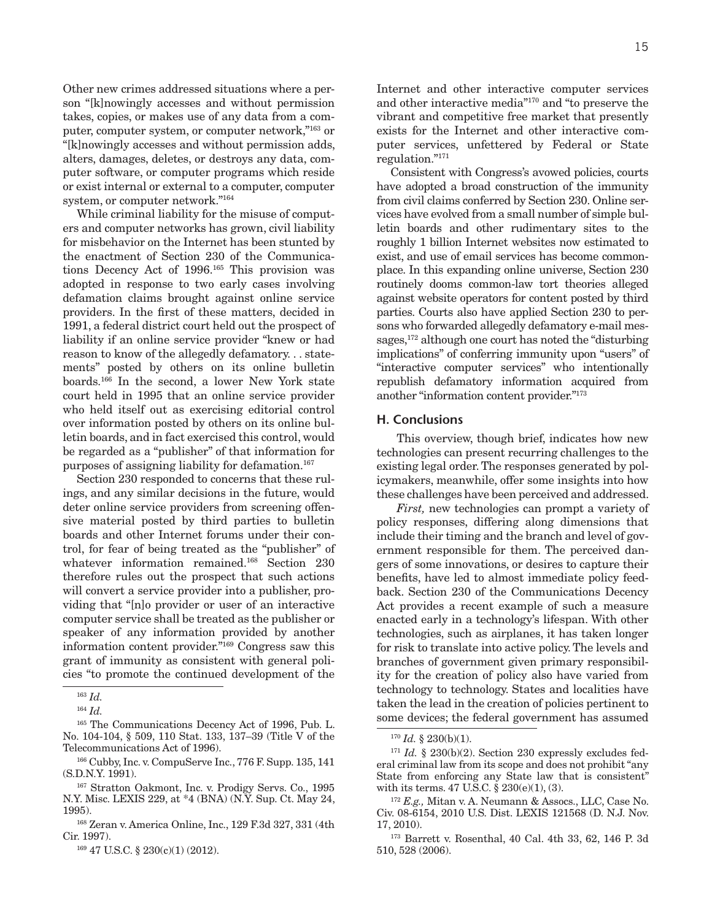Other new crimes addressed situations where a person "[k]nowingly accesses and without permission takes, copies, or makes use of any data from a computer, computer system, or computer network,"[163] or "[k]nowingly accesses and without permission adds, alters, damages, deletes, or destroys any data, computer software, or computer programs which reside or exist internal or external to a computer, computer system, or computer network."[164]

While criminal liability for the misuse of computers and computer networks has grown, civil liability for misbehavior on the Internet has been stunted by the enactment of Section 230 of the Communications Decency Act of 1996.[165] This provision was adopted in response to two early cases involving defamation claims brought against online service providers. In the first of these matters, decided in 1991, a federal district court held out the prospect of liability if an online service provider "knew or had reason to know of the allegedly defamatory. . . statements" posted by others on its online bulletin boards.[166] In the second, a lower New York state court held in 1995 that an online service provider who held itself out as exercising editorial control over information posted by others on its online bulletin boards, and in fact exercised this control, would be regarded as a "publisher" of that information for purposes of assigning liability for defamation.[167]

Section 230 responded to concerns that these rulings, and any similar decisions in the future, would deter online service providers from screening offensive material posted by third parties to bulletin boards and other Internet forums under their control, for fear of being treated as the "publisher" of whatever information remained.[168] Section 230 therefore rules out the prospect that such actions will convert a service provider into a publisher, providing that "[n]o provider or user of an interactive computer service shall be treated as the publisher or speaker of any information provided by another information content provider."[169] Congress saw this grant of immunity as consistent with general policies "to promote the continued development of the Internet and other interactive computer services and other interactive media"[170] and "to preserve the vibrant and competitive free market that presently exists for the Internet and other interactive computer services, unfettered by Federal or State regulation."[171]

Consistent with Congress's avowed policies, courts have adopted a broad construction of the immunity from civil claims conferred by Section 230. Online services have evolved from a small number of simple bulletin boards and other rudimentary sites to the roughly 1 billion Internet websites now estimated to exist, and use of email services has become commonplace. In this expanding online universe, Section 230 routinely dooms common-law tort theories alleged against website operators for content posted by third parties. Courts also have applied Section 230 to persons who forwarded allegedly defamatory e-mail messages,[172] although one court has noted the "disturbing implications" of conferring immunity upon "users" of "interactive computer services" who intentionally republish defamatory information acquired from another "information content provider."[173]

## H. Conclusions

This overview, though brief, indicates how new technologies can present recurring challenges to the existing legal order. The responses generated by policymakers, meanwhile, offer some insights into how these challenges have been perceived and addressed.

*First,* new technologies can prompt a variety of policy responses, differing along dimensions that include their timing and the branch and level of government responsible for them. The perceived dangers of some innovations, or desires to capture their benefits, have led to almost immediate policy feedback. Section 230 of the Communications Decency Act provides a recent example of such a measure enacted early in a technology's lifespan. With other technologies, such as airplanes, it has taken longer for risk to translate into active policy. The levels and branches of government given primary responsibility for the creation of policy also have varied from technology to technology. States and localities have taken the lead in the creation of policies pertinent to some devices; the federal government has assumed

---

[163] *Id.*

[164] *Id.*

[165] The Communications Decency Act of 1996, Pub. L. No. 104-104, § 509, 110 Stat. 133, 137–39 (Title V of the Telecommunications Act of 1996).

[166] Cubby, Inc. v. CompuServe Inc., 776 F. Supp. 135, 141 (S.D.N.Y. 1991).

[167] Stratton Oakmont, Inc. v. Prodigy Servs. Co., 1995 N.Y. Misc. LEXIS 229, at *4 (BNA) (N.Y. Sup. Ct. May 24, 1995).

[168] Zeran v. America Online, Inc., 129 F.3d 327, 331 (4th Cir. 1997).

[169] 47 U.S.C. § 230(c)(1) (2012).

[170] *Id.* § 230(b)(1).

[171] *Id.* § 230(b)(2). Section 230 expressly excludes federal criminal law from its scope and does not prohibit "any State from enforcing any State law that is consistent" with its terms. 47 U.S.C. § 230(e)(1), (3).

[172] *E.g.,* Mitan v. A. Neumann & Assocs., LLC, Case No. Civ. 08-6154, 2010 U.S. Dist. LEXIS 121568 (D. N.J. Nov. 17, 2010).

[173] Barrett v. Rosenthal, 40 Cal. 4th 33, 62, 146 P. 3d 510, 528 (2006).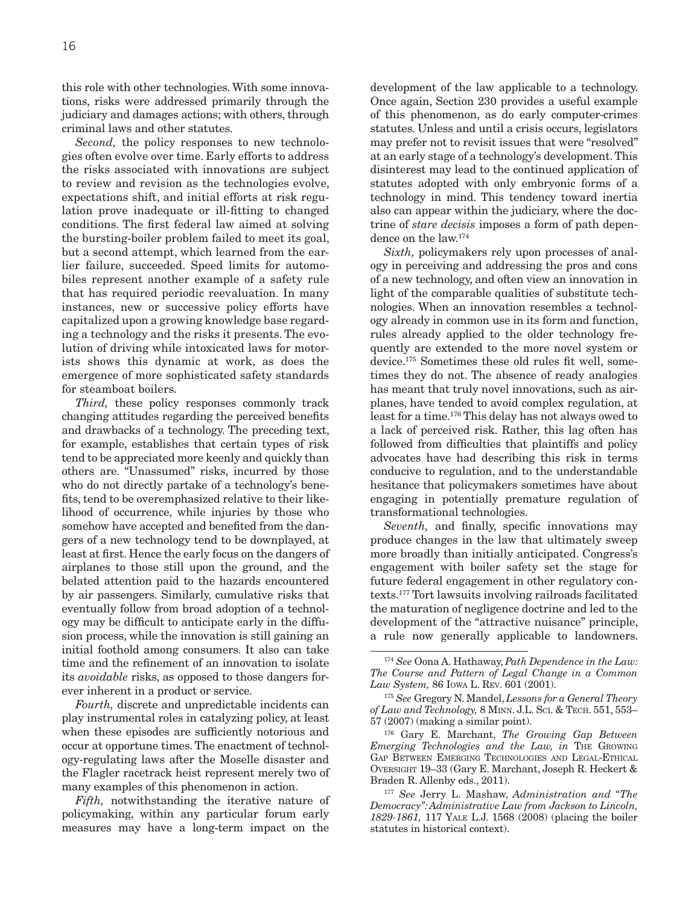this role with other technologies. With some innovations, risks were addressed primarily through the judiciary and damages actions; with others, through criminal laws and other statutes.

*Second,* the policy responses to new technologies often evolve over time. Early efforts to address the risks associated with innovations are subject to review and revision as the technologies evolve, expectations shift, and initial efforts at risk regulation prove inadequate or ill-fitting to changed conditions. The first federal law aimed at solving the bursting-boiler problem failed to meet its goal, but a second attempt, which learned from the earlier failure, succeeded. Speed limits for automobiles represent another example of a safety rule that has required periodic reevaluation. In many instances, new or successive policy efforts have capitalized upon a growing knowledge base regarding a technology and the risks it presents. The evolution of driving while intoxicated laws for motorists shows this dynamic at work, as does the emergence of more sophisticated safety standards for steamboat boilers.

*Third,* these policy responses commonly track changing attitudes regarding the perceived benefits and drawbacks of a technology. The preceding text, for example, establishes that certain types of risk tend to be appreciated more keenly and quickly than others are. "Unassumed" risks, incurred by those who do not directly partake of a technology's benefits, tend to be overemphasized relative to their likelihood of occurrence, while injuries by those who somehow have accepted and benefited from the dangers of a new technology tend to be downplayed, at least at first. Hence the early focus on the dangers of airplanes to those still upon the ground, and the belated attention paid to the hazards encountered by air passengers. Similarly, cumulative risks that eventually follow from broad adoption of a technology may be difficult to anticipate early in the diffusion process, while the innovation is still gaining an initial foothold among consumers. It also can take time and the refinement of an innovation to isolate its *avoidable* risks, as opposed to those dangers forever inherent in a product or service.

*Fourth,* discrete and unpredictable incidents can play instrumental roles in catalyzing policy, at least when these episodes are sufficiently notorious and occur at opportune times. The enactment of technology-regulating laws after the Moselle disaster and the Flagler racetrack heist represent merely two of many examples of this phenomenon in action.

*Fifth,* notwithstanding the iterative nature of policymaking, within any particular forum early measures may have a long-term impact on the development of the law applicable to a technology. Once again, Section 230 provides a useful example of this phenomenon, as do early computer-crimes statutes. Unless and until a crisis occurs, legislators may prefer not to revisit issues that were "resolved" at an early stage of a technology's development. This disinterest may lead to the continued application of statutes adopted with only embryonic forms of a technology in mind. This tendency toward inertia also can appear within the judiciary, where the doctrine of *stare decisis* imposes a form of path dependence on the law.[174]

*Sixth,* policymakers rely upon processes of analogy in perceiving and addressing the pros and cons of a new technology, and often view an innovation in light of the comparable qualities of substitute technologies. When an innovation resembles a technology already in common use in its form and function, rules already applied to the older technology frequently are extended to the more novel system or device.[175] Sometimes these old rules fit well, sometimes they do not. The absence of ready analogies has meant that truly novel innovations, such as airplanes, have tended to avoid complex regulation, at least for a time.[176] This delay has not always owed to a lack of perceived risk. Rather, this lag often has followed from difficulties that plaintiffs and policy advocates have had describing this risk in terms conducive to regulation, and to the understandable hesitance that policymakers sometimes have about engaging in potentially premature regulation of transformational technologies.

*Seventh,* and finally, specific innovations may produce changes in the law that ultimately sweep more broadly than initially anticipated. Congress's engagement with boiler safety set the stage for future federal engagement in other regulatory contexts.[177] Tort lawsuits involving railroads facilitated the maturation of negligence doctrine and led to the development of the "attractive nuisance" principle, a rule now generally applicable to landowners.

---

[174] *See* Oona A. Hathaway, *Path Dependence in the Law: The Course and Pattern of Legal Change in a Common Law System,* 86 Iowa L. Rev. 601 (2001).

[175] *See* Gregory N. Mandel, *Lessons for a General Theory of Law and Technology,* 8 Minn. J.L. Sci. & Tech. 551, 553–57 (2007) (making a similar point).

[176] Gary E. Marchant, *The Growing Gap Between Emerging Technologies and the Law, in* The Growing Gap Between Emerging Technologies and Legal-Ethical Oversight 19–33 (Gary E. Marchant, Joseph R. Heckert & Braden R. Allenby eds., 2011).

[177] *See* Jerry L. Mashaw, *Administration and "The Democracy": Administrative Law from Jackson to Lincoln, 1829-1861,* 117 Yale L.J. 1568 (2008) (placing the boiler statutes in historical context).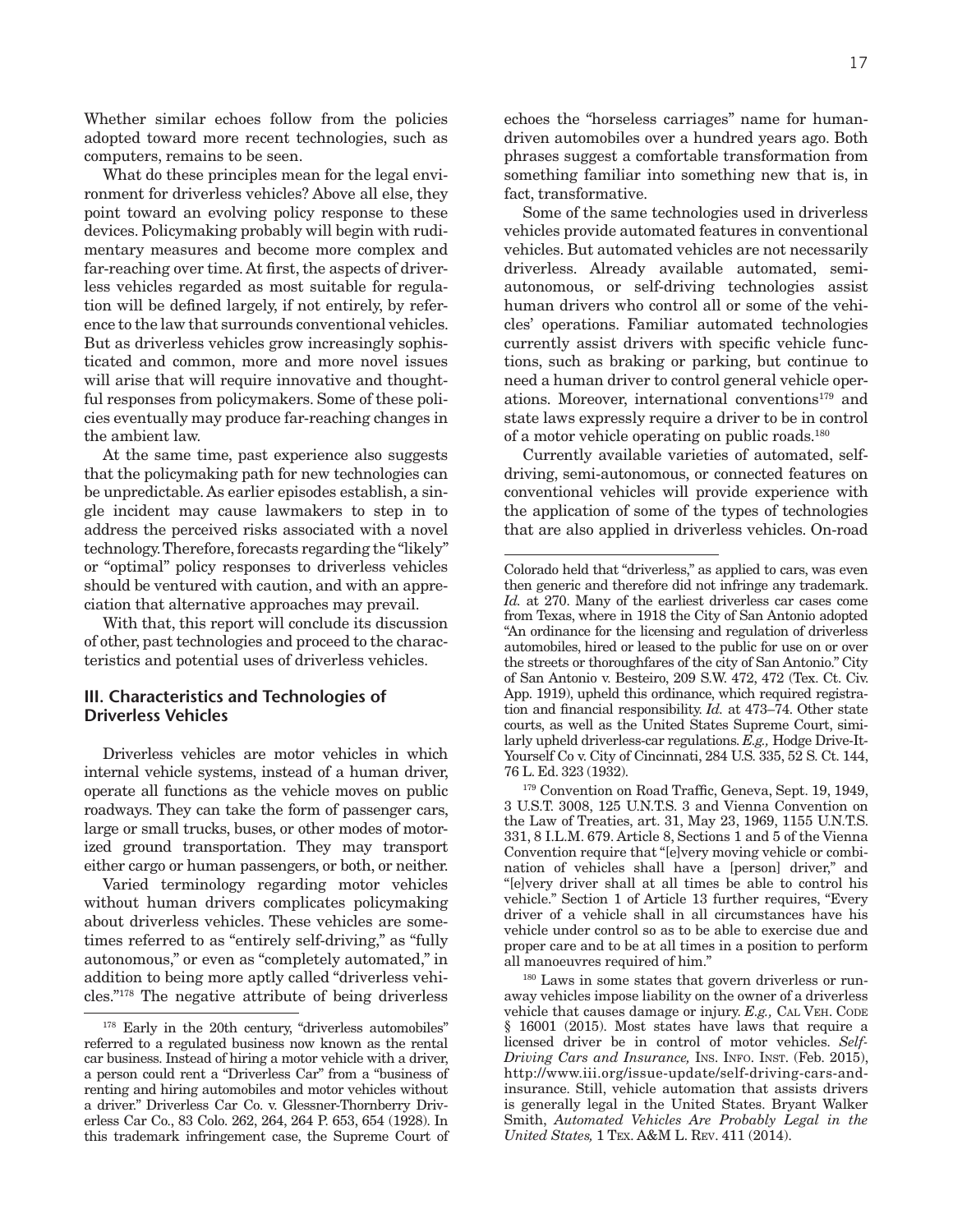Whether similar echoes follow from the policies adopted toward more recent technologies, such as computers, remains to be seen.

What do these principles mean for the legal environment for driverless vehicles? Above all else, they point toward an evolving policy response to these devices. Policymaking probably will begin with rudimentary measures and become more complex and far-reaching over time. At first, the aspects of driverless vehicles regarded as most suitable for regulation will be defined largely, if not entirely, by reference to the law that surrounds conventional vehicles. But as driverless vehicles grow increasingly sophisticated and common, more and more novel issues will arise that will require innovative and thoughtful responses from policymakers. Some of these policies eventually may produce far-reaching changes in the ambient law.

At the same time, past experience also suggests that the policymaking path for new technologies can be unpredictable. As earlier episodes establish, a single incident may cause lawmakers to step in to address the perceived risks associated with a novel technology. Therefore, forecasts regarding the "likely" or "optimal" policy responses to driverless vehicles should be ventured with caution, and with an appreciation that alternative approaches may prevail.

With that, this report will conclude its discussion of other, past technologies and proceed to the characteristics and potential uses of driverless vehicles.

## III. Characteristics and Technologies of Driverless Vehicles

Driverless vehicles are motor vehicles in which internal vehicle systems, instead of a human driver, operate all functions as the vehicle moves on public roadways. They can take the form of passenger cars, large or small trucks, buses, or other modes of motorized ground transportation. They may transport either cargo or human passengers, or both, or neither.

Varied terminology regarding motor vehicles without human drivers complicates policymaking about driverless vehicles. These vehicles are sometimes referred to as "entirely self-driving," as "fully autonomous," or even as "completely automated," in addition to being more aptly called "driverless vehicles."[178] The negative attribute of being driverless echoes the "horseless carriages" name for human-driven automobiles over a hundred years ago. Both phrases suggest a comfortable transformation from something familiar into something new that is, in fact, transformative.

Some of the same technologies used in driverless vehicles provide automated features in conventional vehicles. But automated vehicles are not necessarily driverless. Already available automated, semi-autonomous, or self-driving technologies assist human drivers who control all or some of the vehicles' operations. Familiar automated technologies currently assist drivers with specific vehicle functions, such as braking or parking, but continue to need a human driver to control general vehicle operations. Moreover, international conventions[179] and state laws expressly require a driver to be in control of a motor vehicle operating on public roads.[180]

Currently available varieties of automated, self-driving, semi-autonomous, or connected features on conventional vehicles will provide experience with the application of some of the types of technologies that are also applied in driverless vehicles. On-road

---

[178] Early in the 20th century, "driverless automobiles" referred to a regulated business now known as the rental car business. Instead of hiring a motor vehicle with a driver, a person could rent a "Driverless Car" from a "business of renting and hiring automobiles and motor vehicles without a driver." Driverless Car Co. v. Glessner-Thornberry Driverless Car Co., 83 Colo. 262, 264, 264 P. 653, 654 (1928). In this trademark infringement case, the Supreme Court of Colorado held that "driverless," as applied to cars, was even then generic and therefore did not infringe any trademark. *Id.* at 270. Many of the earliest driverless car cases come from Texas, where in 1918 the City of San Antonio adopted "An ordinance for the licensing and regulation of driverless automobiles, hired or leased to the public for use on or over the streets or thoroughfares of the city of San Antonio." City of San Antonio v. Besteiro, 209 S.W. 472, 472 (Tex. Ct. Civ. App. 1919), upheld this ordinance, which required registration and financial responsibility. *Id.* at 473–74. Other state courts, as well as the United States Supreme Court, similarly upheld driverless-car regulations. *E.g.,* Hodge Drive-It-Yourself Co v. City of Cincinnati, 284 U.S. 335, 52 S. Ct. 144, 76 L. Ed. 323 (1932).

[179] Convention on Road Traffic, Geneva, Sept. 19, 1949, 3 U.S.T. 3008, 125 U.N.T.S. 3 and Vienna Convention on the Law of Treaties, art. 31, May 23, 1969, 1155 U.N.T.S. 331, 8 I.L.M. 679. Article 8, Sections 1 and 5 of the Vienna Convention require that "[e]very moving vehicle or combination of vehicles shall have a [person] driver," and "[e]very driver shall at all times be able to control his vehicle." Section 1 of Article 13 further requires, "Every driver of a vehicle shall in all circumstances have his vehicle under control so as to be able to exercise due and proper care and to be at all times in a position to perform all manoeuvres required of him."

[180] Laws in some states that govern driverless or runaway vehicles impose liability on the owner of a driverless vehicle that causes damage or injury. *E.g.,* CAL VEH. CODE § 16001 (2015). Most states have laws that require a licensed driver be in control of motor vehicles. *Self-Driving Cars and Insurance,* INS. INFO. INST. (Feb. 2015), http://www.iii.org/issue-update/self-driving-cars-and-insurance. Still, vehicle automation that assists drivers is generally legal in the United States. Bryant Walker Smith, *Automated Vehicles Are Probably Legal in the United States,* 1 TEX. A&M L. REV. 411 (2014).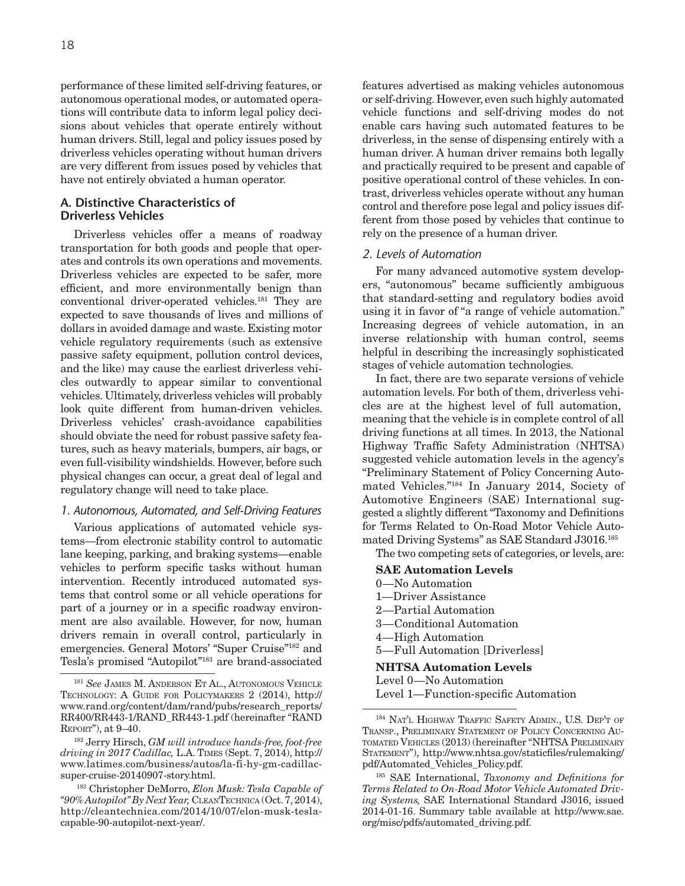performance of these limited self-driving features, or autonomous operational modes, or automated operations will contribute data to inform legal policy decisions about vehicles that operate entirely without human drivers. Still, legal and policy issues posed by driverless vehicles operating without human drivers are very different from issues posed by vehicles that have not entirely obviated a human operator.

## A. Distinctive Characteristics of Driverless Vehicles

Driverless vehicles offer a means of roadway transportation for both goods and people that operates and controls its own operations and movements. Driverless vehicles are expected to be safer, more efficient, and more environmentally benign than conventional driver-operated vehicles.[181] They are expected to save thousands of lives and millions of dollars in avoided damage and waste. Existing motor vehicle regulatory requirements (such as extensive passive safety equipment, pollution control devices, and the like) may cause the earliest driverless vehicles outwardly to appear similar to conventional vehicles. Ultimately, driverless vehicles will probably look quite different from human-driven vehicles. Driverless vehicles' crash-avoidance capabilities should obviate the need for robust passive safety features, such as heavy materials, bumpers, air bags, or even full-visibility windshields. However, before such physical changes can occur, a great deal of legal and regulatory change will need to take place.

### *1. Autonomous, Automated, and Self-Driving Features*

Various applications of automated vehicle systems—from electronic stability control to automatic lane keeping, parking, and braking systems—enable vehicles to perform specific tasks without human intervention. Recently introduced automated systems that control some or all vehicle operations for part of a journey or in a specific roadway environment are also available. However, for now, human drivers remain in overall control, particularly in emergencies. General Motors' "Super Cruise"[182] and Tesla's promised "Autopilot"[183] are brand-associated features advertised as making vehicles autonomous or self-driving. However, even such highly automated vehicle functions and self-driving modes do not enable cars having such automated features to be driverless, in the sense of dispensing entirely with a human driver. A human driver remains both legally and practically required to be present and capable of positive operational control of these vehicles. In contrast, driverless vehicles operate without any human control and therefore pose legal and policy issues different from those posed by vehicles that continue to rely on the presence of a human driver.

### *2. Levels of Automation*

For many advanced automotive system developers, "autonomous" became sufficiently ambiguous that standard-setting and regulatory bodies avoid using it in favor of "a range of vehicle automation." Increasing degrees of vehicle automation, in an inverse relationship with human control, seems helpful in describing the increasingly sophisticated stages of vehicle automation technologies.

In fact, there are two separate versions of vehicle automation levels. For both of them, driverless vehicles are at the highest level of full automation, meaning that the vehicle is in complete control of all driving functions at all times. In 2013, the National Highway Traffic Safety Administration (NHTSA) suggested vehicle automation levels in the agency's "Preliminary Statement of Policy Concerning Automated Vehicles."[184] In January 2014, Society of Automotive Engineers (SAE) International suggested a slightly different "Taxonomy and Definitions for Terms Related to On-Road Motor Vehicle Automated Driving Systems" as SAE Standard J3016.[185]

The two competing sets of categories, or levels, are:

**SAE Automation Levels**

0—No Automation
1—Driver Assistance
2—Partial Automation
3—Conditional Automation
4—High Automation
5—Full Automation [Driverless]

**NHTSA Automation Levels**

Level 0—No Automation
Level 1—Function-specific Automation

---

[181] *See* James M. Anderson Et Al., Autonomous Vehicle Technology: A Guide for Policymakers 2 (2014), http://www.rand.org/content/dam/rand/pubs/research_reports/RR400/RR443-1/RAND_RR443-1.pdf (hereinafter "RAND Report"), at 9–40.

[182] Jerry Hirsch, *GM will introduce hands-free, foot-free driving in 2017 Cadillac,* L.A. Times (Sept. 7, 2014), http://www.latimes.com/business/autos/la-fi-hy-gm-cadillac-super-cruise-20140907-story.html.

[183] Christopher DeMorro, *Elon Musk: Tesla Capable of "90% Autopilot" By Next Year,* CleanTechnica (Oct. 7, 2014), http://cleantechnica.com/2014/10/07/elon-musk-tesla-capable-90-autopilot-next-year/.

[184] Nat'l Highway Traffic Safety Admin., U.S. Dep't of Transp., Preliminary Statement of Policy Concerning Automated Vehicles (2013) (hereinafter "NHTSA Preliminary Statement"), http://www.nhtsa.gov/staticfiles/rulemaking/pdf/Automated_Vehicles_Policy.pdf.

[185] SAE International, *Taxonomy and Definitions for Terms Related to On-Road Motor Vehicle Automated Driving Systems,* SAE International Standard J3016, issued 2014-01-16. Summary table available at http://www.sae.org/misc/pdfs/automated_driving.pdf.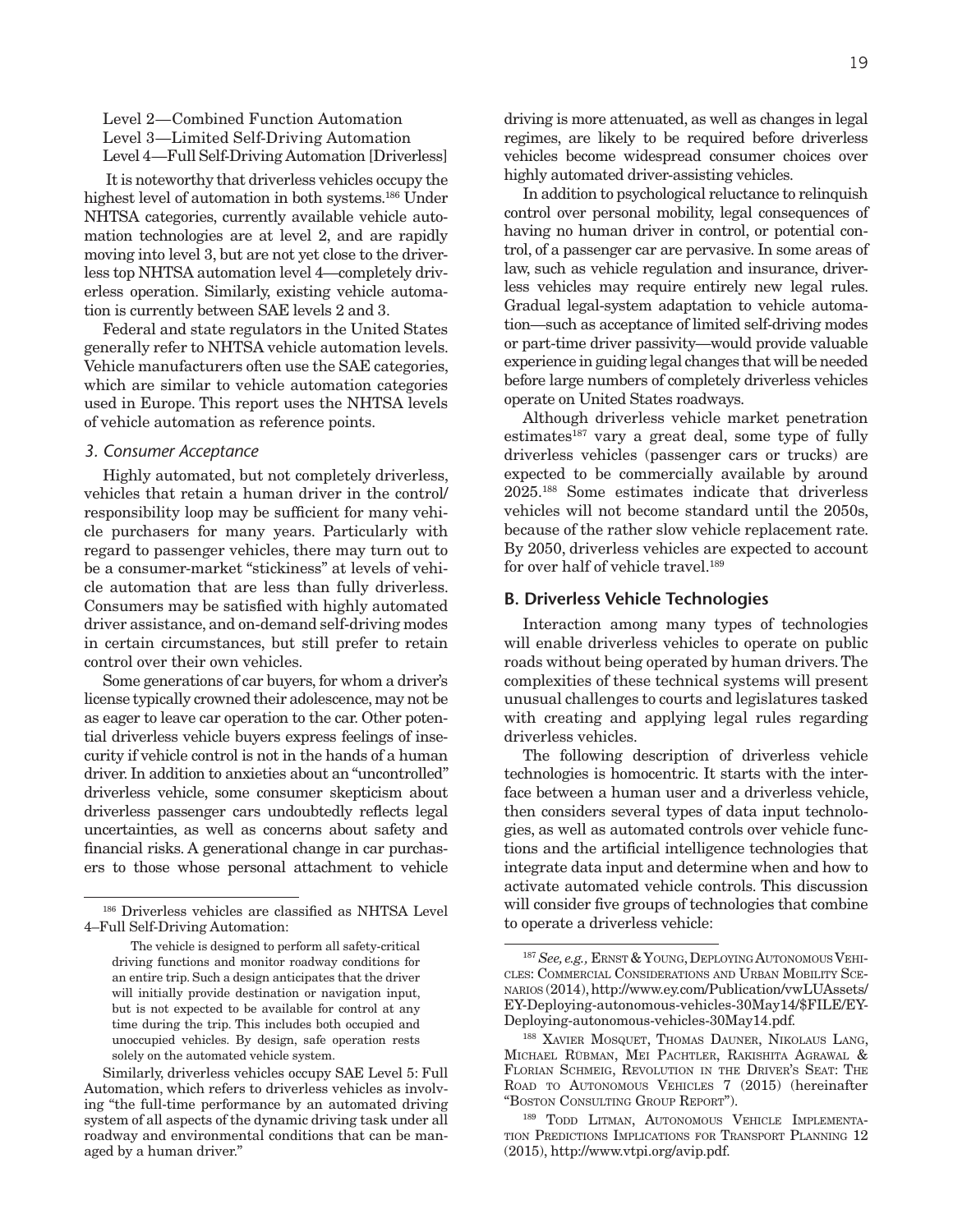Level 2—Combined Function Automation
Level 3—Limited Self-Driving Automation
Level 4—Full Self-Driving Automation [Driverless]

It is noteworthy that driverless vehicles occupy the highest level of automation in both systems.[186] Under NHTSA categories, currently available vehicle automation technologies are at level 2, and are rapidly moving into level 3, but are not yet close to the driverless top NHTSA automation level 4—completely driverless operation. Similarly, existing vehicle automation is currently between SAE levels 2 and 3.

Federal and state regulators in the United States generally refer to NHTSA vehicle automation levels. Vehicle manufacturers often use the SAE categories, which are similar to vehicle automation categories used in Europe. This report uses the NHTSA levels of vehicle automation as reference points.

### *3. Consumer Acceptance*

Highly automated, but not completely driverless, vehicles that retain a human driver in the control/responsibility loop may be sufficient for many vehicle purchasers for many years. Particularly with regard to passenger vehicles, there may turn out to be a consumer-market "stickiness" at levels of vehicle automation that are less than fully driverless. Consumers may be satisfied with highly automated driver assistance, and on-demand self-driving modes in certain circumstances, but still prefer to retain control over their own vehicles.

Some generations of car buyers, for whom a driver's license typically crowned their adolescence, may not be as eager to leave car operation to the car. Other potential driverless vehicle buyers express feelings of insecurity if vehicle control is not in the hands of a human driver. In addition to anxieties about an "uncontrolled" driverless vehicle, some consumer skepticism about driverless passenger cars undoubtedly reflects legal uncertainties, as well as concerns about safety and financial risks. A generational change in car purchasers to those whose personal attachment to vehicle driving is more attenuated, as well as changes in legal regimes, are likely to be required before driverless vehicles become widespread consumer choices over highly automated driver-assisting vehicles.

In addition to psychological reluctance to relinquish control over personal mobility, legal consequences of having no human driver in control, or potential control, of a passenger car are pervasive. In some areas of law, such as vehicle regulation and insurance, driverless vehicles may require entirely new legal rules. Gradual legal-system adaptation to vehicle automation—such as acceptance of limited self-driving modes or part-time driver passivity—would provide valuable experience in guiding legal changes that will be needed before large numbers of completely driverless vehicles operate on United States roadways.

Although driverless vehicle market penetration estimates[187] vary a great deal, some type of fully driverless vehicles (passenger cars or trucks) are expected to be commercially available by around 2025.[188] Some estimates indicate that driverless vehicles will not become standard until the 2050s, because of the rather slow vehicle replacement rate. By 2050, driverless vehicles are expected to account for over half of vehicle travel.[189]

## B. Driverless Vehicle Technologies

Interaction among many types of technologies will enable driverless vehicles to operate on public roads without being operated by human drivers. The complexities of these technical systems will present unusual challenges to courts and legislatures tasked with creating and applying legal rules regarding driverless vehicles.

The following description of driverless vehicle technologies is homocentric. It starts with the interface between a human user and a driverless vehicle, then considers several types of data input technologies, as well as automated controls over vehicle functions and the artificial intelligence technologies that integrate data input and determine when and how to activate automated vehicle controls. This discussion will consider five groups of technologies that combine to operate a driverless vehicle:

---

[186] Driverless vehicles are classified as NHTSA Level 4–Full Self-Driving Automation:

> The vehicle is designed to perform all safety-critical driving functions and monitor roadway conditions for an entire trip. Such a design anticipates that the driver will initially provide destination or navigation input, but is not expected to be available for control at any time during the trip. This includes both occupied and unoccupied vehicles. By design, safe operation rests solely on the automated vehicle system.

Similarly, driverless vehicles occupy SAE Level 5: Full Automation, which refers to driverless vehicles as involving "the full-time performance by an automated driving system of all aspects of the dynamic driving task under all roadway and environmental conditions that can be managed by a human driver."

[187] *See, e.g.,* Ernst & Young, Deploying Autonomous Vehicles: Commercial Considerations and Urban Mobility Scenarios (2014), http://www.ey.com/Publication/vwLUAssets/EY-Deploying-autonomous-vehicles-30May14/$FILE/EY-Deploying-autonomous-vehicles-30May14.pdf.

[188] Xavier Mosquet, Thomas Dauner, Nikolaus Lang, Michael Rübman, Mei Pachtler, Rakishita Agrawal & Florian Schmeig, Revolution in the Driver's Seat: The Road to Autonomous Vehicles 7 (2015) (hereinafter "Boston Consulting Group Report").

[189] Todd Litman, Autonomous Vehicle Implementation Predictions Implications for Transport Planning 12 (2015), http://www.vtpi.org/avip.pdf.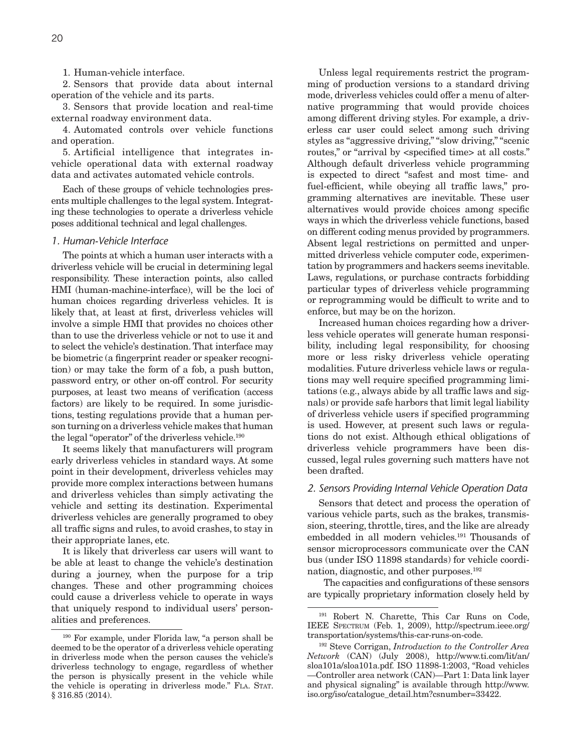1. Human-vehicle interface.

2. Sensors that provide data about internal operation of the vehicle and its parts.

3. Sensors that provide location and real-time external roadway environment data.

4. Automated controls over vehicle functions and operation.

5. Artificial intelligence that integrates in-vehicle operational data with external roadway data and activates automated vehicle controls.

Each of these groups of vehicle technologies presents multiple challenges to the legal system. Integrating these technologies to operate a driverless vehicle poses additional technical and legal challenges.

### *1. Human-Vehicle Interface*

The points at which a human user interacts with a driverless vehicle will be crucial in determining legal responsibility. These interaction points, also called HMI (human-machine-interface), will be the loci of human choices regarding driverless vehicles. It is likely that, at least at first, driverless vehicles will involve a simple HMI that provides no choices other than to use the driverless vehicle or not to use it and to select the vehicle's destination. That interface may be biometric (a fingerprint reader or speaker recognition) or may take the form of a fob, a push button, password entry, or other on-off control. For security purposes, at least two means of verification (access factors) are likely to be required. In some jurisdictions, testing regulations provide that a human person turning on a driverless vehicle makes that human the legal "operator" of the driverless vehicle.[190]

It seems likely that manufacturers will program early driverless vehicles in standard ways. At some point in their development, driverless vehicles may provide more complex interactions between humans and driverless vehicles than simply activating the vehicle and setting its destination. Experimental driverless vehicles are generally programed to obey all traffic signs and rules, to avoid crashes, to stay in their appropriate lanes, etc.

It is likely that driverless car users will want to be able at least to change the vehicle's destination during a journey, when the purpose for a trip changes. These and other programming choices could cause a driverless vehicle to operate in ways that uniquely respond to individual users' personalities and preferences.

Unless legal requirements restrict the programming of production versions to a standard driving mode, driverless vehicles could offer a menu of alternative programming that would provide choices among different driving styles. For example, a driverless car user could select among such driving styles as "aggressive driving," "slow driving," "scenic routes," or "arrival by <specified time> at all costs." Although default driverless vehicle programming is expected to direct "safest and most time- and fuel-efficient, while obeying all traffic laws," programming alternatives are inevitable. These user alternatives would provide choices among specific ways in which the driverless vehicle functions, based on different coding menus provided by programmers. Absent legal restrictions on permitted and unpermitted driverless vehicle computer code, experimentation by programmers and hackers seems inevitable. Laws, regulations, or purchase contracts forbidding particular types of driverless vehicle programming or reprogramming would be difficult to write and to enforce, but may be on the horizon.

Increased human choices regarding how a driverless vehicle operates will generate human responsibility, including legal responsibility, for choosing more or less risky driverless vehicle operating modalities. Future driverless vehicle laws or regulations may well require specified programming limitations (e.g., always abide by all traffic laws and signals) or provide safe harbors that limit legal liability of driverless vehicle users if specified programming is used. However, at present such laws or regulations do not exist. Although ethical obligations of driverless vehicle programmers have been discussed, legal rules governing such matters have not been drafted.

### *2. Sensors Providing Internal Vehicle Operation Data*

Sensors that detect and process the operation of various vehicle parts, such as the brakes, transmission, steering, throttle, tires, and the like are already embedded in all modern vehicles.[191] Thousands of sensor microprocessors communicate over the CAN bus (under ISO 11898 standards) for vehicle coordination, diagnostic, and other purposes.[192]

The capacities and configurations of these sensors are typically proprietary information closely held by

---

[190] For example, under Florida law, "a person shall be deemed to be the operator of a driverless vehicle operating in driverless mode when the person causes the vehicle's driverless technology to engage, regardless of whether the person is physically present in the vehicle while the vehicle is operating in driverless mode." Fla. Stat. § 316.85 (2014).

[191] Robert N. Charette, This Car Runs on Code, IEEE Spectrum (Feb. 1, 2009), http://spectrum.ieee.org/transportation/systems/this-car-runs-on-code.

[192] Steve Corrigan, *Introduction to the Controller Area Network* (CAN) (July 2008), http://www.ti.com/lit/an/sloa101a/sloa101a.pdf. ISO 11898-1:2003, "Road vehicles —Controller area network (CAN)—Part 1: Data link layer and physical signaling" is available through http://www.iso.org/iso/catalogue_detail.htm?csnumber=33422.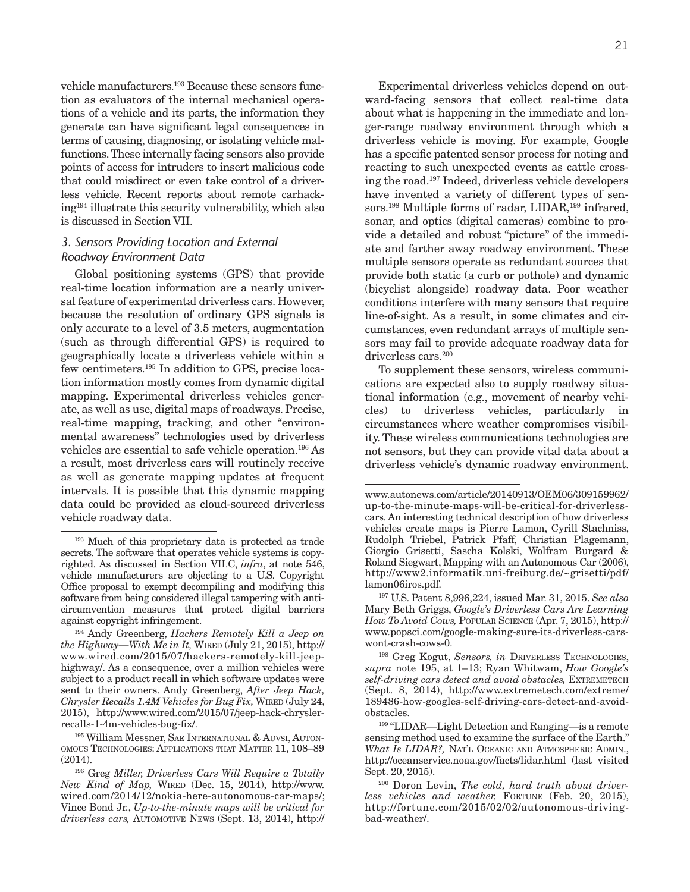vehicle manufacturers.[193] Because these sensors function as evaluators of the internal mechanical operations of a vehicle and its parts, the information they generate can have significant legal consequences in terms of causing, diagnosing, or isolating vehicle malfunctions. These internally facing sensors also provide points of access for intruders to insert malicious code that could misdirect or even take control of a driverless vehicle. Recent reports about remote carhacking[194] illustrate this security vulnerability, which also is discussed in Section VII.

### *3. Sensors Providing Location and External Roadway Environment Data*

Global positioning systems (GPS) that provide real-time location information are a nearly universal feature of experimental driverless cars. However, because the resolution of ordinary GPS signals is only accurate to a level of 3.5 meters, augmentation (such as through differential GPS) is required to geographically locate a driverless vehicle within a few centimeters.[195] In addition to GPS, precise location information mostly comes from dynamic digital mapping. Experimental driverless vehicles generate, as well as use, digital maps of roadways. Precise, real-time mapping, tracking, and other "environmental awareness" technologies used by driverless vehicles are essential to safe vehicle operation.[196] As a result, most driverless cars will routinely receive as well as generate mapping updates at frequent intervals. It is possible that this dynamic mapping data could be provided as cloud-sourced driverless vehicle roadway data.

Experimental driverless vehicles depend on outward-facing sensors that collect real-time data about what is happening in the immediate and longer-range roadway environment through which a driverless vehicle is moving. For example, Google has a specific patented sensor process for noting and reacting to such unexpected events as cattle crossing the road.[197] Indeed, driverless vehicle developers have invented a variety of different types of sensors.[198] Multiple forms of radar, LIDAR,[199] infrared, sonar, and optics (digital cameras) combine to provide a detailed and robust "picture" of the immediate and farther away roadway environment. These multiple sensors operate as redundant sources that provide both static (a curb or pothole) and dynamic (bicyclist alongside) roadway data. Poor weather conditions interfere with many sensors that require line-of-sight. As a result, in some climates and circumstances, even redundant arrays of multiple sensors may fail to provide adequate roadway data for driverless cars.[200]

To supplement these sensors, wireless communications are expected also to supply roadway situational information (e.g., movement of nearby vehicles) to driverless vehicles, particularly in circumstances where weather compromises visibility. These wireless communications technologies are not sensors, but they can provide vital data about a driverless vehicle's dynamic roadway environment.

---

[193] Much of this proprietary data is protected as trade secrets. The software that operates vehicle systems is copyrighted. As discussed in Section VII.C, *infra*, at note 546, vehicle manufacturers are objecting to a U.S. Copyright Office proposal to exempt decompiling and modifying this software from being considered illegal tampering with anticircumvention measures that protect digital barriers against copyright infringement.

[194] Andy Greenberg, *Hackers Remotely Kill a Jeep on the Highway—With Me in It,* Wired (July 21, 2015), http://www.wired.com/2015/07/hackers-remotely-kill-jeep-highway/. As a consequence, over a million vehicles were subject to a product recall in which software updates were sent to their owners. Andy Greenberg, *After Jeep Hack, Chrysler Recalls 1.4M Vehicles for Bug Fix,* Wired (July 24, 2015), http://www.wired.com/2015/07/jeep-hack-chrysler-recalls-1-4m-vehicles-bug-fix/.

[195] William Messner, Sae International & Auvsi, Autonomous Technologies: Applications that Matter 11, 108–89 (2014).

[196] Greg *Miller, Driverless Cars Will Require a Totally New Kind of Map,* Wired (Dec. 15, 2014), http://www.wired.com/2014/12/nokia-here-autonomous-car-maps/; Vince Bond Jr., *Up-to-the-minute maps will be critical for driverless cars,* Automotive News (Sept. 13, 2014), http://www.autonews.com/article/20140913/OEM06/309159962/up-to-the-minute-maps-will-be-critical-for-driverless-cars. An interesting technical description of how driverless vehicles create maps is Pierre Lamon, Cyrill Stachniss, Rudolph Triebel, Patrick Pfaff, Christian Plagemann, Giorgio Grisetti, Sascha Kolski, Wolfram Burgard & Roland Siegwart, Mapping with an Autonomous Car (2006), http://www2.informatik.uni-freiburg.de/~grisetti/pdf/lamon06iros.pdf.

[197] U.S. Patent 8,996,224, issued Mar. 31, 2015. *See also* Mary Beth Griggs, *Google's Driverless Cars Are Learning How To Avoid Cows,* Popular Science (Apr. 7, 2015), http://www.popsci.com/google-making-sure-its-driverless-cars-wont-crash-cows-0.

[198] Greg Kogut, *Sensors, in* Driverless Technologies, *supra* note 195, at 1–13; Ryan Whitwam, *How Google's self-driving cars detect and avoid obstacles,* Extremetech (Sept. 8, 2014), http://www.extremetech.com/extreme/189486-how-googles-self-driving-cars-detect-and-avoid-obstacles.

[199] "LIDAR—Light Detection and Ranging—is a remote sensing method used to examine the surface of the Earth." *What Is LIDAR?,* Nat'l Oceanic and Atmospheric Admin., http://oceanservice.noaa.gov/facts/lidar.html (last visited Sept. 20, 2015).

[200] Doron Levin, *The cold, hard truth about driverless vehicles and weather,* Fortune (Feb. 20, 2015), http://fortune.com/2015/02/02/autonomous-driving-bad-weather/.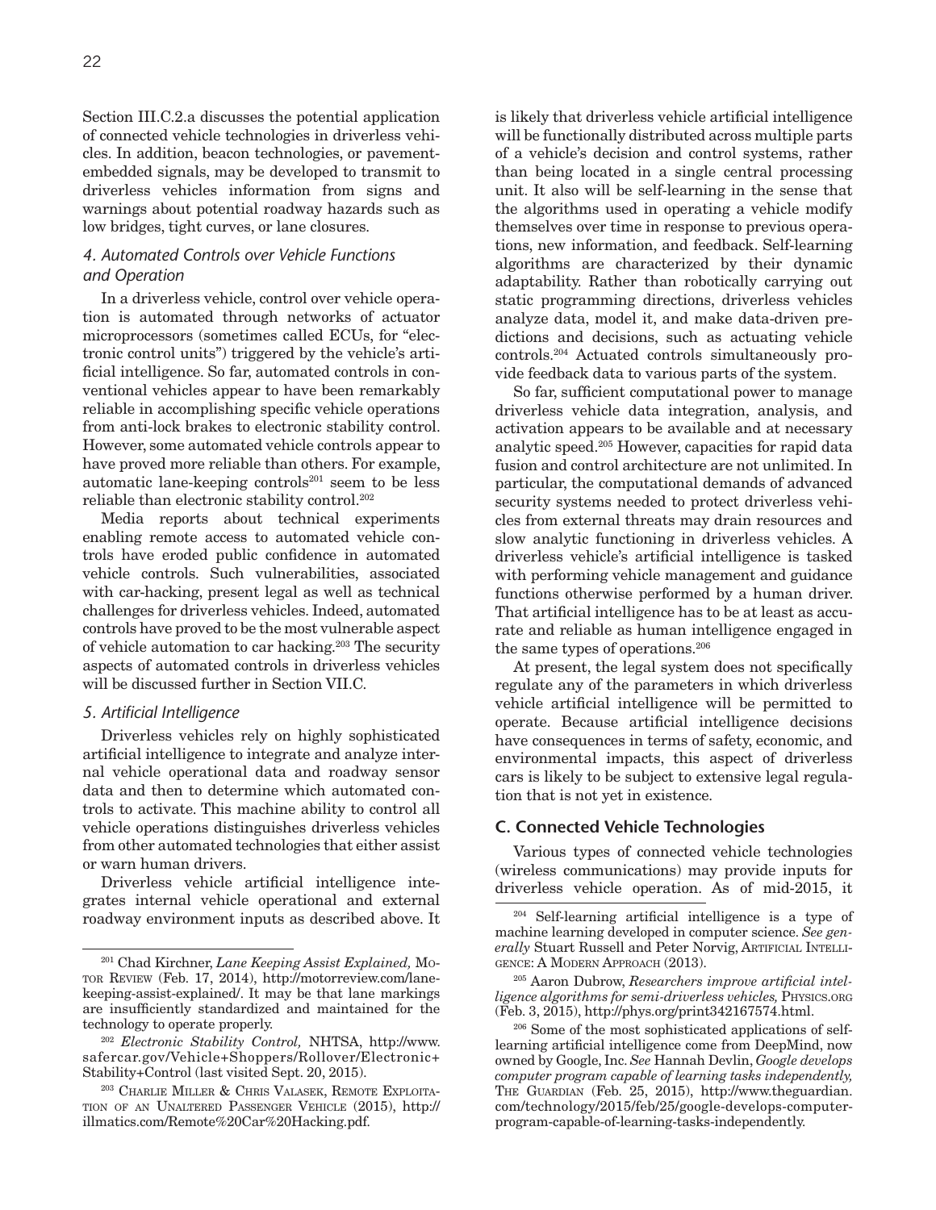Section III.C.2.a discusses the potential application of connected vehicle technologies in driverless vehicles. In addition, beacon technologies, or pavement-embedded signals, may be developed to transmit to driverless vehicles information from signs and warnings about potential roadway hazards such as low bridges, tight curves, or lane closures.

### *4. Automated Controls over Vehicle Functions and Operation*

In a driverless vehicle, control over vehicle operation is automated through networks of actuator microprocessors (sometimes called ECUs, for "electronic control units") triggered by the vehicle's artificial intelligence. So far, automated controls in conventional vehicles appear to have been remarkably reliable in accomplishing specific vehicle operations from anti-lock brakes to electronic stability control. However, some automated vehicle controls appear to have proved more reliable than others. For example, automatic lane-keeping controls[201] seem to be less reliable than electronic stability control.[202]

Media reports about technical experiments enabling remote access to automated vehicle controls have eroded public confidence in automated vehicle controls. Such vulnerabilities, associated with car-hacking, present legal as well as technical challenges for driverless vehicles. Indeed, automated controls have proved to be the most vulnerable aspect of vehicle automation to car hacking.[203] The security aspects of automated controls in driverless vehicles will be discussed further in Section VII.C.

### *5. Artificial Intelligence*

Driverless vehicles rely on highly sophisticated artificial intelligence to integrate and analyze internal vehicle operational data and roadway sensor data and then to determine which automated controls to activate. This machine ability to control all vehicle operations distinguishes driverless vehicles from other automated technologies that either assist or warn human drivers.

Driverless vehicle artificial intelligence integrates internal vehicle operational and external roadway environment inputs as described above. It is likely that driverless vehicle artificial intelligence will be functionally distributed across multiple parts of a vehicle's decision and control systems, rather than being located in a single central processing unit. It also will be self-learning in the sense that the algorithms used in operating a vehicle modify themselves over time in response to previous operations, new information, and feedback. Self-learning algorithms are characterized by their dynamic adaptability. Rather than robotically carrying out static programming directions, driverless vehicles analyze data, model it, and make data-driven predictions and decisions, such as actuating vehicle controls.[204] Actuated controls simultaneously provide feedback data to various parts of the system.

So far, sufficient computational power to manage driverless vehicle data integration, analysis, and activation appears to be available and at necessary analytic speed.[205] However, capacities for rapid data fusion and control architecture are not unlimited. In particular, the computational demands of advanced security systems needed to protect driverless vehicles from external threats may drain resources and slow analytic functioning in driverless vehicles. A driverless vehicle's artificial intelligence is tasked with performing vehicle management and guidance functions otherwise performed by a human driver. That artificial intelligence has to be at least as accurate and reliable as human intelligence engaged in the same types of operations.[206]

At present, the legal system does not specifically regulate any of the parameters in which driverless vehicle artificial intelligence will be permitted to operate. Because artificial intelligence decisions have consequences in terms of safety, economic, and environmental impacts, this aspect of driverless cars is likely to be subject to extensive legal regulation that is not yet in existence.

## C. Connected Vehicle Technologies

Various types of connected vehicle technologies (wireless communications) may provide inputs for driverless vehicle operation. As of mid-2015, it

---

[201] Chad Kirchner, *Lane Keeping Assist Explained,* Motor Review (Feb. 17, 2014), http://motorreview.com/lane-keeping-assist-explained/. It may be that lane markings are insufficiently standardized and maintained for the technology to operate properly.

[202] *Electronic Stability Control,* NHTSA, http://www.safercar.gov/Vehicle+Shoppers/Rollover/Electronic+Stability+Control (last visited Sept. 20, 2015).

[203] Charlie Miller & Chris Valasek, Remote Exploitation of an Unaltered Passenger Vehicle (2015), http://illmatics.com/Remote%20Car%20Hacking.pdf.

[204] Self-learning artificial intelligence is a type of machine learning developed in computer science. *See generally* Stuart Russell and Peter Norvig, Artificial Intelligence: A Modern Approach (2013).

[205] Aaron Dubrow, *Researchers improve artificial intelligence algorithms for semi-driverless vehicles,* Physics.org (Feb. 3, 2015), http://phys.org/print342167574.html.

[206] Some of the most sophisticated applications of self-learning artificial intelligence come from DeepMind, now owned by Google, Inc. *See* Hannah Devlin, *Google develops computer program capable of learning tasks independently,* The Guardian (Feb. 25, 2015), http://www.theguardian.com/technology/2015/feb/25/google-develops-computer-program-capable-of-learning-tasks-independently.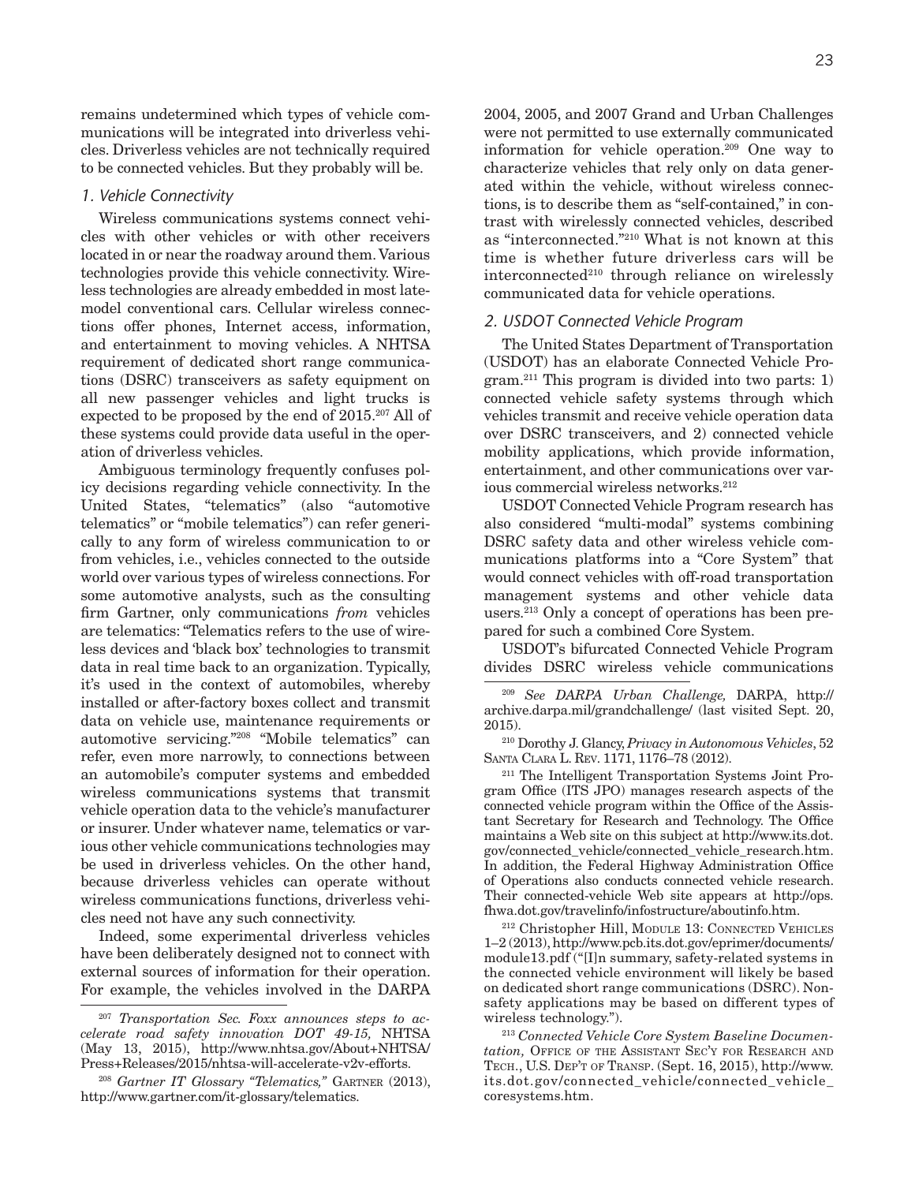remains undetermined which types of vehicle communications will be integrated into driverless vehicles. Driverless vehicles are not technically required to be connected vehicles. But they probably will be.

### *1. Vehicle Connectivity*

Wireless communications systems connect vehicles with other vehicles or with other receivers located in or near the roadway around them. Various technologies provide this vehicle connectivity. Wireless technologies are already embedded in most late-model conventional cars. Cellular wireless connections offer phones, Internet access, information, and entertainment to moving vehicles. A NHTSA requirement of dedicated short range communications (DSRC) transceivers as safety equipment on all new passenger vehicles and light trucks is expected to be proposed by the end of 2015.[207] All of these systems could provide data useful in the operation of driverless vehicles.

Ambiguous terminology frequently confuses policy decisions regarding vehicle connectivity. In the United States, "telematics" (also "automotive telematics" or "mobile telematics") can refer generically to any form of wireless communication to or from vehicles, i.e., vehicles connected to the outside world over various types of wireless connections. For some automotive analysts, such as the consulting firm Gartner, only communications *from* vehicles are telematics: "Telematics refers to the use of wireless devices and 'black box' technologies to transmit data in real time back to an organization. Typically, it's used in the context of automobiles, whereby installed or after-factory boxes collect and transmit data on vehicle use, maintenance requirements or automotive servicing."[208] "Mobile telematics" can refer, even more narrowly, to connections between an automobile's computer systems and embedded wireless communications systems that transmit vehicle operation data to the vehicle's manufacturer or insurer. Under whatever name, telematics or various other vehicle communications technologies may be used in driverless vehicles. On the other hand, because driverless vehicles can operate without wireless communications functions, driverless vehicles need not have any such connectivity.

Indeed, some experimental driverless vehicles have been deliberately designed not to connect with external sources of information for their operation. For example, the vehicles involved in the DARPA 2004, 2005, and 2007 Grand and Urban Challenges were not permitted to use externally communicated information for vehicle operation.[209] One way to characterize vehicles that rely only on data generated within the vehicle, without wireless connections, is to describe them as "self-contained," in contrast with wirelessly connected vehicles, described as "interconnected."[210] What is not known at this time is whether future driverless cars will be interconnected[210] through reliance on wirelessly communicated data for vehicle operations.

### *2. USDOT Connected Vehicle Program*

The United States Department of Transportation (USDOT) has an elaborate Connected Vehicle Program.[211] This program is divided into two parts: 1) connected vehicle safety systems through which vehicles transmit and receive vehicle operation data over DSRC transceivers, and 2) connected vehicle mobility applications, which provide information, entertainment, and other communications over various commercial wireless networks.[212]

USDOT Connected Vehicle Program research has also considered "multi-modal" systems combining DSRC safety data and other wireless vehicle communications platforms into a "Core System" that would connect vehicles with off-road transportation management systems and other vehicle data users.[213] Only a concept of operations has been prepared for such a combined Core System.

USDOT's bifurcated Connected Vehicle Program divides DSRC wireless vehicle communications

---

[207] *Transportation Sec. Foxx announces steps to accelerate road safety innovation DOT 49-15,* NHTSA (May 13, 2015), http://www.nhtsa.gov/About+NHTSA/Press+Releases/2015/nhtsa-will-accelerate-v2v-efforts.

[208] *Gartner IT Glossary "Telematics,"* GARTNER (2013), http://www.gartner.com/it-glossary/telematics.

[209] *See DARPA Urban Challenge,* DARPA, http://archive.darpa.mil/grandchallenge/ (last visited Sept. 20, 2015).

[210] Dorothy J. Glancy, *Privacy in Autonomous Vehicles*, 52 SANTA CLARA L. REV. 1171, 1176–78 (2012).

[211] The Intelligent Transportation Systems Joint Program Office (ITS JPO) manages research aspects of the connected vehicle program within the Office of the Assistant Secretary for Research and Technology. The Office maintains a Web site on this subject at http://www.its.dot.gov/connected_vehicle/connected_vehicle_research.htm. In addition, the Federal Highway Administration Office of Operations also conducts connected vehicle research. Their connected-vehicle Web site appears at http://ops.fhwa.dot.gov/travelinfo/infostructure/aboutinfo.htm.

[212] Christopher Hill, MODULE 13: CONNECTED VEHICLES 1–2 (2013), http://www.pcb.its.dot.gov/eprimer/documents/module13.pdf ("[I]n summary, safety-related systems in the connected vehicle environment will likely be based on dedicated short range communications (DSRC). Non-safety applications may be based on different types of wireless technology.").

[213] *Connected Vehicle Core System Baseline Documentation,* OFFICE OF THE ASSISTANT SEC'Y FOR RESEARCH AND TECH., U.S. DEP'T OF TRANSP. (Sept. 16, 2015), http://www.its.dot.gov/connected_vehicle/connected_vehicle_coresystems.htm.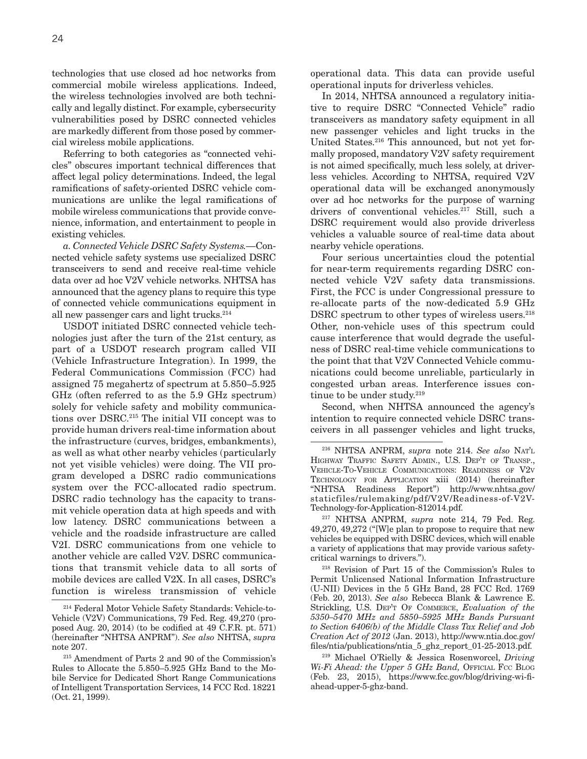technologies that use closed ad hoc networks from commercial mobile wireless applications. Indeed, the wireless technologies involved are both technically and legally distinct. For example, cybersecurity vulnerabilities posed by DSRC connected vehicles are markedly different from those posed by commercial wireless mobile applications.

Referring to both categories as "connected vehicles" obscures important technical differences that affect legal policy determinations. Indeed, the legal ramifications of safety-oriented DSRC vehicle communications are unlike the legal ramifications of mobile wireless communications that provide convenience, information, and entertainment to people in existing vehicles.

*a. Connected Vehicle DSRC Safety Systems.*—Connected vehicle safety systems use specialized DSRC transceivers to send and receive real-time vehicle data over ad hoc V2V vehicle networks. NHTSA has announced that the agency plans to require this type of connected vehicle communications equipment in all new passenger cars and light trucks.[214]

USDOT initiated DSRC connected vehicle technologies just after the turn of the 21st century, as part of a USDOT research program called VII (Vehicle Infrastructure Integration). In 1999, the Federal Communications Commission (FCC) had assigned 75 megahertz of spectrum at 5.850–5.925 GHz (often referred to as the 5.9 GHz spectrum) solely for vehicle safety and mobility communications over DSRC.[215] The initial VII concept was to provide human drivers real-time information about the infrastructure (curves, bridges, embankments), as well as what other nearby vehicles (particularly not yet visible vehicles) were doing. The VII program developed a DSRC radio communications system over the FCC-allocated radio spectrum. DSRC radio technology has the capacity to transmit vehicle operation data at high speeds and with low latency. DSRC communications between a vehicle and the roadside infrastructure are called V2I. DSRC communications from one vehicle to another vehicle are called V2V. DSRC communications that transmit vehicle data to all sorts of mobile devices are called V2X. In all cases, DSRC's function is wireless transmission of vehicle operational data. This data can provide useful operational inputs for driverless vehicles.

In 2014, NHTSA announced a regulatory initiative to require DSRC "Connected Vehicle" radio transceivers as mandatory safety equipment in all new passenger vehicles and light trucks in the United States.[216] This announced, but not yet formally proposed, mandatory V2V safety requirement is not aimed specifically, much less solely, at driverless vehicles. According to NHTSA, required V2V operational data will be exchanged anonymously over ad hoc networks for the purpose of warning drivers of conventional vehicles.[217] Still, such a DSRC requirement would also provide driverless vehicles a valuable source of real-time data about nearby vehicle operations.

Four serious uncertainties cloud the potential for near-term requirements regarding DSRC connected vehicle V2V safety data transmissions. First, the FCC is under Congressional pressure to re-allocate parts of the now-dedicated 5.9 GHz DSRC spectrum to other types of wireless users.[218] Other, non-vehicle uses of this spectrum could cause interference that would degrade the usefulness of DSRC real-time vehicle communications to the point that that V2V Connected Vehicle communications could become unreliable, particularly in congested urban areas. Interference issues continue to be under study.[219]

Second, when NHTSA announced the agency's intention to require connected vehicle DSRC transceivers in all passenger vehicles and light trucks,

---

[214] Federal Motor Vehicle Safety Standards: Vehicle-to-Vehicle (V2V) Communications, 79 Fed. Reg. 49,270 (proposed Aug. 20, 2014) (to be codified at 49 C.F.R. pt. 571) (hereinafter "NHTSA ANPRM"). *See also* NHTSA, *supra* note 207.

[215] Amendment of Parts 2 and 90 of the Commission's Rules to Allocate the 5.850–5.925 GHz Band to the Mobile Service for Dedicated Short Range Communications of Intelligent Transportation Services, 14 FCC Rcd. 18221 (Oct. 21, 1999).

[216] NHTSA ANPRM, *supra* note 214. *See also* Nat'l Highway Traffic Safety Admin., U.S. Dep't of Transp., Vehicle-To-Vehicle Communications: Readiness of V2v Technology for Application xiii (2014) (hereinafter "NHTSA Readiness Report") http://www.nhtsa.gov/staticfiles/rulemaking/pdf/V2V/Readiness-of-V2V-Technology-for-Application-812014.pdf.

[217] NHTSA ANPRM, *supra* note 214, 79 Fed. Reg. 49,270, 49,272 ("[W]e plan to propose to require that new vehicles be equipped with DSRC devices, which will enable a variety of applications that may provide various safety-critical warnings to drivers.").

[218] Revision of Part 15 of the Commission's Rules to Permit Unlicensed National Information Infrastructure (U-NII) Devices in the 5 GHz Band, 28 FCC Rcd. 1769 (Feb. 20, 2013). *See also* Rebecca Blank & Lawrence E. Strickling, U.S. Dep't Of Commerce, *Evaluation of the 5350–5470 MHz and 5850–5925 MHz Bands Pursuant to Section 6406(b) of the Middle Class Tax Relief and Job Creation Act of 2012* (Jan. 2013), http://www.ntia.doc.gov/files/ntia/publications/ntia_5_ghz_report_01-25-2013.pdf.

[219] Michael O'Rielly & Jessica Rosenworcel, *Driving Wi-Fi Ahead: the Upper 5 GHz Band,* Official Fcc Blog (Feb. 23, 2015), https://www.fcc.gov/blog/driving-wi-fi-ahead-upper-5-ghz-band.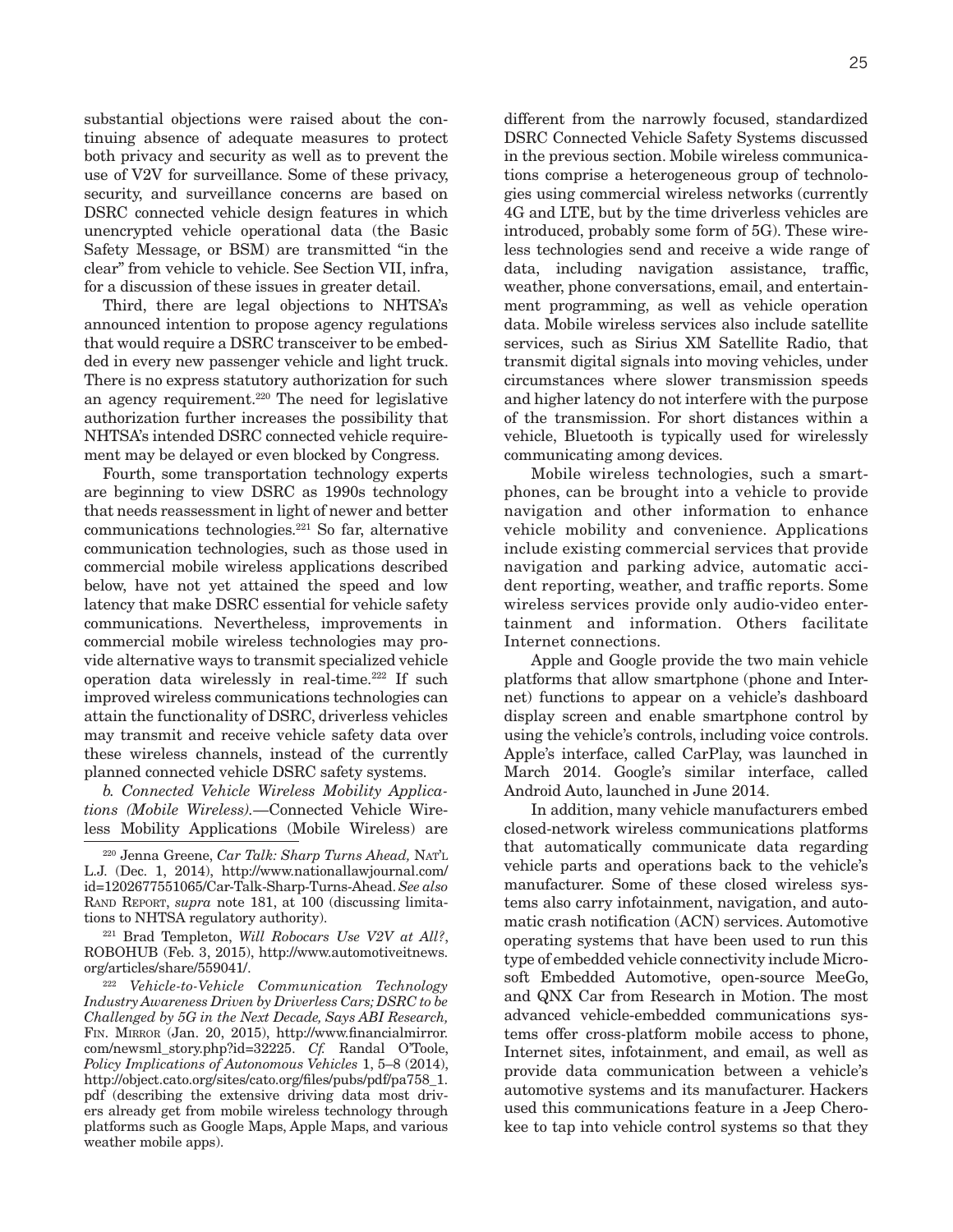substantial objections were raised about the continuing absence of adequate measures to protect both privacy and security as well as to prevent the use of V2V for surveillance. Some of these privacy, security, and surveillance concerns are based on DSRC connected vehicle design features in which unencrypted vehicle operational data (the Basic Safety Message, or BSM) are transmitted "in the clear" from vehicle to vehicle. See Section VII, infra, for a discussion of these issues in greater detail.

Third, there are legal objections to NHTSA's announced intention to propose agency regulations that would require a DSRC transceiver to be embedded in every new passenger vehicle and light truck. There is no express statutory authorization for such an agency requirement.[220] The need for legislative authorization further increases the possibility that NHTSA's intended DSRC connected vehicle requirement may be delayed or even blocked by Congress.

Fourth, some transportation technology experts are beginning to view DSRC as 1990s technology that needs reassessment in light of newer and better communications technologies.[221] So far, alternative communication technologies, such as those used in commercial mobile wireless applications described below, have not yet attained the speed and low latency that make DSRC essential for vehicle safety communications. Nevertheless, improvements in commercial mobile wireless technologies may provide alternative ways to transmit specialized vehicle operation data wirelessly in real-time.[222] If such improved wireless communications technologies can attain the functionality of DSRC, driverless vehicles may transmit and receive vehicle safety data over these wireless channels, instead of the currently planned connected vehicle DSRC safety systems.

*b. Connected Vehicle Wireless Mobility Applications (Mobile Wireless).*—Connected Vehicle Wireless Mobility Applications (Mobile Wireless) are different from the narrowly focused, standardized DSRC Connected Vehicle Safety Systems discussed in the previous section. Mobile wireless communications comprise a heterogeneous group of technologies using commercial wireless networks (currently 4G and LTE, but by the time driverless vehicles are introduced, probably some form of 5G). These wireless technologies send and receive a wide range of data, including navigation assistance, traffic, weather, phone conversations, email, and entertainment programming, as well as vehicle operation data. Mobile wireless services also include satellite services, such as Sirius XM Satellite Radio, that transmit digital signals into moving vehicles, under circumstances where slower transmission speeds and higher latency do not interfere with the purpose of the transmission. For short distances within a vehicle, Bluetooth is typically used for wirelessly communicating among devices.

Mobile wireless technologies, such a smartphones, can be brought into a vehicle to provide navigation and other information to enhance vehicle mobility and convenience. Applications include existing commercial services that provide navigation and parking advice, automatic accident reporting, weather, and traffic reports. Some wireless services provide only audio-video entertainment and information. Others facilitate Internet connections.

Apple and Google provide the two main vehicle platforms that allow smartphone (phone and Internet) functions to appear on a vehicle's dashboard display screen and enable smartphone control by using the vehicle's controls, including voice controls. Apple's interface, called CarPlay, was launched in March 2014. Google's similar interface, called Android Auto, launched in June 2014.

In addition, many vehicle manufacturers embed closed-network wireless communications platforms that automatically communicate data regarding vehicle parts and operations back to the vehicle's manufacturer. Some of these closed wireless systems also carry infotainment, navigation, and automatic crash notification (ACN) services. Automotive operating systems that have been used to run this type of embedded vehicle connectivity include Microsoft Embedded Automotive, open-source MeeGo, and QNX Car from Research in Motion. The most advanced vehicle-embedded communications systems offer cross-platform mobile access to phone, Internet sites, infotainment, and email, as well as provide data communication between a vehicle's automotive systems and its manufacturer. Hackers used this communications feature in a Jeep Cherokee to tap into vehicle control systems so that they

---

[220] Jenna Greene, *Car Talk: Sharp Turns Ahead,* NAT'L L.J. (Dec. 1, 2014), http://www.nationallawjournal.com/id=1202677551065/Car-Talk-Sharp-Turns-Ahead. *See also* RAND REPORT, *supra* note 181, at 100 (discussing limitations to NHTSA regulatory authority).

[221] Brad Templeton, *Will Robocars Use V2V at All?*, ROBOHUB (Feb. 3, 2015), http://www.automotiveitnews.org/articles/share/559041/.

[222] *Vehicle-to-Vehicle Communication Technology Industry Awareness Driven by Driverless Cars; DSRC to be Challenged by 5G in the Next Decade, Says ABI Research,* FIN. MIRROR (Jan. 20, 2015), http://www.financialmirror.com/newsml_story.php?id=32225. *Cf.* Randal O'Toole, *Policy Implications of Autonomous Vehicles* 1, 5–8 (2014), http://object.cato.org/sites/cato.org/files/pubs/pdf/pa758_1.pdf (describing the extensive driving data most drivers already get from mobile wireless technology through platforms such as Google Maps, Apple Maps, and various weather mobile apps).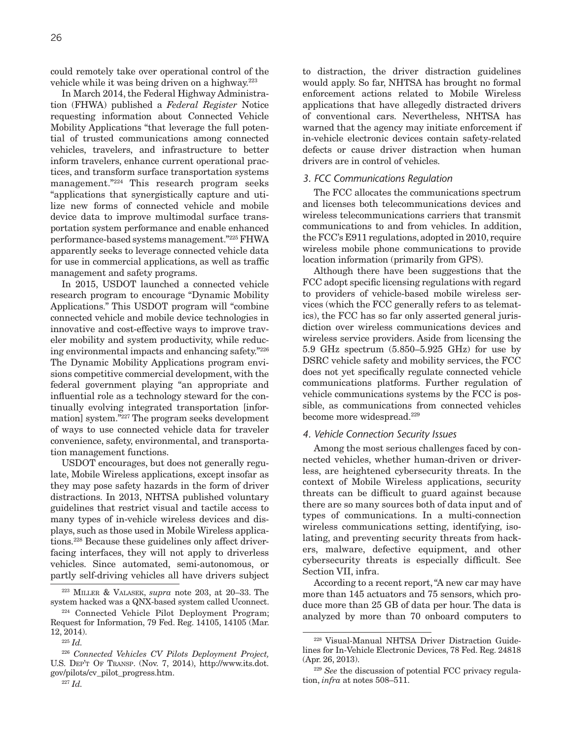could remotely take over operational control of the vehicle while it was being driven on a highway.[223]

In March 2014, the Federal Highway Administration (FHWA) published a *Federal Register* Notice requesting information about Connected Vehicle Mobility Applications "that leverage the full potential of trusted communications among connected vehicles, travelers, and infrastructure to better inform travelers, enhance current operational practices, and transform surface transportation systems management."[224] This research program seeks "applications that synergistically capture and utilize new forms of connected vehicle and mobile device data to improve multimodal surface transportation system performance and enable enhanced performance-based systems management."[225] FHWA apparently seeks to leverage connected vehicle data for use in commercial applications, as well as traffic management and safety programs.

In 2015, USDOT launched a connected vehicle research program to encourage "Dynamic Mobility Applications." This USDOT program will "combine connected vehicle and mobile device technologies in innovative and cost-effective ways to improve traveler mobility and system productivity, while reducing environmental impacts and enhancing safety."[226] The Dynamic Mobility Applications program envisions competitive commercial development, with the federal government playing "an appropriate and influential role as a technology steward for the continually evolving integrated transportation [information] system."[227] The program seeks development of ways to use connected vehicle data for traveler convenience, safety, environmental, and transportation management functions.

USDOT encourages, but does not generally regulate, Mobile Wireless applications, except insofar as they may pose safety hazards in the form of driver distractions. In 2013, NHTSA published voluntary guidelines that restrict visual and tactile access to many types of in-vehicle wireless devices and displays, such as those used in Mobile Wireless applications.[228] Because these guidelines only affect driver-facing interfaces, they will not apply to driverless vehicles. Since automated, semi-autonomous, or partly self-driving vehicles all have drivers subject to distraction, the driver distraction guidelines would apply. So far, NHTSA has brought no formal enforcement actions related to Mobile Wireless applications that have allegedly distracted drivers of conventional cars. Nevertheless, NHTSA has warned that the agency may initiate enforcement if in-vehicle electronic devices contain safety-related defects or cause driver distraction when human drivers are in control of vehicles.

### 3. FCC Communications Regulation

The FCC allocates the communications spectrum and licenses both telecommunications devices and wireless telecommunications carriers that transmit communications to and from vehicles. In addition, the FCC's E911 regulations, adopted in 2010, require wireless mobile phone communications to provide location information (primarily from GPS).

Although there have been suggestions that the FCC adopt specific licensing regulations with regard to providers of vehicle-based mobile wireless services (which the FCC generally refers to as telematics), the FCC has so far only asserted general jurisdiction over wireless communications devices and wireless service providers. Aside from licensing the 5.9 GHz spectrum (5.850–5.925 GHz) for use by DSRC vehicle safety and mobility services, the FCC does not yet specifically regulate connected vehicle communications platforms. Further regulation of vehicle communications systems by the FCC is possible, as communications from connected vehicles become more widespread.[229]

### 4. Vehicle Connection Security Issues

Among the most serious challenges faced by connected vehicles, whether human-driven or driverless, are heightened cybersecurity threats. In the context of Mobile Wireless applications, security threats can be difficult to guard against because there are so many sources both of data input and of types of communications. In a multi-connection wireless communications setting, identifying, isolating, and preventing security threats from hackers, malware, defective equipment, and other cybersecurity threats is especially difficult. See Section VII, infra.

According to a recent report, "A new car may have more than 145 actuators and 75 sensors, which produce more than 25 GB of data per hour. The data is analyzed by more than 70 onboard computers to

---

[223] Miller & Valasek, *supra* note 203, at 20–33. The system hacked was a QNX-based system called Uconnect.

[224] Connected Vehicle Pilot Deployment Program; Request for Information, 79 Fed. Reg. 14105, 14105 (Mar. 12, 2014).

[225] *Id.*

[226] *Connected Vehicles CV Pilots Deployment Project,* U.S. Dep't Of Transp. (Nov. 7, 2014), http://www.its.dot.gov/pilots/cv_pilot_progress.htm.

[227] *Id.*

[228] Visual-Manual NHTSA Driver Distraction Guidelines for In-Vehicle Electronic Devices, 78 Fed. Reg. 24818 (Apr. 26, 2013).

[229] *See* the discussion of potential FCC privacy regulation, *infra* at notes 508–511.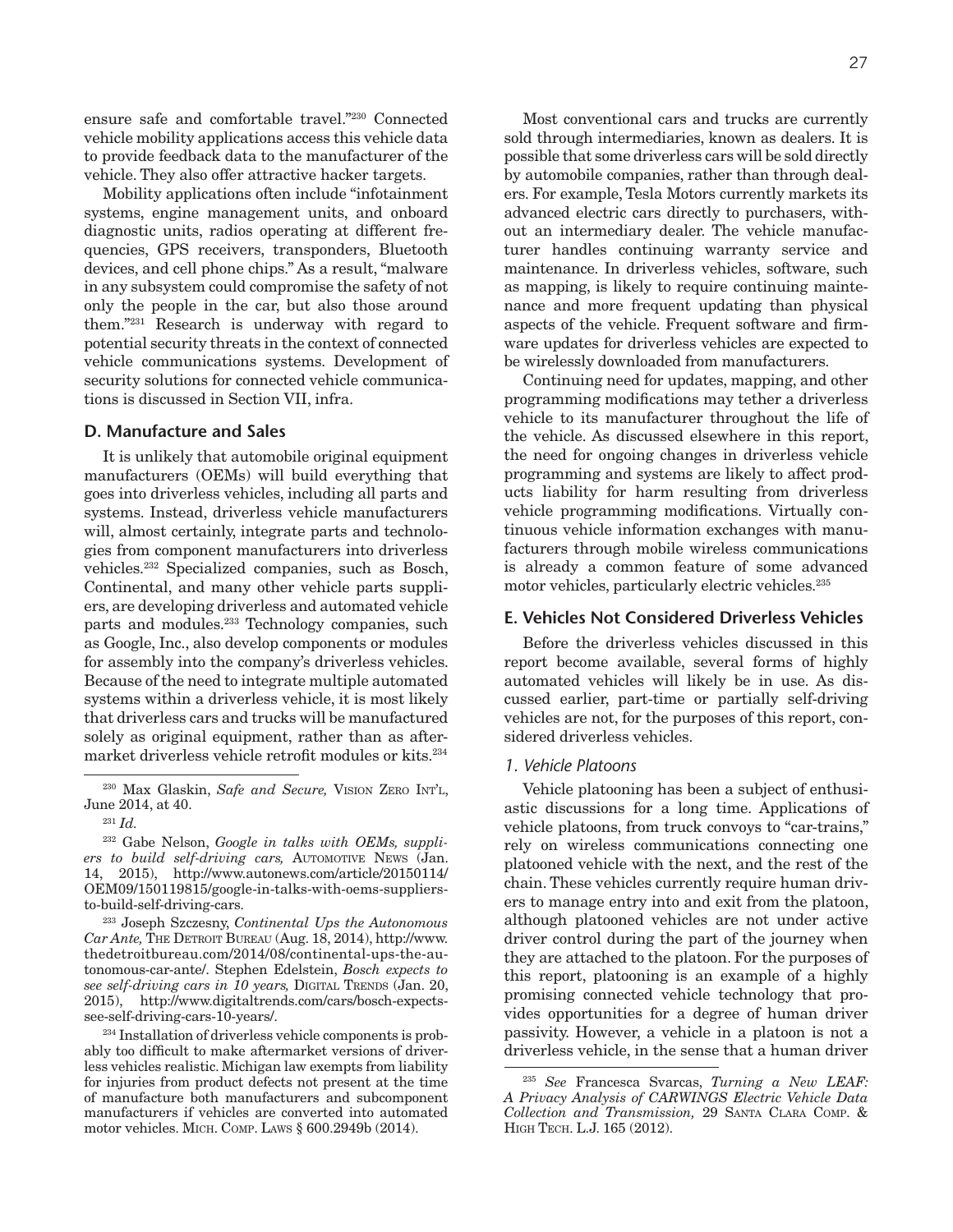ensure safe and comfortable travel."[230] Connected vehicle mobility applications access this vehicle data to provide feedback data to the manufacturer of the vehicle. They also offer attractive hacker targets.

Mobility applications often include "infotainment systems, engine management units, and onboard diagnostic units, radios operating at different frequencies, GPS receivers, transponders, Bluetooth devices, and cell phone chips." As a result, "malware in any subsystem could compromise the safety of not only the people in the car, but also those around them."[231] Research is underway with regard to potential security threats in the context of connected vehicle communications systems. Development of security solutions for connected vehicle communications is discussed in Section VII, infra.

### D. Manufacture and Sales

It is unlikely that automobile original equipment manufacturers (OEMs) will build everything that goes into driverless vehicles, including all parts and systems. Instead, driverless vehicle manufacturers will, almost certainly, integrate parts and technologies from component manufacturers into driverless vehicles.[232] Specialized companies, such as Bosch, Continental, and many other vehicle parts suppliers, are developing driverless and automated vehicle parts and modules.[233] Technology companies, such as Google, Inc., also develop components or modules for assembly into the company's driverless vehicles. Because of the need to integrate multiple automated systems within a driverless vehicle, it is most likely that driverless cars and trucks will be manufactured solely as original equipment, rather than as aftermarket driverless vehicle retrofit modules or kits.[234]

Most conventional cars and trucks are currently sold through intermediaries, known as dealers. It is possible that some driverless cars will be sold directly by automobile companies, rather than through dealers. For example, Tesla Motors currently markets its advanced electric cars directly to purchasers, without an intermediary dealer. The vehicle manufacturer handles continuing warranty service and maintenance. In driverless vehicles, software, such as mapping, is likely to require continuing maintenance and more frequent updating than physical aspects of the vehicle. Frequent software and firmware updates for driverless vehicles are expected to be wirelessly downloaded from manufacturers.

Continuing need for updates, mapping, and other programming modifications may tether a driverless vehicle to its manufacturer throughout the life of the vehicle. As discussed elsewhere in this report, the need for ongoing changes in driverless vehicle programming and systems are likely to affect products liability for harm resulting from driverless vehicle programming modifications. Virtually continuous vehicle information exchanges with manufacturers through mobile wireless communications is already a common feature of some advanced motor vehicles, particularly electric vehicles.[235]

### E. Vehicles Not Considered Driverless Vehicles

Before the driverless vehicles discussed in this report become available, several forms of highly automated vehicles will likely be in use. As discussed earlier, part-time or partially self-driving vehicles are not, for the purposes of this report, considered driverless vehicles.

#### *1. Vehicle Platoons*

Vehicle platooning has been a subject of enthusiastic discussions for a long time. Applications of vehicle platoons, from truck convoys to "car-trains," rely on wireless communications connecting one platooned vehicle with the next, and the rest of the chain. These vehicles currently require human drivers to manage entry into and exit from the platoon, although platooned vehicles are not under active driver control during the part of the journey when they are attached to the platoon. For the purposes of this report, platooning is an example of a highly promising connected vehicle technology that provides opportunities for a degree of human driver passivity. However, a vehicle in a platoon is not a driverless vehicle, in the sense that a human driver

---

[230] Max Glaskin, *Safe and Secure,* VISION ZERO INT'L, June 2014, at 40.

[231] *Id.*

[232] Gabe Nelson, *Google in talks with OEMs, suppliers to build self-driving cars,* AUTOMOTIVE NEWS (Jan. 14, 2015), http://www.autonews.com/article/20150114/OEM09/150119815/google-in-talks-with-oems-suppliers-to-build-self-driving-cars.

[233] Joseph Szczesny, *Continental Ups the Autonomous Car Ante,* THE DETROIT BUREAU (Aug. 18, 2014), http://www.thedetroitbureau.com/2014/08/continental-ups-the-autonomous-car-ante/. Stephen Edelstein, *Bosch expects to see self-driving cars in 10 years,* DIGITAL TRENDS (Jan. 20, 2015), http://www.digitaltrends.com/cars/bosch-expects-see-self-driving-cars-10-years/.

[234] Installation of driverless vehicle components is probably too difficult to make aftermarket versions of driverless vehicles realistic. Michigan law exempts from liability for injuries from product defects not present at the time of manufacture both manufacturers and subcomponent manufacturers if vehicles are converted into automated motor vehicles. MICH. COMP. LAWS § 600.2949b (2014).

[235] *See* Francesca Svarcas, *Turning a New LEAF: A Privacy Analysis of CARWINGS Electric Vehicle Data Collection and Transmission,* 29 SANTA CLARA COMP. & HIGH TECH. L.J. 165 (2012).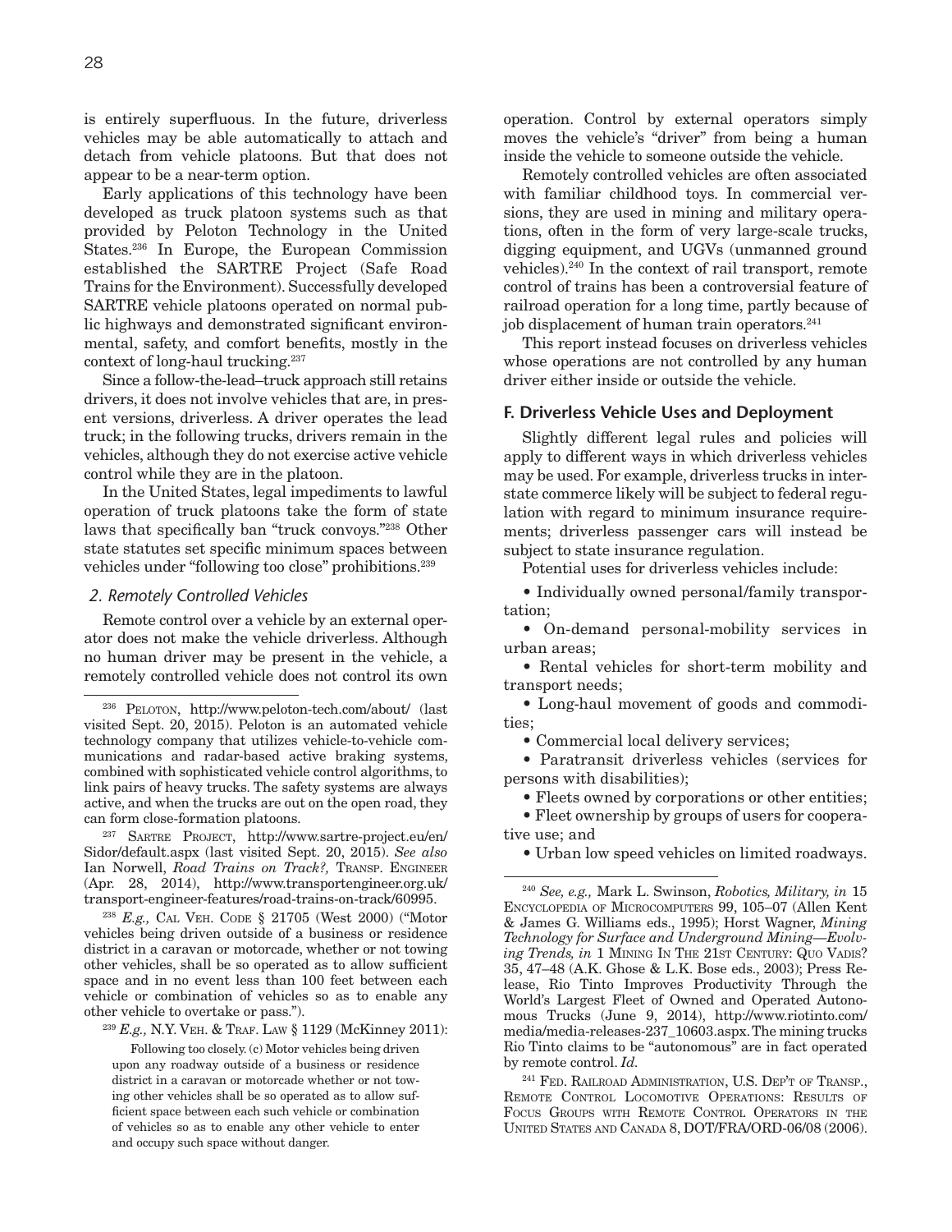is entirely superfluous. In the future, driverless vehicles may be able automatically to attach and detach from vehicle platoons. But that does not appear to be a near-term option.

Early applications of this technology have been developed as truck platoon systems such as that provided by Peloton Technology in the United States.[236] In Europe, the European Commission established the SARTRE Project (Safe Road Trains for the Environment). Successfully developed SARTRE vehicle platoons operated on normal public highways and demonstrated significant environmental, safety, and comfort benefits, mostly in the context of long-haul trucking.[237]

Since a follow-the-lead–truck approach still retains drivers, it does not involve vehicles that are, in present versions, driverless. A driver operates the lead truck; in the following trucks, drivers remain in the vehicles, although they do not exercise active vehicle control while they are in the platoon.

In the United States, legal impediments to lawful operation of truck platoons take the form of state laws that specifically ban "truck convoys."[238] Other state statutes set specific minimum spaces between vehicles under "following too close" prohibitions.[239]

### *2. Remotely Controlled Vehicles*

Remote control over a vehicle by an external operator does not make the vehicle driverless. Although no human driver may be present in the vehicle, a remotely controlled vehicle does not control its own operation. Control by external operators simply moves the vehicle's "driver" from being a human inside the vehicle to someone outside the vehicle.

Remotely controlled vehicles are often associated with familiar childhood toys. In commercial versions, they are used in mining and military operations, often in the form of very large-scale trucks, digging equipment, and UGVs (unmanned ground vehicles).[240] In the context of rail transport, remote control of trains has been a controversial feature of railroad operation for a long time, partly because of job displacement of human train operators.[241]

This report instead focuses on driverless vehicles whose operations are not controlled by any human driver either inside or outside the vehicle.

## F. Driverless Vehicle Uses and Deployment

Slightly different legal rules and policies will apply to different ways in which driverless vehicles may be used. For example, driverless trucks in interstate commerce likely will be subject to federal regulation with regard to minimum insurance requirements; driverless passenger cars will instead be subject to state insurance regulation.

Potential uses for driverless vehicles include:

- Individually owned personal/family transportation;
- On-demand personal-mobility services in urban areas;
- Rental vehicles for short-term mobility and transport needs;
- Long-haul movement of goods and commodities;
- Commercial local delivery services;
- Paratransit driverless vehicles (services for persons with disabilities);
- Fleets owned by corporations or other entities;
- Fleet ownership by groups of users for cooperative use; and
- Urban low speed vehicles on limited roadways.

---

[236] Peloton, http://www.peloton-tech.com/about/ (last visited Sept. 20, 2015). Peloton is an automated vehicle technology company that utilizes vehicle-to-vehicle communications and radar-based active braking systems, combined with sophisticated vehicle control algorithms, to link pairs of heavy trucks. The safety systems are always active, and when the trucks are out on the open road, they can form close-formation platoons.

[237] Sartre Project, http://www.sartre-project.eu/en/Sidor/default.aspx (last visited Sept. 20, 2015). *See also* Ian Norwell, *Road Trains on Track?,* Transp. Engineer (Apr. 28, 2014), http://www.transportengineer.org.uk/transport-engineer-features/road-trains-on-track/60995.

[238] *E.g.,* Cal Veh. Code § 21705 (West 2000) ("Motor vehicles being driven outside of a business or residence district in a caravan or motorcade, whether or not towing other vehicles, shall be so operated as to allow sufficient space and in no event less than 100 feet between each vehicle or combination of vehicles so as to enable any other vehicle to overtake or pass.").

[239] *E.g.,* N.Y. Veh. & Traf. Law § 1129 (McKinney 2011):

> Following too closely. (c) Motor vehicles being driven upon any roadway outside of a business or residence district in a caravan or motorcade whether or not towing other vehicles shall be so operated as to allow sufficient space between each such vehicle or combination of vehicles so as to enable any other vehicle to enter and occupy such space without danger.

[240] *See, e.g.,* Mark L. Swinson, *Robotics, Military, in* 15 Encyclopedia of Microcomputers 99, 105–07 (Allen Kent & James G. Williams eds., 1995); Horst Wagner, *Mining Technology for Surface and Underground Mining—Evolving Trends, in* 1 Mining In The 21st Century: Quo Vadis? 35, 47–48 (A.K. Ghose & L.K. Bose eds., 2003); Press Release, Rio Tinto Improves Productivity Through the World's Largest Fleet of Owned and Operated Autonomous Trucks (June 9, 2014), http://www.riotinto.com/media/media-releases-237_10603.aspx. The mining trucks Rio Tinto claims to be "autonomous" are in fact operated by remote control. *Id.*

[241] Fed. Railroad Administration, U.S. Dep't of Transp., Remote Control Locomotive Operations: Results of Focus Groups with Remote Control Operators in the United States and Canada 8, DOT/FRA/ORD-06/08 (2006).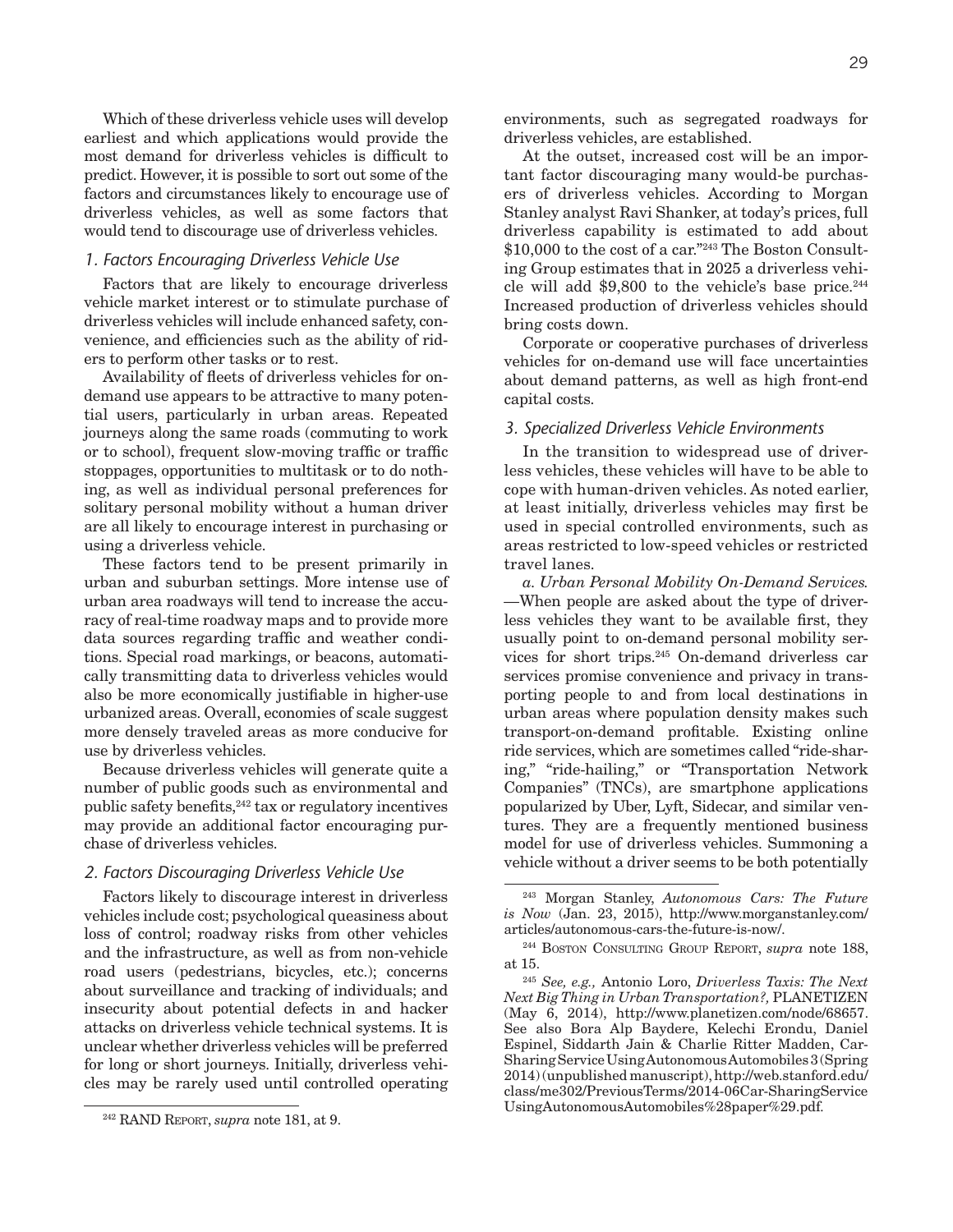Which of these driverless vehicle uses will develop earliest and which applications would provide the most demand for driverless vehicles is difficult to predict. However, it is possible to sort out some of the factors and circumstances likely to encourage use of driverless vehicles, as well as some factors that would tend to discourage use of driverless vehicles.

### *1. Factors Encouraging Driverless Vehicle Use*

Factors that are likely to encourage driverless vehicle market interest or to stimulate purchase of driverless vehicles will include enhanced safety, convenience, and efficiencies such as the ability of riders to perform other tasks or to rest.

Availability of fleets of driverless vehicles for on-demand use appears to be attractive to many potential users, particularly in urban areas. Repeated journeys along the same roads (commuting to work or to school), frequent slow-moving traffic or traffic stoppages, opportunities to multitask or to do nothing, as well as individual personal preferences for solitary personal mobility without a human driver are all likely to encourage interest in purchasing or using a driverless vehicle.

These factors tend to be present primarily in urban and suburban settings. More intense use of urban area roadways will tend to increase the accuracy of real-time roadway maps and to provide more data sources regarding traffic and weather conditions. Special road markings, or beacons, automatically transmitting data to driverless vehicles would also be more economically justifiable in higher-use urbanized areas. Overall, economies of scale suggest more densely traveled areas as more conducive for use by driverless vehicles.

Because driverless vehicles will generate quite a number of public goods such as environmental and public safety benefits,[242] tax or regulatory incentives may provide an additional factor encouraging purchase of driverless vehicles.

### *2. Factors Discouraging Driverless Vehicle Use*

Factors likely to discourage interest in driverless vehicles include cost; psychological queasiness about loss of control; roadway risks from other vehicles and the infrastructure, as well as from non-vehicle road users (pedestrians, bicycles, etc.); concerns about surveillance and tracking of individuals; and insecurity about potential defects in and hacker attacks on driverless vehicle technical systems. It is unclear whether driverless vehicles will be preferred for long or short journeys. Initially, driverless vehicles may be rarely used until controlled operating environments, such as segregated roadways for driverless vehicles, are established.

At the outset, increased cost will be an important factor discouraging many would-be purchasers of driverless vehicles. According to Morgan Stanley analyst Ravi Shanker, at today's prices, full driverless capability is estimated to add about $10,000 to the cost of a car."[243] The Boston Consulting Group estimates that in 2025 a driverless vehicle will add $9,800 to the vehicle's base price.[244] Increased production of driverless vehicles should bring costs down.

Corporate or cooperative purchases of driverless vehicles for on-demand use will face uncertainties about demand patterns, as well as high front-end capital costs.

### *3. Specialized Driverless Vehicle Environments*

In the transition to widespread use of driverless vehicles, these vehicles will have to be able to cope with human-driven vehicles. As noted earlier, at least initially, driverless vehicles may first be used in special controlled environments, such as areas restricted to low-speed vehicles or restricted travel lanes.

*a. Urban Personal Mobility On-Demand Services.*—When people are asked about the type of driverless vehicles they want to be available first, they usually point to on-demand personal mobility services for short trips.[245] On-demand driverless car services promise convenience and privacy in transporting people to and from local destinations in urban areas where population density makes such transport-on-demand profitable. Existing online ride services, which are sometimes called "ride-sharing," "ride-hailing," or "Transportation Network Companies" (TNCs), are smartphone applications popularized by Uber, Lyft, Sidecar, and similar ventures. They are a frequently mentioned business model for use of driverless vehicles. Summoning a vehicle without a driver seems to be both potentially

---

[242] RAND Report, *supra* note 181, at 9.

[243] Morgan Stanley, *Autonomous Cars: The Future is Now* (Jan. 23, 2015), http://www.morganstanley.com/articles/autonomous-cars-the-future-is-now/.

[244] Boston Consulting Group Report, *supra* note 188, at 15.

[245] *See, e.g.,* Antonio Loro, *Driverless Taxis: The Next Next Big Thing in Urban Transportation?,* PLANETIZEN (May 6, 2014), http://www.planetizen.com/node/68657. See also Bora Alp Baydere, Kelechi Erondu, Daniel Espinel, Siddarth Jain & Charlie Ritter Madden, Car-Sharing Service Using Autonomous Automobiles 3 (Spring 2014) (unpublished manuscript), http://web.stanford.edu/class/me302/PreviousTerms/2014-06Car-SharingServiceUsingAutonomousAutomobiles%28paper%29.pdf.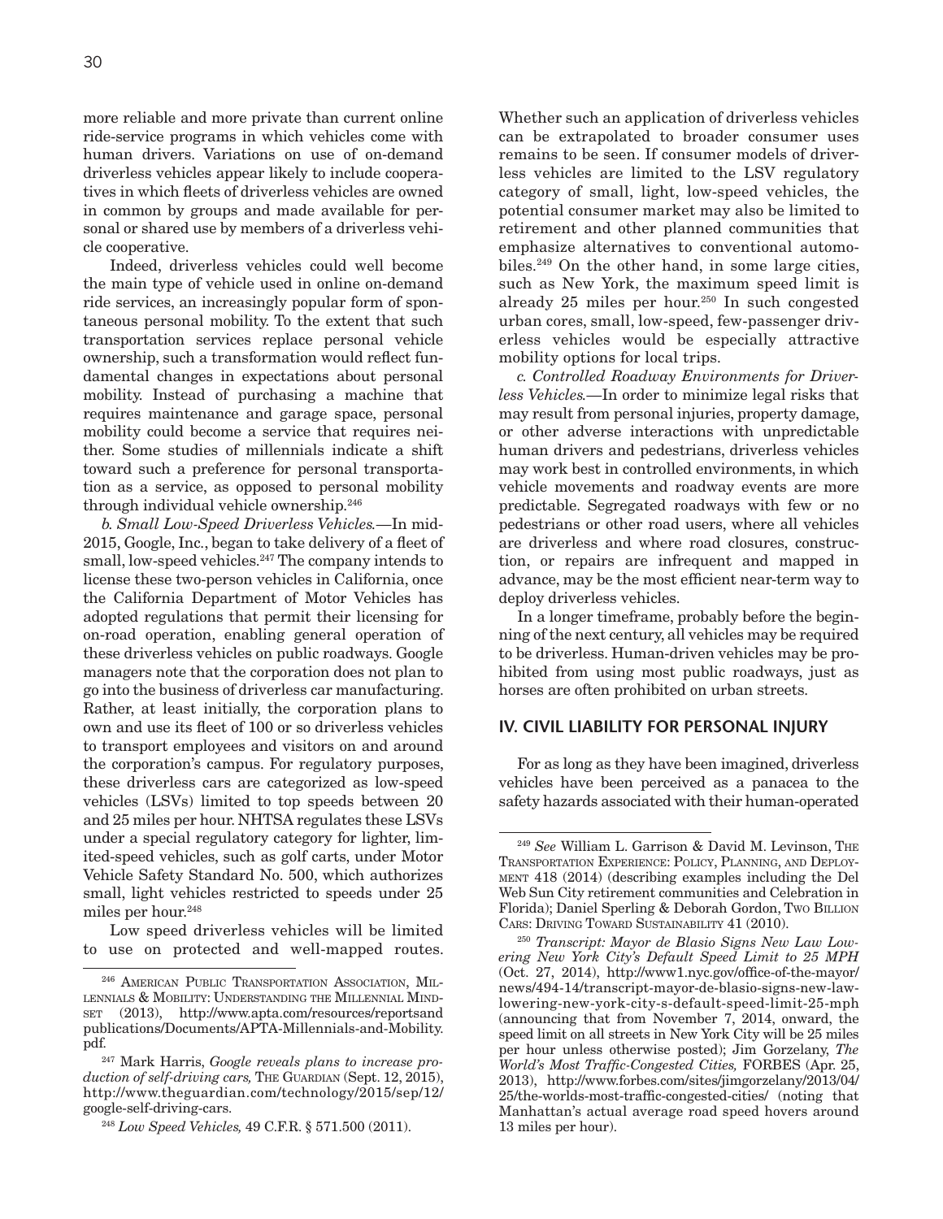more reliable and more private than current online ride-service programs in which vehicles come with human drivers. Variations on use of on-demand driverless vehicles appear likely to include cooperatives in which fleets of driverless vehicles are owned in common by groups and made available for personal or shared use by members of a driverless vehicle cooperative.

Indeed, driverless vehicles could well become the main type of vehicle used in online on-demand ride services, an increasingly popular form of spontaneous personal mobility. To the extent that such transportation services replace personal vehicle ownership, such a transformation would reflect fundamental changes in expectations about personal mobility. Instead of purchasing a machine that requires maintenance and garage space, personal mobility could become a service that requires neither. Some studies of millennials indicate a shift toward such a preference for personal transportation as a service, as opposed to personal mobility through individual vehicle ownership.[246]

*b. Small Low-Speed Driverless Vehicles.*—In mid-2015, Google, Inc., began to take delivery of a fleet of small, low-speed vehicles.[247] The company intends to license these two-person vehicles in California, once the California Department of Motor Vehicles has adopted regulations that permit their licensing for on-road operation, enabling general operation of these driverless vehicles on public roadways. Google managers note that the corporation does not plan to go into the business of driverless car manufacturing. Rather, at least initially, the corporation plans to own and use its fleet of 100 or so driverless vehicles to transport employees and visitors on and around the corporation's campus. For regulatory purposes, these driverless cars are categorized as low-speed vehicles (LSVs) limited to top speeds between 20 and 25 miles per hour. NHTSA regulates these LSVs under a special regulatory category for lighter, limited-speed vehicles, such as golf carts, under Motor Vehicle Safety Standard No. 500, which authorizes small, light vehicles restricted to speeds under 25 miles per hour.[248]

Low speed driverless vehicles will be limited to use on protected and well-mapped routes. Whether such an application of driverless vehicles can be extrapolated to broader consumer uses remains to be seen. If consumer models of driverless vehicles are limited to the LSV regulatory category of small, light, low-speed vehicles, the potential consumer market may also be limited to retirement and other planned communities that emphasize alternatives to conventional automobiles.[249] On the other hand, in some large cities, such as New York, the maximum speed limit is already 25 miles per hour.[250] In such congested urban cores, small, low-speed, few-passenger driverless vehicles would be especially attractive mobility options for local trips.

*c. Controlled Roadway Environments for Driverless Vehicles.*—In order to minimize legal risks that may result from personal injuries, property damage, or other adverse interactions with unpredictable human drivers and pedestrians, driverless vehicles may work best in controlled environments, in which vehicle movements and roadway events are more predictable. Segregated roadways with few or no pedestrians or other road users, where all vehicles are driverless and where road closures, construction, or repairs are infrequent and mapped in advance, may be the most efficient near-term way to deploy driverless vehicles.

In a longer timeframe, probably before the beginning of the next century, all vehicles may be required to be driverless. Human-driven vehicles may be prohibited from using most public roadways, just as horses are often prohibited on urban streets.

## IV. CIVIL LIABILITY FOR PERSONAL INJURY

For as long as they have been imagined, driverless vehicles have been perceived as a panacea to the safety hazards associated with their human-operated

---

[246] AMERICAN PUBLIC TRANSPORTATION ASSOCIATION, MILLENNIALS & MOBILITY: UNDERSTANDING THE MILLENNIAL MINDSET (2013), http://www.apta.com/resources/reportsandpublications/Documents/APTA-Millennials-and-Mobility.pdf.

[247] Mark Harris, *Google reveals plans to increase production of self-driving cars,* THE GUARDIAN (Sept. 12, 2015), http://www.theguardian.com/technology/2015/sep/12/google-self-driving-cars.

[248] *Low Speed Vehicles,* 49 C.F.R. § 571.500 (2011).

[249] *See* William L. Garrison & David M. Levinson, THE TRANSPORTATION EXPERIENCE: POLICY, PLANNING, AND DEPLOYMENT 418 (2014) (describing examples including the Del Web Sun City retirement communities and Celebration in Florida); Daniel Sperling & Deborah Gordon, TWO BILLION CARS: DRIVING TOWARD SUSTAINABILITY 41 (2010).

[250] *Transcript: Mayor de Blasio Signs New Law Lowering New York City's Default Speed Limit to 25 MPH* (Oct. 27, 2014), http://www1.nyc.gov/office-of-the-mayor/news/494-14/transcript-mayor-de-blasio-signs-new-law-lowering-new-york-city-s-default-speed-limit-25-mph (announcing that from November 7, 2014, onward, the speed limit on all streets in New York City will be 25 miles per hour unless otherwise posted); Jim Gorzelany, *The World's Most Traffic-Congested Cities,* FORBES (Apr. 25, 2013), http://www.forbes.com/sites/jimgorzelany/2013/04/25/the-worlds-most-traffic-congested-cities/ (noting that Manhattan's actual average road speed hovers around 13 miles per hour).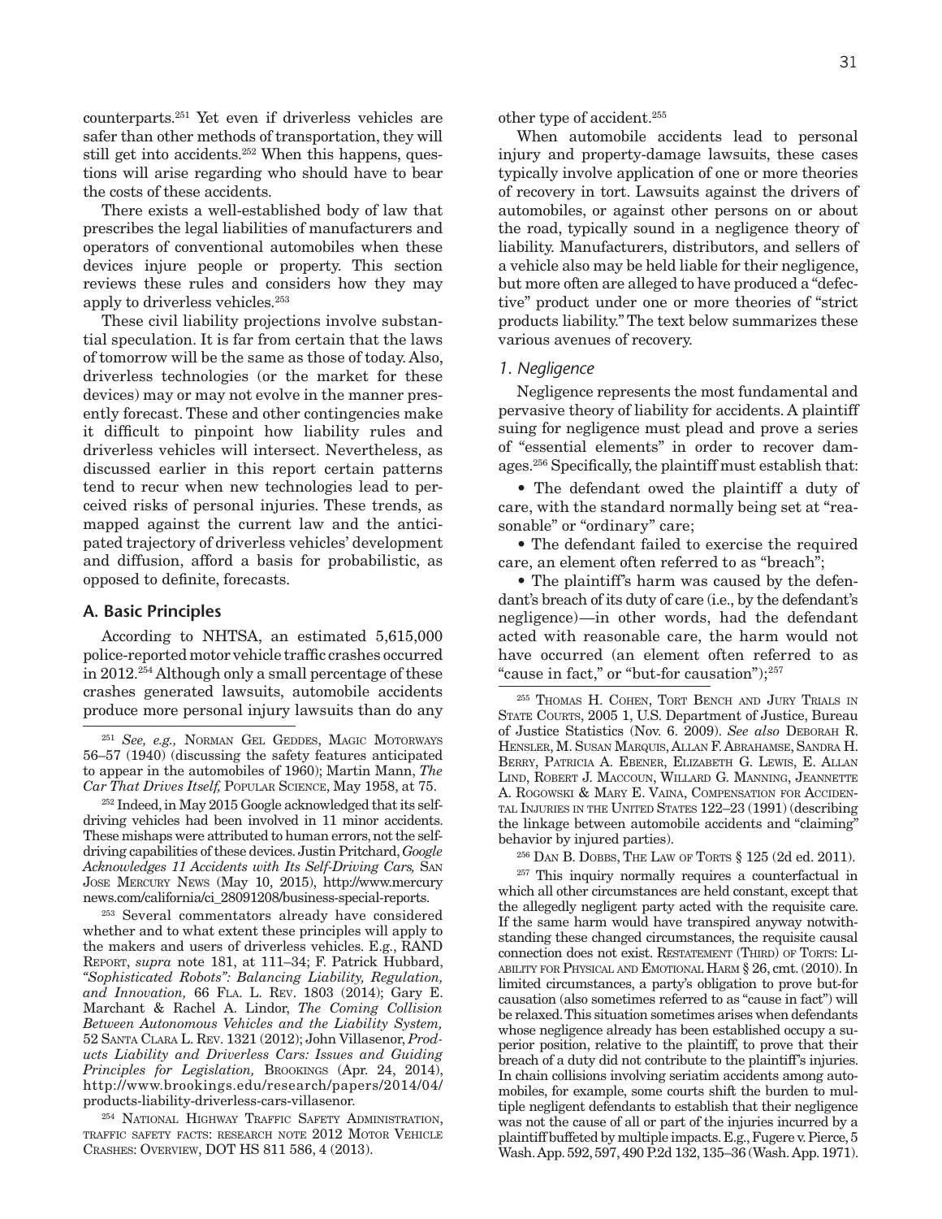counterparts.[251] Yet even if driverless vehicles are safer than other methods of transportation, they will still get into accidents.[252] When this happens, questions will arise regarding who should have to bear the costs of these accidents.

There exists a well-established body of law that prescribes the legal liabilities of manufacturers and operators of conventional automobiles when these devices injure people or property. This section reviews these rules and considers how they may apply to driverless vehicles.[253]

These civil liability projections involve substantial speculation. It is far from certain that the laws of tomorrow will be the same as those of today. Also, driverless technologies (or the market for these devices) may or may not evolve in the manner presently forecast. These and other contingencies make it difficult to pinpoint how liability rules and driverless vehicles will intersect. Nevertheless, as discussed earlier in this report certain patterns tend to recur when new technologies lead to perceived risks of personal injuries. These trends, as mapped against the current law and the anticipated trajectory of driverless vehicles' development and diffusion, afford a basis for probabilistic, as opposed to definite, forecasts.

### A. Basic Principles

According to NHTSA, an estimated 5,615,000 police-reported motor vehicle traffic crashes occurred in 2012.[254] Although only a small percentage of these crashes generated lawsuits, automobile accidents produce more personal injury lawsuits than do any other type of accident.[255]

When automobile accidents lead to personal injury and property-damage lawsuits, these cases typically involve application of one or more theories of recovery in tort. Lawsuits against the drivers of automobiles, or against other persons on or about the road, typically sound in a negligence theory of liability. Manufacturers, distributors, and sellers of a vehicle also may be held liable for their negligence, but more often are alleged to have produced a "defective" product under one or more theories of "strict products liability." The text below summarizes these various avenues of recovery.

#### *1. Negligence*

Negligence represents the most fundamental and pervasive theory of liability for accidents. A plaintiff suing for negligence must plead and prove a series of "essential elements" in order to recover damages.[256] Specifically, the plaintiff must establish that:

- The defendant owed the plaintiff a duty of care, with the standard normally being set at "reasonable" or "ordinary" care;
- The defendant failed to exercise the required care, an element often referred to as "breach";
- The plaintiff's harm was caused by the defendant's breach of its duty of care (i.e., by the defendant's negligence)—in other words, had the defendant acted with reasonable care, the harm would not have occurred (an element often referred to as "cause in fact," or "but-for causation");[257]

---

[251] *See, e.g.,* Norman Gel Geddes, Magic Motorways 56–57 (1940) (discussing the safety features anticipated to appear in the automobiles of 1960); Martin Mann, *The Car That Drives Itself,* Popular Science, May 1958, at 75.

[252] Indeed, in May 2015 Google acknowledged that its self-driving vehicles had been involved in 11 minor accidents. These mishaps were attributed to human errors, not the self-driving capabilities of these devices. Justin Pritchard, *Google Acknowledges 11 Accidents with Its Self-Driving Cars,* San Jose Mercury News (May 10, 2015), http://www.mercury news.com/california/ci_28091208/business-special-reports.

[253] Several commentators already have considered whether and to what extent these principles will apply to the makers and users of driverless vehicles. E.g., RAND Report, *supra* note 181, at 111–34; F. Patrick Hubbard, *"Sophisticated Robots": Balancing Liability, Regulation, and Innovation,* 66 Fla. L. Rev. 1803 (2014); Gary E. Marchant & Rachel A. Lindor, *The Coming Collision Between Autonomous Vehicles and the Liability System,* 52 Santa Clara L. Rev. 1321 (2012); John Villasenor, *Products Liability and Driverless Cars: Issues and Guiding Principles for Legislation,* Brookings (Apr. 24, 2014), http://www.brookings.edu/research/papers/2014/04/products-liability-driverless-cars-villasenor.

[254] National Highway Traffic Safety Administration, traffic safety facts: research note 2012 Motor Vehicle Crashes: Overview, DOT HS 811 586, 4 (2013).

[255] Thomas H. Cohen, Tort Bench and Jury Trials in State Courts, 2005 1, U.S. Department of Justice, Bureau of Justice Statistics (Nov. 6. 2009). *See also* Deborah R. Hensler, M. Susan Marquis, Allan F. Abrahamse, Sandra H. Berry, Patricia A. Ebener, Elizabeth G. Lewis, E. Allan Lind, Robert J. Maccoun, Willard G. Manning, Jeannette A. Rogowski & Mary E. Vaina, Compensation for Accidental Injuries in the United States 122–23 (1991) (describing the linkage between automobile accidents and "claiming" behavior by injured parties).

[256] Dan B. Dobbs, The Law of Torts § 125 (2d ed. 2011).

[257] This inquiry normally requires a counterfactual in which all other circumstances are held constant, except that the allegedly negligent party acted with the requisite care. If the same harm would have transpired anyway notwithstanding these changed circumstances, the requisite causal connection does not exist. Restatement (Third) of Torts: Liability for Physical and Emotional Harm § 26, cmt. (2010). In limited circumstances, a party's obligation to prove but-for causation (also sometimes referred to as "cause in fact") will be relaxed. This situation sometimes arises when defendants whose negligence already has been established occupy a superior position, relative to the plaintiff, to prove that their breach of a duty did not contribute to the plaintiff's injuries. In chain collisions involving seriatim accidents among automobiles, for example, some courts shift the burden to multiple negligent defendants to establish that their negligence was not the cause of all or part of the injuries incurred by a plaintiff buffeted by multiple impacts. E.g., Fugere v. Pierce, 5 Wash. App. 592, 597, 490 P.2d 132, 135–36 (Wash. App. 1971).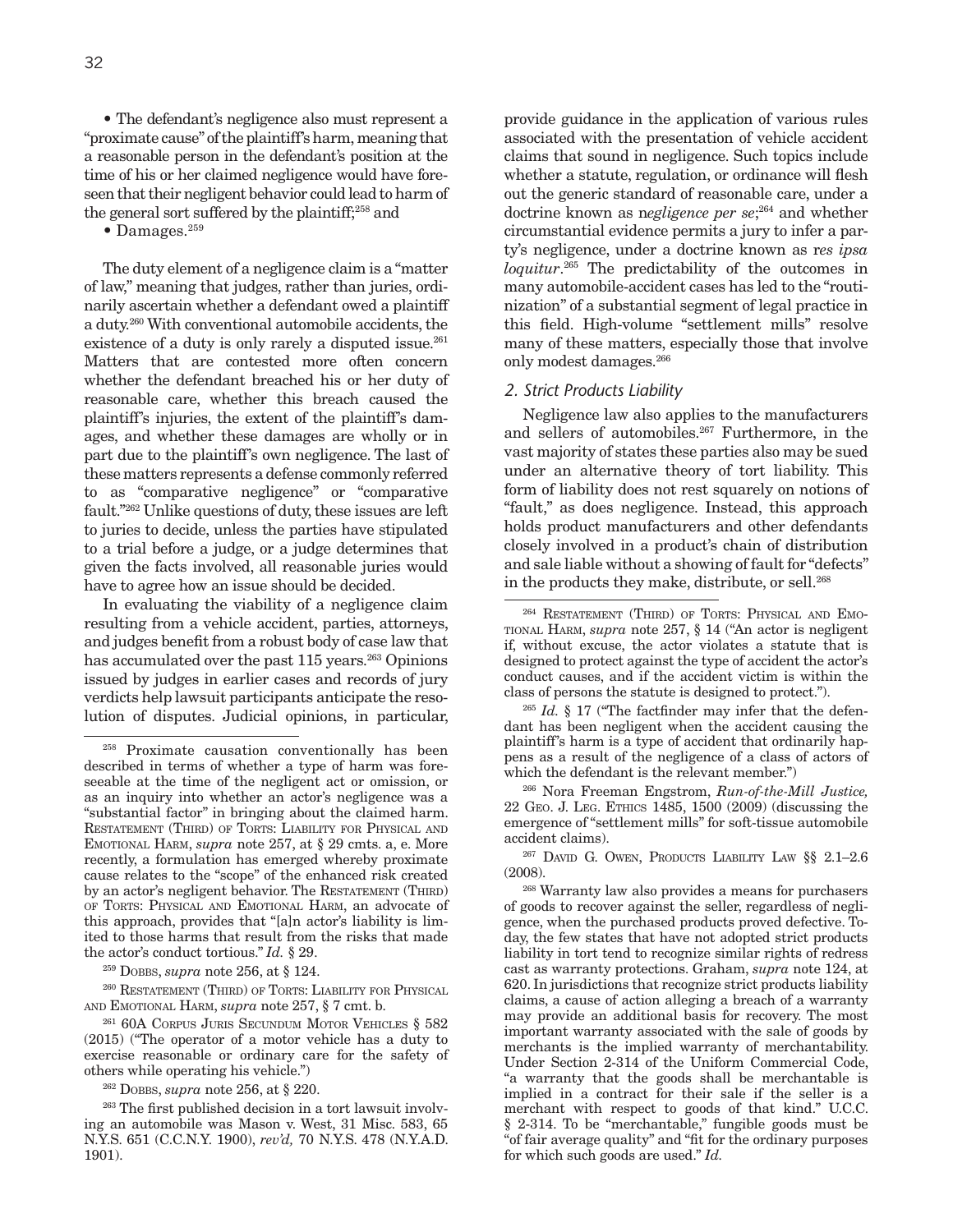• The defendant's negligence also must represent a "proximate cause" of the plaintiff's harm, meaning that a reasonable person in the defendant's position at the time of his or her claimed negligence would have foreseen that their negligent behavior could lead to harm of the general sort suffered by the plaintiff;[258] and

• Damages.[259]

The duty element of a negligence claim is a "matter of law," meaning that judges, rather than juries, ordinarily ascertain whether a defendant owed a plaintiff a duty.[260] With conventional automobile accidents, the existence of a duty is only rarely a disputed issue.[261] Matters that are contested more often concern whether the defendant breached his or her duty of reasonable care, whether this breach caused the plaintiff's injuries, the extent of the plaintiff's damages, and whether these damages are wholly or in part due to the plaintiff's own negligence. The last of these matters represents a defense commonly referred to as "comparative negligence" or "comparative fault."[262] Unlike questions of duty, these issues are left to juries to decide, unless the parties have stipulated to a trial before a judge, or a judge determines that given the facts involved, all reasonable juries would have to agree how an issue should be decided.

In evaluating the viability of a negligence claim resulting from a vehicle accident, parties, attorneys, and judges benefit from a robust body of case law that has accumulated over the past 115 years.[263] Opinions issued by judges in earlier cases and records of jury verdicts help lawsuit participants anticipate the resolution of disputes. Judicial opinions, in particular, provide guidance in the application of various rules associated with the presentation of vehicle accident claims that sound in negligence. Such topics include whether a statute, regulation, or ordinance will flesh out the generic standard of reasonable care, under a doctrine known as n*egligence per se*;[264] and whether circumstantial evidence permits a jury to infer a party's negligence, under a doctrine known as r*es ipsa loquitur*.[265] The predictability of the outcomes in many automobile-accident cases has led to the "routinization" of a substantial segment of legal practice in this field. High-volume "settlement mills" resolve many of these matters, especially those that involve only modest damages.[266]

### *2. Strict Products Liability*

Negligence law also applies to the manufacturers and sellers of automobiles.[267] Furthermore, in the vast majority of states these parties also may be sued under an alternative theory of tort liability. This form of liability does not rest squarely on notions of "fault," as does negligence. Instead, this approach holds product manufacturers and other defendants closely involved in a product's chain of distribution and sale liable without a showing of fault for "defects" in the products they make, distribute, or sell.[268]

---

[258] Proximate causation conventionally has been described in terms of whether a type of harm was foreseeable at the time of the negligent act or omission, or as an inquiry into whether an actor's negligence was a "substantial factor" in bringing about the claimed harm. Restatement (Third) of Torts: Liability for Physical and Emotional Harm, *supra* note 257, at § 29 cmts. a, e. More recently, a formulation has emerged whereby proximate cause relates to the "scope" of the enhanced risk created by an actor's negligent behavior. The Restatement (Third) of Torts: Physical and Emotional Harm, an advocate of this approach, provides that "[a]n actor's liability is limited to those harms that result from the risks that made the actor's conduct tortious." *Id.* § 29.

[259] Dobbs, *supra* note 256, at § 124.

[260] Restatement (Third) of Torts: Liability for Physical and Emotional Harm, *supra* note 257, § 7 cmt. b.

[261] 60A Corpus Juris Secundum Motor Vehicles § 582 (2015) ("The operator of a motor vehicle has a duty to exercise reasonable or ordinary care for the safety of others while operating his vehicle.")

[262] Dobbs, *supra* note 256, at § 220.

[263] The first published decision in a tort lawsuit involving an automobile was Mason v. West, 31 Misc. 583, 65 N.Y.S. 651 (C.C.N.Y. 1900), *rev'd,* 70 N.Y.S. 478 (N.Y.A.D. 1901).

[264] Restatement (Third) of Torts: Physical and Emotional Harm, *supra* note 257, § 14 ("An actor is negligent if, without excuse, the actor violates a statute that is designed to protect against the type of accident the actor's conduct causes, and if the accident victim is within the class of persons the statute is designed to protect.").

[265] *Id.* § 17 ("The factfinder may infer that the defendant has been negligent when the accident causing the plaintiff's harm is a type of accident that ordinarily happens as a result of the negligence of a class of actors of which the defendant is the relevant member.")

[266] Nora Freeman Engstrom, *Run-of-the-Mill Justice,* 22 Geo. J. Leg. Ethics 1485, 1500 (2009) (discussing the emergence of "settlement mills" for soft-tissue automobile accident claims).

[267] David G. Owen, Products Liability Law §§ 2.1–2.6 (2008).

[268] Warranty law also provides a means for purchasers of goods to recover against the seller, regardless of negligence, when the purchased products proved defective. Today, the few states that have not adopted strict products liability in tort tend to recognize similar rights of redress cast as warranty protections. Graham, *supra* note 124, at 620. In jurisdictions that recognize strict products liability claims, a cause of action alleging a breach of a warranty may provide an additional basis for recovery. The most important warranty associated with the sale of goods by merchants is the implied warranty of merchantability. Under Section 2-314 of the Uniform Commercial Code, "a warranty that the goods shall be merchantable is implied in a contract for their sale if the seller is a merchant with respect to goods of that kind." U.C.C. § 2-314. To be "merchantable," fungible goods must be "of fair average quality" and "fit for the ordinary purposes for which such goods are used." *Id.*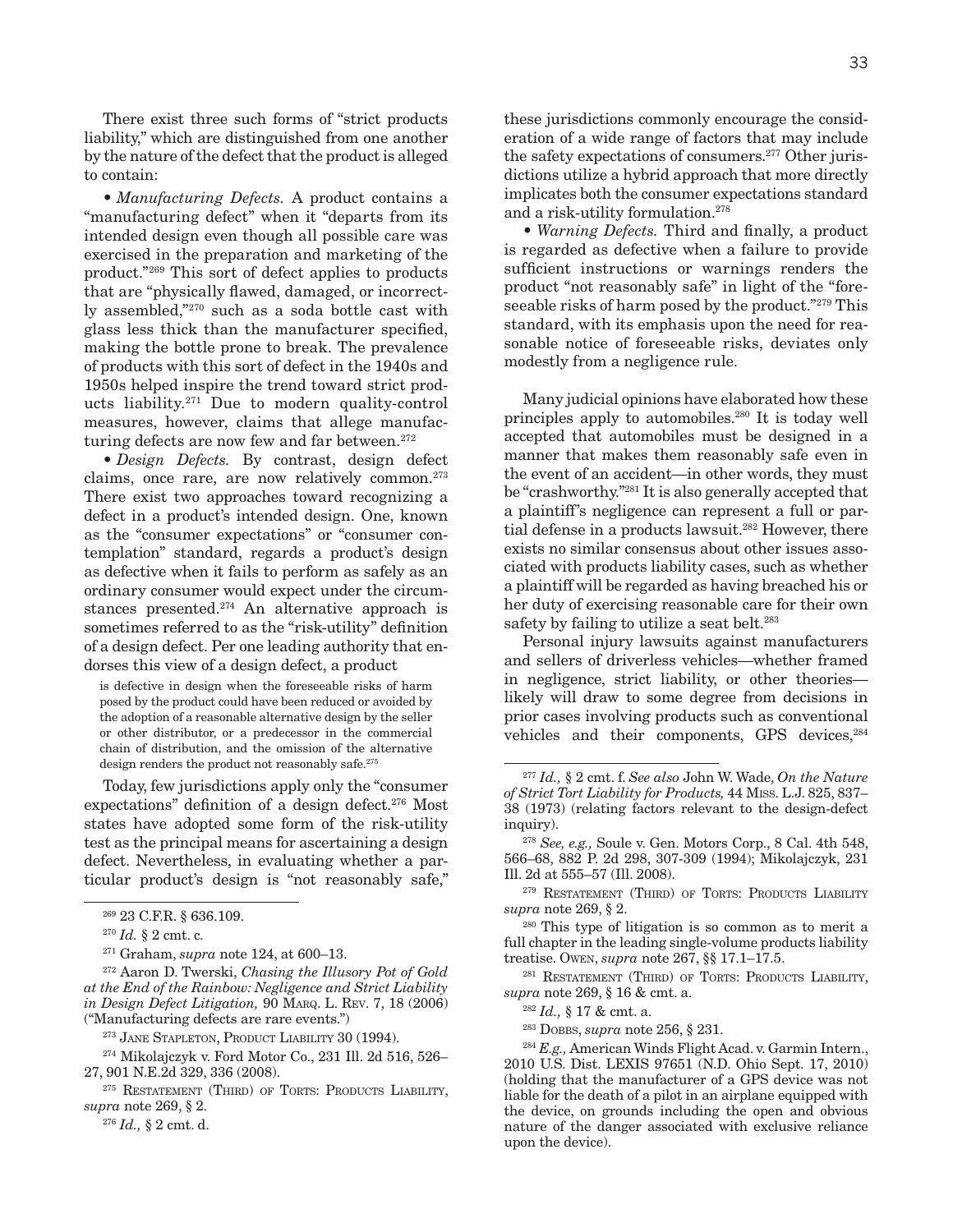There exist three such forms of "strict products liability," which are distinguished from one another by the nature of the defect that the product is alleged to contain:

• *Manufacturing Defects.* A product contains a "manufacturing defect" when it "departs from its intended design even though all possible care was exercised in the preparation and marketing of the product."[269] This sort of defect applies to products that are "physically flawed, damaged, or incorrectly assembled,"[270] such as a soda bottle cast with glass less thick than the manufacturer specified, making the bottle prone to break. The prevalence of products with this sort of defect in the 1940s and 1950s helped inspire the trend toward strict products liability.[271] Due to modern quality-control measures, however, claims that allege manufacturing defects are now few and far between.[272]

• *Design Defects.* By contrast, design defect claims, once rare, are now relatively common.[273] There exist two approaches toward recognizing a defect in a product's intended design. One, known as the "consumer expectations" or "consumer contemplation" standard, regards a product's design as defective when it fails to perform as safely as an ordinary consumer would expect under the circumstances presented.[274] An alternative approach is sometimes referred to as the "risk-utility" definition of a design defect. Per one leading authority that endorses this view of a design defect, a product

> is defective in design when the foreseeable risks of harm posed by the product could have been reduced or avoided by the adoption of a reasonable alternative design by the seller or other distributor, or a predecessor in the commercial chain of distribution, and the omission of the alternative design renders the product not reasonably safe.[275]

Today, few jurisdictions apply only the "consumer expectations" definition of a design defect.[276] Most states have adopted some form of the risk-utility test as the principal means for ascertaining a design defect. Nevertheless, in evaluating whether a particular product's design is "not reasonably safe," these jurisdictions commonly encourage the consideration of a wide range of factors that may include the safety expectations of consumers.[277] Other jurisdictions utilize a hybrid approach that more directly implicates both the consumer expectations standard and a risk-utility formulation.[278]

• *Warning Defects.* Third and finally, a product is regarded as defective when a failure to provide sufficient instructions or warnings renders the product "not reasonably safe" in light of the "foreseeable risks of harm posed by the product."[279] This standard, with its emphasis upon the need for reasonable notice of foreseeable risks, deviates only modestly from a negligence rule.

Many judicial opinions have elaborated how these principles apply to automobiles.[280] It is today well accepted that automobiles must be designed in a manner that makes them reasonably safe even in the event of an accident—in other words, they must be "crashworthy."[281] It is also generally accepted that a plaintiff's negligence can represent a full or partial defense in a products lawsuit.[282] However, there exists no similar consensus about other issues associated with products liability cases, such as whether a plaintiff will be regarded as having breached his or her duty of exercising reasonable care for their own safety by failing to utilize a seat belt.[283]

Personal injury lawsuits against manufacturers and sellers of driverless vehicles—whether framed in negligence, strict liability, or other theories—likely will draw to some degree from decisions in prior cases involving products such as conventional vehicles and their components, GPS devices,[284]

---

[269] 23 C.F.R. § 636.109.

[270] *Id.* § 2 cmt. c.

[271] Graham, *supra* note 124, at 600–13.

[272] Aaron D. Twerski, *Chasing the Illusory Pot of Gold at the End of the Rainbow: Negligence and Strict Liability in Design Defect Litigation,* 90 Marq. L. Rev. 7, 18 (2006) ("Manufacturing defects are rare events.")

[273] Jane Stapleton, Product Liability 30 (1994).

[274] Mikolajczyk v. Ford Motor Co., 231 Ill. 2d 516, 526–27, 901 N.E.2d 329, 336 (2008).

[275] Restatement (Third) of Torts: Products Liability, *supra* note 269, § 2.

[276] *Id.,* § 2 cmt. d.

[277] *Id.,* § 2 cmt. f. *See also* John W. Wade, *On the Nature of Strict Tort Liability for Products,* 44 Miss. L.J. 825, 837–38 (1973) (relating factors relevant to the design-defect inquiry).

[278] *See, e.g.,* Soule v. Gen. Motors Corp., 8 Cal. 4th 548, 566–68, 882 P. 2d 298, 307-309 (1994); Mikolajczyk, 231 Ill. 2d at 555–57 (Ill. 2008).

[279] Restatement (Third) of Torts: Products Liability *supra* note 269, § 2.

[280] This type of litigation is so common as to merit a full chapter in the leading single-volume products liability treatise. Owen, *supra* note 267, §§ 17.1–17.5.

[281] Restatement (Third) of Torts: Products Liability, *supra* note 269, § 16 & cmt. a.

[282] *Id.,* § 17 & cmt. a.

[283] Dobbs, *supra* note 256, § 231.

[284] *E.g.,* American Winds Flight Acad. v. Garmin Intern., 2010 U.S. Dist. LEXIS 97651 (N.D. Ohio Sept. 17, 2010) (holding that the manufacturer of a GPS device was not liable for the death of a pilot in an airplane equipped with the device, on grounds including the open and obvious nature of the danger associated with exclusive reliance upon the device).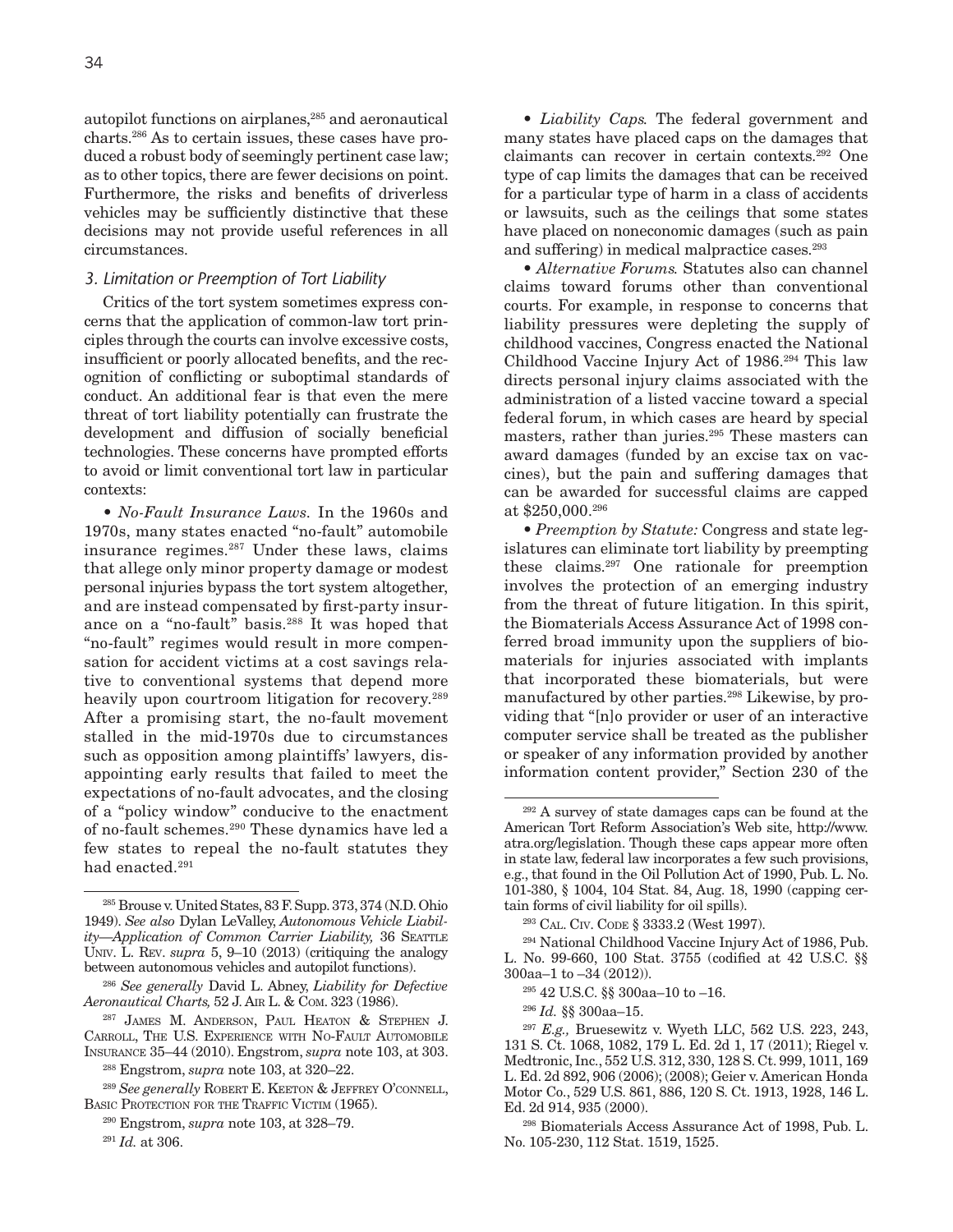autopilot functions on airplanes,[285] and aeronautical charts.[286] As to certain issues, these cases have produced a robust body of seemingly pertinent case law; as to other topics, there are fewer decisions on point. Furthermore, the risks and benefits of driverless vehicles may be sufficiently distinctive that these decisions may not provide useful references in all circumstances.

### *3. Limitation or Preemption of Tort Liability*

Critics of the tort system sometimes express concerns that the application of common-law tort principles through the courts can involve excessive costs, insufficient or poorly allocated benefits, and the recognition of conflicting or suboptimal standards of conduct. An additional fear is that even the mere threat of tort liability potentially can frustrate the development and diffusion of socially beneficial technologies. These concerns have prompted efforts to avoid or limit conventional tort law in particular contexts:

• *No-Fault Insurance Laws.* In the 1960s and 1970s, many states enacted "no-fault" automobile insurance regimes.[287] Under these laws, claims that allege only minor property damage or modest personal injuries bypass the tort system altogether, and are instead compensated by first-party insurance on a "no-fault" basis.[288] It was hoped that "no-fault" regimes would result in more compensation for accident victims at a cost savings relative to conventional systems that depend more heavily upon courtroom litigation for recovery.[289] After a promising start, the no-fault movement stalled in the mid-1970s due to circumstances such as opposition among plaintiffs' lawyers, disappointing early results that failed to meet the expectations of no-fault advocates, and the closing of a "policy window" conducive to the enactment of no-fault schemes.[290] These dynamics have led a few states to repeal the no-fault statutes they had enacted.[291]

• *Liability Caps.* The federal government and many states have placed caps on the damages that claimants can recover in certain contexts.[292] One type of cap limits the damages that can be received for a particular type of harm in a class of accidents or lawsuits, such as the ceilings that some states have placed on noneconomic damages (such as pain and suffering) in medical malpractice cases.[293]

• *Alternative Forums.* Statutes also can channel claims toward forums other than conventional courts. For example, in response to concerns that liability pressures were depleting the supply of childhood vaccines, Congress enacted the National Childhood Vaccine Injury Act of 1986.[294] This law directs personal injury claims associated with the administration of a listed vaccine toward a special federal forum, in which cases are heard by special masters, rather than juries.[295] These masters can award damages (funded by an excise tax on vaccines), but the pain and suffering damages that can be awarded for successful claims are capped at $250,000.[296]

• *Preemption by Statute:* Congress and state legislatures can eliminate tort liability by preempting these claims.[297] One rationale for preemption involves the protection of an emerging industry from the threat of future litigation. In this spirit, the Biomaterials Access Assurance Act of 1998 conferred broad immunity upon the suppliers of biomaterials for injuries associated with implants that incorporated these biomaterials, but were manufactured by other parties.[298] Likewise, by providing that "[n]o provider or user of an interactive computer service shall be treated as the publisher or speaker of any information provided by another information content provider," Section 230 of the

---

[285] Brouse v. United States, 83 F. Supp. 373, 374 (N.D. Ohio 1949). *See also* Dylan LeValley, *Autonomous Vehicle Liability—Application of Common Carrier Liability,* 36 SEATTLE UNIV. L. REV. *supra* 5, 9–10 (2013) (critiquing the analogy between autonomous vehicles and autopilot functions).

[286] *See generally* David L. Abney, *Liability for Defective Aeronautical Charts,* 52 J. AIR L. & COM. 323 (1986).

[287] JAMES M. ANDERSON, PAUL HEATON & STEPHEN J. CARROLL, THE U.S. EXPERIENCE WITH NO-FAULT AUTOMOBILE INSURANCE 35–44 (2010). Engstrom, *supra* note 103, at 303.

[288] Engstrom, *supra* note 103, at 320–22.

[289] *See generally* ROBERT E. KEETON & JEFFREY O'CONNELL, BASIC PROTECTION FOR THE TRAFFIC VICTIM (1965).

[290] Engstrom, *supra* note 103, at 328–79.

[291] *Id.* at 306.

[292] A survey of state damages caps can be found at the American Tort Reform Association's Web site, http://www.atra.org/legislation. Though these caps appear more often in state law, federal law incorporates a few such provisions, e.g., that found in the Oil Pollution Act of 1990, Pub. L. No. 101-380, § 1004, 104 Stat. 84, Aug. 18, 1990 (capping certain forms of civil liability for oil spills).

[293] CAL. CIV. CODE § 3333.2 (West 1997).

[294] National Childhood Vaccine Injury Act of 1986, Pub. L. No. 99-660, 100 Stat. 3755 (codified at 42 U.S.C. §§ 300aa–1 to –34 (2012)).

[295] 42 U.S.C. §§ 300aa–10 to –16.

[296] *Id.* §§ 300aa–15.

[297] *E.g.,* Bruesewitz v. Wyeth LLC, 562 U.S. 223, 243, 131 S. Ct. 1068, 1082, 179 L. Ed. 2d 1, 17 (2011); Riegel v. Medtronic, Inc., 552 U.S. 312, 330, 128 S. Ct. 999, 1011, 169 L. Ed. 2d 892, 906 (2006); (2008); Geier v. American Honda Motor Co., 529 U.S. 861, 886, 120 S. Ct. 1913, 1928, 146 L. Ed. 2d 914, 935 (2000).

[298] Biomaterials Access Assurance Act of 1998, Pub. L. No. 105-230, 112 Stat. 1519, 1525.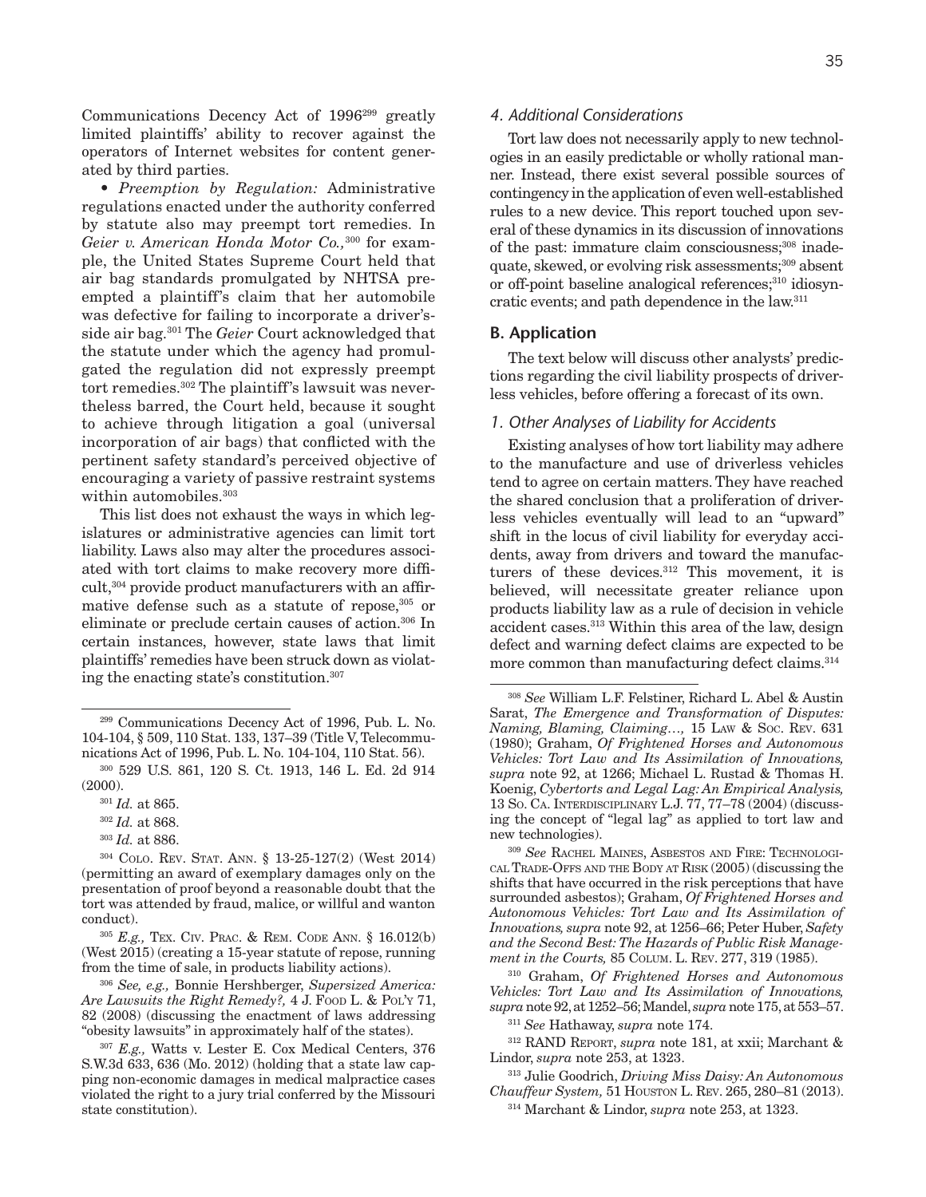Communications Decency Act of 1996[299] greatly limited plaintiffs' ability to recover against the operators of Internet websites for content generated by third parties.

• *Preemption by Regulation:* Administrative regulations enacted under the authority conferred by statute also may preempt tort remedies. In *Geier v. American Honda Motor Co.,*[300] for example, the United States Supreme Court held that air bag standards promulgated by NHTSA preempted a plaintiff's claim that her automobile was defective for failing to incorporate a driver's-side air bag.[301] The *Geier* Court acknowledged that the statute under which the agency had promulgated the regulation did not expressly preempt tort remedies.[302] The plaintiff's lawsuit was nevertheless barred, the Court held, because it sought to achieve through litigation a goal (universal incorporation of air bags) that conflicted with the pertinent safety standard's perceived objective of encouraging a variety of passive restraint systems within automobiles.[303]

This list does not exhaust the ways in which legislatures or administrative agencies can limit tort liability. Laws also may alter the procedures associated with tort claims to make recovery more difficult,[304] provide product manufacturers with an affirmative defense such as a statute of repose,[305] or eliminate or preclude certain causes of action.[306] In certain instances, however, state laws that limit plaintiffs' remedies have been struck down as violating the enacting state's constitution.[307]

### *4. Additional Considerations*

Tort law does not necessarily apply to new technologies in an easily predictable or wholly rational manner. Instead, there exist several possible sources of contingency in the application of even well-established rules to a new device. This report touched upon several of these dynamics in its discussion of innovations of the past: immature claim consciousness;[308] inadequate, skewed, or evolving risk assessments;[309] absent or off-point baseline analogical references;[310] idiosyncratic events; and path dependence in the law.[311]

## B. Application

The text below will discuss other analysts' predictions regarding the civil liability prospects of driverless vehicles, before offering a forecast of its own.

### *1. Other Analyses of Liability for Accidents*

Existing analyses of how tort liability may adhere to the manufacture and use of driverless vehicles tend to agree on certain matters. They have reached the shared conclusion that a proliferation of driverless vehicles eventually will lead to an "upward" shift in the locus of civil liability for everyday accidents, away from drivers and toward the manufacturers of these devices.[312] This movement, it is believed, will necessitate greater reliance upon products liability law as a rule of decision in vehicle accident cases.[313] Within this area of the law, design defect and warning defect claims are expected to be more common than manufacturing defect claims.[314]

---

[299] Communications Decency Act of 1996, Pub. L. No. 104-104, § 509, 110 Stat. 133, 137–39 (Title V, Telecommunications Act of 1996, Pub. L. No. 104-104, 110 Stat. 56).

[300] 529 U.S. 861, 120 S. Ct. 1913, 146 L. Ed. 2d 914 (2000).

[301] *Id.* at 865.

[302] *Id.* at 868.

[303] *Id.* at 886.

[304] Colo. Rev. Stat. Ann. § 13-25-127(2) (West 2014) (permitting an award of exemplary damages only on the presentation of proof beyond a reasonable doubt that the tort was attended by fraud, malice, or willful and wanton conduct).

[305] *E.g.,* Tex. Civ. Prac. & Rem. Code Ann. § 16.012(b) (West 2015) (creating a 15-year statute of repose, running from the time of sale, in products liability actions).

[306] *See, e.g.,* Bonnie Hershberger, *Supersized America: Are Lawsuits the Right Remedy?,* 4 J. Food L. & Pol'y 71, 82 (2008) (discussing the enactment of laws addressing "obesity lawsuits" in approximately half of the states).

[307] *E.g.,* Watts v. Lester E. Cox Medical Centers, 376 S.W.3d 633, 636 (Mo. 2012) (holding that a state law capping non-economic damages in medical malpractice cases violated the right to a jury trial conferred by the Missouri state constitution).

[308] *See* William L.F. Felstiner, Richard L. Abel & Austin Sarat, *The Emergence and Transformation of Disputes: Naming, Blaming, Claiming…,* 15 Law & Soc. Rev. 631 (1980); Graham, *Of Frightened Horses and Autonomous Vehicles: Tort Law and Its Assimilation of Innovations, supra* note 92, at 1266; Michael L. Rustad & Thomas H. Koenig, *Cybertorts and Legal Lag: An Empirical Analysis,* 13 So. Ca. Interdisciplinary L.J. 77, 77–78 (2004) (discussing the concept of "legal lag" as applied to tort law and new technologies).

[309] *See* Rachel Maines, Asbestos and Fire: Technological Trade-Offs and the Body at Risk (2005) (discussing the shifts that have occurred in the risk perceptions that have surrounded asbestos); Graham, *Of Frightened Horses and Autonomous Vehicles: Tort Law and Its Assimilation of Innovations, supra* note 92, at 1256–66; Peter Huber, *Safety and the Second Best: The Hazards of Public Risk Management in the Courts,* 85 Colum. L. Rev. 277, 319 (1985).

[310] Graham, *Of Frightened Horses and Autonomous Vehicles: Tort Law and Its Assimilation of Innovations, supra* note 92, at 1252–56; Mandel, *supra* note 175, at 553–57.

[311] *See* Hathaway, *supra* note 174.

[312] RAND Report, *supra* note 181, at xxii; Marchant & Lindor, *supra* note 253, at 1323.

[313] Julie Goodrich, *Driving Miss Daisy: An Autonomous Chauffeur System,* 51 Houston L. Rev. 265, 280–81 (2013).

[314] Marchant & Lindor, *supra* note 253, at 1323.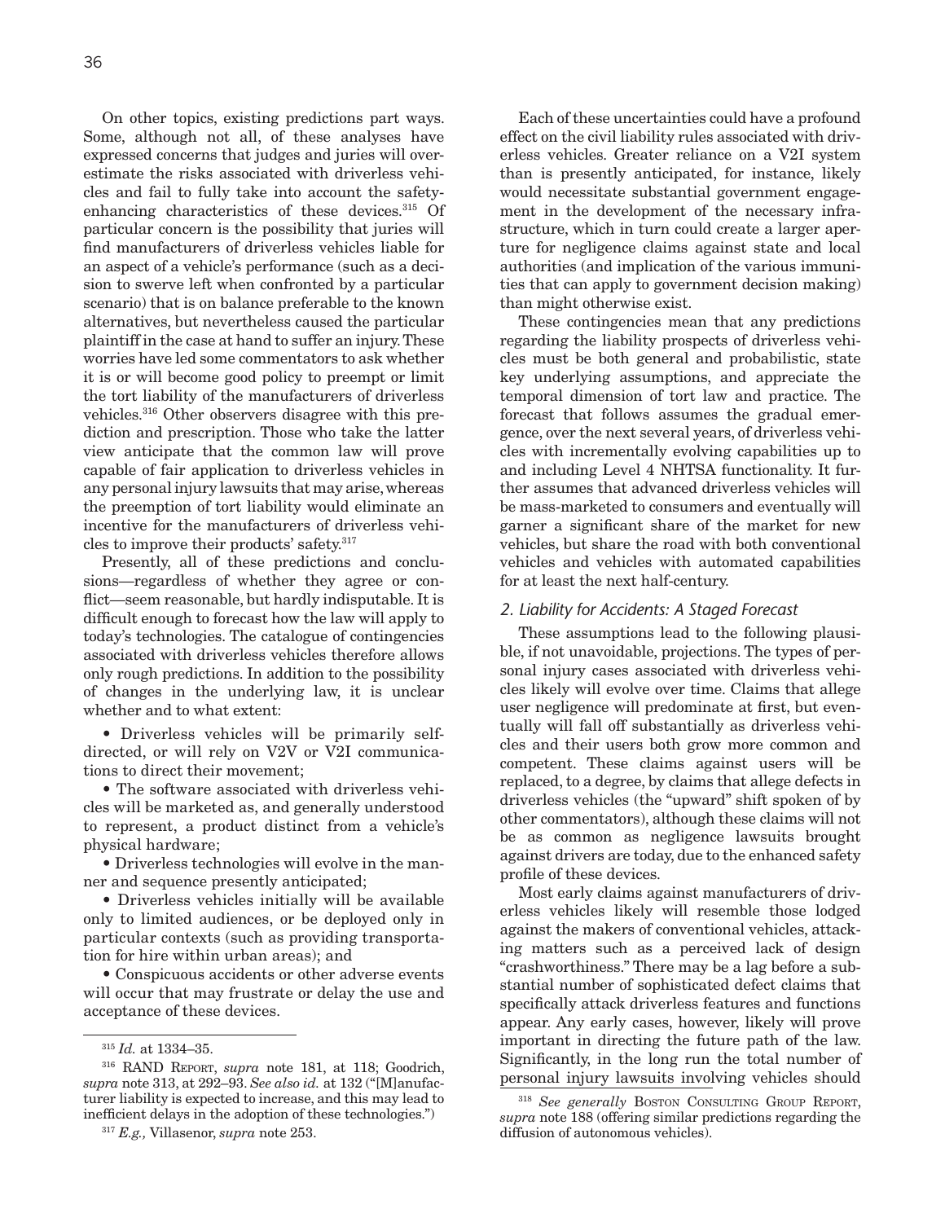On other topics, existing predictions part ways. Some, although not all, of these analyses have expressed concerns that judges and juries will overestimate the risks associated with driverless vehicles and fail to fully take into account the safety-enhancing characteristics of these devices.[315] Of particular concern is the possibility that juries will find manufacturers of driverless vehicles liable for an aspect of a vehicle's performance (such as a decision to swerve left when confronted by a particular scenario) that is on balance preferable to the known alternatives, but nevertheless caused the particular plaintiff in the case at hand to suffer an injury. These worries have led some commentators to ask whether it is or will become good policy to preempt or limit the tort liability of the manufacturers of driverless vehicles.[316] Other observers disagree with this prediction and prescription. Those who take the latter view anticipate that the common law will prove capable of fair application to driverless vehicles in any personal injury lawsuits that may arise, whereas the preemption of tort liability would eliminate an incentive for the manufacturers of driverless vehicles to improve their products' safety.[317]

Presently, all of these predictions and conclusions—regardless of whether they agree or conflict—seem reasonable, but hardly indisputable. It is difficult enough to forecast how the law will apply to today's technologies. The catalogue of contingencies associated with driverless vehicles therefore allows only rough predictions. In addition to the possibility of changes in the underlying law, it is unclear whether and to what extent:

- Driverless vehicles will be primarily self-directed, or will rely on V2V or V2I communications to direct their movement;
- The software associated with driverless vehicles will be marketed as, and generally understood to represent, a product distinct from a vehicle's physical hardware;
- Driverless technologies will evolve in the manner and sequence presently anticipated;
- Driverless vehicles initially will be available only to limited audiences, or be deployed only in particular contexts (such as providing transportation for hire within urban areas); and
- Conspicuous accidents or other adverse events will occur that may frustrate or delay the use and acceptance of these devices.

Each of these uncertainties could have a profound effect on the civil liability rules associated with driverless vehicles. Greater reliance on a V2I system than is presently anticipated, for instance, likely would necessitate substantial government engagement in the development of the necessary infrastructure, which in turn could create a larger aperture for negligence claims against state and local authorities (and implication of the various immunities that can apply to government decision making) than might otherwise exist.

These contingencies mean that any predictions regarding the liability prospects of driverless vehicles must be both general and probabilistic, state key underlying assumptions, and appreciate the temporal dimension of tort law and practice. The forecast that follows assumes the gradual emergence, over the next several years, of driverless vehicles with incrementally evolving capabilities up to and including Level 4 NHTSA functionality. It further assumes that advanced driverless vehicles will be mass-marketed to consumers and eventually will garner a significant share of the market for new vehicles, but share the road with both conventional vehicles and vehicles with automated capabilities for at least the next half-century.

### *2. Liability for Accidents: A Staged Forecast*

These assumptions lead to the following plausible, if not unavoidable, projections. The types of personal injury cases associated with driverless vehicles likely will evolve over time. Claims that allege user negligence will predominate at first, but eventually will fall off substantially as driverless vehicles and their users both grow more common and competent. These claims against users will be replaced, to a degree, by claims that allege defects in driverless vehicles (the "upward" shift spoken of by other commentators), although these claims will not be as common as negligence lawsuits brought against drivers are today, due to the enhanced safety profile of these devices.

Most early claims against manufacturers of driverless vehicles likely will resemble those lodged against the makers of conventional vehicles, attacking matters such as a perceived lack of design "crashworthiness." There may be a lag before a substantial number of sophisticated defect claims that specifically attack driverless features and functions appear. Any early cases, however, likely will prove important in directing the future path of the law. Significantly, in the long run the total number of personal injury lawsuits involving vehicles should

---

[315] *Id.* at 1334–35.

[316] RAND Report, *supra* note 181, at 118; Goodrich, *supra* note 313, at 292–93. *See also id.* at 132 ("[M]anufacturer liability is expected to increase, and this may lead to inefficient delays in the adoption of these technologies.")

[317] *E.g.,* Villasenor, *supra* note 253.

[318] *See generally* Boston Consulting Group Report, *supra* note 188 (offering similar predictions regarding the diffusion of autonomous vehicles).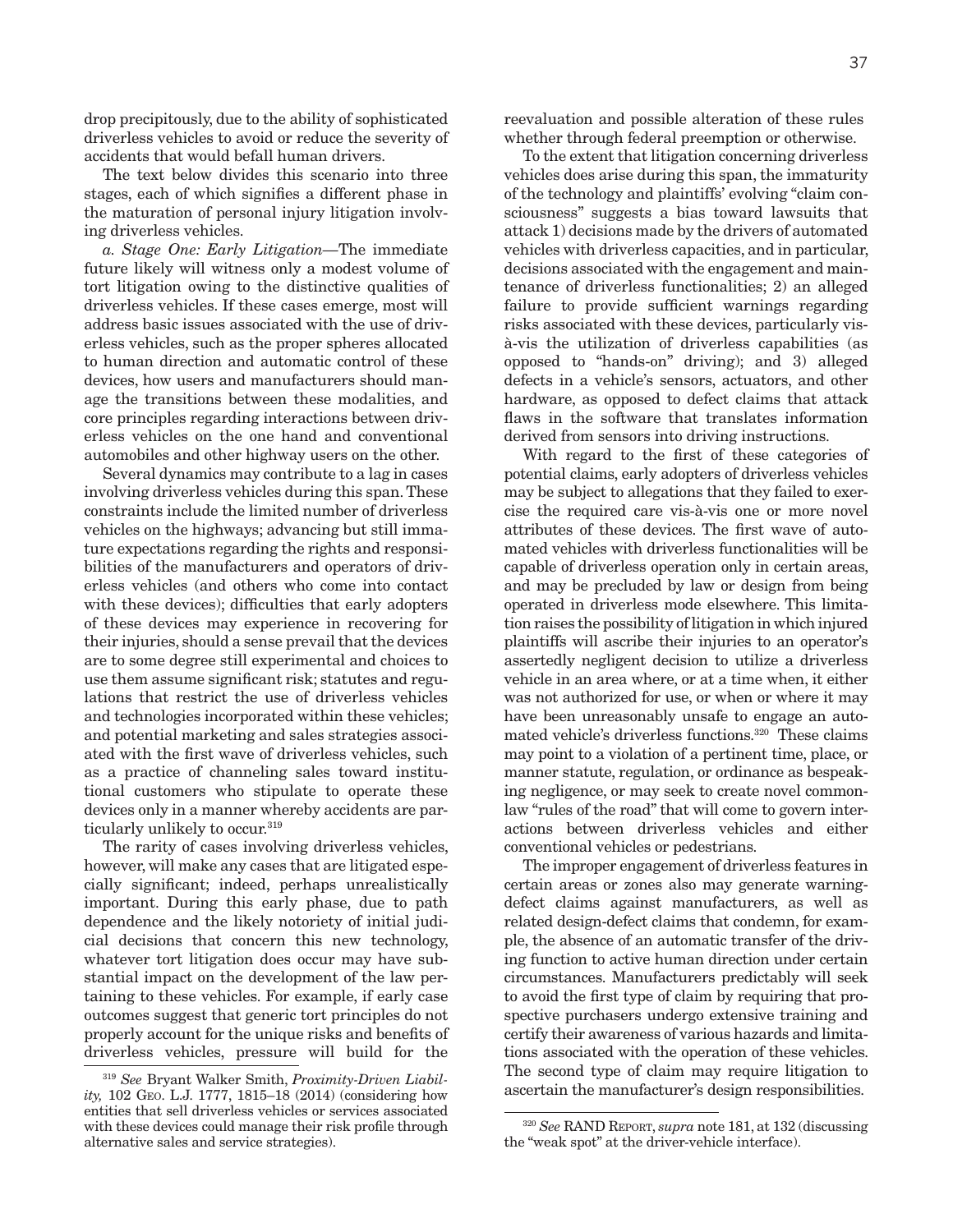drop precipitously, due to the ability of sophisticated driverless vehicles to avoid or reduce the severity of accidents that would befall human drivers.

The text below divides this scenario into three stages, each of which signifies a different phase in the maturation of personal injury litigation involving driverless vehicles.

*a. Stage One: Early Litigation*—The immediate future likely will witness only a modest volume of tort litigation owing to the distinctive qualities of driverless vehicles. If these cases emerge, most will address basic issues associated with the use of driverless vehicles, such as the proper spheres allocated to human direction and automatic control of these devices, how users and manufacturers should manage the transitions between these modalities, and core principles regarding interactions between driverless vehicles on the one hand and conventional automobiles and other highway users on the other.

Several dynamics may contribute to a lag in cases involving driverless vehicles during this span. These constraints include the limited number of driverless vehicles on the highways; advancing but still immature expectations regarding the rights and responsibilities of the manufacturers and operators of driverless vehicles (and others who come into contact with these devices); difficulties that early adopters of these devices may experience in recovering for their injuries, should a sense prevail that the devices are to some degree still experimental and choices to use them assume significant risk; statutes and regulations that restrict the use of driverless vehicles and technologies incorporated within these vehicles; and potential marketing and sales strategies associated with the first wave of driverless vehicles, such as a practice of channeling sales toward institutional customers who stipulate to operate these devices only in a manner whereby accidents are particularly unlikely to occur.[319]

The rarity of cases involving driverless vehicles, however, will make any cases that are litigated especially significant; indeed, perhaps unrealistically important. During this early phase, due to path dependence and the likely notoriety of initial judicial decisions that concern this new technology, whatever tort litigation does occur may have substantial impact on the development of the law pertaining to these vehicles. For example, if early case outcomes suggest that generic tort principles do not properly account for the unique risks and benefits of driverless vehicles, pressure will build for the reevaluation and possible alteration of these rules whether through federal preemption or otherwise.

To the extent that litigation concerning driverless vehicles does arise during this span, the immaturity of the technology and plaintiffs' evolving "claim consciousness" suggests a bias toward lawsuits that attack 1) decisions made by the drivers of automated vehicles with driverless capacities, and in particular, decisions associated with the engagement and maintenance of driverless functionalities; 2) an alleged failure to provide sufficient warnings regarding risks associated with these devices, particularly vis-à-vis the utilization of driverless capabilities (as opposed to "hands-on" driving); and 3) alleged defects in a vehicle's sensors, actuators, and other hardware, as opposed to defect claims that attack flaws in the software that translates information derived from sensors into driving instructions.

With regard to the first of these categories of potential claims, early adopters of driverless vehicles may be subject to allegations that they failed to exercise the required care vis-à-vis one or more novel attributes of these devices. The first wave of automated vehicles with driverless functionalities will be capable of driverless operation only in certain areas, and may be precluded by law or design from being operated in driverless mode elsewhere. This limitation raises the possibility of litigation in which injured plaintiffs will ascribe their injuries to an operator's assertedly negligent decision to utilize a driverless vehicle in an area where, or at a time when, it either was not authorized for use, or when or where it may have been unreasonably unsafe to engage an automated vehicle's driverless functions.[320] These claims may point to a violation of a pertinent time, place, or manner statute, regulation, or ordinance as bespeaking negligence, or may seek to create novel common-law "rules of the road" that will come to govern interactions between driverless vehicles and either conventional vehicles or pedestrians.

The improper engagement of driverless features in certain areas or zones also may generate warning-defect claims against manufacturers, as well as related design-defect claims that condemn, for example, the absence of an automatic transfer of the driving function to active human direction under certain circumstances. Manufacturers predictably will seek to avoid the first type of claim by requiring that prospective purchasers undergo extensive training and certify their awareness of various hazards and limitations associated with the operation of these vehicles. The second type of claim may require litigation to ascertain the manufacturer's design responsibilities.

---

[319] *See* Bryant Walker Smith, *Proximity-Driven Liability,* 102 GEO. L.J. 1777, 1815–18 (2014) (considering how entities that sell driverless vehicles or services associated with these devices could manage their risk profile through alternative sales and service strategies).

[320] *See* RAND REPORT, *supra* note 181, at 132 (discussing the "weak spot" at the driver-vehicle interface).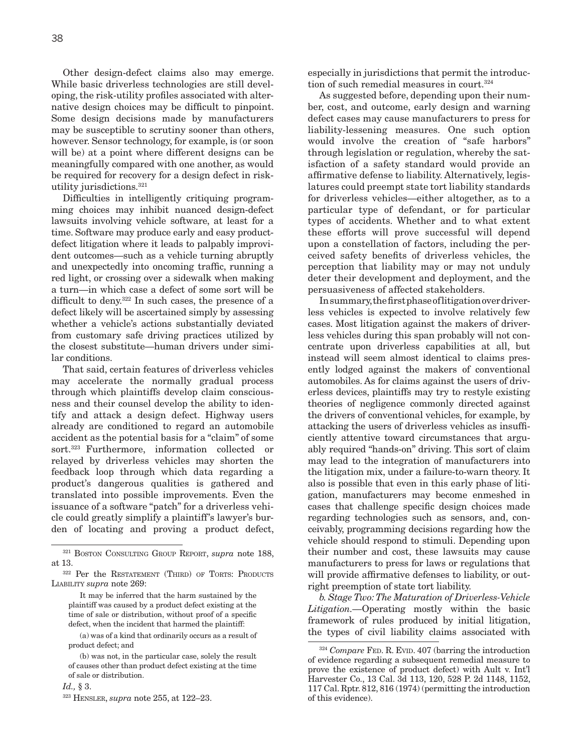Other design-defect claims also may emerge. While basic driverless technologies are still developing, the risk-utility profiles associated with alternative design choices may be difficult to pinpoint. Some design decisions made by manufacturers may be susceptible to scrutiny sooner than others, however. Sensor technology, for example, is (or soon will be) at a point where different designs can be meaningfully compared with one another, as would be required for recovery for a design defect in risk-utility jurisdictions.[321]

Difficulties in intelligently critiquing programming choices may inhibit nuanced design-defect lawsuits involving vehicle software, at least for a time. Software may produce early and easy product-defect litigation where it leads to palpably improvident outcomes—such as a vehicle turning abruptly and unexpectedly into oncoming traffic, running a red light, or crossing over a sidewalk when making a turn—in which case a defect of some sort will be difficult to deny.[322] In such cases, the presence of a defect likely will be ascertained simply by assessing whether a vehicle's actions substantially deviated from customary safe driving practices utilized by the closest substitute—human drivers under similar conditions.

That said, certain features of driverless vehicles may accelerate the normally gradual process through which plaintiffs develop claim consciousness and their counsel develop the ability to identify and attack a design defect. Highway users already are conditioned to regard an automobile accident as the potential basis for a "claim" of some sort.[323] Furthermore, information collected or relayed by driverless vehicles may shorten the feedback loop through which data regarding a product's dangerous qualities is gathered and translated into possible improvements. Even the issuance of a software "patch" for a driverless vehicle could greatly simplify a plaintiff's lawyer's burden of locating and proving a product defect, especially in jurisdictions that permit the introduction of such remedial measures in court.[324]

As suggested before, depending upon their number, cost, and outcome, early design and warning defect cases may cause manufacturers to press for liability-lessening measures. One such option would involve the creation of "safe harbors" through legislation or regulation, whereby the satisfaction of a safety standard would provide an affirmative defense to liability. Alternatively, legislatures could preempt state tort liability standards for driverless vehicles—either altogether, as to a particular type of defendant, or for particular types of accidents. Whether and to what extent these efforts will prove successful will depend upon a constellation of factors, including the perceived safety benefits of driverless vehicles, the perception that liability may or may not unduly deter their development and deployment, and the persuasiveness of affected stakeholders.

In summary, the first phase of litigation over driverless vehicles is expected to involve relatively few cases. Most litigation against the makers of driverless vehicles during this span probably will not concentrate upon driverless capabilities at all, but instead will seem almost identical to claims presently lodged against the makers of conventional automobiles. As for claims against the users of driverless devices, plaintiffs may try to restyle existing theories of negligence commonly directed against the drivers of conventional vehicles, for example, by attacking the users of driverless vehicles as insufficiently attentive toward circumstances that arguably required "hands-on" driving. This sort of claim may lead to the integration of manufacturers into the litigation mix, under a failure-to-warn theory. It also is possible that even in this early phase of litigation, manufacturers may become enmeshed in cases that challenge specific design choices made regarding technologies such as sensors, and, conceivably, programming decisions regarding how the vehicle should respond to stimuli. Depending upon their number and cost, these lawsuits may cause manufacturers to press for laws or regulations that will provide affirmative defenses to liability, or outright preemption of state tort liability.

*b. Stage Two: The Maturation of Driverless-Vehicle Litigation.*—Operating mostly within the basic framework of rules produced by initial litigation, the types of civil liability claims associated with

---

[321] Boston Consulting Group Report, *supra* note 188, at 13.

[322] Per the Restatement (Third) of Torts: Products Liability *supra* note 269:

> It may be inferred that the harm sustained by the plaintiff was caused by a product defect existing at the time of sale or distribution, without proof of a specific defect, when the incident that harmed the plaintiff:
>
> (a) was of a kind that ordinarily occurs as a result of product defect; and
>
> (b) was not, in the particular case, solely the result of causes other than product defect existing at the time of sale or distribution.

*Id.,* § 3.

[323] Hensler, *supra* note 255, at 122–23.

[324] *Compare* Fed. R. Evid. 407 (barring the introduction of evidence regarding a subsequent remedial measure to prove the existence of product defect) with Ault v. Int'l Harvester Co., 13 Cal. 3d 113, 120, 528 P. 2d 1148, 1152, 117 Cal. Rptr. 812, 816 (1974) (permitting the introduction of this evidence).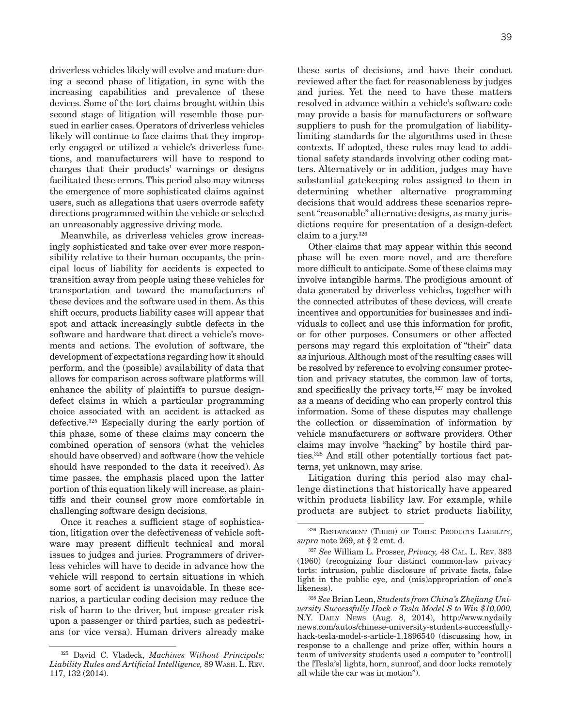driverless vehicles likely will evolve and mature during a second phase of litigation, in sync with the increasing capabilities and prevalence of these devices. Some of the tort claims brought within this second stage of litigation will resemble those pursued in earlier cases. Operators of driverless vehicles likely will continue to face claims that they improperly engaged or utilized a vehicle's driverless functions, and manufacturers will have to respond to charges that their products' warnings or designs facilitated these errors. This period also may witness the emergence of more sophisticated claims against users, such as allegations that users overrode safety directions programmed within the vehicle or selected an unreasonably aggressive driving mode.

Meanwhile, as driverless vehicles grow increasingly sophisticated and take over ever more responsibility relative to their human occupants, the principal locus of liability for accidents is expected to transition away from people using these vehicles for transportation and toward the manufacturers of these devices and the software used in them. As this shift occurs, products liability cases will appear that spot and attack increasingly subtle defects in the software and hardware that direct a vehicle's movements and actions. The evolution of software, the development of expectations regarding how it should perform, and the (possible) availability of data that allows for comparison across software platforms will enhance the ability of plaintiffs to pursue design-defect claims in which a particular programming choice associated with an accident is attacked as defective.[325] Especially during the early portion of this phase, some of these claims may concern the combined operation of sensors (what the vehicles should have observed) and software (how the vehicle should have responded to the data it received). As time passes, the emphasis placed upon the latter portion of this equation likely will increase, as plaintiffs and their counsel grow more comfortable in challenging software design decisions.

Once it reaches a sufficient stage of sophistication, litigation over the defectiveness of vehicle software may present difficult technical and moral issues to judges and juries. Programmers of driverless vehicles will have to decide in advance how the vehicle will respond to certain situations in which some sort of accident is unavoidable. In these scenarios, a particular coding decision may reduce the risk of harm to the driver, but impose greater risk upon a passenger or third parties, such as pedestrians (or vice versa). Human drivers already make these sorts of decisions, and have their conduct reviewed after the fact for reasonableness by judges and juries. Yet the need to have these matters resolved in advance within a vehicle's software code may provide a basis for manufacturers or software suppliers to push for the promulgation of liability-limiting standards for the algorithms used in these contexts. If adopted, these rules may lead to additional safety standards involving other coding matters. Alternatively or in addition, judges may have substantial gatekeeping roles assigned to them in determining whether alternative programming decisions that would address these scenarios represent "reasonable" alternative designs, as many jurisdictions require for presentation of a design-defect claim to a jury.[326]

Other claims that may appear within this second phase will be even more novel, and are therefore more difficult to anticipate. Some of these claims may involve intangible harms. The prodigious amount of data generated by driverless vehicles, together with the connected attributes of these devices, will create incentives and opportunities for businesses and individuals to collect and use this information for profit, or for other purposes. Consumers or other affected persons may regard this exploitation of "their" data as injurious. Although most of the resulting cases will be resolved by reference to evolving consumer protection and privacy statutes, the common law of torts, and specifically the privacy torts,[327] may be invoked as a means of deciding who can properly control this information. Some of these disputes may challenge the collection or dissemination of information by vehicle manufacturers or software providers. Other claims may involve "hacking" by hostile third parties.[328] And still other potentially tortious fact patterns, yet unknown, may arise.

Litigation during this period also may challenge distinctions that historically have appeared within products liability law. For example, while products are subject to strict products liability,

---

[325] David C. Vladeck, *Machines Without Principals: Liability Rules and Artificial Intelligence,* 89 Wash. L. Rev. 117, 132 (2014).

[326] Restatement (Third) of Torts: Products Liability, *supra* note 269, at § 2 cmt. d.

[327] *See* William L. Prosser, *Privacy,* 48 Cal. L. Rev. 383 (1960) (recognizing four distinct common-law privacy torts: intrusion, public disclosure of private facts, false light in the public eye, and (mis)appropriation of one's likeness).

[328] *See* Brian Leon, *Students from China's Zhejiang University Successfully Hack a Tesla Model S to Win $10,000,* N.Y. Daily News (Aug. 8, 2014), http://www.nydailynews.com/autos/chinese-university-students-successfully-hack-tesla-model-s-article-1.1896540 (discussing how, in response to a challenge and prize offer, within hours a team of university students used a computer to "control[] the [Tesla's] lights, horn, sunroof, and door locks remotely all while the car was in motion").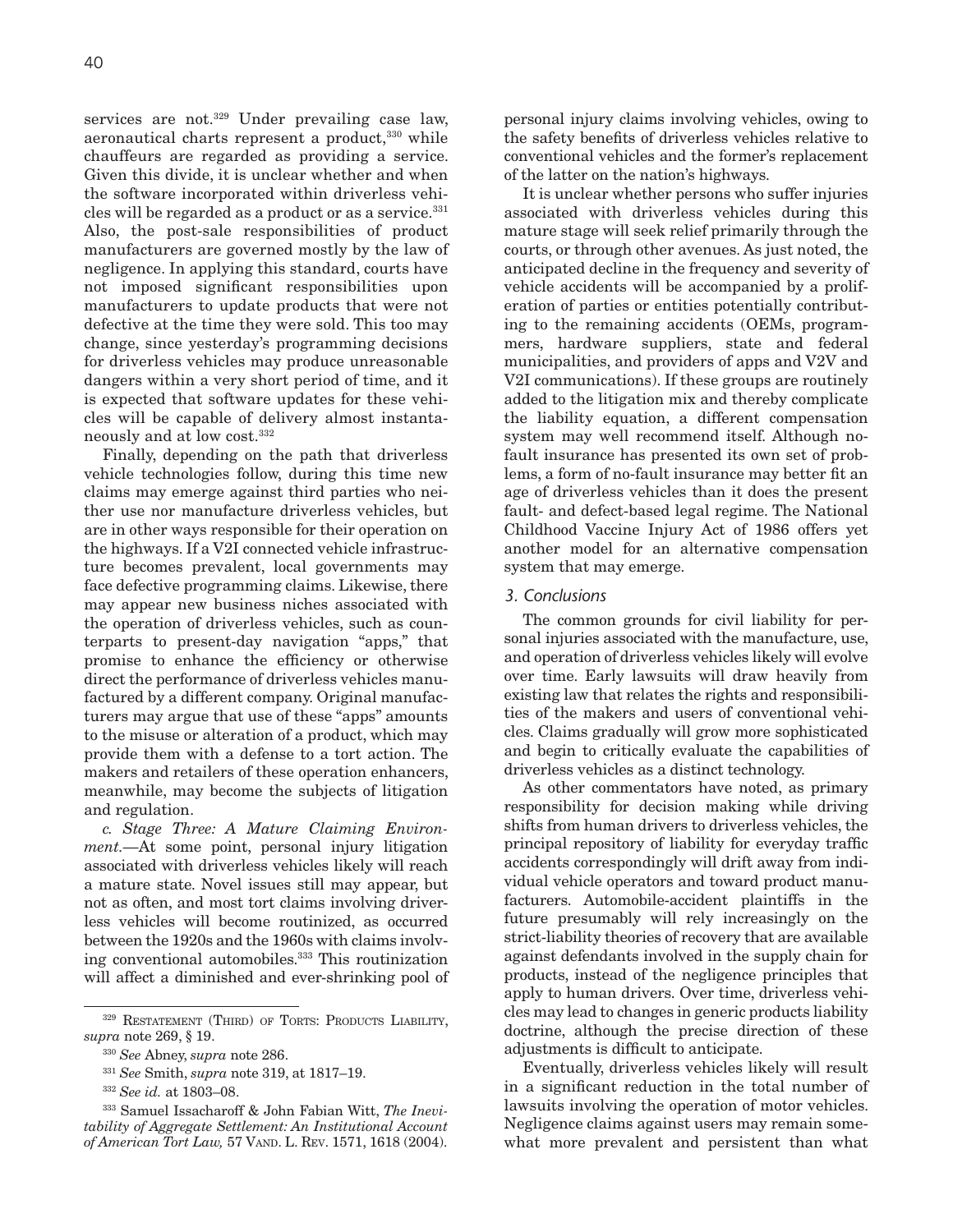services are not.[329] Under prevailing case law, aeronautical charts represent a product,[330] while chauffeurs are regarded as providing a service. Given this divide, it is unclear whether and when the software incorporated within driverless vehicles will be regarded as a product or as a service.[331] Also, the post-sale responsibilities of product manufacturers are governed mostly by the law of negligence. In applying this standard, courts have not imposed significant responsibilities upon manufacturers to update products that were not defective at the time they were sold. This too may change, since yesterday's programming decisions for driverless vehicles may produce unreasonable dangers within a very short period of time, and it is expected that software updates for these vehicles will be capable of delivery almost instantaneously and at low cost.[332]

Finally, depending on the path that driverless vehicle technologies follow, during this time new claims may emerge against third parties who neither use nor manufacture driverless vehicles, but are in other ways responsible for their operation on the highways. If a V2I connected vehicle infrastructure becomes prevalent, local governments may face defective programming claims. Likewise, there may appear new business niches associated with the operation of driverless vehicles, such as counterparts to present-day navigation "apps," that promise to enhance the efficiency or otherwise direct the performance of driverless vehicles manufactured by a different company. Original manufacturers may argue that use of these "apps" amounts to the misuse or alteration of a product, which may provide them with a defense to a tort action. The makers and retailers of these operation enhancers, meanwhile, may become the subjects of litigation and regulation.

*c. Stage Three: A Mature Claiming Environment.*—At some point, personal injury litigation associated with driverless vehicles likely will reach a mature state. Novel issues still may appear, but not as often, and most tort claims involving driverless vehicles will become routinized, as occurred between the 1920s and the 1960s with claims involving conventional automobiles.[333] This routinization will affect a diminished and ever-shrinking pool of personal injury claims involving vehicles, owing to the safety benefits of driverless vehicles relative to conventional vehicles and the former's replacement of the latter on the nation's highways.

It is unclear whether persons who suffer injuries associated with driverless vehicles during this mature stage will seek relief primarily through the courts, or through other avenues. As just noted, the anticipated decline in the frequency and severity of vehicle accidents will be accompanied by a proliferation of parties or entities potentially contributing to the remaining accidents (OEMs, programmers, hardware suppliers, state and federal municipalities, and providers of apps and V2V and V2I communications). If these groups are routinely added to the litigation mix and thereby complicate the liability equation, a different compensation system may well recommend itself. Although no-fault insurance has presented its own set of problems, a form of no-fault insurance may better fit an age of driverless vehicles than it does the present fault- and defect-based legal regime. The National Childhood Vaccine Injury Act of 1986 offers yet another model for an alternative compensation system that may emerge.

### 3. Conclusions

The common grounds for civil liability for personal injuries associated with the manufacture, use, and operation of driverless vehicles likely will evolve over time. Early lawsuits will draw heavily from existing law that relates the rights and responsibilities of the makers and users of conventional vehicles. Claims gradually will grow more sophisticated and begin to critically evaluate the capabilities of driverless vehicles as a distinct technology.

As other commentators have noted, as primary responsibility for decision making while driving shifts from human drivers to driverless vehicles, the principal repository of liability for everyday traffic accidents correspondingly will drift away from individual vehicle operators and toward product manufacturers. Automobile-accident plaintiffs in the future presumably will rely increasingly on the strict-liability theories of recovery that are available against defendants involved in the supply chain for products, instead of the negligence principles that apply to human drivers. Over time, driverless vehicles may lead to changes in generic products liability doctrine, although the precise direction of these adjustments is difficult to anticipate.

Eventually, driverless vehicles likely will result in a significant reduction in the total number of lawsuits involving the operation of motor vehicles. Negligence claims against users may remain somewhat more prevalent and persistent than what

---

[329] Restatement (Third) of Torts: Products Liability, *supra* note 269, § 19.

[330] *See* Abney, *supra* note 286.

[331] *See* Smith, *supra* note 319, at 1817–19.

[332] *See id.* at 1803–08.

[333] Samuel Issacharoff & John Fabian Witt, *The Inevitability of Aggregate Settlement: An Institutional Account of American Tort Law,* 57 Vand. L. Rev. 1571, 1618 (2004).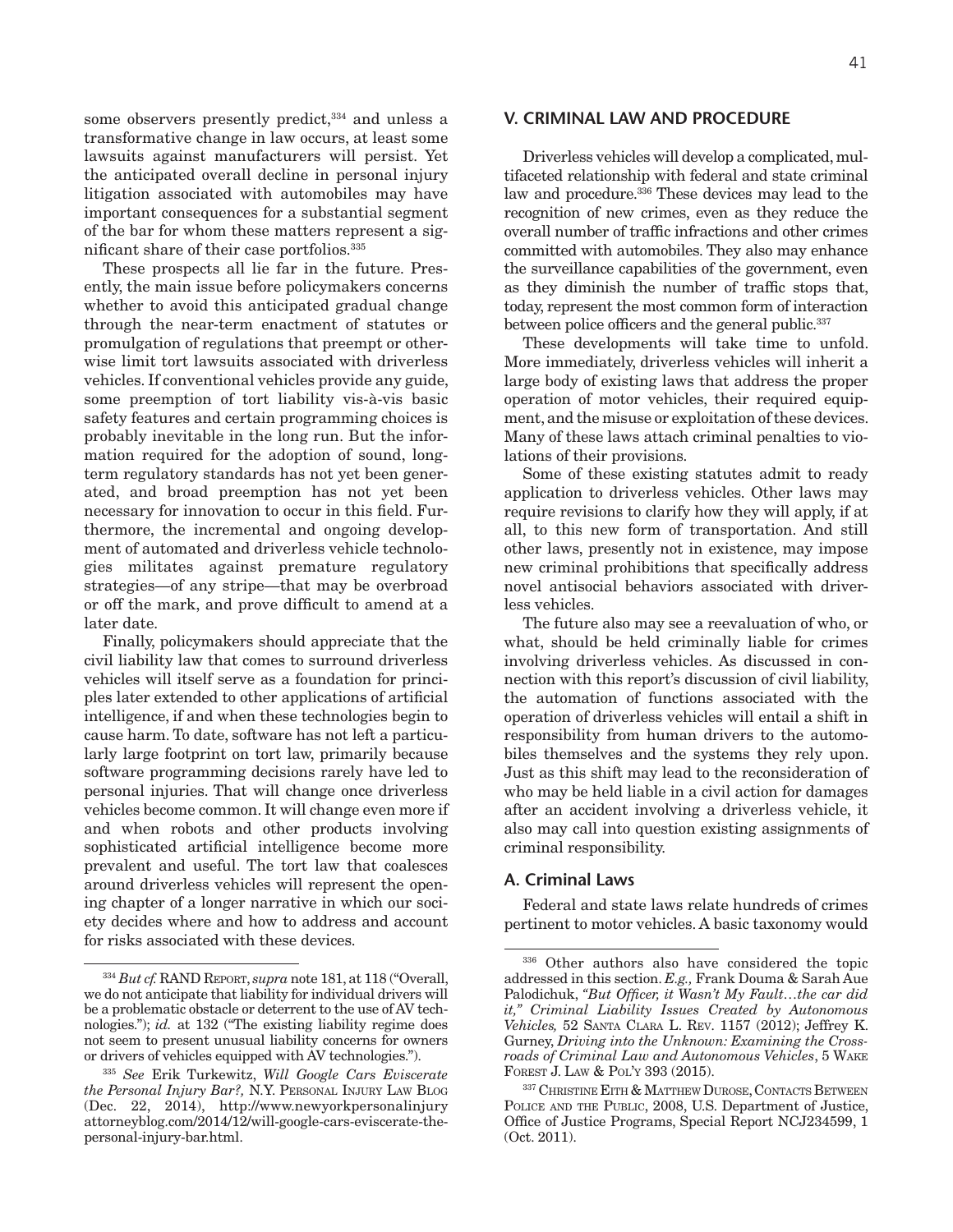some observers presently predict,[334] and unless a transformative change in law occurs, at least some lawsuits against manufacturers will persist. Yet the anticipated overall decline in personal injury litigation associated with automobiles may have important consequences for a substantial segment of the bar for whom these matters represent a significant share of their case portfolios.[335]

These prospects all lie far in the future. Presently, the main issue before policymakers concerns whether to avoid this anticipated gradual change through the near-term enactment of statutes or promulgation of regulations that preempt or otherwise limit tort lawsuits associated with driverless vehicles. If conventional vehicles provide any guide, some preemption of tort liability vis-à-vis basic safety features and certain programming choices is probably inevitable in the long run. But the information required for the adoption of sound, long-term regulatory standards has not yet been generated, and broad preemption has not yet been necessary for innovation to occur in this field. Furthermore, the incremental and ongoing development of automated and driverless vehicle technologies militates against premature regulatory strategies—of any stripe—that may be overbroad or off the mark, and prove difficult to amend at a later date.

Finally, policymakers should appreciate that the civil liability law that comes to surround driverless vehicles will itself serve as a foundation for principles later extended to other applications of artificial intelligence, if and when these technologies begin to cause harm. To date, software has not left a particularly large footprint on tort law, primarily because software programming decisions rarely have led to personal injuries. That will change once driverless vehicles become common. It will change even more if and when robots and other products involving sophisticated artificial intelligence become more prevalent and useful. The tort law that coalesces around driverless vehicles will represent the opening chapter of a longer narrative in which our society decides where and how to address and account for risks associated with these devices.

## V. CRIMINAL LAW AND PROCEDURE

Driverless vehicles will develop a complicated, multifaceted relationship with federal and state criminal law and procedure.[336] These devices may lead to the recognition of new crimes, even as they reduce the overall number of traffic infractions and other crimes committed with automobiles. They also may enhance the surveillance capabilities of the government, even as they diminish the number of traffic stops that, today, represent the most common form of interaction between police officers and the general public.[337]

These developments will take time to unfold. More immediately, driverless vehicles will inherit a large body of existing laws that address the proper operation of motor vehicles, their required equipment, and the misuse or exploitation of these devices. Many of these laws attach criminal penalties to violations of their provisions.

Some of these existing statutes admit to ready application to driverless vehicles. Other laws may require revisions to clarify how they will apply, if at all, to this new form of transportation. And still other laws, presently not in existence, may impose new criminal prohibitions that specifically address novel antisocial behaviors associated with driverless vehicles.

The future also may see a reevaluation of who, or what, should be held criminally liable for crimes involving driverless vehicles. As discussed in connection with this report's discussion of civil liability, the automation of functions associated with the operation of driverless vehicles will entail a shift in responsibility from human drivers to the automobiles themselves and the systems they rely upon. Just as this shift may lead to the reconsideration of who may be held liable in a civil action for damages after an accident involving a driverless vehicle, it also may call into question existing assignments of criminal responsibility.

### A. Criminal Laws

Federal and state laws relate hundreds of crimes pertinent to motor vehicles. A basic taxonomy would

---

[334] *But cf.* RAND REPORT, *supra* note 181, at 118 ("Overall, we do not anticipate that liability for individual drivers will be a problematic obstacle or deterrent to the use of AV technologies."); *id.* at 132 ("The existing liability regime does not seem to present unusual liability concerns for owners or drivers of vehicles equipped with AV technologies.").

[335] *See* Erik Turkewitz, *Will Google Cars Eviscerate the Personal Injury Bar?,* N.Y. PERSONAL INJURY LAW BLOG (Dec. 22, 2014), http://www.newyorkpersonalinjuryattorneyblog.com/2014/12/will-google-cars-eviscerate-the-personal-injury-bar.html.

[336] Other authors also have considered the topic addressed in this section. *E.g.,* Frank Douma & Sarah Aue Palodichuk, *"But Officer, it Wasn't My Fault…the car did it," Criminal Liability Issues Created by Autonomous Vehicles,* 52 SANTA CLARA L. REV. 1157 (2012); Jeffrey K. Gurney, *Driving into the Unknown: Examining the Crossroads of Criminal Law and Autonomous Vehicles*, 5 WAKE FOREST J. LAW & POL'Y 393 (2015).

[337] CHRISTINE EITH & MATTHEW DUROSE, CONTACTS BETWEEN POLICE AND THE PUBLIC, 2008, U.S. Department of Justice, Office of Justice Programs, Special Report NCJ234599, 1 (Oct. 2011).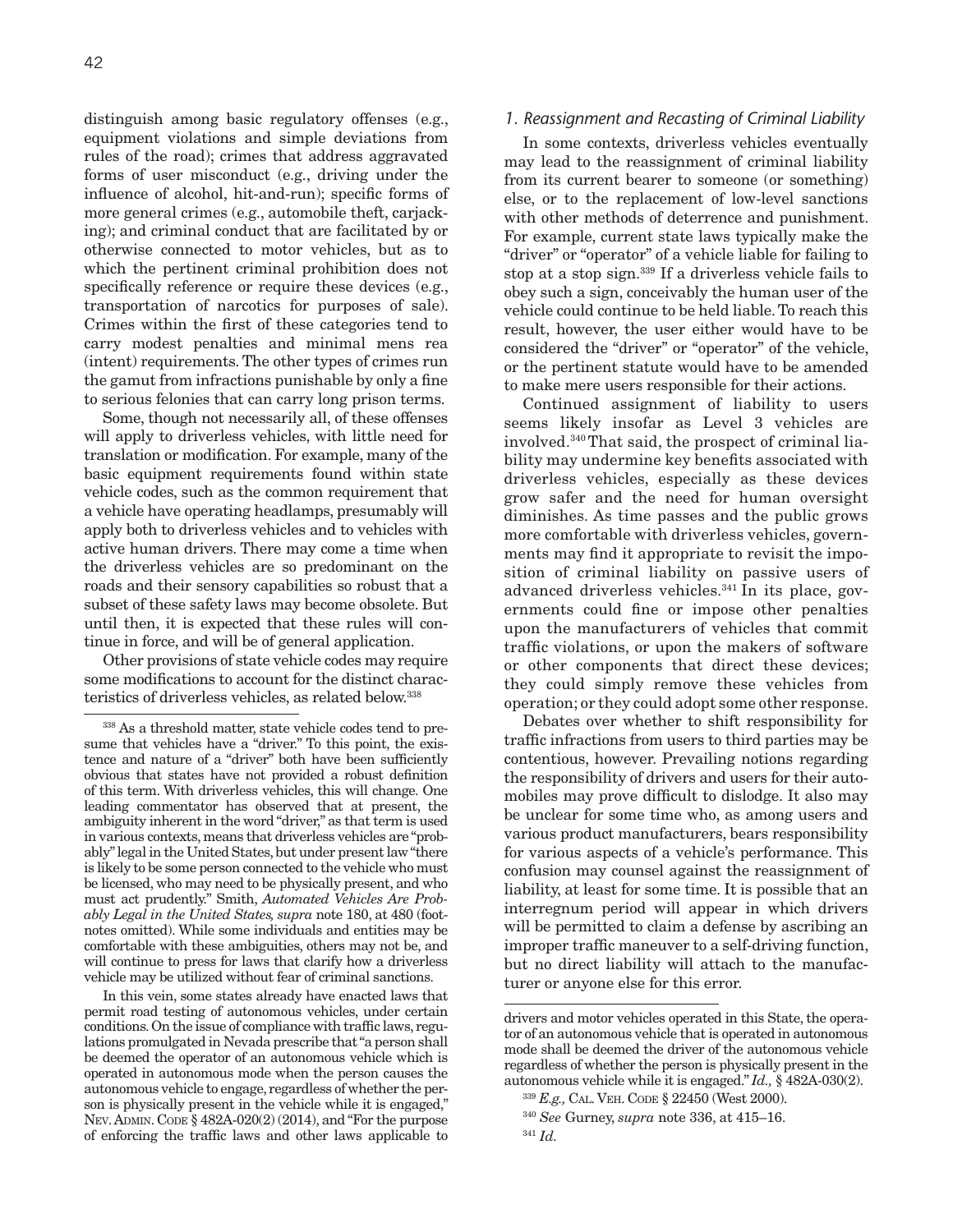distinguish among basic regulatory offenses (e.g., equipment violations and simple deviations from rules of the road); crimes that address aggravated forms of user misconduct (e.g., driving under the influence of alcohol, hit-and-run); specific forms of more general crimes (e.g., automobile theft, carjacking); and criminal conduct that are facilitated by or otherwise connected to motor vehicles, but as to which the pertinent criminal prohibition does not specifically reference or require these devices (e.g., transportation of narcotics for purposes of sale). Crimes within the first of these categories tend to carry modest penalties and minimal mens rea (intent) requirements. The other types of crimes run the gamut from infractions punishable by only a fine to serious felonies that can carry long prison terms.

Some, though not necessarily all, of these offenses will apply to driverless vehicles, with little need for translation or modification. For example, many of the basic equipment requirements found within state vehicle codes, such as the common requirement that a vehicle have operating headlamps, presumably will apply both to driverless vehicles and to vehicles with active human drivers. There may come a time when the driverless vehicles are so predominant on the roads and their sensory capabilities so robust that a subset of these safety laws may become obsolete. But until then, it is expected that these rules will continue in force, and will be of general application.

Other provisions of state vehicle codes may require some modifications to account for the distinct characteristics of driverless vehicles, as related below.[338]

### *1. Reassignment and Recasting of Criminal Liability*

In some contexts, driverless vehicles eventually may lead to the reassignment of criminal liability from its current bearer to someone (or something) else, or to the replacement of low-level sanctions with other methods of deterrence and punishment. For example, current state laws typically make the "driver" or "operator" of a vehicle liable for failing to stop at a stop sign.[339] If a driverless vehicle fails to obey such a sign, conceivably the human user of the vehicle could continue to be held liable. To reach this result, however, the user either would have to be considered the "driver" or "operator" of the vehicle, or the pertinent statute would have to be amended to make mere users responsible for their actions.

Continued assignment of liability to users seems likely insofar as Level 3 vehicles are involved.[340] That said, the prospect of criminal liability may undermine key benefits associated with driverless vehicles, especially as these devices grow safer and the need for human oversight diminishes. As time passes and the public grows more comfortable with driverless vehicles, governments may find it appropriate to revisit the imposition of criminal liability on passive users of advanced driverless vehicles.[341] In its place, governments could fine or impose other penalties upon the manufacturers of vehicles that commit traffic violations, or upon the makers of software or other components that direct these devices; they could simply remove these vehicles from operation; or they could adopt some other response.

Debates over whether to shift responsibility for traffic infractions from users to third parties may be contentious, however. Prevailing notions regarding the responsibility of drivers and users for their automobiles may prove difficult to dislodge. It also may be unclear for some time who, as among users and various product manufacturers, bears responsibility for various aspects of a vehicle's performance. This confusion may counsel against the reassignment of liability, at least for some time. It is possible that an interregnum period will appear in which drivers will be permitted to claim a defense by ascribing an improper traffic maneuver to a self-driving function, but no direct liability will attach to the manufacturer or anyone else for this error.

---

[338] As a threshold matter, state vehicle codes tend to presume that vehicles have a "driver." To this point, the existence and nature of a "driver" both have been sufficiently obvious that states have not provided a robust definition of this term. With driverless vehicles, this will change. One leading commentator has observed that at present, the ambiguity inherent in the word "driver," as that term is used in various contexts, means that driverless vehicles are "probably" legal in the United States, but under present law "there is likely to be some person connected to the vehicle who must be licensed, who may need to be physically present, and who must act prudently." Smith, *Automated Vehicles Are Probably Legal in the United States*, *supra* note 180, at 480 (footnotes omitted). While some individuals and entities may be comfortable with these ambiguities, others may not be, and will continue to press for laws that clarify how a driverless vehicle may be utilized without fear of criminal sanctions.

In this vein, some states already have enacted laws that permit road testing of autonomous vehicles, under certain conditions. On the issue of compliance with traffic laws, regulations promulgated in Nevada prescribe that "a person shall be deemed the operator of an autonomous vehicle which is operated in autonomous mode when the person causes the autonomous vehicle to engage, regardless of whether the person is physically present in the vehicle while it is engaged," NEV. ADMIN. CODE § 482A-020(2) (2014), and "For the purpose of enforcing the traffic laws and other laws applicable to drivers and motor vehicles operated in this State, the operator of an autonomous vehicle that is operated in autonomous mode shall be deemed the driver of the autonomous vehicle regardless of whether the person is physically present in the autonomous vehicle while it is engaged." *Id.*, § 482A-030(2).

[339] *E.g.*, CAL. VEH. CODE § 22450 (West 2000).

[340] *See* Gurney, *supra* note 336, at 415–16.

[341] *Id.*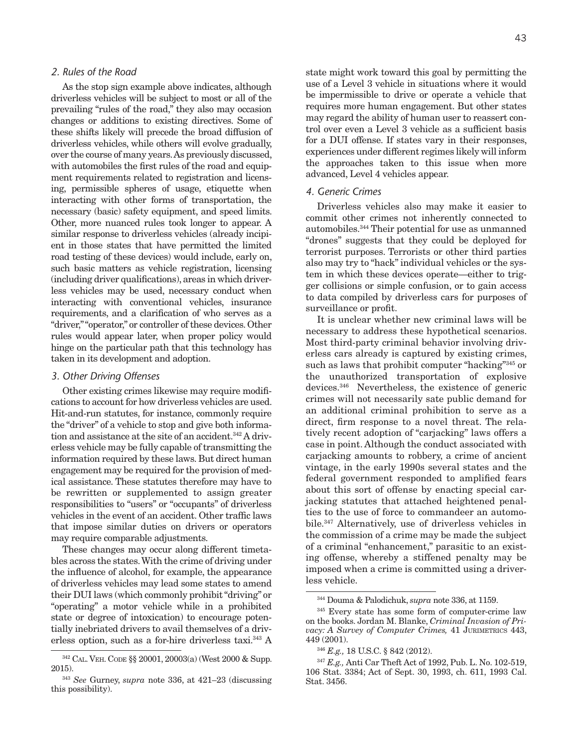### *2. Rules of the Road*

As the stop sign example above indicates, although driverless vehicles will be subject to most or all of the prevailing "rules of the road," they also may occasion changes or additions to existing directives. Some of these shifts likely will precede the broad diffusion of driverless vehicles, while others will evolve gradually, over the course of many years. As previously discussed, with automobiles the first rules of the road and equipment requirements related to registration and licensing, permissible spheres of usage, etiquette when interacting with other forms of transportation, the necessary (basic) safety equipment, and speed limits. Other, more nuanced rules took longer to appear. A similar response to driverless vehicles (already incipient in those states that have permitted the limited road testing of these devices) would include, early on, such basic matters as vehicle registration, licensing (including driver qualifications), areas in which driverless vehicles may be used, necessary conduct when interacting with conventional vehicles, insurance requirements, and a clarification of who serves as a "driver," "operator," or controller of these devices. Other rules would appear later, when proper policy would hinge on the particular path that this technology has taken in its development and adoption.

### *3. Other Driving Offenses*

Other existing crimes likewise may require modifications to account for how driverless vehicles are used. Hit-and-run statutes, for instance, commonly require the "driver" of a vehicle to stop and give both information and assistance at the site of an accident.[342] A driverless vehicle may be fully capable of transmitting the information required by these laws. But direct human engagement may be required for the provision of medical assistance. These statutes therefore may have to be rewritten or supplemented to assign greater responsibilities to "users" or "occupants" of driverless vehicles in the event of an accident. Other traffic laws that impose similar duties on drivers or operators may require comparable adjustments.

These changes may occur along different timetables across the states. With the crime of driving under the influence of alcohol, for example, the appearance of driverless vehicles may lead some states to amend their DUI laws (which commonly prohibit "driving" or "operating" a motor vehicle while in a prohibited state or degree of intoxication) to encourage potentially inebriated drivers to avail themselves of a driverless option, such as a for-hire driverless taxi.[343] A state might work toward this goal by permitting the use of a Level 3 vehicle in situations where it would be impermissible to drive or operate a vehicle that requires more human engagement. But other states may regard the ability of human user to reassert control over even a Level 3 vehicle as a sufficient basis for a DUI offense. If states vary in their responses, experiences under different regimes likely will inform the approaches taken to this issue when more advanced, Level 4 vehicles appear.

### *4. Generic Crimes*

Driverless vehicles also may make it easier to commit other crimes not inherently connected to automobiles.[344] Their potential for use as unmanned "drones" suggests that they could be deployed for terrorist purposes. Terrorists or other third parties also may try to "hack" individual vehicles or the system in which these devices operate—either to trigger collisions or simple confusion, or to gain access to data compiled by driverless cars for purposes of surveillance or profit.

It is unclear whether new criminal laws will be necessary to address these hypothetical scenarios. Most third-party criminal behavior involving driverless cars already is captured by existing crimes, such as laws that prohibit computer "hacking"[345] or the unauthorized transportation of explosive devices.[346] Nevertheless, the existence of generic crimes will not necessarily sate public demand for an additional criminal prohibition to serve as a direct, firm response to a novel threat. The relatively recent adoption of "carjacking" laws offers a case in point. Although the conduct associated with carjacking amounts to robbery, a crime of ancient vintage, in the early 1990s several states and the federal government responded to amplified fears about this sort of offense by enacting special carjacking statutes that attached heightened penalties to the use of force to commandeer an automobile.[347] Alternatively, use of driverless vehicles in the commission of a crime may be made the subject of a criminal "enhancement," parasitic to an existing offense, whereby a stiffened penalty may be imposed when a crime is committed using a driverless vehicle.

---

[342] Cal. Veh. Code §§ 20001, 20003(a) (West 2000 & Supp. 2015).

[343] *See* Gurney, *supra* note 336, at 421–23 (discussing this possibility).

[344] Douma & Palodichuk, *supra* note 336, at 1159.

[345] Every state has some form of computer-crime law on the books. Jordan M. Blanke, *Criminal Invasion of Privacy: A Survey of Computer Crimes,* 41 Jurimetrics 443, 449 (2001).

[346] *E.g.,* 18 U.S.C. § 842 (2012).

[347] *E.g.,* Anti Car Theft Act of 1992, Pub. L. No. 102-519, 106 Stat. 3384; Act of Sept. 30, 1993, ch. 611, 1993 Cal. Stat. 3456.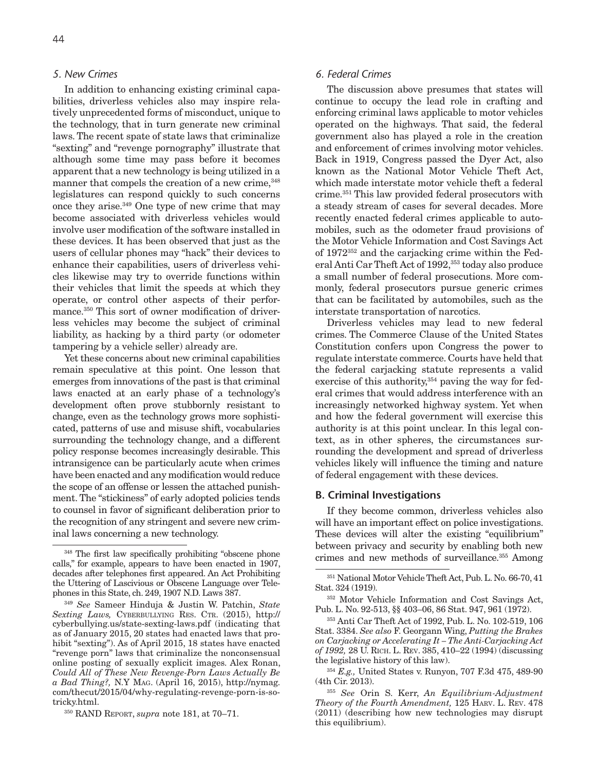### *5. New Crimes*

In addition to enhancing existing criminal capabilities, driverless vehicles also may inspire relatively unprecedented forms of misconduct, unique to the technology, that in turn generate new criminal laws. The recent spate of state laws that criminalize "sexting" and "revenge pornography" illustrate that although some time may pass before it becomes apparent that a new technology is being utilized in a manner that compels the creation of a new crime,[348] legislatures can respond quickly to such concerns once they arise.[349] One type of new crime that may become associated with driverless vehicles would involve user modification of the software installed in these devices. It has been observed that just as the users of cellular phones may "hack" their devices to enhance their capabilities, users of driverless vehicles likewise may try to override functions within their vehicles that limit the speeds at which they operate, or control other aspects of their performance.[350] This sort of owner modification of driverless vehicles may become the subject of criminal liability, as hacking by a third party (or odometer tampering by a vehicle seller) already are.

Yet these concerns about new criminal capabilities remain speculative at this point. One lesson that emerges from innovations of the past is that criminal laws enacted at an early phase of a technology's development often prove stubbornly resistant to change, even as the technology grows more sophisticated, patterns of use and misuse shift, vocabularies surrounding the technology change, and a different policy response becomes increasingly desirable. This intransigence can be particularly acute when crimes have been enacted and any modification would reduce the scope of an offense or lessen the attached punishment. The "stickiness" of early adopted policies tends to counsel in favor of significant deliberation prior to the recognition of any stringent and severe new criminal laws concerning a new technology.

### *6. Federal Crimes*

The discussion above presumes that states will continue to occupy the lead role in crafting and enforcing criminal laws applicable to motor vehicles operated on the highways. That said, the federal government also has played a role in the creation and enforcement of crimes involving motor vehicles. Back in 1919, Congress passed the Dyer Act, also known as the National Motor Vehicle Theft Act, which made interstate motor vehicle theft a federal crime.[351] This law provided federal prosecutors with a steady stream of cases for several decades. More recently enacted federal crimes applicable to automobiles, such as the odometer fraud provisions of the Motor Vehicle Information and Cost Savings Act of 1972[352] and the carjacking crime within the Federal Anti Car Theft Act of 1992,[353] today also produce a small number of federal prosecutions. More commonly, federal prosecutors pursue generic crimes that can be facilitated by automobiles, such as the interstate transportation of narcotics.

Driverless vehicles may lead to new federal crimes. The Commerce Clause of the United States Constitution confers upon Congress the power to regulate interstate commerce. Courts have held that the federal carjacking statute represents a valid exercise of this authority,[354] paving the way for federal crimes that would address interference with an increasingly networked highway system. Yet when and how the federal government will exercise this authority is at this point unclear. In this legal context, as in other spheres, the circumstances surrounding the development and spread of driverless vehicles likely will influence the timing and nature of federal engagement with these devices.

## B. Criminal Investigations

If they become common, driverless vehicles also will have an important effect on police investigations. These devices will alter the existing "equilibrium" between privacy and security by enabling both new crimes and new methods of surveillance.[355] Among

---

[348] The first law specifically prohibiting "obscene phone calls," for example, appears to have been enacted in 1907, decades after telephones first appeared. An Act Prohibiting the Uttering of Lascivious or Obscene Language over Telephones in this State, ch. 249, 1907 N.D. Laws 387.

[349] *See* Sameer Hinduja & Justin W. Patchin, *State Sexting Laws,* CYBERBULLYING RES. CTR. (2015), http://cyberbullying.us/state-sexting-laws.pdf (indicating that as of January 2015, 20 states had enacted laws that prohibit "sexting"). As of April 2015, 18 states have enacted "revenge porn" laws that criminalize the nonconsensual online posting of sexually explicit images. Alex Ronan, *Could All of These New Revenge-Porn Laws Actually Be a Bad Thing?,* N.Y MAG. (April 16, 2015), http://nymag.com/thecut/2015/04/why-regulating-revenge-porn-is-so-tricky.html.

[350] RAND REPORT, *supra* note 181, at 70–71.

[351] National Motor Vehicle Theft Act, Pub. L. No. 66-70, 41 Stat. 324 (1919).

[352] Motor Vehicle Information and Cost Savings Act, Pub. L. No. 92-513, §§ 403–06, 86 Stat. 947, 961 (1972).

[353] Anti Car Theft Act of 1992, Pub. L. No. 102-519, 106 Stat. 3384. *See also* F. Georgann Wing, *Putting the Brakes on Carjacking or Accelerating It – The Anti-Carjacking Act of 1992,* 28 U. RICH. L. REV. 385, 410–22 (1994) (discussing the legislative history of this law).

[354] *E.g.,* United States v. Runyon, 707 F.3d 475, 489-90 (4th Cir. 2013).

[355] *See* Orin S. Kerr, *An Equilibrium-Adjustment Theory of the Fourth Amendment,* 125 HARV. L. REV. 478 (2011) (describing how new technologies may disrupt this equilibrium).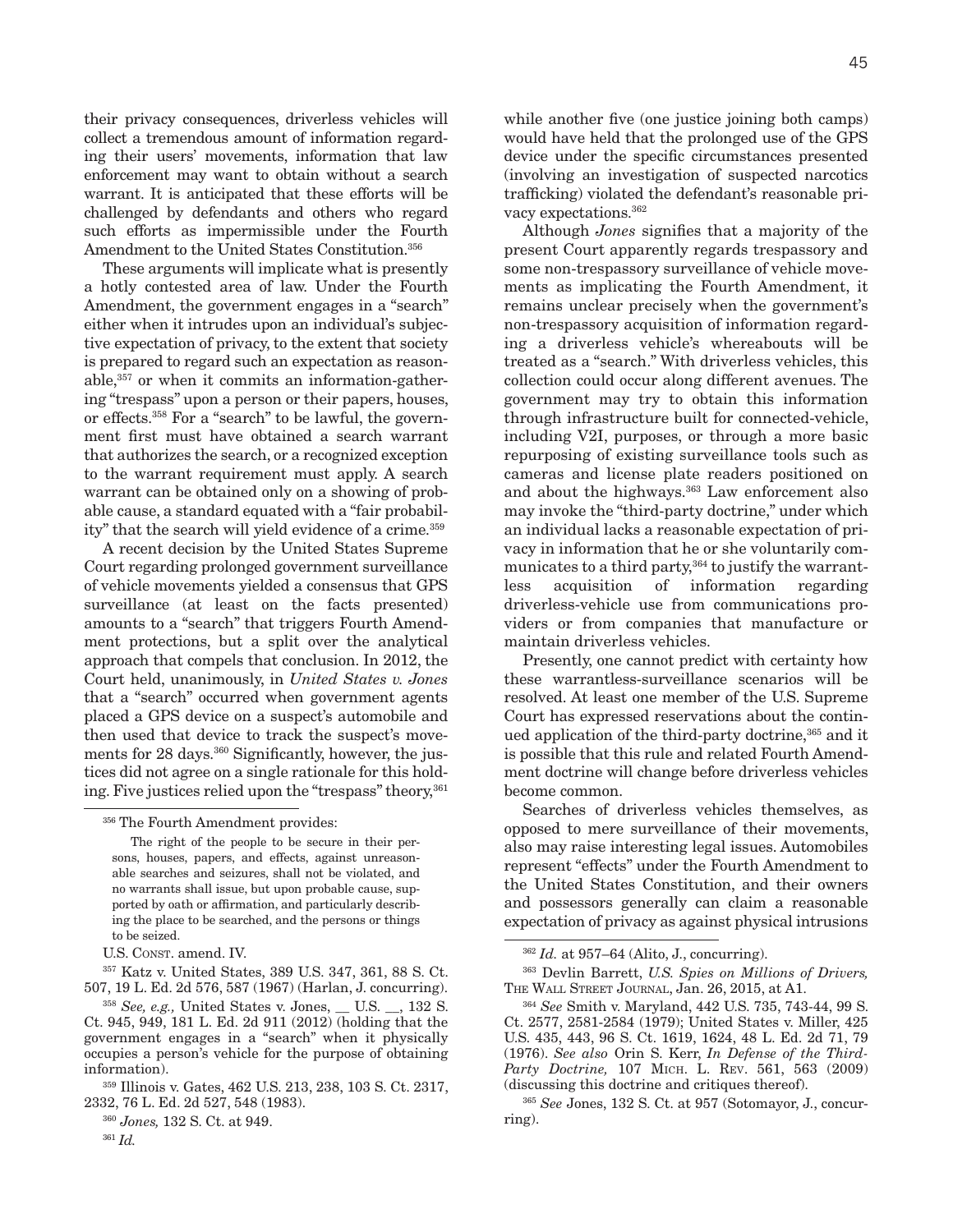their privacy consequences, driverless vehicles will collect a tremendous amount of information regarding their users' movements, information that law enforcement may want to obtain without a search warrant. It is anticipated that these efforts will be challenged by defendants and others who regard such efforts as impermissible under the Fourth Amendment to the United States Constitution.[356]

These arguments will implicate what is presently a hotly contested area of law. Under the Fourth Amendment, the government engages in a "search" either when it intrudes upon an individual's subjective expectation of privacy, to the extent that society is prepared to regard such an expectation as reasonable,[357] or when it commits an information-gathering "trespass" upon a person or their papers, houses, or effects.[358] For a "search" to be lawful, the government first must have obtained a search warrant that authorizes the search, or a recognized exception to the warrant requirement must apply. A search warrant can be obtained only on a showing of probable cause, a standard equated with a "fair probability" that the search will yield evidence of a crime.[359]

A recent decision by the United States Supreme Court regarding prolonged government surveillance of vehicle movements yielded a consensus that GPS surveillance (at least on the facts presented) amounts to a "search" that triggers Fourth Amendment protections, but a split over the analytical approach that compels that conclusion. In 2012, the Court held, unanimously, in *United States v. Jones* that a "search" occurred when government agents placed a GPS device on a suspect's automobile and then used that device to track the suspect's movements for 28 days.[360] Significantly, however, the justices did not agree on a single rationale for this holding. Five justices relied upon the "trespass" theory,[361] while another five (one justice joining both camps) would have held that the prolonged use of the GPS device under the specific circumstances presented (involving an investigation of suspected narcotics trafficking) violated the defendant's reasonable privacy expectations.[362]

Although *Jones* signifies that a majority of the present Court apparently regards trespassory and some non-trespassory surveillance of vehicle movements as implicating the Fourth Amendment, it remains unclear precisely when the government's non-trespassory acquisition of information regarding a driverless vehicle's whereabouts will be treated as a "search." With driverless vehicles, this collection could occur along different avenues. The government may try to obtain this information through infrastructure built for connected-vehicle, including V2I, purposes, or through a more basic repurposing of existing surveillance tools such as cameras and license plate readers positioned on and about the highways.[363] Law enforcement also may invoke the "third-party doctrine," under which an individual lacks a reasonable expectation of privacy in information that he or she voluntarily communicates to a third party,[364] to justify the warrantless acquisition of information regarding driverless-vehicle use from communications providers or from companies that manufacture or maintain driverless vehicles.

Presently, one cannot predict with certainty how these warrantless-surveillance scenarios will be resolved. At least one member of the U.S. Supreme Court has expressed reservations about the continued application of the third-party doctrine,[365] and it is possible that this rule and related Fourth Amendment doctrine will change before driverless vehicles become common.

Searches of driverless vehicles themselves, as opposed to mere surveillance of their movements, also may raise interesting legal issues. Automobiles represent "effects" under the Fourth Amendment to the United States Constitution, and their owners and possessors generally can claim a reasonable expectation of privacy as against physical intrusions

---

[356] The Fourth Amendment provides:

> The right of the people to be secure in their persons, houses, papers, and effects, against unreasonable searches and seizures, shall not be violated, and no warrants shall issue, but upon probable cause, supported by oath or affirmation, and particularly describing the place to be searched, and the persons or things to be seized.

U.S. CONST. amend. IV.

[357] Katz v. United States, 389 U.S. 347, 361, 88 S. Ct. 507, 19 L. Ed. 2d 576, 587 (1967) (Harlan, J. concurring).

[358] *See, e.g.,* United States v. Jones, __ U.S. __, 132 S. Ct. 945, 949, 181 L. Ed. 2d 911 (2012) (holding that the government engages in a "search" when it physically occupies a person's vehicle for the purpose of obtaining information).

[359] Illinois v. Gates, 462 U.S. 213, 238, 103 S. Ct. 2317, 2332, 76 L. Ed. 2d 527, 548 (1983).

[360] *Jones,* 132 S. Ct. at 949.

[361] *Id.*

[362] *Id.* at 957–64 (Alito, J., concurring).

[363] Devlin Barrett, *U.S. Spies on Millions of Drivers,* THE WALL STREET JOURNAL, Jan. 26, 2015, at A1.

[364] *See* Smith v. Maryland, 442 U.S. 735, 743-44, 99 S. Ct. 2577, 2581-2584 (1979); United States v. Miller, 425 U.S. 435, 443, 96 S. Ct. 1619, 1624, 48 L. Ed. 2d 71, 79 (1976). *See also* Orin S. Kerr, *In Defense of the Third-Party Doctrine,* 107 MICH. L. REV. 561, 563 (2009) (discussing this doctrine and critiques thereof).

[365] *See* Jones, 132 S. Ct. at 957 (Sotomayor, J., concurring).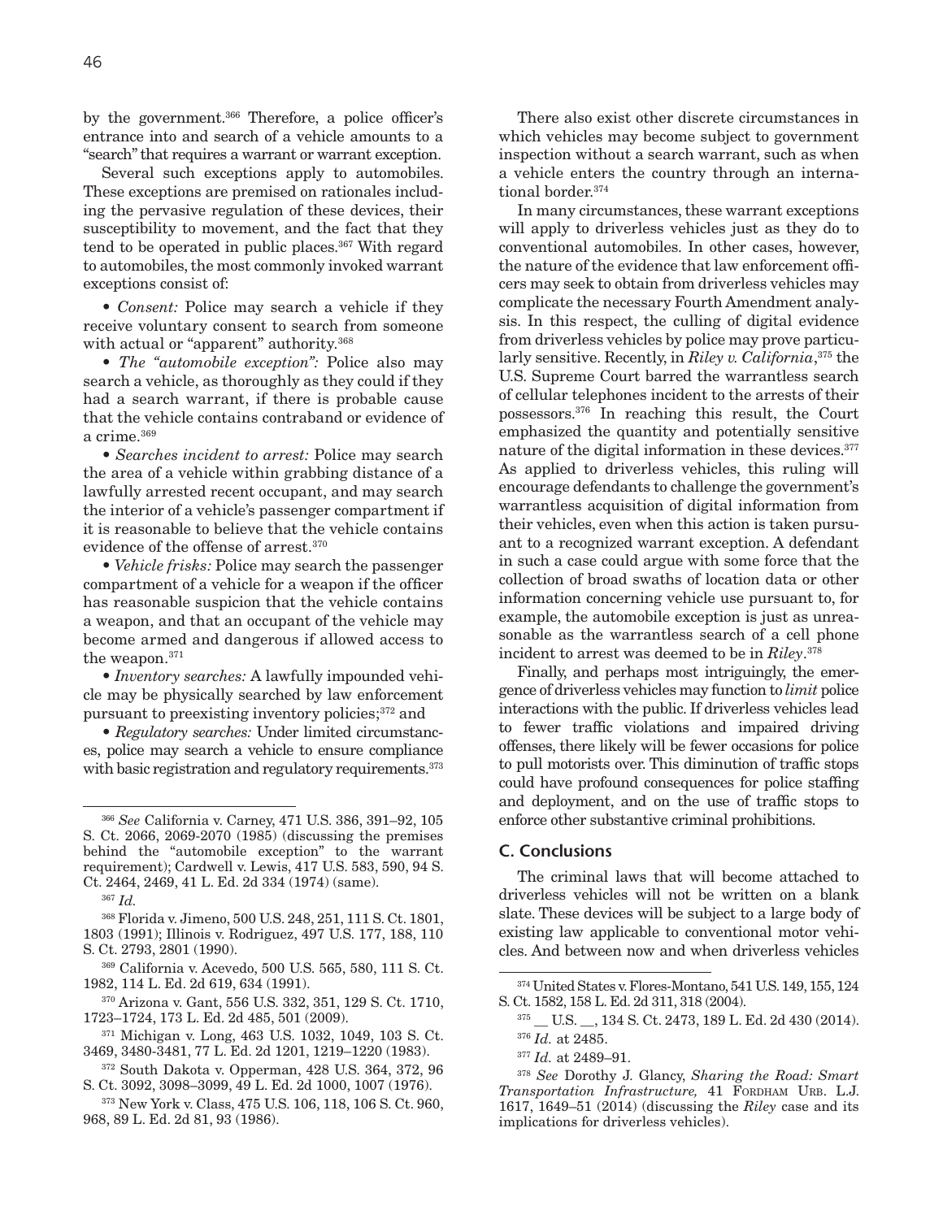by the government.[366] Therefore, a police officer's entrance into and search of a vehicle amounts to a "search" that requires a warrant or warrant exception.

Several such exceptions apply to automobiles. These exceptions are premised on rationales including the pervasive regulation of these devices, their susceptibility to movement, and the fact that they tend to be operated in public places.[367] With regard to automobiles, the most commonly invoked warrant exceptions consist of:

• *Consent:* Police may search a vehicle if they receive voluntary consent to search from someone with actual or "apparent" authority.[368]

• *The "automobile exception":* Police also may search a vehicle, as thoroughly as they could if they had a search warrant, if there is probable cause that the vehicle contains contraband or evidence of a crime.[369]

• *Searches incident to arrest:* Police may search the area of a vehicle within grabbing distance of a lawfully arrested recent occupant, and may search the interior of a vehicle's passenger compartment if it is reasonable to believe that the vehicle contains evidence of the offense of arrest.[370]

• *Vehicle frisks:* Police may search the passenger compartment of a vehicle for a weapon if the officer has reasonable suspicion that the vehicle contains a weapon, and that an occupant of the vehicle may become armed and dangerous if allowed access to the weapon.[371]

• *Inventory searches:* A lawfully impounded vehicle may be physically searched by law enforcement pursuant to preexisting inventory policies;[372] and

• *Regulatory searches:* Under limited circumstances, police may search a vehicle to ensure compliance with basic registration and regulatory requirements.[373]

There also exist other discrete circumstances in which vehicles may become subject to government inspection without a search warrant, such as when a vehicle enters the country through an international border.[374]

In many circumstances, these warrant exceptions will apply to driverless vehicles just as they do to conventional automobiles. In other cases, however, the nature of the evidence that law enforcement officers may seek to obtain from driverless vehicles may complicate the necessary Fourth Amendment analysis. In this respect, the culling of digital evidence from driverless vehicles by police may prove particularly sensitive. Recently, in *Riley v. California*,[375] the U.S. Supreme Court barred the warrantless search of cellular telephones incident to the arrests of their possessors.[376] In reaching this result, the Court emphasized the quantity and potentially sensitive nature of the digital information in these devices.[377] As applied to driverless vehicles, this ruling will encourage defendants to challenge the government's warrantless acquisition of digital information from their vehicles, even when this action is taken pursuant to a recognized warrant exception. A defendant in such a case could argue with some force that the collection of broad swaths of location data or other information concerning vehicle use pursuant to, for example, the automobile exception is just as unreasonable as the warrantless search of a cell phone incident to arrest was deemed to be in *Riley*.[378]

Finally, and perhaps most intriguingly, the emergence of driverless vehicles may function to *limit* police interactions with the public. If driverless vehicles lead to fewer traffic violations and impaired driving offenses, there likely will be fewer occasions for police to pull motorists over. This diminution of traffic stops could have profound consequences for police staffing and deployment, and on the use of traffic stops to enforce other substantive criminal prohibitions.

## C. Conclusions

The criminal laws that will become attached to driverless vehicles will not be written on a blank slate. These devices will be subject to a large body of existing law applicable to conventional motor vehicles. And between now and when driverless vehicles

---

[366] *See* California v. Carney, 471 U.S. 386, 391–92, 105 S. Ct. 2066, 2069-2070 (1985) (discussing the premises behind the "automobile exception" to the warrant requirement); Cardwell v. Lewis, 417 U.S. 583, 590, 94 S. Ct. 2464, 2469, 41 L. Ed. 2d 334 (1974) (same).

[367] *Id.*

[368] Florida v. Jimeno, 500 U.S. 248, 251, 111 S. Ct. 1801, 1803 (1991); Illinois v. Rodriguez, 497 U.S. 177, 188, 110 S. Ct. 2793, 2801 (1990).

[369] California v. Acevedo, 500 U.S. 565, 580, 111 S. Ct. 1982, 114 L. Ed. 2d 619, 634 (1991).

[370] Arizona v. Gant, 556 U.S. 332, 351, 129 S. Ct. 1710, 1723–1724, 173 L. Ed. 2d 485, 501 (2009).

[371] Michigan v. Long, 463 U.S. 1032, 1049, 103 S. Ct. 3469, 3480-3481, 77 L. Ed. 2d 1201, 1219–1220 (1983).

[372] South Dakota v. Opperman, 428 U.S. 364, 372, 96 S. Ct. 3092, 3098–3099, 49 L. Ed. 2d 1000, 1007 (1976).

[373] New York v. Class, 475 U.S. 106, 118, 106 S. Ct. 960, 968, 89 L. Ed. 2d 81, 93 (1986).

[374] United States v. Flores-Montano, 541 U.S. 149, 155, 124 S. Ct. 1582, 158 L. Ed. 2d 311, 318 (2004).

[375] __ U.S. __, 134 S. Ct. 2473, 189 L. Ed. 2d 430 (2014).

[376] *Id.* at 2485.

[377] *Id.* at 2489–91.

[378] *See* Dorothy J. Glancy, *Sharing the Road: Smart Transportation Infrastructure,* 41 Fordham Urb. L.J. 1617, 1649–51 (2014) (discussing the *Riley* case and its implications for driverless vehicles).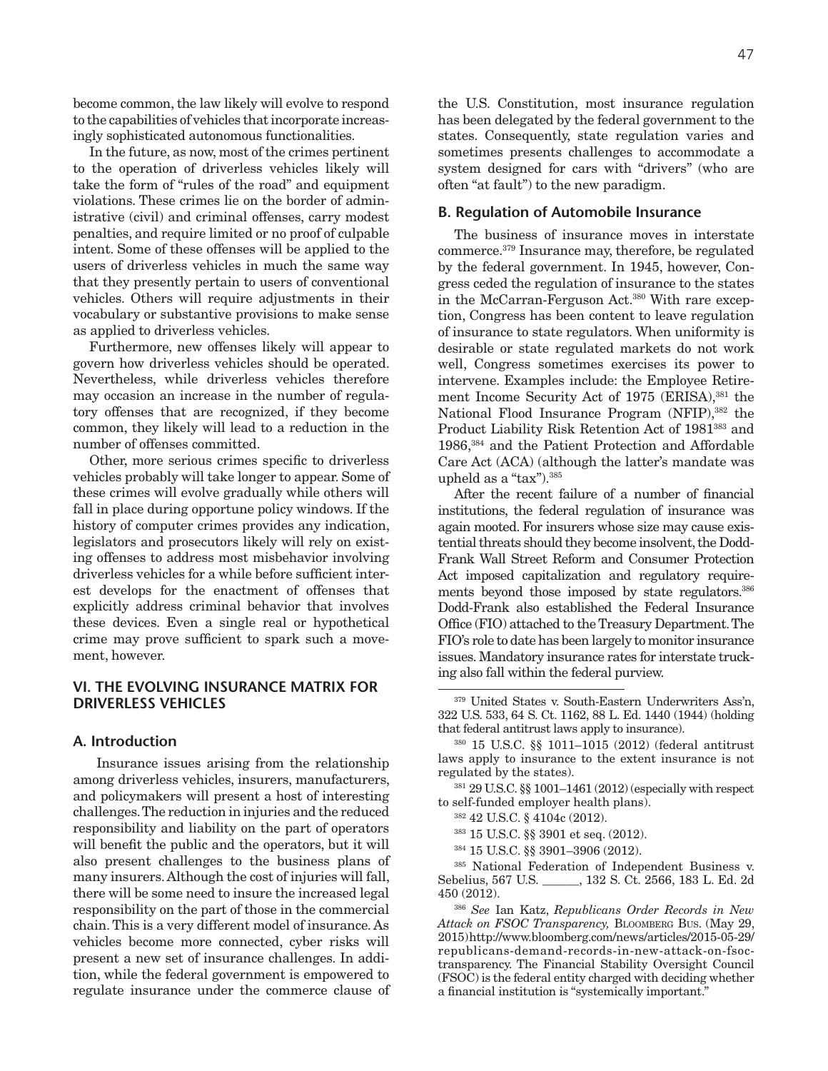become common, the law likely will evolve to respond to the capabilities of vehicles that incorporate increasingly sophisticated autonomous functionalities.

In the future, as now, most of the crimes pertinent to the operation of driverless vehicles likely will take the form of "rules of the road" and equipment violations. These crimes lie on the border of administrative (civil) and criminal offenses, carry modest penalties, and require limited or no proof of culpable intent. Some of these offenses will be applied to the users of driverless vehicles in much the same way that they presently pertain to users of conventional vehicles. Others will require adjustments in their vocabulary or substantive provisions to make sense as applied to driverless vehicles.

Furthermore, new offenses likely will appear to govern how driverless vehicles should be operated. Nevertheless, while driverless vehicles therefore may occasion an increase in the number of regulatory offenses that are recognized, if they become common, they likely will lead to a reduction in the number of offenses committed.

Other, more serious crimes specific to driverless vehicles probably will take longer to appear. Some of these crimes will evolve gradually while others will fall in place during opportune policy windows. If the history of computer crimes provides any indication, legislators and prosecutors likely will rely on existing offenses to address most misbehavior involving driverless vehicles for a while before sufficient interest develops for the enactment of offenses that explicitly address criminal behavior that involves these devices. Even a single real or hypothetical crime may prove sufficient to spark such a movement, however.

## VI. THE EVOLVING INSURANCE MATRIX FOR DRIVERLESS VEHICLES

### A. Introduction

Insurance issues arising from the relationship among driverless vehicles, insurers, manufacturers, and policymakers will present a host of interesting challenges. The reduction in injuries and the reduced responsibility and liability on the part of operators will benefit the public and the operators, but it will also present challenges to the business plans of many insurers. Although the cost of injuries will fall, there will be some need to insure the increased legal responsibility on the part of those in the commercial chain. This is a very different model of insurance. As vehicles become more connected, cyber risks will present a new set of insurance challenges. In addition, while the federal government is empowered to regulate insurance under the commerce clause of the U.S. Constitution, most insurance regulation has been delegated by the federal government to the states. Consequently, state regulation varies and sometimes presents challenges to accommodate a system designed for cars with "drivers" (who are often "at fault") to the new paradigm.

### B. Regulation of Automobile Insurance

The business of insurance moves in interstate commerce.[379] Insurance may, therefore, be regulated by the federal government. In 1945, however, Congress ceded the regulation of insurance to the states in the McCarran-Ferguson Act.[380] With rare exception, Congress has been content to leave regulation of insurance to state regulators. When uniformity is desirable or state regulated markets do not work well, Congress sometimes exercises its power to intervene. Examples include: the Employee Retirement Income Security Act of 1975 (ERISA),[381] the National Flood Insurance Program (NFIP),[382] the Product Liability Risk Retention Act of 1981[383] and 1986,[384] and the Patient Protection and Affordable Care Act (ACA) (although the latter's mandate was upheld as a "tax").[385]

After the recent failure of a number of financial institutions, the federal regulation of insurance was again mooted. For insurers whose size may cause existential threats should they become insolvent, the Dodd-Frank Wall Street Reform and Consumer Protection Act imposed capitalization and regulatory requirements beyond those imposed by state regulators.[386] Dodd-Frank also established the Federal Insurance Office (FIO) attached to the Treasury Department. The FIO's role to date has been largely to monitor insurance issues. Mandatory insurance rates for interstate trucking also fall within the federal purview.

---

[379] United States v. South-Eastern Underwriters Ass'n, 322 U.S. 533, 64 S. Ct. 1162, 88 L. Ed. 1440 (1944) (holding that federal antitrust laws apply to insurance).

[380] 15 U.S.C. §§ 1011–1015 (2012) (federal antitrust laws apply to insurance to the extent insurance is not regulated by the states).

[381] 29 U.S.C. §§ 1001–1461 (2012) (especially with respect to self-funded employer health plans).

[382] 42 U.S.C. § 4104c (2012).

[383] 15 U.S.C. §§ 3901 et seq. (2012).

[384] 15 U.S.C. §§ 3901–3906 (2012).

[385] National Federation of Independent Business v. Sebelius, 567 U.S. ______, 132 S. Ct. 2566, 183 L. Ed. 2d 450 (2012).

[386] *See* Ian Katz, *Republicans Order Records in New Attack on FSOC Transparency,* Bloomberg Bus. (May 29, 2015) http://www.bloomberg.com/news/articles/2015-05-29/republicans-demand-records-in-new-attack-on-fsoc-transparency. The Financial Stability Oversight Council (FSOC) is the federal entity charged with deciding whether a financial institution is "systemically important."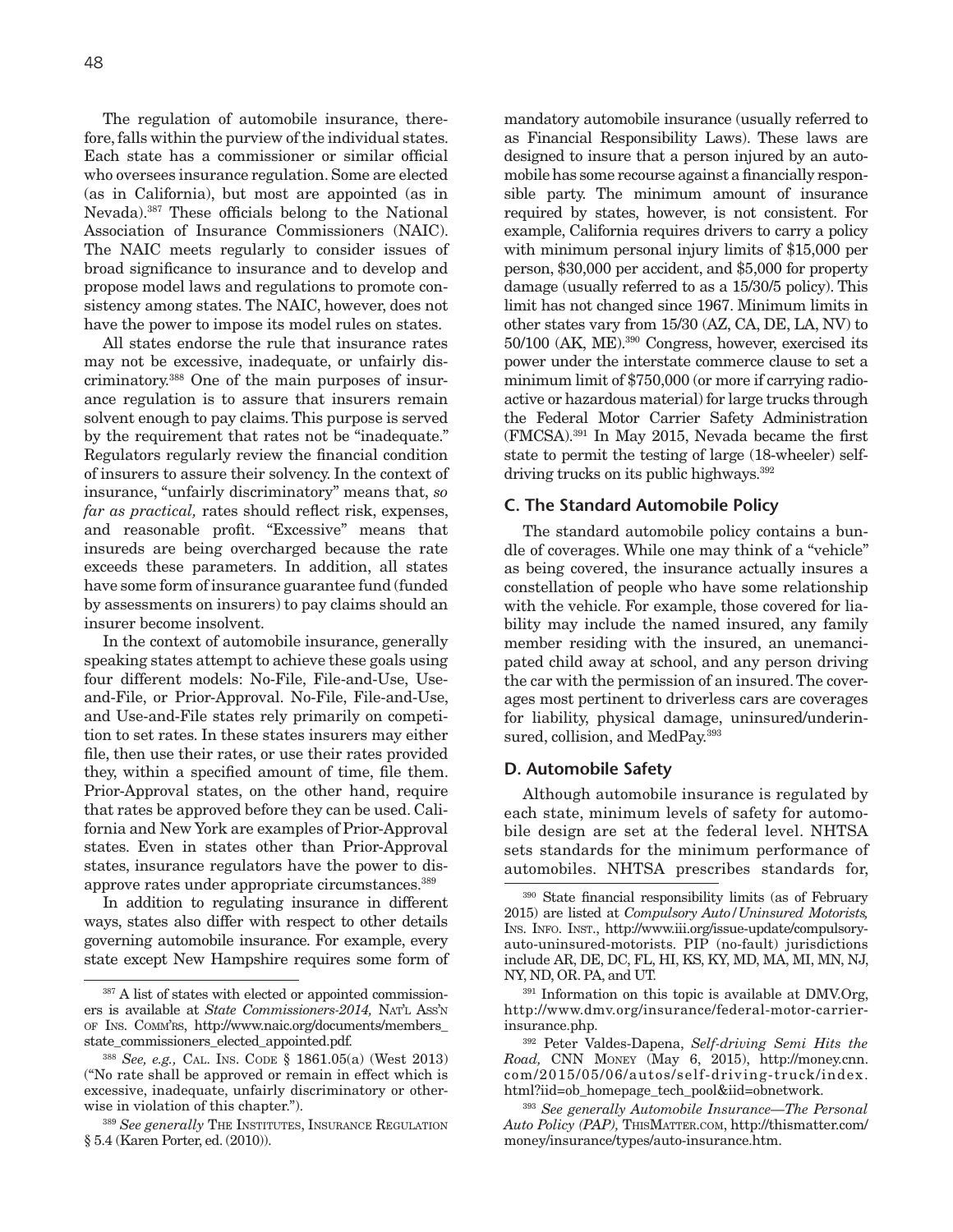The regulation of automobile insurance, therefore, falls within the purview of the individual states. Each state has a commissioner or similar official who oversees insurance regulation. Some are elected (as in California), but most are appointed (as in Nevada).[387] These officials belong to the National Association of Insurance Commissioners (NAIC). The NAIC meets regularly to consider issues of broad significance to insurance and to develop and propose model laws and regulations to promote consistency among states. The NAIC, however, does not have the power to impose its model rules on states.

All states endorse the rule that insurance rates may not be excessive, inadequate, or unfairly discriminatory.[388] One of the main purposes of insurance regulation is to assure that insurers remain solvent enough to pay claims. This purpose is served by the requirement that rates not be "inadequate." Regulators regularly review the financial condition of insurers to assure their solvency. In the context of insurance, "unfairly discriminatory" means that, *so far as practical,* rates should reflect risk, expenses, and reasonable profit. "Excessive" means that insureds are being overcharged because the rate exceeds these parameters. In addition, all states have some form of insurance guarantee fund (funded by assessments on insurers) to pay claims should an insurer become insolvent.

In the context of automobile insurance, generally speaking states attempt to achieve these goals using four different models: No-File, File-and-Use, Use-and-File, or Prior-Approval. No-File, File-and-Use, and Use-and-File states rely primarily on competition to set rates. In these states insurers may either file, then use their rates, or use their rates provided they, within a specified amount of time, file them. Prior-Approval states, on the other hand, require that rates be approved before they can be used. California and New York are examples of Prior-Approval states. Even in states other than Prior-Approval states, insurance regulators have the power to disapprove rates under appropriate circumstances.[389]

In addition to regulating insurance in different ways, states also differ with respect to other details governing automobile insurance. For example, every state except New Hampshire requires some form of mandatory automobile insurance (usually referred to as Financial Responsibility Laws). These laws are designed to insure that a person injured by an automobile has some recourse against a financially responsible party. The minimum amount of insurance required by states, however, is not consistent. For example, California requires drivers to carry a policy with minimum personal injury limits of $15,000 per person, $30,000 per accident, and $5,000 for property damage (usually referred to as a 15/30/5 policy). This limit has not changed since 1967. Minimum limits in other states vary from 15/30 (AZ, CA, DE, LA, NV) to 50/100 (AK, ME).[390] Congress, however, exercised its power under the interstate commerce clause to set a minimum limit of $750,000 (or more if carrying radioactive or hazardous material) for large trucks through the Federal Motor Carrier Safety Administration (FMCSA).[391] In May 2015, Nevada became the first state to permit the testing of large (18-wheeler) self-driving trucks on its public highways.[392]

### C. The Standard Automobile Policy

The standard automobile policy contains a bundle of coverages. While one may think of a "vehicle" as being covered, the insurance actually insures a constellation of people who have some relationship with the vehicle. For example, those covered for liability may include the named insured, any family member residing with the insured, an unemancipated child away at school, and any person driving the car with the permission of an insured. The coverages most pertinent to driverless cars are coverages for liability, physical damage, uninsured/underinsured, collision, and MedPay.[393]

### D. Automobile Safety

Although automobile insurance is regulated by each state, minimum levels of safety for automobile design are set at the federal level. NHTSA sets standards for the minimum performance of automobiles. NHTSA prescribes standards for,

---

[387] A list of states with elected or appointed commissioners is available at *State Commissioners-2014,* Nat'l Ass'n of Ins. Comm'rs, http://www.naic.org/documents/members_state_commissioners_elected_appointed.pdf.

[388] *See, e.g.,* Cal. Ins. Code § 1861.05(a) (West 2013) ("No rate shall be approved or remain in effect which is excessive, inadequate, unfairly discriminatory or otherwise in violation of this chapter.").

[389] *See generally* The Institutes, Insurance Regulation § 5.4 (Karen Porter, ed. (2010)).

[390] State financial responsibility limits (as of February 2015) are listed at *Compulsory Auto/Uninsured Motorists,* Ins. Info. Inst., http://www.iii.org/issue-update/compulsory-auto-uninsured-motorists. PIP (no-fault) jurisdictions include AR, DE, DC, FL, HI, KS, KY, MD, MA, MI, MN, NJ, NY, ND, OR. PA, and UT.

[391] Information on this topic is available at DMV.Org, http://www.dmv.org/insurance/federal-motor-carrier-insurance.php.

[392] Peter Valdes-Dapena, *Self-driving Semi Hits the Road,* CNN Money (May 6, 2015), http://money.cnn.com/2015/05/06/autos/self-driving-truck/index.html?iid=ob_homepage_tech_pool&iid=obnetwork.

[393] *See generally Automobile Insurance—The Personal Auto Policy (PAP),* ThisMatter.com, http://thismatter.com/money/insurance/types/auto-insurance.htm.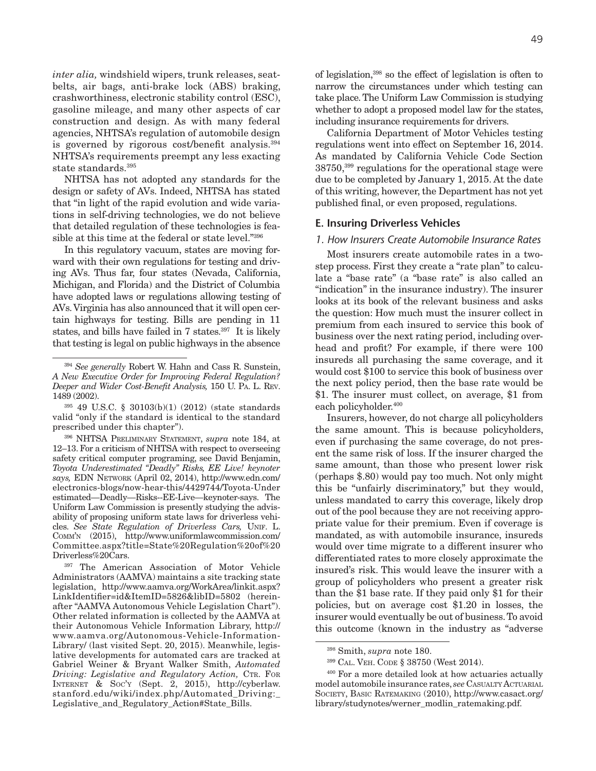*inter alia,* windshield wipers, trunk releases, seatbelts, air bags, anti-brake lock (ABS) braking, crashworthiness, electronic stability control (ESC), gasoline mileage, and many other aspects of car construction and design. As with many federal agencies, NHTSA's regulation of automobile design is governed by rigorous cost/benefit analysis.[394] NHTSA's requirements preempt any less exacting state standards.[395]

NHTSA has not adopted any standards for the design or safety of AVs. Indeed, NHTSA has stated that "in light of the rapid evolution and wide variations in self-driving technologies, we do not believe that detailed regulation of these technologies is feasible at this time at the federal or state level."[396]

In this regulatory vacuum, states are moving forward with their own regulations for testing and driving AVs. Thus far, four states (Nevada, California, Michigan, and Florida) and the District of Columbia have adopted laws or regulations allowing testing of AVs. Virginia has also announced that it will open certain highways for testing. Bills are pending in 11 states, and bills have failed in 7 states.[397] It is likely that testing is legal on public highways in the absence of legislation,[398] so the effect of legislation is often to narrow the circumstances under which testing can take place. The Uniform Law Commission is studying whether to adopt a proposed model law for the states, including insurance requirements for drivers.

California Department of Motor Vehicles testing regulations went into effect on September 16, 2014. As mandated by California Vehicle Code Section 38750,[399] regulations for the operational stage were due to be completed by January 1, 2015. At the date of this writing, however, the Department has not yet published final, or even proposed, regulations.

## E. Insuring Driverless Vehicles

### *1. How Insurers Create Automobile Insurance Rates*

Most insurers create automobile rates in a two-step process. First they create a "rate plan" to calculate a "base rate" (a "base rate" is also called an "indication" in the insurance industry). The insurer looks at its book of the relevant business and asks the question: How much must the insurer collect in premium from each insured to service this book of business over the next rating period, including overhead and profit? For example, if there were 100 insureds all purchasing the same coverage, and it would cost $100 to service this book of business over the next policy period, then the base rate would be $1. The insurer must collect, on average, $1 from each policyholder.[400]

Insurers, however, do not charge all policyholders the same amount. This is because policyholders, even if purchasing the same coverage, do not present the same risk of loss. If the insurer charged the same amount, than those who present lower risk (perhaps $.80) would pay too much. Not only might this be "unfairly discriminatory," but they would, unless mandated to carry this coverage, likely drop out of the pool because they are not receiving appropriate value for their premium. Even if coverage is mandated, as with automobile insurance, insureds would over time migrate to a different insurer who differentiated rates to more closely approximate the insured's risk. This would leave the insurer with a group of policyholders who present a greater risk than the $1 base rate. If they paid only $1 for their policies, but on average cost $1.20 in losses, the insurer would eventually be out of business. To avoid this outcome (known in the industry as "adverse

---

[394] *See generally* Robert W. Hahn and Cass R. Sunstein, *A New Executive Order for Improving Federal Regulation? Deeper and Wider Cost-Benefit Analysis,* 150 U. Pa. L. Rev. 1489 (2002).

[395] 49 U.S.C. § 30103(b)(1) (2012) (state standards valid "only if the standard is identical to the standard prescribed under this chapter").

[396] NHTSA Preliminary Statement, *supra* note 184, at 12–13. For a criticism of NHTSA with respect to overseeing safety critical computer programing, see David Benjamin, *Toyota Underestimated "Deadly" Risks, EE Live! keynoter says,* EDN Network (April 02, 2014), http://www.edn.com/electronics-blogs/now-hear-this/4429744/Toyota-Underestimated—Deadly—Risks--EE-Live—keynoter-says. The Uniform Law Commission is presently studying the advisability of proposing uniform state laws for driverless vehicles. *See State Regulation of Driverless Cars,* Unif. L. Comm'n (2015), http://www.uniformlawcommission.com/Committee.aspx?title=State%20Regulation%20of%20Driverless%20Cars.

[397] The American Association of Motor Vehicle Administrators (AAMVA) maintains a site tracking state legislation, http://www.aamva.org/WorkArea/linkit.aspx?LinkIdentifier=id&ItemID=5826&libID=5802 (hereinafter "AAMVA Autonomous Vehicle Legislation Chart"). Other related information is collected by the AAMVA at their Autonomous Vehicle Information Library, http://www.aamva.org/Autonomous-Vehicle-Information-Library/ (last visited Sept. 20, 2015). Meanwhile, legislative developments for automated cars are tracked at Gabriel Weiner & Bryant Walker Smith, *Automated Driving: Legislative and Regulatory Action,* Ctr. For Internet & Soc'y (Sept. 2, 2015), http://cyberlaw.stanford.edu/wiki/index.php/Automated_Driving:_Legislative_and_Regulatory_Action#State_Bills.

[398] Smith, *supra* note 180.

[399] Cal. Veh. Code § 38750 (West 2014).

[400] For a more detailed look at how actuaries actually model automobile insurance rates, *see* Casualty Actuarial Society, Basic Ratemaking (2010), http://www.casact.org/library/studynotes/werner_modlin_ratemaking.pdf.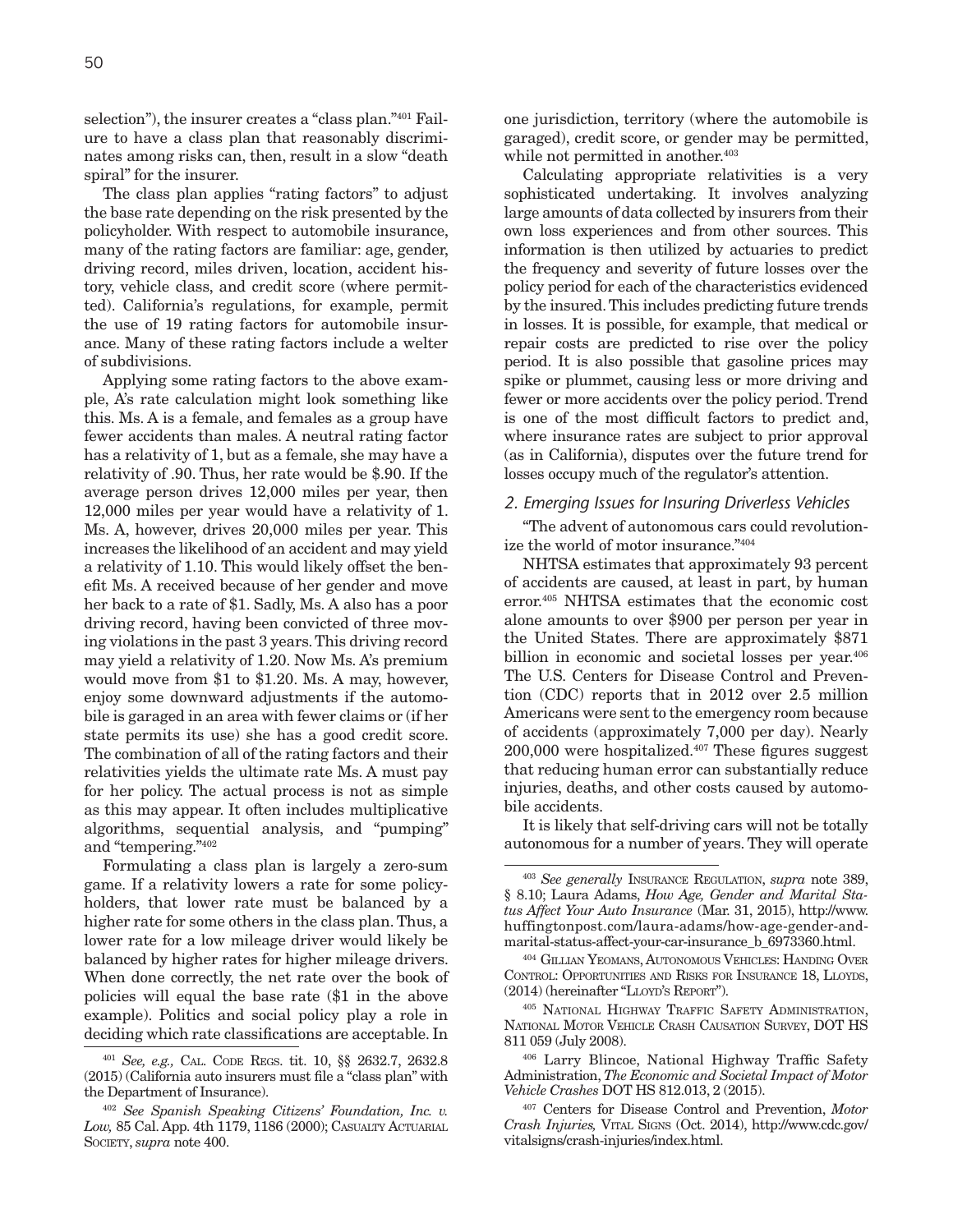selection"), the insurer creates a "class plan."[401] Failure to have a class plan that reasonably discriminates among risks can, then, result in a slow "death spiral" for the insurer.

The class plan applies "rating factors" to adjust the base rate depending on the risk presented by the policyholder. With respect to automobile insurance, many of the rating factors are familiar: age, gender, driving record, miles driven, location, accident history, vehicle class, and credit score (where permitted). California's regulations, for example, permit the use of 19 rating factors for automobile insurance. Many of these rating factors include a welter of subdivisions.

Applying some rating factors to the above example, A's rate calculation might look something like this. Ms. A is a female, and females as a group have fewer accidents than males. A neutral rating factor has a relativity of 1, but as a female, she may have a relativity of .90. Thus, her rate would be $.90. If the average person drives 12,000 miles per year, then 12,000 miles per year would have a relativity of 1. Ms. A, however, drives 20,000 miles per year. This increases the likelihood of an accident and may yield a relativity of 1.10. This would likely offset the benefit Ms. A received because of her gender and move her back to a rate of $1. Sadly, Ms. A also has a poor driving record, having been convicted of three moving violations in the past 3 years. This driving record may yield a relativity of 1.20. Now Ms. A's premium would move from $1 to $1.20. Ms. A may, however, enjoy some downward adjustments if the automobile is garaged in an area with fewer claims or (if her state permits its use) she has a good credit score. The combination of all of the rating factors and their relativities yields the ultimate rate Ms. A must pay for her policy. The actual process is not as simple as this may appear. It often includes multiplicative algorithms, sequential analysis, and "pumping" and "tempering."[402]

Formulating a class plan is largely a zero-sum game. If a relativity lowers a rate for some policyholders, that lower rate must be balanced by a higher rate for some others in the class plan. Thus, a lower rate for a low mileage driver would likely be balanced by higher rates for higher mileage drivers. When done correctly, the net rate over the book of policies will equal the base rate ($1 in the above example). Politics and social policy play a role in deciding which rate classifications are acceptable. In one jurisdiction, territory (where the automobile is garaged), credit score, or gender may be permitted, while not permitted in another.[403]

Calculating appropriate relativities is a very sophisticated undertaking. It involves analyzing large amounts of data collected by insurers from their own loss experiences and from other sources. This information is then utilized by actuaries to predict the frequency and severity of future losses over the policy period for each of the characteristics evidenced by the insured. This includes predicting future trends in losses. It is possible, for example, that medical or repair costs are predicted to rise over the policy period. It is also possible that gasoline prices may spike or plummet, causing less or more driving and fewer or more accidents over the policy period. Trend is one of the most difficult factors to predict and, where insurance rates are subject to prior approval (as in California), disputes over the future trend for losses occupy much of the regulator's attention.

### *2. Emerging Issues for Insuring Driverless Vehicles*

"The advent of autonomous cars could revolutionize the world of motor insurance."[404]

NHTSA estimates that approximately 93 percent of accidents are caused, at least in part, by human error.[405] NHTSA estimates that the economic cost alone amounts to over $900 per person per year in the United States. There are approximately $871 billion in economic and societal losses per year.[406] The U.S. Centers for Disease Control and Prevention (CDC) reports that in 2012 over 2.5 million Americans were sent to the emergency room because of accidents (approximately 7,000 per day). Nearly 200,000 were hospitalized.[407] These figures suggest that reducing human error can substantially reduce injuries, deaths, and other costs caused by automobile accidents.

It is likely that self-driving cars will not be totally autonomous for a number of years. They will operate

---

[401] *See, e.g.,* CAL. CODE REGS. tit. 10, §§ 2632.7, 2632.8 (2015) (California auto insurers must file a "class plan" with the Department of Insurance).

[402] *See Spanish Speaking Citizens' Foundation, Inc. v. Low,* 85 Cal. App. 4th 1179, 1186 (2000); CASUALTY ACTUARIAL SOCIETY, *supra* note 400.

[403] *See generally* INSURANCE REGULATION, *supra* note 389, § 8.10; Laura Adams, *How Age, Gender and Marital Status Affect Your Auto Insurance* (Mar. 31, 2015), http://www.huffingtonpost.com/laura-adams/how-age-gender-and-marital-status-affect-your-car-insurance_b_6973360.html.

[404] GILLIAN YEOMANS, AUTONOMOUS VEHICLES: HANDING OVER CONTROL: OPPORTUNITIES AND RISKS FOR INSURANCE 18, LLOYDS, (2014) (hereinafter "LLOYD'S REPORT").

[405] NATIONAL HIGHWAY TRAFFIC SAFETY ADMINISTRATION, NATIONAL MOTOR VEHICLE CRASH CAUSATION SURVEY, DOT HS 811 059 (July 2008).

[406] Larry Blincoe, National Highway Traffic Safety Administration, *The Economic and Societal Impact of Motor Vehicle Crashes* DOT HS 812.013, 2 (2015).

[407] Centers for Disease Control and Prevention, *Motor Crash Injuries,* VITAL SIGNS (Oct. 2014), http://www.cdc.gov/vitalsigns/crash-injuries/index.html.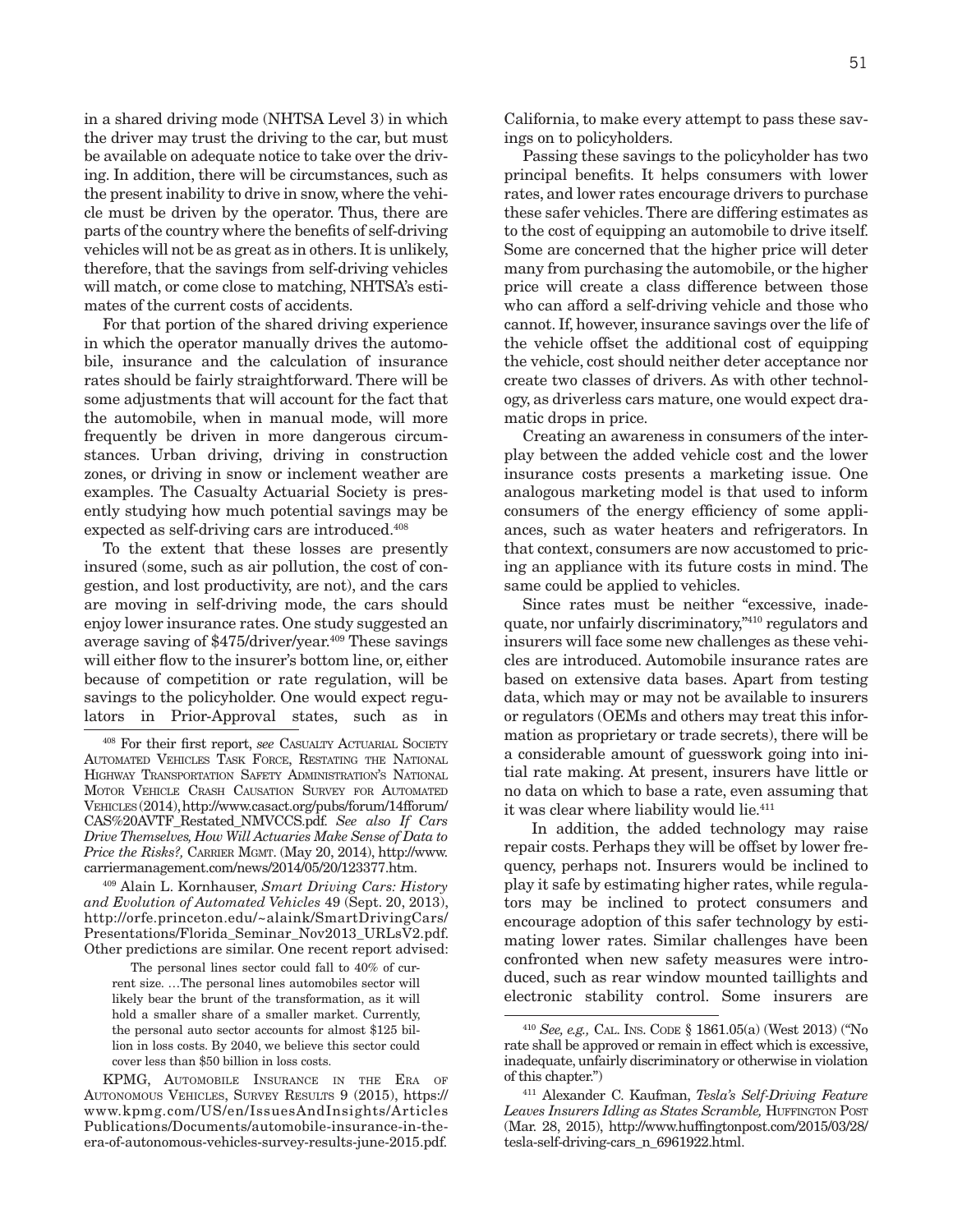in a shared driving mode (NHTSA Level 3) in which the driver may trust the driving to the car, but must be available on adequate notice to take over the driving. In addition, there will be circumstances, such as the present inability to drive in snow, where the vehicle must be driven by the operator. Thus, there are parts of the country where the benefits of self-driving vehicles will not be as great as in others. It is unlikely, therefore, that the savings from self-driving vehicles will match, or come close to matching, NHTSA's estimates of the current costs of accidents.

For that portion of the shared driving experience in which the operator manually drives the automobile, insurance and the calculation of insurance rates should be fairly straightforward. There will be some adjustments that will account for the fact that the automobile, when in manual mode, will more frequently be driven in more dangerous circumstances. Urban driving, driving in construction zones, or driving in snow or inclement weather are examples. The Casualty Actuarial Society is presently studying how much potential savings may be expected as self-driving cars are introduced.[408]

To the extent that these losses are presently insured (some, such as air pollution, the cost of congestion, and lost productivity, are not), and the cars are moving in self-driving mode, the cars should enjoy lower insurance rates. One study suggested an average saving of $475/driver/year.[409] These savings will either flow to the insurer's bottom line, or, either because of competition or rate regulation, will be savings to the policyholder. One would expect regulators in Prior-Approval states, such as in California, to make every attempt to pass these savings on to policyholders.

Passing these savings to the policyholder has two principal benefits. It helps consumers with lower rates, and lower rates encourage drivers to purchase these safer vehicles. There are differing estimates as to the cost of equipping an automobile to drive itself. Some are concerned that the higher price will deter many from purchasing the automobile, or the higher price will create a class difference between those who can afford a self-driving vehicle and those who cannot. If, however, insurance savings over the life of the vehicle offset the additional cost of equipping the vehicle, cost should neither deter acceptance nor create two classes of drivers. As with other technology, as driverless cars mature, one would expect dramatic drops in price.

Creating an awareness in consumers of the interplay between the added vehicle cost and the lower insurance costs presents a marketing issue. One analogous marketing model is that used to inform consumers of the energy efficiency of some appliances, such as water heaters and refrigerators. In that context, consumers are now accustomed to pricing an appliance with its future costs in mind. The same could be applied to vehicles.

Since rates must be neither "excessive, inadequate, nor unfairly discriminatory,"[410] regulators and insurers will face some new challenges as these vehicles are introduced. Automobile insurance rates are based on extensive data bases. Apart from testing data, which may or may not be available to insurers or regulators (OEMs and others may treat this information as proprietary or trade secrets), there will be a considerable amount of guesswork going into initial rate making. At present, insurers have little or no data on which to base a rate, even assuming that it was clear where liability would lie.[411]

In addition, the added technology may raise repair costs. Perhaps they will be offset by lower frequency, perhaps not. Insurers would be inclined to play it safe by estimating higher rates, while regulators may be inclined to protect consumers and encourage adoption of this safer technology by estimating lower rates. Similar challenges have been confronted when new safety measures were introduced, such as rear window mounted taillights and electronic stability control. Some insurers are

---

[408] For their first report, *see* Casualty Actuarial Society Automated Vehicles Task Force, Restating the National Highway Transportation Safety Administration's National Motor Vehicle Crash Causation Survey for Automated Vehicles (2014), http://www.casact.org/pubs/forum/14fforum/CAS%20AVTF_Restated_NMVCCS.pdf. *See also If Cars Drive Themselves, How Will Actuaries Make Sense of Data to Price the Risks?,* Carrier Mgmt. (May 20, 2014), http://www.carriermanagement.com/news/2014/05/20/123377.htm.

[409] Alain L. Kornhauser, *Smart Driving Cars: History and Evolution of Automated Vehicles* 49 (Sept. 20, 2013), http://orfe.princeton.edu/~alaink/SmartDrivingCars/Presentations/Florida_Seminar_Nov2013_URLsV2.pdf. Other predictions are similar. One recent report advised:

> The personal lines sector could fall to 40% of current size. …The personal lines automobiles sector will likely bear the brunt of the transformation, as it will hold a smaller share of a smaller market. Currently, the personal auto sector accounts for almost $125 billion in loss costs. By 2040, we believe this sector could cover less than $50 billion in loss costs.

KPMG, Automobile Insurance in the Era of Autonomous Vehicles, Survey Results 9 (2015), https://www.kpmg.com/US/en/IssuesAndInsights/ArticlesPublications/Documents/automobile-insurance-in-the-era-of-autonomous-vehicles-survey-results-june-2015.pdf.

[410] *See, e.g.,* Cal. Ins. Code § 1861.05(a) (West 2013) ("No rate shall be approved or remain in effect which is excessive, inadequate, unfairly discriminatory or otherwise in violation of this chapter.")

[411] Alexander C. Kaufman, *Tesla's Self-Driving Feature Leaves Insurers Idling as States Scramble,* Huffington Post (Mar. 28, 2015), http://www.huffingtonpost.com/2015/03/28/tesla-self-driving-cars_n_6961922.html.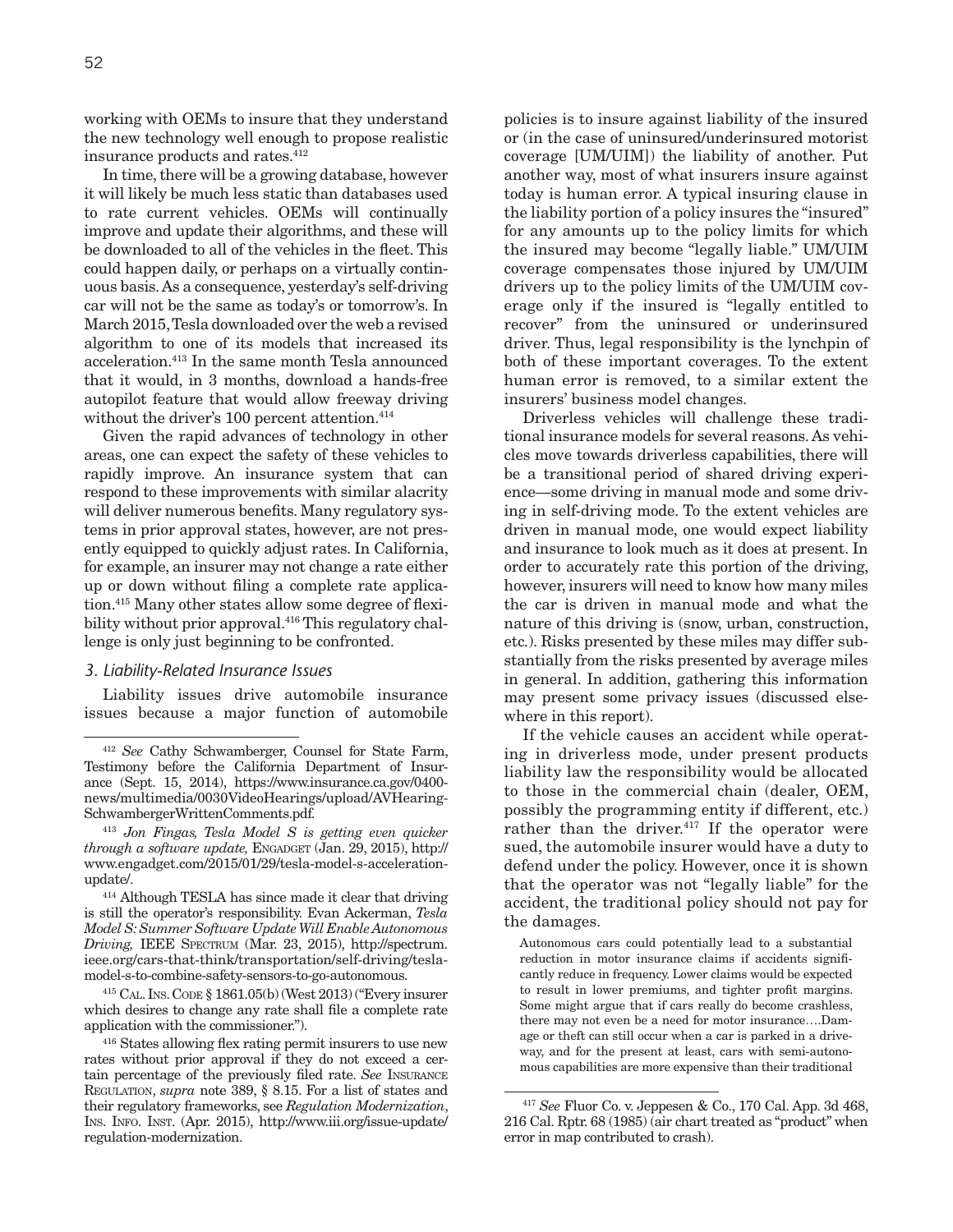working with OEMs to insure that they understand the new technology well enough to propose realistic insurance products and rates.[412]

In time, there will be a growing database, however it will likely be much less static than databases used to rate current vehicles. OEMs will continually improve and update their algorithms, and these will be downloaded to all of the vehicles in the fleet. This could happen daily, or perhaps on a virtually continuous basis. As a consequence, yesterday's self-driving car will not be the same as today's or tomorrow's. In March 2015, Tesla downloaded over the web a revised algorithm to one of its models that increased its acceleration.[413] In the same month Tesla announced that it would, in 3 months, download a hands-free autopilot feature that would allow freeway driving without the driver's 100 percent attention.[414]

Given the rapid advances of technology in other areas, one can expect the safety of these vehicles to rapidly improve. An insurance system that can respond to these improvements with similar alacrity will deliver numerous benefits. Many regulatory systems in prior approval states, however, are not presently equipped to quickly adjust rates. In California, for example, an insurer may not change a rate either up or down without filing a complete rate application.[415] Many other states allow some degree of flexibility without prior approval.[416] This regulatory challenge is only just beginning to be confronted.

### *3. Liability-Related Insurance Issues*

Liability issues drive automobile insurance issues because a major function of automobile policies is to insure against liability of the insured or (in the case of uninsured/underinsured motorist coverage [UM/UIM]) the liability of another. Put another way, most of what insurers insure against today is human error. A typical insuring clause in the liability portion of a policy insures the "insured" for any amounts up to the policy limits for which the insured may become "legally liable." UM/UIM coverage compensates those injured by UM/UIM drivers up to the policy limits of the UM/UIM coverage only if the insured is "legally entitled to recover" from the uninsured or underinsured driver. Thus, legal responsibility is the lynchpin of both of these important coverages. To the extent human error is removed, to a similar extent the insurers' business model changes.

Driverless vehicles will challenge these traditional insurance models for several reasons. As vehicles move towards driverless capabilities, there will be a transitional period of shared driving experience—some driving in manual mode and some driving in self-driving mode. To the extent vehicles are driven in manual mode, one would expect liability and insurance to look much as it does at present. In order to accurately rate this portion of the driving, however, insurers will need to know how many miles the car is driven in manual mode and what the nature of this driving is (snow, urban, construction, etc.). Risks presented by these miles may differ substantially from the risks presented by average miles in general. In addition, gathering this information may present some privacy issues (discussed elsewhere in this report).

If the vehicle causes an accident while operating in driverless mode, under present products liability law the responsibility would be allocated to those in the commercial chain (dealer, OEM, possibly the programming entity if different, etc.) rather than the driver.[417] If the operator were sued, the automobile insurer would have a duty to defend under the policy. However, once it is shown that the operator was not "legally liable" for the accident, the traditional policy should not pay for the damages.

> Autonomous cars could potentially lead to a substantial reduction in motor insurance claims if accidents significantly reduce in frequency. Lower claims would be expected to result in lower premiums, and tighter profit margins. Some might argue that if cars really do become crashless, there may not even be a need for motor insurance….Damage or theft can still occur when a car is parked in a driveway, and for the present at least, cars with semi-autonomous capabilities are more expensive than their traditional

---

[412] *See* Cathy Schwamberger, Counsel for State Farm, Testimony before the California Department of Insurance (Sept. 15, 2014), https://www.insurance.ca.gov/0400-news/multimedia/0030VideoHearings/upload/AVHearing-SchwambergerWrittenComments.pdf.

[413] *Jon Fingas, Tesla Model S is getting even quicker through a software update,* ENGADGET (Jan. 29, 2015), http://www.engadget.com/2015/01/29/tesla-model-s-acceleration-update/.

[414] Although TESLA has since made it clear that driving is still the operator's responsibility. Evan Ackerman, *Tesla Model S: Summer Software Update Will Enable Autonomous Driving,* IEEE SPECTRUM (Mar. 23, 2015), http://spectrum.ieee.org/cars-that-think/transportation/self-driving/tesla-model-s-to-combine-safety-sensors-to-go-autonomous.

[415] CAL. INS. CODE § 1861.05(b) (West 2013) ("Every insurer which desires to change any rate shall file a complete rate application with the commissioner.").

[416] States allowing flex rating permit insurers to use new rates without prior approval if they do not exceed a certain percentage of the previously filed rate. *See* INSURANCE REGULATION, *supra* note 389, § 8.15. For a list of states and their regulatory frameworks, see *Regulation Modernization*, INS. INFO. INST. (Apr. 2015), http://www.iii.org/issue-update/regulation-modernization.

[417] *See* Fluor Co. v. Jeppesen & Co., 170 Cal. App. 3d 468, 216 Cal. Rptr. 68 (1985) (air chart treated as "product" when error in map contributed to crash).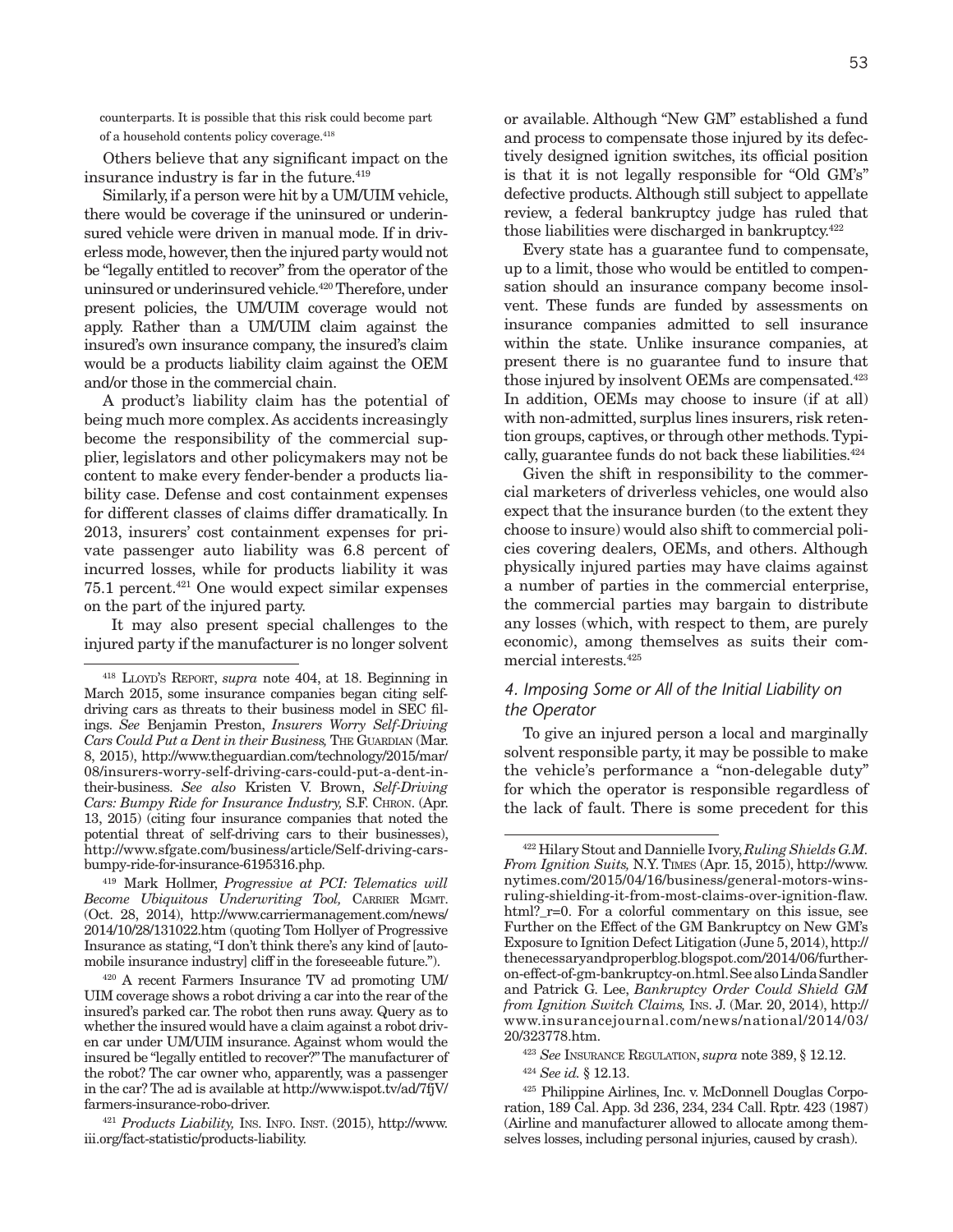counterparts. It is possible that this risk could become part of a household contents policy coverage.[418]

Others believe that any significant impact on the insurance industry is far in the future.[419]

Similarly, if a person were hit by a UM/UIM vehicle, there would be coverage if the uninsured or underinsured vehicle were driven in manual mode. If in driverless mode, however, then the injured party would not be "legally entitled to recover" from the operator of the uninsured or underinsured vehicle.[420] Therefore, under present policies, the UM/UIM coverage would not apply. Rather than a UM/UIM claim against the insured's own insurance company, the insured's claim would be a products liability claim against the OEM and/or those in the commercial chain.

A product's liability claim has the potential of being much more complex. As accidents increasingly become the responsibility of the commercial supplier, legislators and other policymakers may not be content to make every fender-bender a products liability case. Defense and cost containment expenses for different classes of claims differ dramatically. In 2013, insurers' cost containment expenses for private passenger auto liability was 6.8 percent of incurred losses, while for products liability it was 75.1 percent.[421] One would expect similar expenses on the part of the injured party.

It may also present special challenges to the injured party if the manufacturer is no longer solvent or available. Although "New GM" established a fund and process to compensate those injured by its defectively designed ignition switches, its official position is that it is not legally responsible for "Old GM's" defective products. Although still subject to appellate review, a federal bankruptcy judge has ruled that those liabilities were discharged in bankruptcy.[422]

Every state has a guarantee fund to compensate, up to a limit, those who would be entitled to compensation should an insurance company become insolvent. These funds are funded by assessments on insurance companies admitted to sell insurance within the state. Unlike insurance companies, at present there is no guarantee fund to insure that those injured by insolvent OEMs are compensated.[423] In addition, OEMs may choose to insure (if at all) with non-admitted, surplus lines insurers, risk retention groups, captives, or through other methods. Typically, guarantee funds do not back these liabilities.[424]

Given the shift in responsibility to the commercial marketers of driverless vehicles, one would also expect that the insurance burden (to the extent they choose to insure) would also shift to commercial policies covering dealers, OEMs, and others. Although physically injured parties may have claims against a number of parties in the commercial enterprise, the commercial parties may bargain to distribute any losses (which, with respect to them, are purely economic), among themselves as suits their commercial interests.[425]

### *4. Imposing Some or All of the Initial Liability on the Operator*

To give an injured person a local and marginally solvent responsible party, it may be possible to make the vehicle's performance a "non-delegable duty" for which the operator is responsible regardless of the lack of fault. There is some precedent for this

---

[418] Lloyd's Report, *supra* note 404, at 18. Beginning in March 2015, some insurance companies began citing self-driving cars as threats to their business model in SEC filings. *See* Benjamin Preston, *Insurers Worry Self-Driving Cars Could Put a Dent in their Business,* The Guardian (Mar. 8, 2015), http://www.theguardian.com/technology/2015/mar/08/insurers-worry-self-driving-cars-could-put-a-dent-in-their-business. *See also* Kristen V. Brown, *Self-Driving Cars: Bumpy Ride for Insurance Industry,* S.F. Chron. (Apr. 13, 2015) (citing four insurance companies that noted the potential threat of self-driving cars to their businesses), http://www.sfgate.com/business/article/Self-driving-cars-bumpy-ride-for-insurance-6195316.php.

[419] Mark Hollmer, *Progressive at PCI: Telematics will Become Ubiquitous Underwriting Tool,* Carrier Mgmt. (Oct. 28, 2014), http://www.carriermanagement.com/news/2014/10/28/131022.htm (quoting Tom Hollyer of Progressive Insurance as stating, "I don't think there's any kind of [automobile insurance industry] cliff in the foreseeable future.").

[420] A recent Farmers Insurance TV ad promoting UM/UIM coverage shows a robot driving a car into the rear of the insured's parked car. The robot then runs away. Query as to whether the insured would have a claim against a robot driven car under UM/UIM insurance. Against whom would the insured be "legally entitled to recover?" The manufacturer of the robot? The car owner who, apparently, was a passenger in the car? The ad is available at http://www.ispot.tv/ad/7fjV/farmers-insurance-robo-driver.

[421] *Products Liability,* Ins. Info. Inst. (2015), http://www.iii.org/fact-statistic/products-liability.

[422] Hilary Stout and Dannielle Ivory, *Ruling Shields G.M. From Ignition Suits,* N.Y. Times (Apr. 15, 2015), http://www.nytimes.com/2015/04/16/business/general-motors-wins-ruling-shielding-it-from-most-claims-over-ignition-flaw.html?_r=0. For a colorful commentary on this issue, see Further on the Effect of the GM Bankruptcy on New GM's Exposure to Ignition Defect Litigation (June 5, 2014), http://thenecessaryandproperblog.blogspot.com/2014/06/further-on-effect-of-gm-bankruptcy-on.html. See also Linda Sandler and Patrick G. Lee, *Bankruptcy Order Could Shield GM from Ignition Switch Claims,* Ins. J. (Mar. 20, 2014), http://www.insurancejournal.com/news/national/2014/03/20/323778.htm.

[423] *See* Insurance Regulation, *supra* note 389, § 12.12.

[424] *See id.* § 12.13.

[425] Philippine Airlines, Inc. v. McDonnell Douglas Corporation, 189 Cal. App. 3d 236, 234, 234 Call. Rptr. 423 (1987) (Airline and manufacturer allowed to allocate among themselves losses, including personal injuries, caused by crash).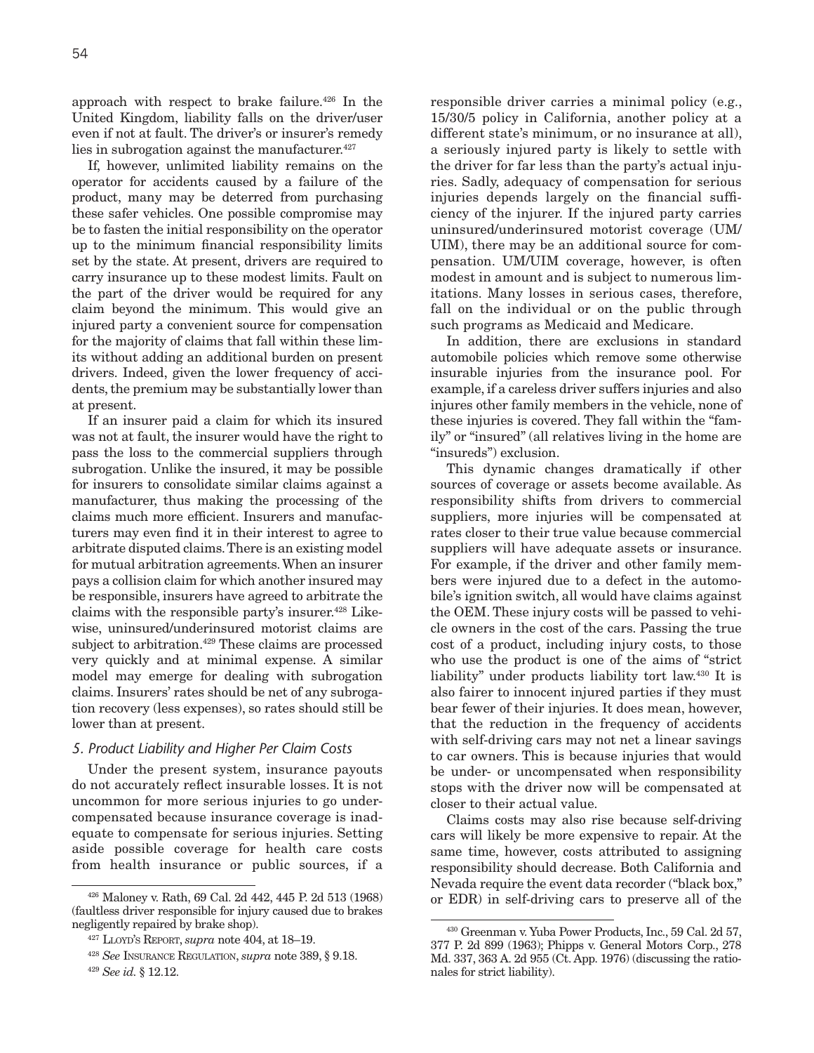approach with respect to brake failure.[426] In the United Kingdom, liability falls on the driver/user even if not at fault. The driver's or insurer's remedy lies in subrogation against the manufacturer.[427]

If, however, unlimited liability remains on the operator for accidents caused by a failure of the product, many may be deterred from purchasing these safer vehicles. One possible compromise may be to fasten the initial responsibility on the operator up to the minimum financial responsibility limits set by the state. At present, drivers are required to carry insurance up to these modest limits. Fault on the part of the driver would be required for any claim beyond the minimum. This would give an injured party a convenient source for compensation for the majority of claims that fall within these limits without adding an additional burden on present drivers. Indeed, given the lower frequency of accidents, the premium may be substantially lower than at present.

If an insurer paid a claim for which its insured was not at fault, the insurer would have the right to pass the loss to the commercial suppliers through subrogation. Unlike the insured, it may be possible for insurers to consolidate similar claims against a manufacturer, thus making the processing of the claims much more efficient. Insurers and manufacturers may even find it in their interest to agree to arbitrate disputed claims. There is an existing model for mutual arbitration agreements. When an insurer pays a collision claim for which another insured may be responsible, insurers have agreed to arbitrate the claims with the responsible party's insurer.[428] Likewise, uninsured/underinsured motorist claims are subject to arbitration.[429] These claims are processed very quickly and at minimal expense. A similar model may emerge for dealing with subrogation claims. Insurers' rates should be net of any subrogation recovery (less expenses), so rates should still be lower than at present.

### *5. Product Liability and Higher Per Claim Costs*

Under the present system, insurance payouts do not accurately reflect insurable losses. It is not uncommon for more serious injuries to go undercompensated because insurance coverage is inadequate to compensate for serious injuries. Setting aside possible coverage for health care costs from health insurance or public sources, if a responsible driver carries a minimal policy (e.g., 15/30/5 policy in California, another policy at a different state's minimum, or no insurance at all), a seriously injured party is likely to settle with the driver for far less than the party's actual injuries. Sadly, adequacy of compensation for serious injuries depends largely on the financial sufficiency of the injurer. If the injured party carries uninsured/underinsured motorist coverage (UM/UIM), there may be an additional source for compensation. UM/UIM coverage, however, is often modest in amount and is subject to numerous limitations. Many losses in serious cases, therefore, fall on the individual or on the public through such programs as Medicaid and Medicare.

In addition, there are exclusions in standard automobile policies which remove some otherwise insurable injuries from the insurance pool. For example, if a careless driver suffers injuries and also injures other family members in the vehicle, none of these injuries is covered. They fall within the "family" or "insured" (all relatives living in the home are "insureds") exclusion.

This dynamic changes dramatically if other sources of coverage or assets become available. As responsibility shifts from drivers to commercial suppliers, more injuries will be compensated at rates closer to their true value because commercial suppliers will have adequate assets or insurance. For example, if the driver and other family members were injured due to a defect in the automobile's ignition switch, all would have claims against the OEM. These injury costs will be passed to vehicle owners in the cost of the cars. Passing the true cost of a product, including injury costs, to those who use the product is one of the aims of "strict liability" under products liability tort law.[430] It is also fairer to innocent injured parties if they must bear fewer of their injuries. It does mean, however, that the reduction in the frequency of accidents with self-driving cars may not net a linear savings to car owners. This is because injuries that would be under- or uncompensated when responsibility stops with the driver now will be compensated at closer to their actual value.

Claims costs may also rise because self-driving cars will likely be more expensive to repair. At the same time, however, costs attributed to assigning responsibility should decrease. Both California and Nevada require the event data recorder ("black box," or EDR) in self-driving cars to preserve all of the

---

[426] Maloney v. Rath, 69 Cal. 2d 442, 445 P. 2d 513 (1968) (faultless driver responsible for injury caused due to brakes negligently repaired by brake shop).

[427] Lloyd's Report, *supra* note 404, at 18–19.

[428] *See* Insurance Regulation, *supra* note 389, § 9.18.

[429] *See id.* § 12.12.

[430] Greenman v. Yuba Power Products, Inc., 59 Cal. 2d 57, 377 P. 2d 899 (1963); Phipps v. General Motors Corp., 278 Md. 337, 363 A. 2d 955 (Ct. App. 1976) (discussing the rationales for strict liability).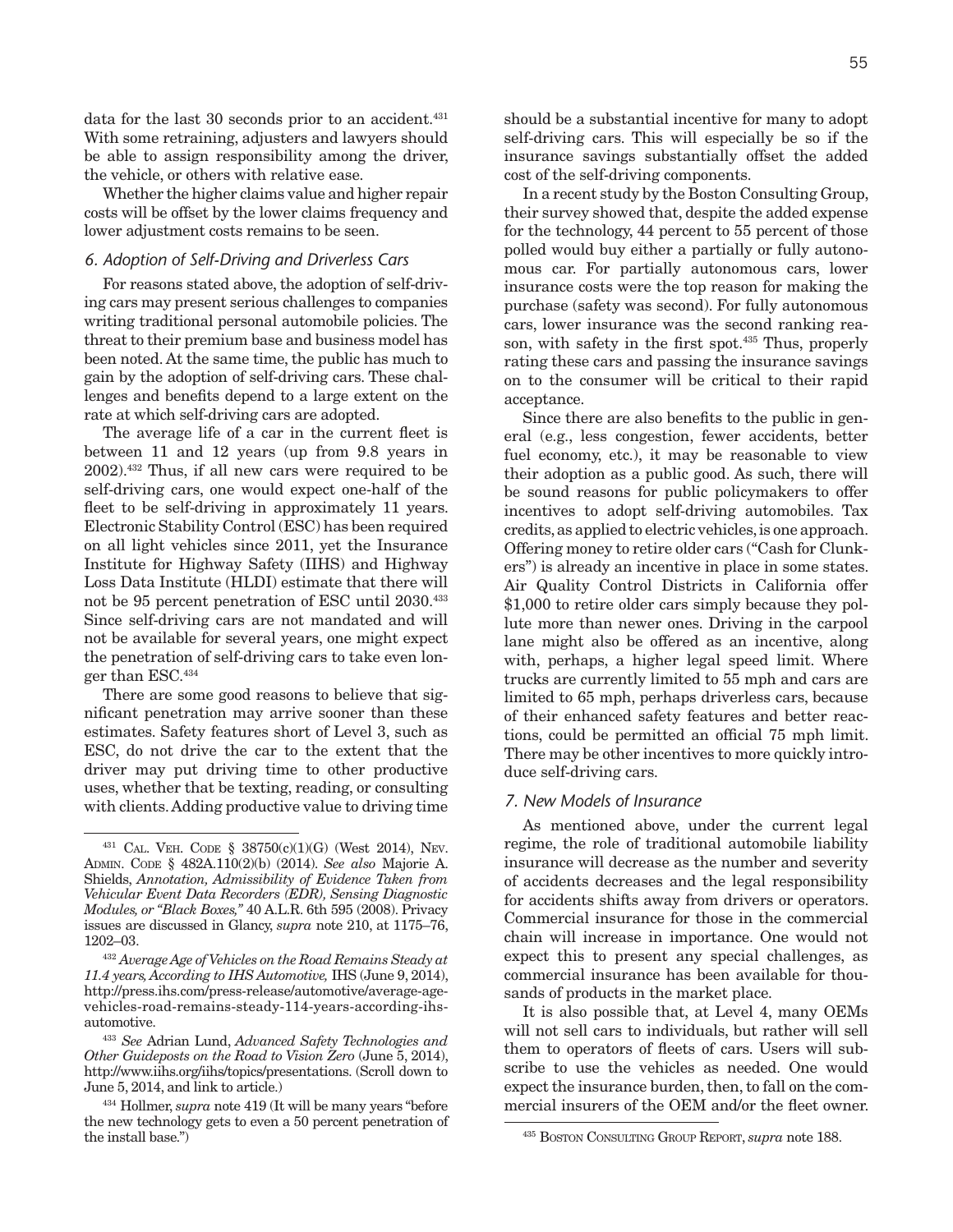data for the last 30 seconds prior to an accident.[431] With some retraining, adjusters and lawyers should be able to assign responsibility among the driver, the vehicle, or others with relative ease.

Whether the higher claims value and higher repair costs will be offset by the lower claims frequency and lower adjustment costs remains to be seen.

### *6. Adoption of Self-Driving and Driverless Cars*

For reasons stated above, the adoption of self-driving cars may present serious challenges to companies writing traditional personal automobile policies. The threat to their premium base and business model has been noted. At the same time, the public has much to gain by the adoption of self-driving cars. These challenges and benefits depend to a large extent on the rate at which self-driving cars are adopted.

The average life of a car in the current fleet is between 11 and 12 years (up from 9.8 years in 2002).[432] Thus, if all new cars were required to be self-driving cars, one would expect one-half of the fleet to be self-driving in approximately 11 years. Electronic Stability Control (ESC) has been required on all light vehicles since 2011, yet the Insurance Institute for Highway Safety (IIHS) and Highway Loss Data Institute (HLDI) estimate that there will not be 95 percent penetration of ESC until 2030.[433] Since self-driving cars are not mandated and will not be available for several years, one might expect the penetration of self-driving cars to take even longer than ESC.[434]

There are some good reasons to believe that significant penetration may arrive sooner than these estimates. Safety features short of Level 3, such as ESC, do not drive the car to the extent that the driver may put driving time to other productive uses, whether that be texting, reading, or consulting with clients. Adding productive value to driving time should be a substantial incentive for many to adopt self-driving cars. This will especially be so if the insurance savings substantially offset the added cost of the self-driving components.

In a recent study by the Boston Consulting Group, their survey showed that, despite the added expense for the technology, 44 percent to 55 percent of those polled would buy either a partially or fully autonomous car. For partially autonomous cars, lower insurance costs were the top reason for making the purchase (safety was second). For fully autonomous cars, lower insurance was the second ranking reason, with safety in the first spot.[435] Thus, properly rating these cars and passing the insurance savings on to the consumer will be critical to their rapid acceptance.

Since there are also benefits to the public in general (e.g., less congestion, fewer accidents, better fuel economy, etc.), it may be reasonable to view their adoption as a public good. As such, there will be sound reasons for public policymakers to offer incentives to adopt self-driving automobiles. Tax credits, as applied to electric vehicles, is one approach. Offering money to retire older cars ("Cash for Clunkers") is already an incentive in place in some states. Air Quality Control Districts in California offer $1,000 to retire older cars simply because they pollute more than newer ones. Driving in the carpool lane might also be offered as an incentive, along with, perhaps, a higher legal speed limit. Where trucks are currently limited to 55 mph and cars are limited to 65 mph, perhaps driverless cars, because of their enhanced safety features and better reactions, could be permitted an official 75 mph limit. There may be other incentives to more quickly introduce self-driving cars.

### *7. New Models of Insurance*

As mentioned above, under the current legal regime, the role of traditional automobile liability insurance will decrease as the number and severity of accidents decreases and the legal responsibility for accidents shifts away from drivers or operators. Commercial insurance for those in the commercial chain will increase in importance. One would not expect this to present any special challenges, as commercial insurance has been available for thousands of products in the market place.

It is also possible that, at Level 4, many OEMs will not sell cars to individuals, but rather will sell them to operators of fleets of cars. Users will subscribe to use the vehicles as needed. One would expect the insurance burden, then, to fall on the commercial insurers of the OEM and/or the fleet owner.

---

[431] Cal. Veh. Code § 38750(c)(1)(G) (West 2014), Nev. Admin. Code § 482A.110(2)(b) (2014). *See also* Majorie A. Shields, *Annotation, Admissibility of Evidence Taken from Vehicular Event Data Recorders (EDR), Sensing Diagnostic Modules, or "Black Boxes,"* 40 A.L.R. 6th 595 (2008). Privacy issues are discussed in Glancy, *supra* note 210, at 1175–76, 1202–03.

[432] *Average Age of Vehicles on the Road Remains Steady at 11.4 years, According to IHS Automotive,* IHS (June 9, 2014), http://press.ihs.com/press-release/automotive/average-age-vehicles-road-remains-steady-114-years-according-ihs-automotive.

[433] *See* Adrian Lund, *Advanced Safety Technologies and Other Guideposts on the Road to Vision Zero* (June 5, 2014), http://www.iihs.org/iihs/topics/presentations. (Scroll down to June 5, 2014, and link to article.)

[434] Hollmer, *supra* note 419 (It will be many years "before the new technology gets to even a 50 percent penetration of the install base.")

[435] Boston Consulting Group Report, *supra* note 188.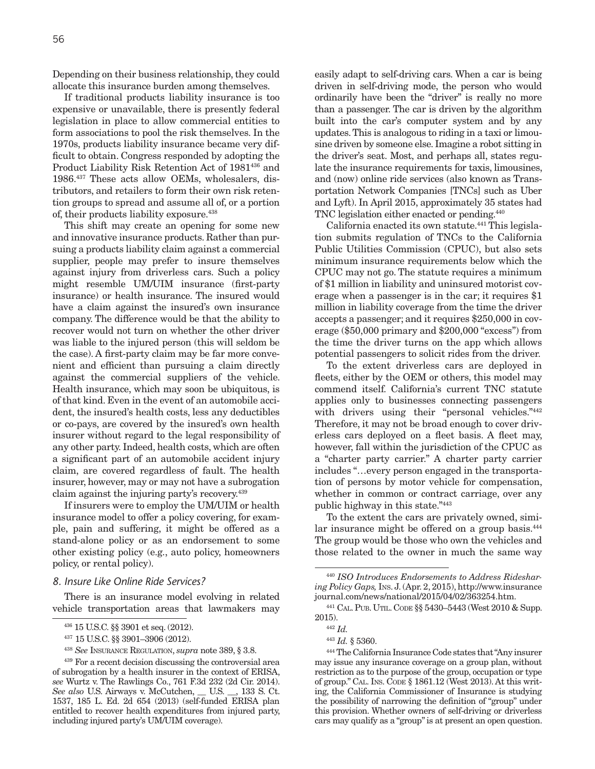Depending on their business relationship, they could allocate this insurance burden among themselves.

If traditional products liability insurance is too expensive or unavailable, there is presently federal legislation in place to allow commercial entities to form associations to pool the risk themselves. In the 1970s, products liability insurance became very difficult to obtain. Congress responded by adopting the Product Liability Risk Retention Act of 1981[436] and 1986.[437] These acts allow OEMs, wholesalers, distributors, and retailers to form their own risk retention groups to spread and assume all of, or a portion of, their products liability exposure.[438]

This shift may create an opening for some new and innovative insurance products. Rather than pursuing a products liability claim against a commercial supplier, people may prefer to insure themselves against injury from driverless cars. Such a policy might resemble UM/UIM insurance (first-party insurance) or health insurance. The insured would have a claim against the insured's own insurance company. The difference would be that the ability to recover would not turn on whether the other driver was liable to the injured person (this will seldom be the case). A first-party claim may be far more convenient and efficient than pursuing a claim directly against the commercial suppliers of the vehicle. Health insurance, which may soon be ubiquitous, is of that kind. Even in the event of an automobile accident, the insured's health costs, less any deductibles or co-pays, are covered by the insured's own health insurer without regard to the legal responsibility of any other party. Indeed, health costs, which are often a significant part of an automobile accident injury claim, are covered regardless of fault. The health insurer, however, may or may not have a subrogation claim against the injuring party's recovery.[439]

If insurers were to employ the UM/UIM or health insurance model to offer a policy covering, for example, pain and suffering, it might be offered as a stand-alone policy or as an endorsement to some other existing policy (e.g., auto policy, homeowners policy, or rental policy).

### *8. Insure Like Online Ride Services?*

There is an insurance model evolving in related vehicle transportation areas that lawmakers may easily adapt to self-driving cars. When a car is being driven in self-driving mode, the person who would ordinarily have been the "driver" is really no more than a passenger. The car is driven by the algorithm built into the car's computer system and by any updates. This is analogous to riding in a taxi or limousine driven by someone else. Imagine a robot sitting in the driver's seat. Most, and perhaps all, states regulate the insurance requirements for taxis, limousines, and (now) online ride services (also known as Transportation Network Companies [TNCs] such as Uber and Lyft). In April 2015, approximately 35 states had TNC legislation either enacted or pending.[440]

California enacted its own statute.[441] This legislation submits regulation of TNCs to the California Public Utilities Commission (CPUC), but also sets minimum insurance requirements below which the CPUC may not go. The statute requires a minimum of $1 million in liability and uninsured motorist coverage when a passenger is in the car; it requires $1 million in liability coverage from the time the driver accepts a passenger; and it requires $250,000 in coverage ($50,000 primary and $200,000 "excess") from the time the driver turns on the app which allows potential passengers to solicit rides from the driver.

To the extent driverless cars are deployed in fleets, either by the OEM or others, this model may commend itself. California's current TNC statute applies only to businesses connecting passengers with drivers using their "personal vehicles."[442] Therefore, it may not be broad enough to cover driverless cars deployed on a fleet basis. A fleet may, however, fall within the jurisdiction of the CPUC as a "charter party carrier." A charter party carrier includes "…every person engaged in the transportation of persons by motor vehicle for compensation, whether in common or contract carriage, over any public highway in this state."[443]

To the extent the cars are privately owned, similar insurance might be offered on a group basis.[444] The group would be those who own the vehicles and those related to the owner in much the same way

---

[436] 15 U.S.C. §§ 3901 et seq. (2012).

[437] 15 U.S.C. §§ 3901–3906 (2012).

[438] *See* INSURANCE REGULATION, *supra* note 389, § 3.8.

[439] For a recent decision discussing the controversial area of subrogation by a health insurer in the context of ERISA, *see* Wurtz v. The Rawlings Co., 761 F.3d 232 (2d Cir. 2014). *See also* U.S. Airways v. McCutchen, __ U.S. __, 133 S. Ct. 1537, 185 L. Ed. 2d 654 (2013) (self-funded ERISA plan entitled to recover health expenditures from injured party, including injured party's UM/UIM coverage).

[440] *ISO Introduces Endorsements to Address Ridesharing Policy Gaps,* INS. J. (Apr. 2, 2015), http://www.insurancejournal.com/news/national/2015/04/02/363254.htm.

[441] CAL. PUB. UTIL. CODE §§ 5430–5443 (West 2010 & Supp. 2015).

[442] *Id.*

[443] *Id.* § 5360.

[444] The California Insurance Code states that "Any insurer may issue any insurance coverage on a group plan, without restriction as to the purpose of the group, occupation or type of group." CAL. INS. CODE § 1861.12 (West 2013). At this writing, the California Commissioner of Insurance is studying the possibility of narrowing the definition of "group" under this provision. Whether owners of self-driving or driverless cars may qualify as a "group" is at present an open question.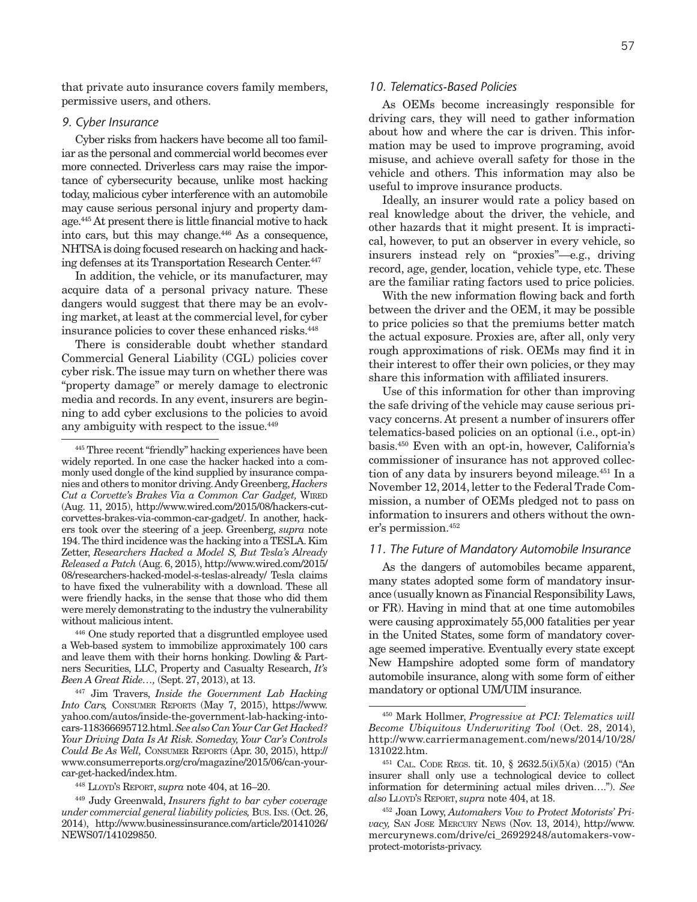that private auto insurance covers family members, permissive users, and others.

### *9. Cyber Insurance*

Cyber risks from hackers have become all too familiar as the personal and commercial world becomes ever more connected. Driverless cars may raise the importance of cybersecurity because, unlike most hacking today, malicious cyber interference with an automobile may cause serious personal injury and property damage.[445] At present there is little financial motive to hack into cars, but this may change.[446] As a consequence, NHTSA is doing focused research on hacking and hacking defenses at its Transportation Research Center.[447]

In addition, the vehicle, or its manufacturer, may acquire data of a personal privacy nature. These dangers would suggest that there may be an evolving market, at least at the commercial level, for cyber insurance policies to cover these enhanced risks.[448]

There is considerable doubt whether standard Commercial General Liability (CGL) policies cover cyber risk. The issue may turn on whether there was "property damage" or merely damage to electronic media and records. In any event, insurers are beginning to add cyber exclusions to the policies to avoid any ambiguity with respect to the issue.[449]

### *10. Telematics-Based Policies*

As OEMs become increasingly responsible for driving cars, they will need to gather information about how and where the car is driven. This information may be used to improve programing, avoid misuse, and achieve overall safety for those in the vehicle and others. This information may also be useful to improve insurance products.

Ideally, an insurer would rate a policy based on real knowledge about the driver, the vehicle, and other hazards that it might present. It is impractical, however, to put an observer in every vehicle, so insurers instead rely on "proxies"—e.g., driving record, age, gender, location, vehicle type, etc. These are the familiar rating factors used to price policies.

With the new information flowing back and forth between the driver and the OEM, it may be possible to price policies so that the premiums better match the actual exposure. Proxies are, after all, only very rough approximations of risk. OEMs may find it in their interest to offer their own policies, or they may share this information with affiliated insurers.

Use of this information for other than improving the safe driving of the vehicle may cause serious privacy concerns. At present a number of insurers offer telematics-based policies on an optional (i.e., opt-in) basis.[450] Even with an opt-in, however, California's commissioner of insurance has not approved collection of any data by insurers beyond mileage.[451] In a November 12, 2014, letter to the Federal Trade Commission, a number of OEMs pledged not to pass on information to insurers and others without the owner's permission.[452]

### *11. The Future of Mandatory Automobile Insurance*

As the dangers of automobiles became apparent, many states adopted some form of mandatory insurance (usually known as Financial Responsibility Laws, or FR). Having in mind that at one time automobiles were causing approximately 55,000 fatalities per year in the United States, some form of mandatory coverage seemed imperative. Eventually every state except New Hampshire adopted some form of mandatory automobile insurance, along with some form of either mandatory or optional UM/UIM insurance.

---

[445] Three recent "friendly" hacking experiences have been widely reported. In one case the hacker hacked into a commonly used dongle of the kind supplied by insurance companies and others to monitor driving. Andy Greenberg, *Hackers Cut a Corvette's Brakes Via a Common Car Gadget,* Wired (Aug. 11, 2015), http://www.wired.com/2015/08/hackers-cut-corvettes-brakes-via-common-car-gadget/. In another, hackers took over the steering of a jeep. Greenberg, *supra* note 194. The third incidence was the hacking into a TESLA. Kim Zetter, *Researchers Hacked a Model S, But Tesla's Already Released a Patch* (Aug. 6, 2015), http://www.wired.com/2015/08/researchers-hacked-model-s-teslas-already/ Tesla claims to have fixed the vulnerability with a download. These all were friendly hacks, in the sense that those who did them were merely demonstrating to the industry the vulnerability without malicious intent.

[446] One study reported that a disgruntled employee used a Web-based system to immobilize approximately 100 cars and leave them with their horns honking. Dowling & Partners Securities, LLC, Property and Casualty Research, *It's Been A Great Ride…,* (Sept. 27, 2013), at 13.

[447] Jim Travers, *Inside the Government Lab Hacking Into Cars,* Consumer Reports (May 7, 2015), https://www.yahoo.com/autos/inside-the-government-lab-hacking-into-cars-118366695712.html. *See also Can Your Car Get Hacked? Your Driving Data Is At Risk. Someday, Your Car's Controls Could Be As Well,* Consumer Reports (Apr. 30, 2015), http://www.consumerreports.org/cro/magazine/2015/06/can-your-car-get-hacked/index.htm.

[448] Lloyd's Report, *supra* note 404, at 16–20.

[449] Judy Greenwald, *Insurers fight to bar cyber coverage under commercial general liability policies,* Bus. Ins. (Oct. 26, 2014), http://www.businessinsurance.com/article/20141026/NEWS07/141029850.

[450] Mark Hollmer, *Progressive at PCI: Telematics will Become Ubiquitous Underwriting Tool* (Oct. 28, 2014), http://www.carriermanagement.com/news/2014/10/28/131022.htm.

[451] Cal. Code Regs. tit. 10, § 2632.5(i)(5)(a) (2015) ("An insurer shall only use a technological device to collect information for determining actual miles driven…."). *See also* Lloyd's Report, *supra* note 404, at 18.

[452] Joan Lowy, *Automakers Vow to Protect Motorists' Privacy,* San Jose Mercury News (Nov. 13, 2014), http://www.mercurynews.com/drive/ci_26929248/automakers-vow-protect-motorists-privacy.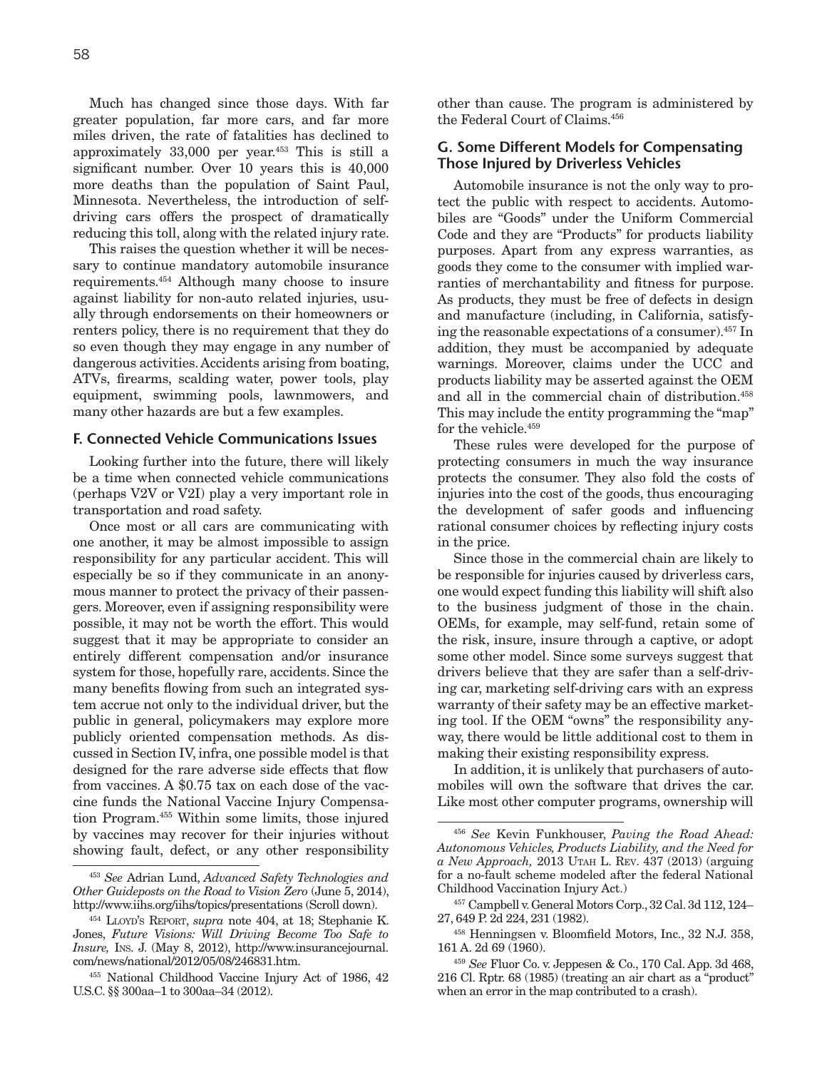Much has changed since those days. With far greater population, far more cars, and far more miles driven, the rate of fatalities has declined to approximately 33,000 per year.[453] This is still a significant number. Over 10 years this is 40,000 more deaths than the population of Saint Paul, Minnesota. Nevertheless, the introduction of self-driving cars offers the prospect of dramatically reducing this toll, along with the related injury rate.

This raises the question whether it will be necessary to continue mandatory automobile insurance requirements.[454] Although many choose to insure against liability for non-auto related injuries, usually through endorsements on their homeowners or renters policy, there is no requirement that they do so even though they may engage in any number of dangerous activities. Accidents arising from boating, ATVs, firearms, scalding water, power tools, play equipment, swimming pools, lawnmowers, and many other hazards are but a few examples.

### F. Connected Vehicle Communications Issues

Looking further into the future, there will likely be a time when connected vehicle communications (perhaps V2V or V2I) play a very important role in transportation and road safety.

Once most or all cars are communicating with one another, it may be almost impossible to assign responsibility for any particular accident. This will especially be so if they communicate in an anonymous manner to protect the privacy of their passengers. Moreover, even if assigning responsibility were possible, it may not be worth the effort. This would suggest that it may be appropriate to consider an entirely different compensation and/or insurance system for those, hopefully rare, accidents. Since the many benefits flowing from such an integrated system accrue not only to the individual driver, but the public in general, policymakers may explore more publicly oriented compensation methods. As discussed in Section IV, infra, one possible model is that designed for the rare adverse side effects that flow from vaccines. A $0.75 tax on each dose of the vaccine funds the National Vaccine Injury Compensation Program.[455] Within some limits, those injured by vaccines may recover for their injuries without showing fault, defect, or any other responsibility other than cause. The program is administered by the Federal Court of Claims.[456]

### G. Some Different Models for Compensating Those Injured by Driverless Vehicles

Automobile insurance is not the only way to protect the public with respect to accidents. Automobiles are "Goods" under the Uniform Commercial Code and they are "Products" for products liability purposes. Apart from any express warranties, as goods they come to the consumer with implied warranties of merchantability and fitness for purpose. As products, they must be free of defects in design and manufacture (including, in California, satisfying the reasonable expectations of a consumer).[457] In addition, they must be accompanied by adequate warnings. Moreover, claims under the UCC and products liability may be asserted against the OEM and all in the commercial chain of distribution.[458] This may include the entity programming the "map" for the vehicle.[459]

These rules were developed for the purpose of protecting consumers in much the way insurance protects the consumer. They also fold the costs of injuries into the cost of the goods, thus encouraging the development of safer goods and influencing rational consumer choices by reflecting injury costs in the price.

Since those in the commercial chain are likely to be responsible for injuries caused by driverless cars, one would expect funding this liability will shift also to the business judgment of those in the chain. OEMs, for example, may self-fund, retain some of the risk, insure, insure through a captive, or adopt some other model. Since some surveys suggest that drivers believe that they are safer than a self-driving car, marketing self-driving cars with an express warranty of their safety may be an effective marketing tool. If the OEM "owns" the responsibility anyway, there would be little additional cost to them in making their existing responsibility express.

In addition, it is unlikely that purchasers of automobiles will own the software that drives the car. Like most other computer programs, ownership will

---

[453] *See* Adrian Lund, *Advanced Safety Technologies and Other Guideposts on the Road to Vision Zero* (June 5, 2014), http://www.iihs.org/iihs/topics/presentations (Scroll down).

[454] Lloyd's Report, *supra* note 404, at 18; Stephanie K. Jones, *Future Visions: Will Driving Become Too Safe to Insure,* Ins. J. (May 8, 2012), http://www.insurancejournal.com/news/national/2012/05/08/246831.htm.

[455] National Childhood Vaccine Injury Act of 1986, 42 U.S.C. §§ 300aa–1 to 300aa–34 (2012).

[456] *See* Kevin Funkhouser, *Paving the Road Ahead: Autonomous Vehicles, Products Liability, and the Need for a New Approach,* 2013 Utah L. Rev. 437 (2013) (arguing for a no-fault scheme modeled after the federal National Childhood Vaccination Injury Act.)

[457] Campbell v. General Motors Corp., 32 Cal. 3d 112, 124–27, 649 P. 2d 224, 231 (1982).

[458] Henningsen v. Bloomfield Motors, Inc., 32 N.J. 358, 161 A. 2d 69 (1960).

[459] *See* Fluor Co. v. Jeppesen & Co., 170 Cal. App. 3d 468, 216 Cl. Rptr. 68 (1985) (treating an air chart as a "product" when an error in the map contributed to a crash).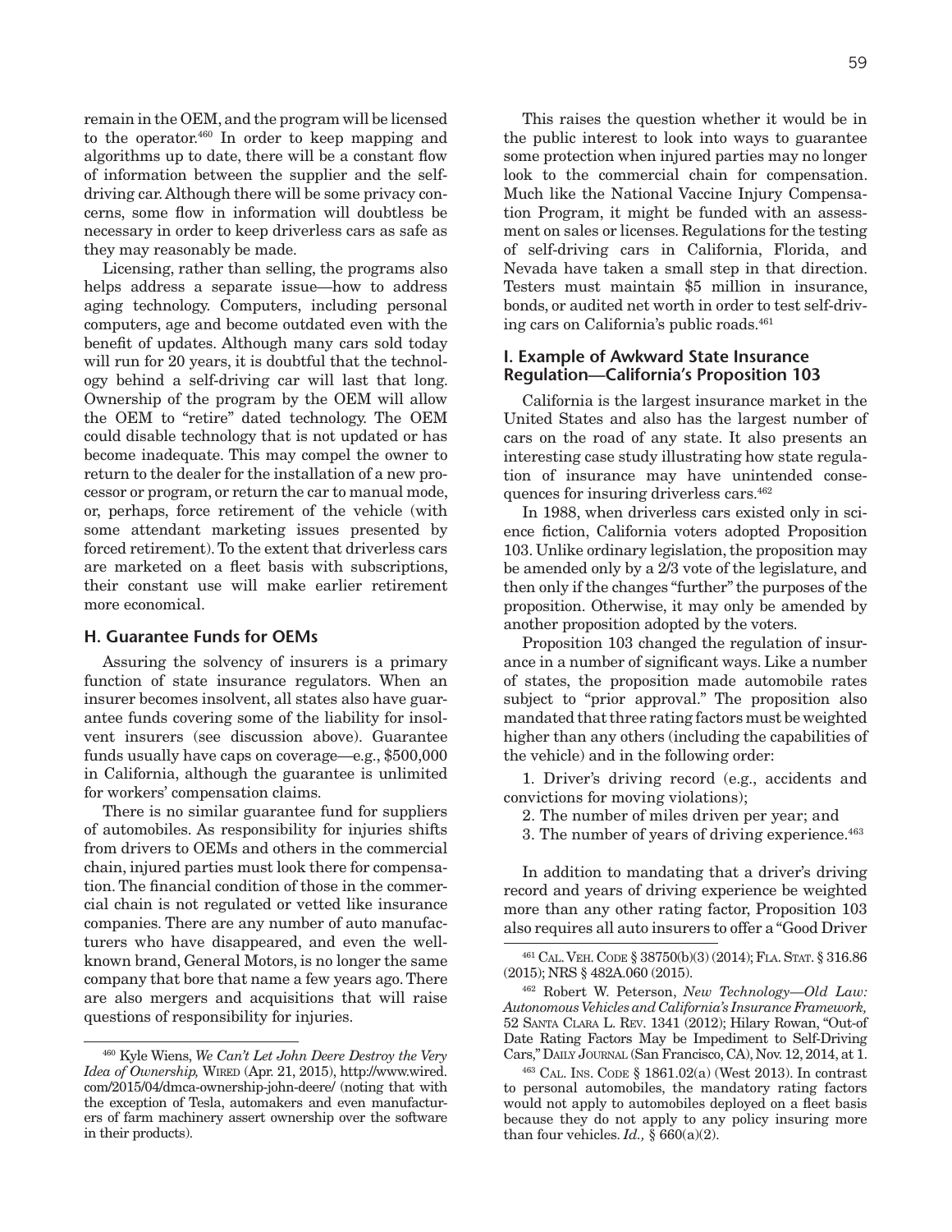remain in the OEM, and the program will be licensed to the operator.[460] In order to keep mapping and algorithms up to date, there will be a constant flow of information between the supplier and the self-driving car. Although there will be some privacy concerns, some flow in information will doubtless be necessary in order to keep driverless cars as safe as they may reasonably be made.

Licensing, rather than selling, the programs also helps address a separate issue—how to address aging technology. Computers, including personal computers, age and become outdated even with the benefit of updates. Although many cars sold today will run for 20 years, it is doubtful that the technology behind a self-driving car will last that long. Ownership of the program by the OEM will allow the OEM to "retire" dated technology. The OEM could disable technology that is not updated or has become inadequate. This may compel the owner to return to the dealer for the installation of a new processor or program, or return the car to manual mode, or, perhaps, force retirement of the vehicle (with some attendant marketing issues presented by forced retirement). To the extent that driverless cars are marketed on a fleet basis with subscriptions, their constant use will make earlier retirement more economical.

### H. Guarantee Funds for OEMs

Assuring the solvency of insurers is a primary function of state insurance regulators. When an insurer becomes insolvent, all states also have guarantee funds covering some of the liability for insolvent insurers (see discussion above). Guarantee funds usually have caps on coverage—e.g., $500,000 in California, although the guarantee is unlimited for workers' compensation claims.

There is no similar guarantee fund for suppliers of automobiles. As responsibility for injuries shifts from drivers to OEMs and others in the commercial chain, injured parties must look there for compensation. The financial condition of those in the commercial chain is not regulated or vetted like insurance companies. There are any number of auto manufacturers who have disappeared, and even the well-known brand, General Motors, is no longer the same company that bore that name a few years ago. There are also mergers and acquisitions that will raise questions of responsibility for injuries.

This raises the question whether it would be in the public interest to look into ways to guarantee some protection when injured parties may no longer look to the commercial chain for compensation. Much like the National Vaccine Injury Compensation Program, it might be funded with an assessment on sales or licenses. Regulations for the testing of self-driving cars in California, Florida, and Nevada have taken a small step in that direction. Testers must maintain $5 million in insurance, bonds, or audited net worth in order to test self-driving cars on California's public roads.[461]

### I. Example of Awkward State Insurance Regulation—California's Proposition 103

California is the largest insurance market in the United States and also has the largest number of cars on the road of any state. It also presents an interesting case study illustrating how state regulation of insurance may have unintended consequences for insuring driverless cars.[462]

In 1988, when driverless cars existed only in science fiction, California voters adopted Proposition 103. Unlike ordinary legislation, the proposition may be amended only by a 2/3 vote of the legislature, and then only if the changes "further" the purposes of the proposition. Otherwise, it may only be amended by another proposition adopted by the voters.

Proposition 103 changed the regulation of insurance in a number of significant ways. Like a number of states, the proposition made automobile rates subject to "prior approval." The proposition also mandated that three rating factors must be weighted higher than any others (including the capabilities of the vehicle) and in the following order:

1. Driver's driving record (e.g., accidents and convictions for moving violations);
2. The number of miles driven per year; and
3. The number of years of driving experience.[463]

In addition to mandating that a driver's driving record and years of driving experience be weighted more than any other rating factor, Proposition 103 also requires all auto insurers to offer a "Good Driver

---

[460] Kyle Wiens, *We Can't Let John Deere Destroy the Very Idea of Ownership,* Wired (Apr. 21, 2015), http://www.wired.com/2015/04/dmca-ownership-john-deere/ (noting that with the exception of Tesla, automakers and even manufacturers of farm machinery assert ownership over the software in their products).

[461] Cal. Veh. Code § 38750(b)(3) (2014); Fla. Stat. § 316.86 (2015); NRS § 482A.060 (2015).

[462] Robert W. Peterson, *New Technology—Old Law: Autonomous Vehicles and California's Insurance Framework,* 52 Santa Clara L. Rev. 1341 (2012); Hilary Rowan, "Out-of Date Rating Factors May be Impediment to Self-Driving Cars," Daily Journal (San Francisco, CA), Nov. 12, 2014, at 1.

[463] Cal. Ins. Code § 1861.02(a) (West 2013). In contrast to personal automobiles, the mandatory rating factors would not apply to automobiles deployed on a fleet basis because they do not apply to any policy insuring more than four vehicles. *Id.,* § 660(a)(2).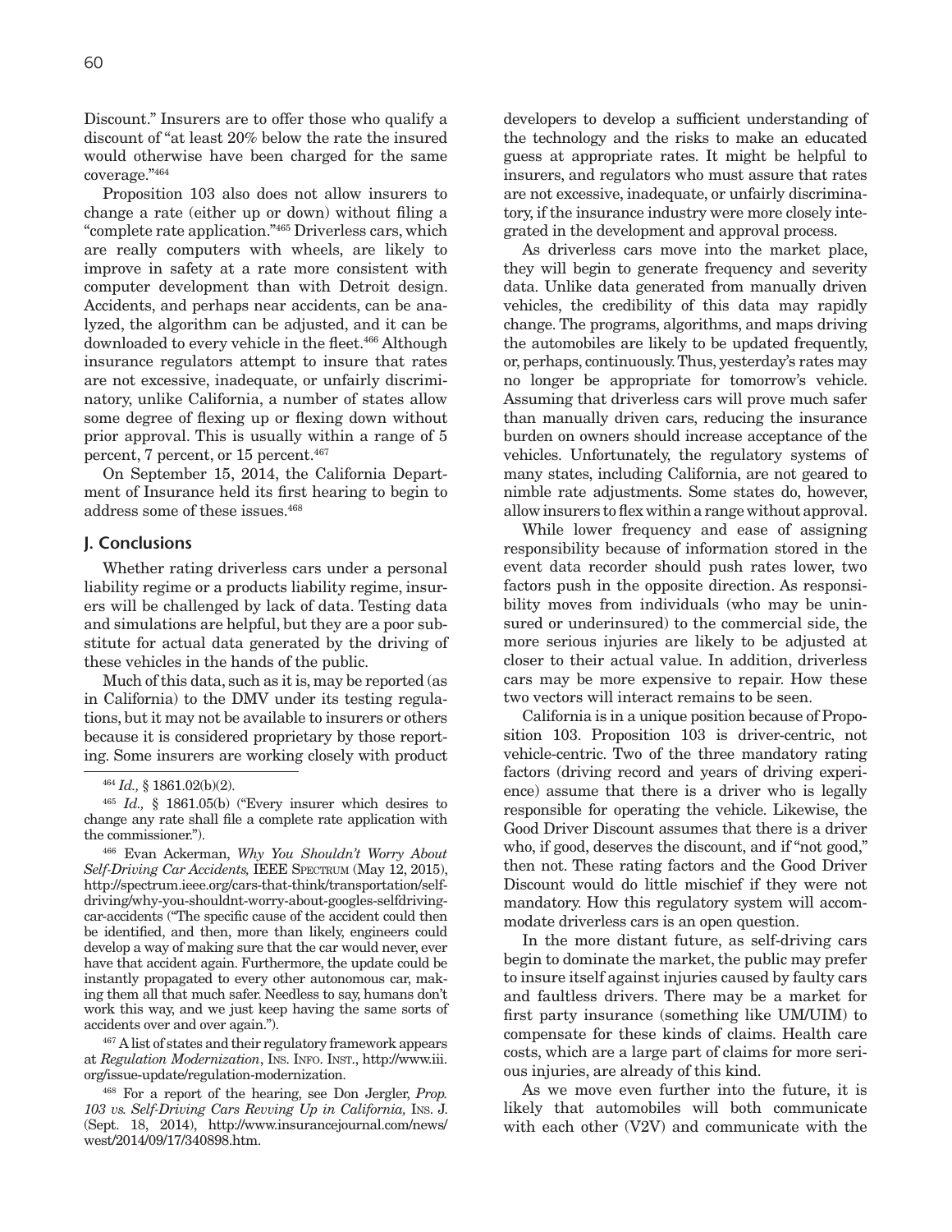Discount." Insurers are to offer those who qualify a discount of "at least 20% below the rate the insured would otherwise have been charged for the same coverage."[464]

Proposition 103 also does not allow insurers to change a rate (either up or down) without filing a "complete rate application."[465] Driverless cars, which are really computers with wheels, are likely to improve in safety at a rate more consistent with computer development than with Detroit design. Accidents, and perhaps near accidents, can be analyzed, the algorithm can be adjusted, and it can be downloaded to every vehicle in the fleet.[466] Although insurance regulators attempt to insure that rates are not excessive, inadequate, or unfairly discriminatory, unlike California, a number of states allow some degree of flexing up or flexing down without prior approval. This is usually within a range of 5 percent, 7 percent, or 15 percent.[467]

On September 15, 2014, the California Department of Insurance held its first hearing to begin to address some of these issues.[468]

## J. Conclusions

Whether rating driverless cars under a personal liability regime or a products liability regime, insurers will be challenged by lack of data. Testing data and simulations are helpful, but they are a poor substitute for actual data generated by the driving of these vehicles in the hands of the public.

Much of this data, such as it is, may be reported (as in California) to the DMV under its testing regulations, but it may not be available to insurers or others because it is considered proprietary by those reporting. Some insurers are working closely with product developers to develop a sufficient understanding of the technology and the risks to make an educated guess at appropriate rates. It might be helpful to insurers, and regulators who must assure that rates are not excessive, inadequate, or unfairly discriminatory, if the insurance industry were more closely integrated in the development and approval process.

As driverless cars move into the market place, they will begin to generate frequency and severity data. Unlike data generated from manually driven vehicles, the credibility of this data may rapidly change. The programs, algorithms, and maps driving the automobiles are likely to be updated frequently, or, perhaps, continuously. Thus, yesterday's rates may no longer be appropriate for tomorrow's vehicle. Assuming that driverless cars will prove much safer than manually driven cars, reducing the insurance burden on owners should increase acceptance of the vehicles. Unfortunately, the regulatory systems of many states, including California, are not geared to nimble rate adjustments. Some states do, however, allow insurers to flex within a range without approval.

While lower frequency and ease of assigning responsibility because of information stored in the event data recorder should push rates lower, two factors push in the opposite direction. As responsibility moves from individuals (who may be uninsured or underinsured) to the commercial side, the more serious injuries are likely to be adjusted at closer to their actual value. In addition, driverless cars may be more expensive to repair. How these two vectors will interact remains to be seen.

California is in a unique position because of Proposition 103. Proposition 103 is driver-centric, not vehicle-centric. Two of the three mandatory rating factors (driving record and years of driving experience) assume that there is a driver who is legally responsible for operating the vehicle. Likewise, the Good Driver Discount assumes that there is a driver who, if good, deserves the discount, and if "not good," then not. These rating factors and the Good Driver Discount would do little mischief if they were not mandatory. How this regulatory system will accommodate driverless cars is an open question.

In the more distant future, as self-driving cars begin to dominate the market, the public may prefer to insure itself against injuries caused by faulty cars and faultless drivers. There may be a market for first party insurance (something like UM/UIM) to compensate for these kinds of claims. Health care costs, which are a large part of claims for more serious injuries, are already of this kind.

As we move even further into the future, it is likely that automobiles will both communicate with each other (V2V) and communicate with the

---

[464] *Id.,* § 1861.02(b)(2).

[465] *Id.,* § 1861.05(b) ("Every insurer which desires to change any rate shall file a complete rate application with the commissioner.").

[466] Evan Ackerman, *Why You Shouldn't Worry About Self-Driving Car Accidents,* IEEE Spectrum (May 12, 2015), http://spectrum.ieee.org/cars-that-think/transportation/self-driving/why-you-shouldnt-worry-about-googles-selfdriving-car-accidents ("The specific cause of the accident could then be identified, and then, more than likely, engineers could develop a way of making sure that the car would never, ever have that accident again. Furthermore, the update could be instantly propagated to every other autonomous car, making them all that much safer. Needless to say, humans don't work this way, and we just keep having the same sorts of accidents over and over again.").

[467] A list of states and their regulatory framework appears at *Regulation Modernization*, Ins. Info. Inst., http://www.iii.org/issue-update/regulation-modernization.

[468] For a report of the hearing, see Don Jergler, *Prop. 103 vs. Self-Driving Cars Revving Up in California,* Ins. J. (Sept. 18, 2014), http://www.insurancejournal.com/news/west/2014/09/17/340898.htm.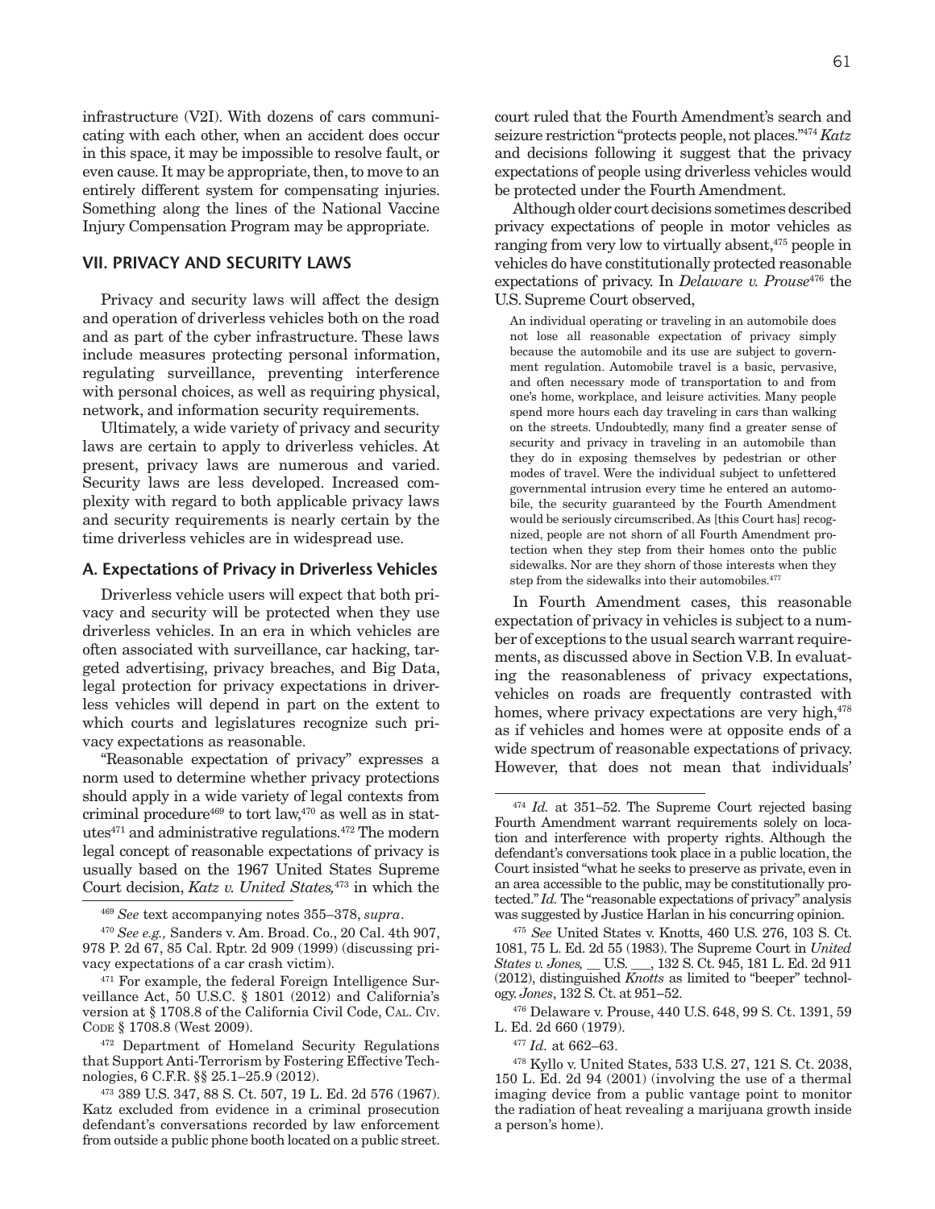infrastructure (V2I). With dozens of cars communicating with each other, when an accident does occur in this space, it may be impossible to resolve fault, or even cause. It may be appropriate, then, to move to an entirely different system for compensating injuries. Something along the lines of the National Vaccine Injury Compensation Program may be appropriate.

## VII. PRIVACY AND SECURITY LAWS

Privacy and security laws will affect the design and operation of driverless vehicles both on the road and as part of the cyber infrastructure. These laws include measures protecting personal information, regulating surveillance, preventing interference with personal choices, as well as requiring physical, network, and information security requirements.

Ultimately, a wide variety of privacy and security laws are certain to apply to driverless vehicles. At present, privacy laws are numerous and varied. Security laws are less developed. Increased complexity with regard to both applicable privacy laws and security requirements is nearly certain by the time driverless vehicles are in widespread use.

### A. Expectations of Privacy in Driverless Vehicles

Driverless vehicle users will expect that both privacy and security will be protected when they use driverless vehicles. In an era in which vehicles are often associated with surveillance, car hacking, targeted advertising, privacy breaches, and Big Data, legal protection for privacy expectations in driverless vehicles will depend in part on the extent to which courts and legislatures recognize such privacy expectations as reasonable.

"Reasonable expectation of privacy" expresses a norm used to determine whether privacy protections should apply in a wide variety of legal contexts from criminal procedure[469] to tort law,[470] as well as in statutes[471] and administrative regulations.[472] The modern legal concept of reasonable expectations of privacy is usually based on the 1967 United States Supreme Court decision, *Katz v. United States,*[473] in which the court ruled that the Fourth Amendment's search and seizure restriction "protects people, not places."[474] *Katz* and decisions following it suggest that the privacy expectations of people using driverless vehicles would be protected under the Fourth Amendment.

Although older court decisions sometimes described privacy expectations of people in motor vehicles as ranging from very low to virtually absent,[475] people in vehicles do have constitutionally protected reasonable expectations of privacy. In *Delaware v. Prouse*[476] the U.S. Supreme Court observed,

> An individual operating or traveling in an automobile does not lose all reasonable expectation of privacy simply because the automobile and its use are subject to government regulation. Automobile travel is a basic, pervasive, and often necessary mode of transportation to and from one's home, workplace, and leisure activities. Many people spend more hours each day traveling in cars than walking on the streets. Undoubtedly, many find a greater sense of security and privacy in traveling in an automobile than they do in exposing themselves by pedestrian or other modes of travel. Were the individual subject to unfettered governmental intrusion every time he entered an automobile, the security guaranteed by the Fourth Amendment would be seriously circumscribed. As [this Court has] recognized, people are not shorn of all Fourth Amendment protection when they step from their homes onto the public sidewalks. Nor are they shorn of those interests when they step from the sidewalks into their automobiles.[477]

In Fourth Amendment cases, this reasonable expectation of privacy in vehicles is subject to a number of exceptions to the usual search warrant requirements, as discussed above in Section V.B. In evaluating the reasonableness of privacy expectations, vehicles on roads are frequently contrasted with homes, where privacy expectations are very high,[478] as if vehicles and homes were at opposite ends of a wide spectrum of reasonable expectations of privacy. However, that does not mean that individuals'

---

[469] *See* text accompanying notes 355–378, *supra*.

[470] *See e.g.,* Sanders v. Am. Broad. Co., 20 Cal. 4th 907, 978 P. 2d 67, 85 Cal. Rptr. 2d 909 (1999) (discussing privacy expectations of a car crash victim).

[471] For example, the federal Foreign Intelligence Surveillance Act, 50 U.S.C. § 1801 (2012) and California's version at § 1708.8 of the California Civil Code, CAL. CIV. CODE § 1708.8 (West 2009).

[472] Department of Homeland Security Regulations that Support Anti-Terrorism by Fostering Effective Technologies, 6 C.F.R. §§ 25.1–25.9 (2012).

[473] 389 U.S. 347, 88 S. Ct. 507, 19 L. Ed. 2d 576 (1967). Katz excluded from evidence in a criminal prosecution defendant's conversations recorded by law enforcement from outside a public phone booth located on a public street.

[474] *Id.* at 351–52. The Supreme Court rejected basing Fourth Amendment warrant requirements solely on location and interference with property rights. Although the defendant's conversations took place in a public location, the Court insisted "what he seeks to preserve as private, even in an area accessible to the public, may be constitutionally protected." *Id.* The "reasonable expectations of privacy" analysis was suggested by Justice Harlan in his concurring opinion.

[475] *See* United States v. Knotts, 460 U.S. 276, 103 S. Ct. 1081, 75 L. Ed. 2d 55 (1983). The Supreme Court in *United States v. Jones,* __ U.S. ___, 132 S. Ct. 945, 181 L. Ed. 2d 911 (2012), distinguished *Knotts* as limited to "beeper" technology. *Jones*, 132 S. Ct. at 951–52.

[476] Delaware v. Prouse, 440 U.S. 648, 99 S. Ct. 1391, 59 L. Ed. 2d 660 (1979).

[477] *Id.* at 662–63.

[478] Kyllo v. United States, 533 U.S. 27, 121 S. Ct. 2038, 150 L. Ed. 2d 94 (2001) (involving the use of a thermal imaging device from a public vantage point to monitor the radiation of heat revealing a marijuana growth inside a person's home).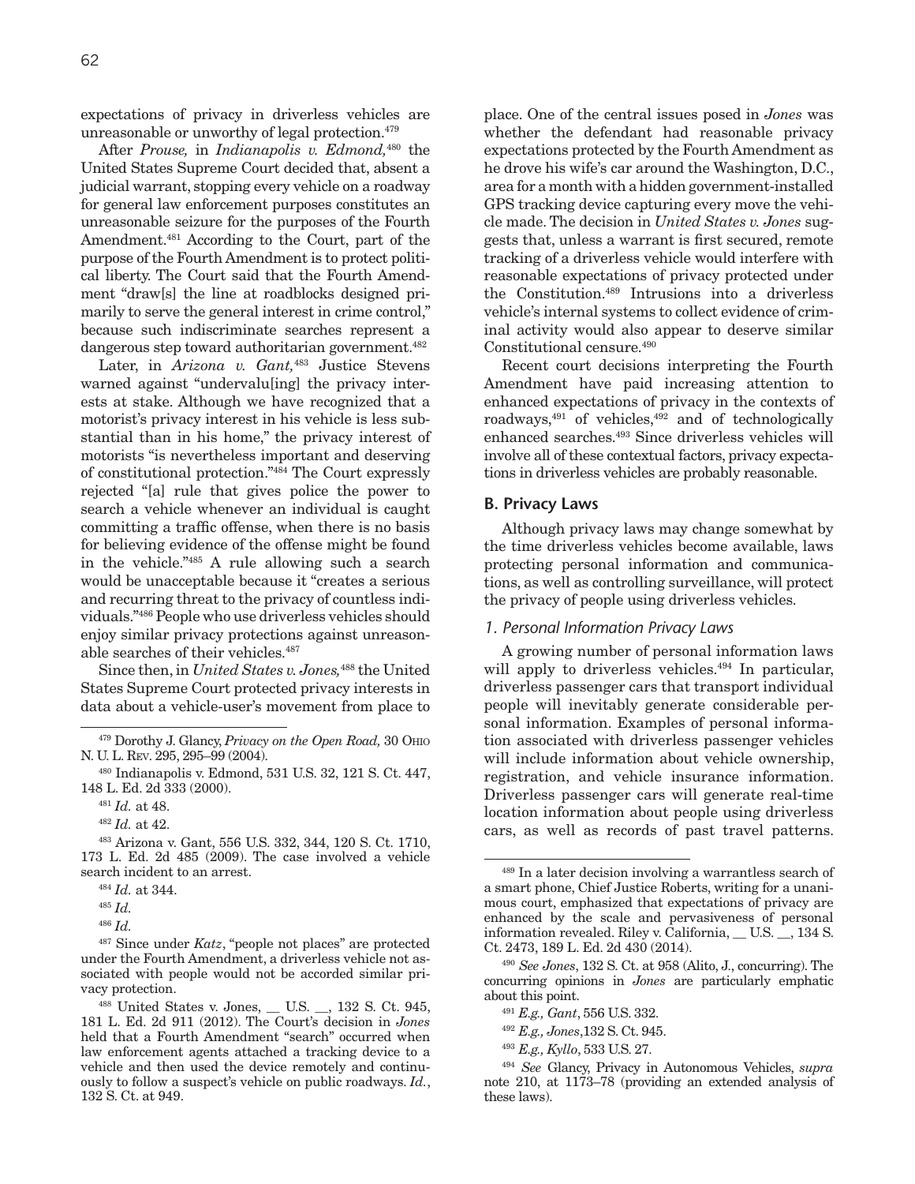expectations of privacy in driverless vehicles are unreasonable or unworthy of legal protection.[479]

After *Prouse,* in *Indianapolis v. Edmond,*[480] the United States Supreme Court decided that, absent a judicial warrant, stopping every vehicle on a roadway for general law enforcement purposes constitutes an unreasonable seizure for the purposes of the Fourth Amendment.[481] According to the Court, part of the purpose of the Fourth Amendment is to protect political liberty. The Court said that the Fourth Amendment "draw[s] the line at roadblocks designed primarily to serve the general interest in crime control," because such indiscriminate searches represent a dangerous step toward authoritarian government.[482]

Later, in *Arizona v. Gant,*[483] Justice Stevens warned against "undervalu[ing] the privacy interests at stake. Although we have recognized that a motorist's privacy interest in his vehicle is less substantial than in his home," the privacy interest of motorists "is nevertheless important and deserving of constitutional protection."[484] The Court expressly rejected "[a] rule that gives police the power to search a vehicle whenever an individual is caught committing a traffic offense, when there is no basis for believing evidence of the offense might be found in the vehicle."[485] A rule allowing such a search would be unacceptable because it "creates a serious and recurring threat to the privacy of countless individuals."[486] People who use driverless vehicles should enjoy similar privacy protections against unreasonable searches of their vehicles.[487]

Since then, in *United States v. Jones,*[488] the United States Supreme Court protected privacy interests in data about a vehicle-user's movement from place to place. One of the central issues posed in *Jones* was whether the defendant had reasonable privacy expectations protected by the Fourth Amendment as he drove his wife's car around the Washington, D.C., area for a month with a hidden government-installed GPS tracking device capturing every move the vehicle made. The decision in *United States v. Jones* suggests that, unless a warrant is first secured, remote tracking of a driverless vehicle would interfere with reasonable expectations of privacy protected under the Constitution.[489] Intrusions into a driverless vehicle's internal systems to collect evidence of criminal activity would also appear to deserve similar Constitutional censure.[490]

Recent court decisions interpreting the Fourth Amendment have paid increasing attention to enhanced expectations of privacy in the contexts of roadways,[491] of vehicles,[492] and of technologically enhanced searches.[493] Since driverless vehicles will involve all of these contextual factors, privacy expectations in driverless vehicles are probably reasonable.

## B. Privacy Laws

Although privacy laws may change somewhat by the time driverless vehicles become available, laws protecting personal information and communications, as well as controlling surveillance, will protect the privacy of people using driverless vehicles.

### 1. Personal Information Privacy Laws

A growing number of personal information laws will apply to driverless vehicles.[494] In particular, driverless passenger cars that transport individual people will inevitably generate considerable personal information. Examples of personal information associated with driverless passenger vehicles will include information about vehicle ownership, registration, and vehicle insurance information. Driverless passenger cars will generate real-time location information about people using driverless cars, as well as records of past travel patterns.

---

[479] Dorothy J. Glancy, *Privacy on the Open Road,* 30 OHIO N. U. L. REV. 295, 295–99 (2004).

[480] Indianapolis v. Edmond, 531 U.S. 32, 121 S. Ct. 447, 148 L. Ed. 2d 333 (2000).

[481] *Id.* at 48.

[482] *Id.* at 42.

[483] Arizona v. Gant, 556 U.S. 332, 344, 120 S. Ct. 1710, 173 L. Ed. 2d 485 (2009). The case involved a vehicle search incident to an arrest.

[484] *Id.* at 344.

[485] *Id.*

[486] *Id.*

[487] Since under *Katz*, "people not places" are protected under the Fourth Amendment, a driverless vehicle not associated with people would not be accorded similar privacy protection.

[488] United States v. Jones, __ U.S. __, 132 S. Ct. 945, 181 L. Ed. 2d 911 (2012). The Court's decision in *Jones* held that a Fourth Amendment "search" occurred when law enforcement agents attached a tracking device to a vehicle and then used the device remotely and continuously to follow a suspect's vehicle on public roadways. *Id.*, 132 S. Ct. at 949.

[489] In a later decision involving a warrantless search of a smart phone, Chief Justice Roberts, writing for a unanimous court, emphasized that expectations of privacy are enhanced by the scale and pervasiveness of personal information revealed. Riley v. California, __ U.S. __, 134 S. Ct. 2473, 189 L. Ed. 2d 430 (2014).

[490] *See Jones*, 132 S. Ct. at 958 (Alito, J., concurring). The concurring opinions in *Jones* are particularly emphatic about this point.

[491] *E.g., Gant*, 556 U.S. 332.

[492] *E.g., Jones*,132 S. Ct. 945.

[493] *E.g., Kyllo*, 533 U.S. 27.

[494] *See* Glancy, Privacy in Autonomous Vehicles, *supra* note 210, at 1173–78 (providing an extended analysis of these laws).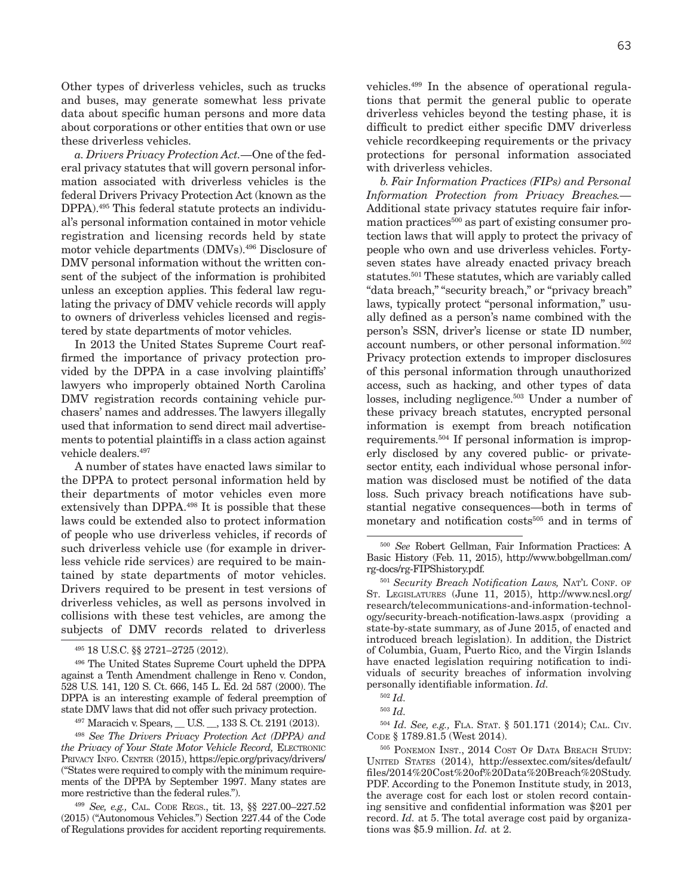Other types of driverless vehicles, such as trucks and buses, may generate somewhat less private data about specific human persons and more data about corporations or other entities that own or use these driverless vehicles.

*a. Drivers Privacy Protection Act.*—One of the federal privacy statutes that will govern personal information associated with driverless vehicles is the federal Drivers Privacy Protection Act (known as the DPPA).[495] This federal statute protects an individual's personal information contained in motor vehicle registration and licensing records held by state motor vehicle departments (DMVs).[496] Disclosure of DMV personal information without the written consent of the subject of the information is prohibited unless an exception applies. This federal law regulating the privacy of DMV vehicle records will apply to owners of driverless vehicles licensed and registered by state departments of motor vehicles.

In 2013 the United States Supreme Court reaffirmed the importance of privacy protection provided by the DPPA in a case involving plaintiffs' lawyers who improperly obtained North Carolina DMV registration records containing vehicle purchasers' names and addresses. The lawyers illegally used that information to send direct mail advertisements to potential plaintiffs in a class action against vehicle dealers.[497]

A number of states have enacted laws similar to the DPPA to protect personal information held by their departments of motor vehicles even more extensively than DPPA.[498] It is possible that these laws could be extended also to protect information of people who use driverless vehicles, if records of such driverless vehicle use (for example in driverless vehicle ride services) are required to be maintained by state departments of motor vehicles. Drivers required to be present in test versions of driverless vehicles, as well as persons involved in collisions with these test vehicles, are among the subjects of DMV records related to driverless vehicles.[499] In the absence of operational regulations that permit the general public to operate driverless vehicles beyond the testing phase, it is difficult to predict either specific DMV driverless vehicle recordkeeping requirements or the privacy protections for personal information associated with driverless vehicles.

*b. Fair Information Practices (FIPs) and Personal Information Protection from Privacy Breaches.*—Additional state privacy statutes require fair information practices[500] as part of existing consumer protection laws that will apply to protect the privacy of people who own and use driverless vehicles. Forty-seven states have already enacted privacy breach statutes.[501] These statutes, which are variably called "data breach," "security breach," or "privacy breach" laws, typically protect "personal information," usually defined as a person's name combined with the person's SSN, driver's license or state ID number, account numbers, or other personal information.[502] Privacy protection extends to improper disclosures of this personal information through unauthorized access, such as hacking, and other types of data losses, including negligence.[503] Under a number of these privacy breach statutes, encrypted personal information is exempt from breach notification requirements.[504] If personal information is improperly disclosed by any covered public- or private-sector entity, each individual whose personal information was disclosed must be notified of the data loss. Such privacy breach notifications have substantial negative consequences—both in terms of monetary and notification costs[505] and in terms of

---

[495] 18 U.S.C. §§ 2721–2725 (2012).

[496] The United States Supreme Court upheld the DPPA against a Tenth Amendment challenge in Reno v. Condon, 528 U.S. 141, 120 S. Ct. 666, 145 L. Ed. 2d 587 (2000). The DPPA is an interesting example of federal preemption of state DMV laws that did not offer such privacy protection.

[497] Maracich v. Spears, __ U.S. __, 133 S. Ct. 2191 (2013).

[498] *See The Drivers Privacy Protection Act (DPPA) and the Privacy of Your State Motor Vehicle Record,* Electronic Privacy Info. Center (2015), https://epic.org/privacy/drivers/ ("States were required to comply with the minimum requirements of the DPPA by September 1997. Many states are more restrictive than the federal rules.").

[499] *See, e.g.,* Cal. Code Regs., tit. 13, §§ 227.00–227.52 (2015) ("Autonomous Vehicles.") Section 227.44 of the Code of Regulations provides for accident reporting requirements.

[500] *See* Robert Gellman, Fair Information Practices: A Basic History (Feb. 11, 2015), http://www.bobgellman.com/rg-docs/rg-FIPShistory.pdf.

[501] *Security Breach Notification Laws,* Nat'l Conf. of St. Legislatures (June 11, 2015), http://www.ncsl.org/research/telecommunications-and-information-technology/security-breach-notification-laws.aspx (providing a state-by-state summary, as of June 2015, of enacted and introduced breach legislation). In addition, the District of Columbia, Guam, Puerto Rico, and the Virgin Islands have enacted legislation requiring notification to individuals of security breaches of information involving personally identifiable information. *Id.*

[502] *Id.*

[503] *Id.*

[504] *Id. See, e.g.,* Fla. Stat. § 501.171 (2014); Cal. Civ. Code § 1789.81.5 (West 2014).

[505] Ponemon Inst., 2014 Cost Of Data Breach Study: United States (2014), http://essextec.com/sites/default/files/2014%20Cost%20of%20Data%20Breach%20Study.PDF. According to the Ponemon Institute study, in 2013, the average cost for each lost or stolen record containing sensitive and confidential information was $201 per record. *Id.* at 5. The total average cost paid by organizations was $5.9 million. *Id.* at 2.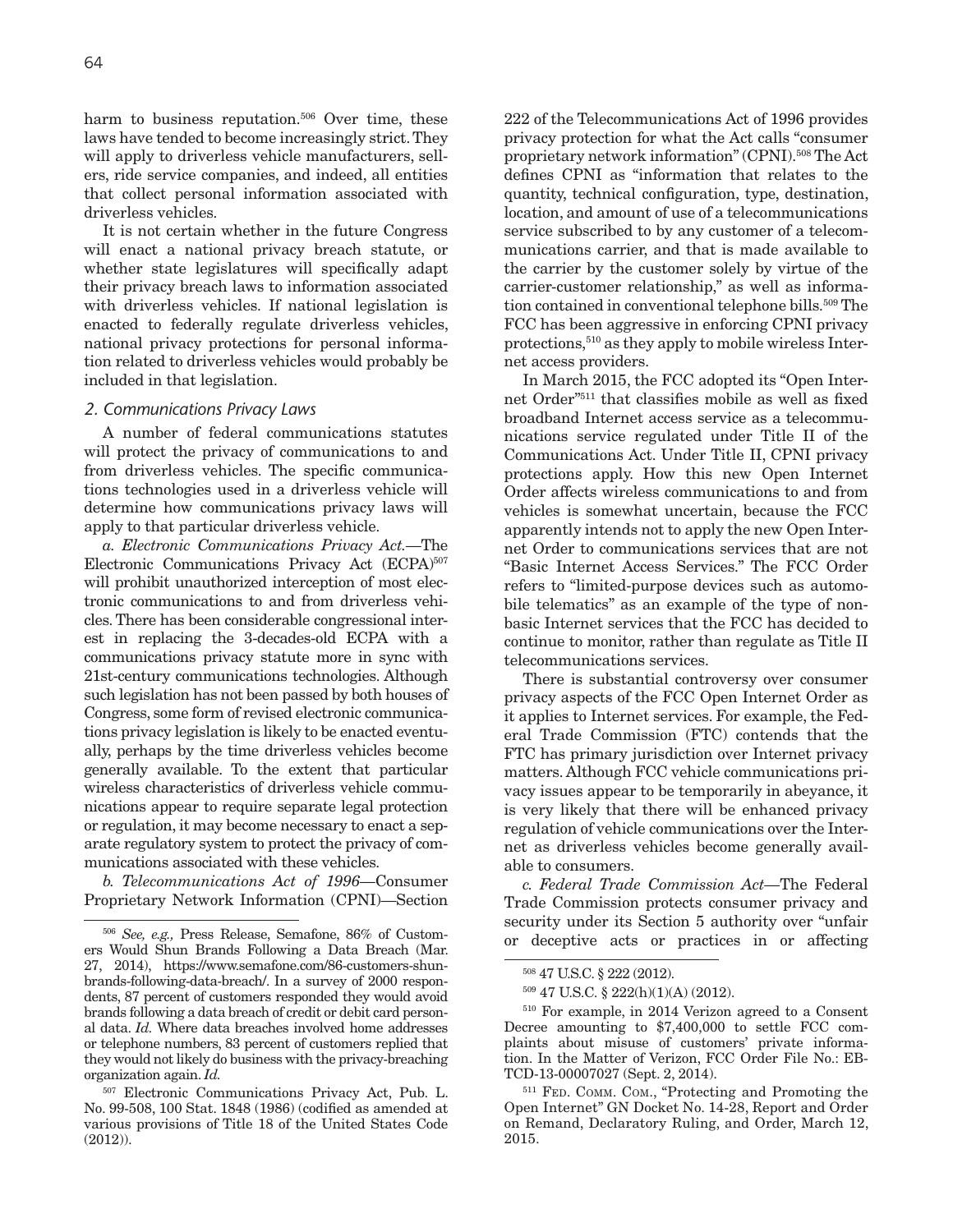harm to business reputation.[506] Over time, these laws have tended to become increasingly strict. They will apply to driverless vehicle manufacturers, sellers, ride service companies, and indeed, all entities that collect personal information associated with driverless vehicles.

It is not certain whether in the future Congress will enact a national privacy breach statute, or whether state legislatures will specifically adapt their privacy breach laws to information associated with driverless vehicles. If national legislation is enacted to federally regulate driverless vehicles, national privacy protections for personal information related to driverless vehicles would probably be included in that legislation.

### *2. Communications Privacy Laws*

A number of federal communications statutes will protect the privacy of communications to and from driverless vehicles. The specific communications technologies used in a driverless vehicle will determine how communications privacy laws will apply to that particular driverless vehicle.

*a. Electronic Communications Privacy Act.*—The Electronic Communications Privacy Act (ECPA)[507] will prohibit unauthorized interception of most electronic communications to and from driverless vehicles. There has been considerable congressional interest in replacing the 3-decades-old ECPA with a communications privacy statute more in sync with 21st-century communications technologies. Although such legislation has not been passed by both houses of Congress, some form of revised electronic communications privacy legislation is likely to be enacted eventually, perhaps by the time driverless vehicles become generally available. To the extent that particular wireless characteristics of driverless vehicle communications appear to require separate legal protection or regulation, it may become necessary to enact a separate regulatory system to protect the privacy of communications associated with these vehicles.

*b. Telecommunications Act of 1996*—Consumer Proprietary Network Information (CPNI)—Section 222 of the Telecommunications Act of 1996 provides privacy protection for what the Act calls "consumer proprietary network information" (CPNI).[508] The Act defines CPNI as "information that relates to the quantity, technical configuration, type, destination, location, and amount of use of a telecommunications service subscribed to by any customer of a telecommunications carrier, and that is made available to the carrier by the customer solely by virtue of the carrier-customer relationship," as well as information contained in conventional telephone bills.[509] The FCC has been aggressive in enforcing CPNI privacy protections,[510] as they apply to mobile wireless Internet access providers.

In March 2015, the FCC adopted its "Open Internet Order"[511] that classifies mobile as well as fixed broadband Internet access service as a telecommunications service regulated under Title II of the Communications Act. Under Title II, CPNI privacy protections apply. How this new Open Internet Order affects wireless communications to and from vehicles is somewhat uncertain, because the FCC apparently intends not to apply the new Open Internet Order to communications services that are not "Basic Internet Access Services." The FCC Order refers to "limited-purpose devices such as automobile telematics" as an example of the type of nonbasic Internet services that the FCC has decided to continue to monitor, rather than regulate as Title II telecommunications services.

There is substantial controversy over consumer privacy aspects of the FCC Open Internet Order as it applies to Internet services. For example, the Federal Trade Commission (FTC) contends that the FTC has primary jurisdiction over Internet privacy matters. Although FCC vehicle communications privacy issues appear to be temporarily in abeyance, it is very likely that there will be enhanced privacy regulation of vehicle communications over the Internet as driverless vehicles become generally available to consumers.

*c. Federal Trade Commission Act*—The Federal Trade Commission protects consumer privacy and security under its Section 5 authority over "unfair or deceptive acts or practices in or affecting

---

[506] *See, e.g.,* Press Release, Semafone, 86% of Customers Would Shun Brands Following a Data Breach (Mar. 27, 2014), https://www.semafone.com/86-customers-shun-brands-following-data-breach/. In a survey of 2000 respondents, 87 percent of customers responded they would avoid brands following a data breach of credit or debit card personal data. *Id.* Where data breaches involved home addresses or telephone numbers, 83 percent of customers replied that they would not likely do business with the privacy-breaching organization again. *Id.*

[507] Electronic Communications Privacy Act, Pub. L. No. 99-508, 100 Stat. 1848 (1986) (codified as amended at various provisions of Title 18 of the United States Code (2012)).

[508] 47 U.S.C. § 222 (2012).

[509] 47 U.S.C. § 222(h)(1)(A) (2012).

[510] For example, in 2014 Verizon agreed to a Consent Decree amounting to $7,400,000 to settle FCC complaints about misuse of customers' private information. In the Matter of Verizon, FCC Order File No.: EB-TCD-13-00007027 (Sept. 2, 2014).

[511] Fed. Comm. Com., "Protecting and Promoting the Open Internet" GN Docket No. 14-28, Report and Order on Remand, Declaratory Ruling, and Order, March 12, 2015.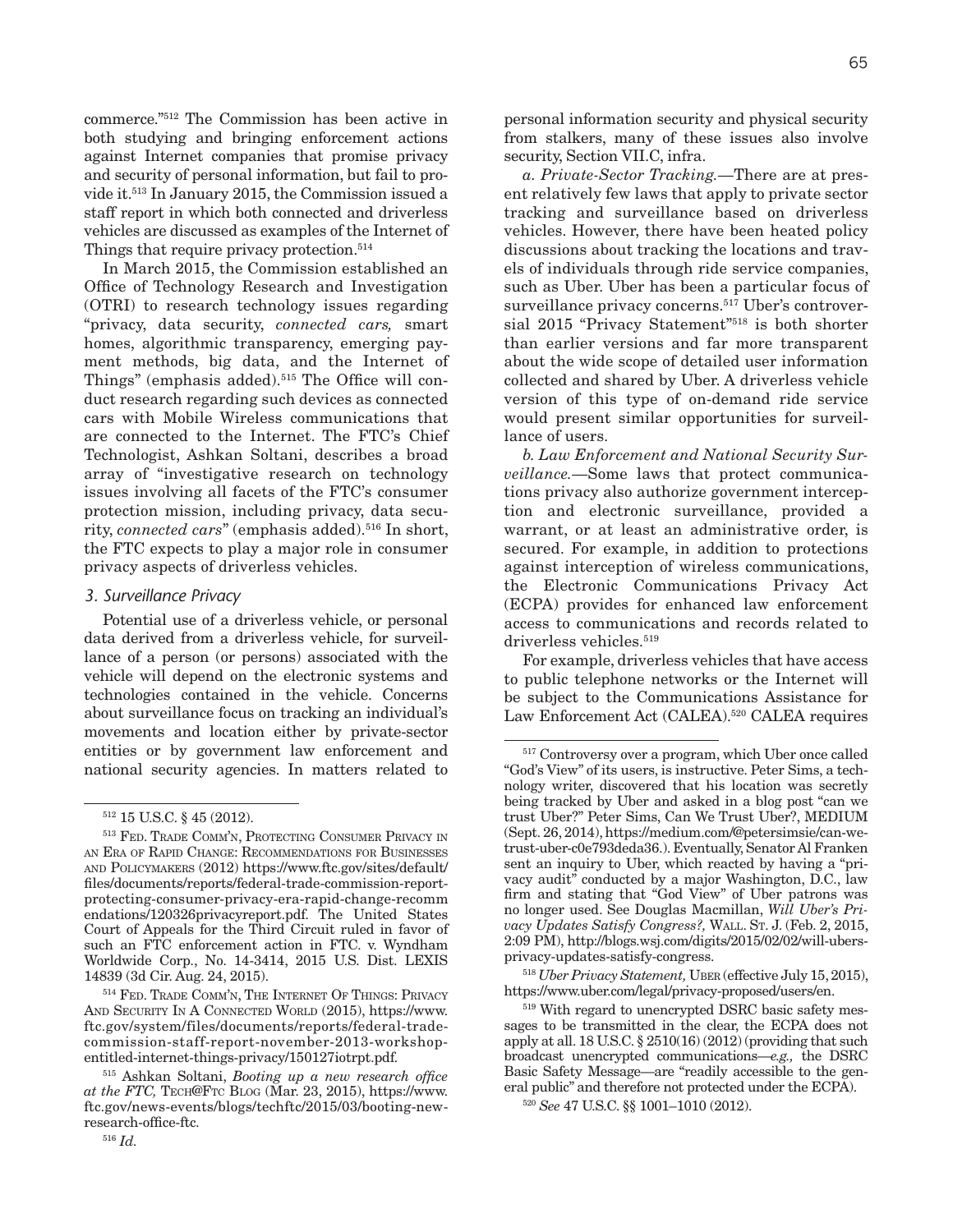commerce."[512] The Commission has been active in both studying and bringing enforcement actions against Internet companies that promise privacy and security of personal information, but fail to provide it.[513] In January 2015, the Commission issued a staff report in which both connected and driverless vehicles are discussed as examples of the Internet of Things that require privacy protection.[514]

In March 2015, the Commission established an Office of Technology Research and Investigation (OTRI) to research technology issues regarding "privacy, data security, *connected cars,* smart homes, algorithmic transparency, emerging payment methods, big data, and the Internet of Things" (emphasis added).[515] The Office will conduct research regarding such devices as connected cars with Mobile Wireless communications that are connected to the Internet. The FTC's Chief Technologist, Ashkan Soltani, describes a broad array of "investigative research on technology issues involving all facets of the FTC's consumer protection mission, including privacy, data security, *connected cars*" (emphasis added).[516] In short, the FTC expects to play a major role in consumer privacy aspects of driverless vehicles.

### *3. Surveillance Privacy*

Potential use of a driverless vehicle, or personal data derived from a driverless vehicle, for surveillance of a person (or persons) associated with the vehicle will depend on the electronic systems and technologies contained in the vehicle. Concerns about surveillance focus on tracking an individual's movements and location either by private-sector entities or by government law enforcement and national security agencies. In matters related to personal information security and physical security from stalkers, many of these issues also involve security, Section VII.C, infra.

*a. Private-Sector Tracking.*—There are at present relatively few laws that apply to private sector tracking and surveillance based on driverless vehicles. However, there have been heated policy discussions about tracking the locations and travels of individuals through ride service companies, such as Uber. Uber has been a particular focus of surveillance privacy concerns.[517] Uber's controversial 2015 "Privacy Statement"[518] is both shorter than earlier versions and far more transparent about the wide scope of detailed user information collected and shared by Uber. A driverless vehicle version of this type of on-demand ride service would present similar opportunities for surveillance of users.

*b. Law Enforcement and National Security Surveillance.*—Some laws that protect communications privacy also authorize government interception and electronic surveillance, provided a warrant, or at least an administrative order, is secured. For example, in addition to protections against interception of wireless communications, the Electronic Communications Privacy Act (ECPA) provides for enhanced law enforcement access to communications and records related to driverless vehicles.[519]

For example, driverless vehicles that have access to public telephone networks or the Internet will be subject to the Communications Assistance for Law Enforcement Act (CALEA).[520] CALEA requires

---

[512] 15 U.S.C. § 45 (2012).

[513] Fed. Trade Comm'n, Protecting Consumer Privacy in an Era of Rapid Change: Recommendations for Businesses and Policymakers (2012) https://www.ftc.gov/sites/default/files/documents/reports/federal-trade-commission-report-protecting-consumer-privacy-era-rapid-change-recommendations/120326privacyreport.pdf. The United States Court of Appeals for the Third Circuit ruled in favor of such an FTC enforcement action in FTC. v. Wyndham Worldwide Corp., No. 14-3414, 2015 U.S. Dist. LEXIS 14839 (3d Cir. Aug. 24, 2015).

[514] Fed. Trade Comm'n, The Internet Of Things: Privacy And Security In A Connected World (2015), https://www.ftc.gov/system/files/documents/reports/federal-trade-commission-staff-report-november-2013-workshop-entitled-internet-things-privacy/150127iotrpt.pdf.

[515] Ashkan Soltani, *Booting up a new research office at the FTC,* Tech@Ftc Blog (Mar. 23, 2015), https://www.ftc.gov/news-events/blogs/techftc/2015/03/booting-new-research-office-ftc.

[516] *Id.*

[517] Controversy over a program, which Uber once called "God's View" of its users, is instructive. Peter Sims, a technology writer, discovered that his location was secretly being tracked by Uber and asked in a blog post "can we trust Uber?" Peter Sims, Can We Trust Uber?, MEDIUM (Sept. 26, 2014), https://medium.com/@petersimsie/can-we-trust-uber-c0e793deda36.). Eventually, Senator Al Franken sent an inquiry to Uber, which reacted by having a "privacy audit" conducted by a major Washington, D.C., law firm and stating that "God View" of Uber patrons was no longer used. See Douglas Macmillan, *Will Uber's Privacy Updates Satisfy Congress?,* Wall. St. J. (Feb. 2, 2015, 2:09 PM), http://blogs.wsj.com/digits/2015/02/02/will-ubers-privacy-updates-satisfy-congress.

[518] *Uber Privacy Statement,* Uber (effective July 15, 2015), https://www.uber.com/legal/privacy-proposed/users/en.

[519] With regard to unencrypted DSRC basic safety messages to be transmitted in the clear, the ECPA does not apply at all. 18 U.S.C. § 2510(16) (2012) (providing that such broadcast unencrypted communications—*e.g.,* the DSRC Basic Safety Message—are "readily accessible to the general public" and therefore not protected under the ECPA).

[520] *See* 47 U.S.C. §§ 1001–1010 (2012).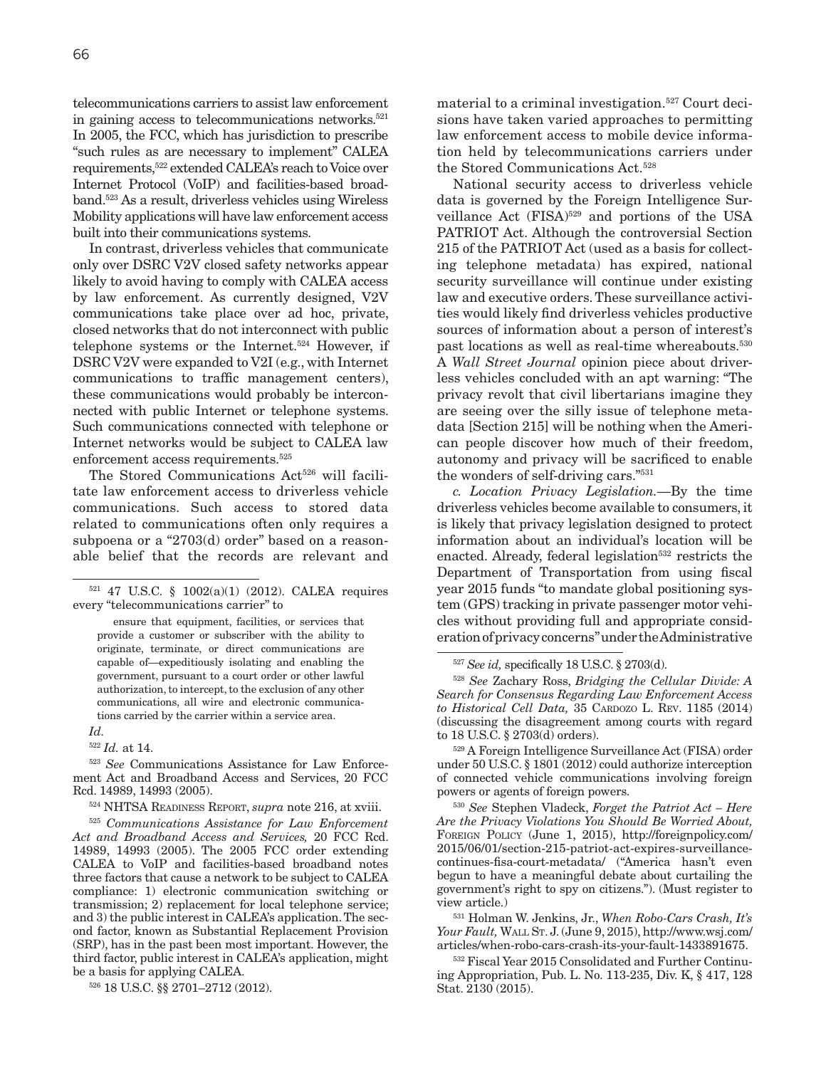telecommunications carriers to assist law enforcement in gaining access to telecommunications networks.[521] In 2005, the FCC, which has jurisdiction to prescribe "such rules as are necessary to implement" CALEA requirements,[522] extended CALEA's reach to Voice over Internet Protocol (VoIP) and facilities-based broadband.[523] As a result, driverless vehicles using Wireless Mobility applications will have law enforcement access built into their communications systems.

In contrast, driverless vehicles that communicate only over DSRC V2V closed safety networks appear likely to avoid having to comply with CALEA access by law enforcement. As currently designed, V2V communications take place over ad hoc, private, closed networks that do not interconnect with public telephone systems or the Internet.[524] However, if DSRC V2V were expanded to V2I (e.g., with Internet communications to traffic management centers), these communications would probably be interconnected with public Internet or telephone systems. Such communications connected with telephone or Internet networks would be subject to CALEA law enforcement access requirements.[525]

The Stored Communications Act[526] will facilitate law enforcement access to driverless vehicle communications. Such access to stored data related to communications often only requires a subpoena or a "2703(d) order" based on a reasonable belief that the records are relevant and material to a criminal investigation.[527] Court decisions have taken varied approaches to permitting law enforcement access to mobile device information held by telecommunications carriers under the Stored Communications Act.[528]

National security access to driverless vehicle data is governed by the Foreign Intelligence Surveillance Act (FISA)[529] and portions of the USA PATRIOT Act. Although the controversial Section 215 of the PATRIOT Act (used as a basis for collecting telephone metadata) has expired, national security surveillance will continue under existing law and executive orders. These surveillance activities would likely find driverless vehicles productive sources of information about a person of interest's past locations as well as real-time whereabouts.[530] A *Wall Street Journal* opinion piece about driverless vehicles concluded with an apt warning: "The privacy revolt that civil libertarians imagine they are seeing over the silly issue of telephone metadata [Section 215] will be nothing when the American people discover how much of their freedom, autonomy and privacy will be sacrificed to enable the wonders of self-driving cars."[531]

*c. Location Privacy Legislation.*—By the time driverless vehicles become available to consumers, it is likely that privacy legislation designed to protect information about an individual's location will be enacted. Already, federal legislation[532] restricts the Department of Transportation from using fiscal year 2015 funds "to mandate global positioning system (GPS) tracking in private passenger motor vehicles without providing full and appropriate consideration of privacy concerns" under the Administrative

---

[521] 47 U.S.C. § 1002(a)(1) (2012). CALEA requires every "telecommunications carrier" to

> ensure that equipment, facilities, or services that provide a customer or subscriber with the ability to originate, terminate, or direct communications are capable of—expeditiously isolating and enabling the government, pursuant to a court order or other lawful authorization, to intercept, to the exclusion of any other communications, all wire and electronic communications carried by the carrier within a service area.

*Id.*

[522] *Id.* at 14.

[523] *See* Communications Assistance for Law Enforcement Act and Broadband Access and Services, 20 FCC Rcd. 14989, 14993 (2005).

[524] NHTSA Readiness Report, *supra* note 216, at xviii.

[525] *Communications Assistance for Law Enforcement Act and Broadband Access and Services,* 20 FCC Rcd. 14989, 14993 (2005). The 2005 FCC order extending CALEA to VoIP and facilities-based broadband notes three factors that cause a network to be subject to CALEA compliance: 1) electronic communication switching or transmission; 2) replacement for local telephone service; and 3) the public interest in CALEA's application. The second factor, known as Substantial Replacement Provision (SRP), has in the past been most important. However, the third factor, public interest in CALEA's application, might be a basis for applying CALEA.

[526] 18 U.S.C. §§ 2701–2712 (2012).

[527] *See id,* specifically 18 U.S.C. § 2703(d).

[528] *See* Zachary Ross, *Bridging the Cellular Divide: A Search for Consensus Regarding Law Enforcement Access to Historical Cell Data,* 35 Cardozo L. Rev. 1185 (2014) (discussing the disagreement among courts with regard to 18 U.S.C. § 2703(d) orders).

[529] A Foreign Intelligence Surveillance Act (FISA) order under 50 U.S.C. § 1801 (2012) could authorize interception of connected vehicle communications involving foreign powers or agents of foreign powers.

[530] *See* Stephen Vladeck, *Forget the Patriot Act – Here Are the Privacy Violations You Should Be Worried About,* Foreign Policy (June 1, 2015), http://foreignpolicy.com/2015/06/01/section-215-patriot-act-expires-surveillance-continues-fisa-court-metadata/ ("America hasn't even begun to have a meaningful debate about curtailing the government's right to spy on citizens."). (Must register to view article.)

[531] Holman W. Jenkins, Jr., *When Robo-Cars Crash, It's Your Fault,* Wall St. J. (June 9, 2015), http://www.wsj.com/articles/when-robo-cars-crash-its-your-fault-1433891675.

[532] Fiscal Year 2015 Consolidated and Further Continuing Appropriation, Pub. L. No. 113-235, Div. K, § 417, 128 Stat. 2130 (2015).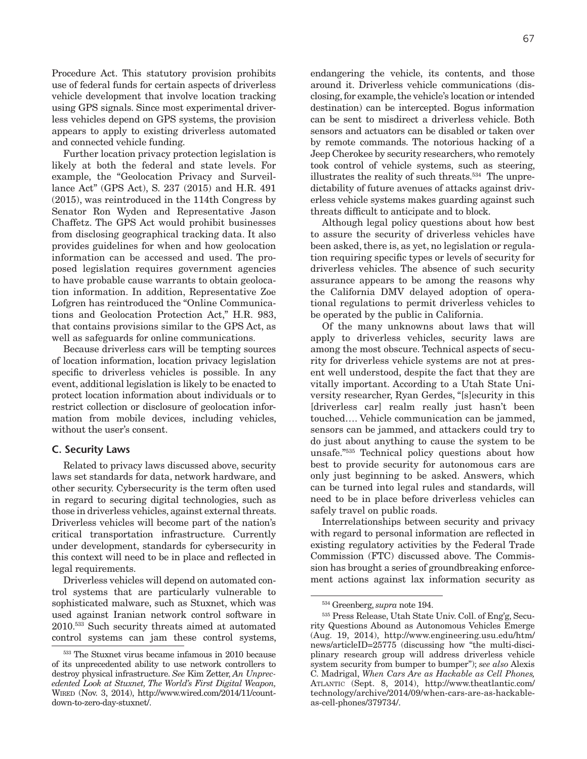Procedure Act. This statutory provision prohibits use of federal funds for certain aspects of driverless vehicle development that involve location tracking using GPS signals. Since most experimental driverless vehicles depend on GPS systems, the provision appears to apply to existing driverless automated and connected vehicle funding.

Further location privacy protection legislation is likely at both the federal and state levels. For example, the "Geolocation Privacy and Surveillance Act" (GPS Act), S. 237 (2015) and H.R. 491 (2015), was reintroduced in the 114th Congress by Senator Ron Wyden and Representative Jason Chaffetz. The GPS Act would prohibit businesses from disclosing geographical tracking data. It also provides guidelines for when and how geolocation information can be accessed and used. The proposed legislation requires government agencies to have probable cause warrants to obtain geolocation information. In addition, Representative Zoe Lofgren has reintroduced the "Online Communications and Geolocation Protection Act," H.R. 983, that contains provisions similar to the GPS Act, as well as safeguards for online communications.

Because driverless cars will be tempting sources of location information, location privacy legislation specific to driverless vehicles is possible. In any event, additional legislation is likely to be enacted to protect location information about individuals or to restrict collection or disclosure of geolocation information from mobile devices, including vehicles, without the user's consent.

### C. Security Laws

Related to privacy laws discussed above, security laws set standards for data, network hardware, and other security. Cybersecurity is the term often used in regard to securing digital technologies, such as those in driverless vehicles, against external threats. Driverless vehicles will become part of the nation's critical transportation infrastructure. Currently under development, standards for cybersecurity in this context will need to be in place and reflected in legal requirements.

Driverless vehicles will depend on automated control systems that are particularly vulnerable to sophisticated malware, such as Stuxnet, which was used against Iranian network control software in 2010.[533] Such security threats aimed at automated control systems can jam these control systems, endangering the vehicle, its contents, and those around it. Driverless vehicle communications (disclosing, for example, the vehicle's location or intended destination) can be intercepted. Bogus information can be sent to misdirect a driverless vehicle. Both sensors and actuators can be disabled or taken over by remote commands. The notorious hacking of a Jeep Cherokee by security researchers, who remotely took control of vehicle systems, such as steering, illustrates the reality of such threats.[534] The unpredictability of future avenues of attacks against driverless vehicle systems makes guarding against such threats difficult to anticipate and to block.

Although legal policy questions about how best to assure the security of driverless vehicles have been asked, there is, as yet, no legislation or regulation requiring specific types or levels of security for driverless vehicles. The absence of such security assurance appears to be among the reasons why the California DMV delayed adoption of operational regulations to permit driverless vehicles to be operated by the public in California.

Of the many unknowns about laws that will apply to driverless vehicles, security laws are among the most obscure. Technical aspects of security for driverless vehicle systems are not at present well understood, despite the fact that they are vitally important. According to a Utah State University researcher, Ryan Gerdes, "[s]ecurity in this [driverless car] realm really just hasn't been touched…. Vehicle communication can be jammed, sensors can be jammed, and attackers could try to do just about anything to cause the system to be unsafe."[535] Technical policy questions about how best to provide security for autonomous cars are only just beginning to be asked. Answers, which can be turned into legal rules and standards, will need to be in place before driverless vehicles can safely travel on public roads.

Interrelationships between security and privacy with regard to personal information are reflected in existing regulatory activities by the Federal Trade Commission (FTC) discussed above. The Commission has brought a series of groundbreaking enforcement actions against lax information security as

---

[533] The Stuxnet virus became infamous in 2010 because of its unprecedented ability to use network controllers to destroy physical infrastructure. *See* Kim Zetter, *An Unprecedented Look at Stuxnet, The World's First Digital Weapon,* WIRED (Nov. 3, 2014), http://www.wired.com/2014/11/countdown-to-zero-day-stuxnet/.

[534] Greenberg, *supra* note 194.

[535] Press Release, Utah State Univ. Coll. of Eng'g, Security Questions Abound as Autonomous Vehicles Emerge (Aug. 19, 2014), http://www.engineering.usu.edu/htm/news/articleID=25775 (discussing how "the multi-disciplinary research group will address driverless vehicle system security from bumper to bumper"); *see also* Alexis C. Madrigal, *When Cars Are as Hackable as Cell Phones,* ATLANTIC (Sept. 8, 2014), http://www.theatlantic.com/technology/archive/2014/09/when-cars-are-as-hackable-as-cell-phones/379734/.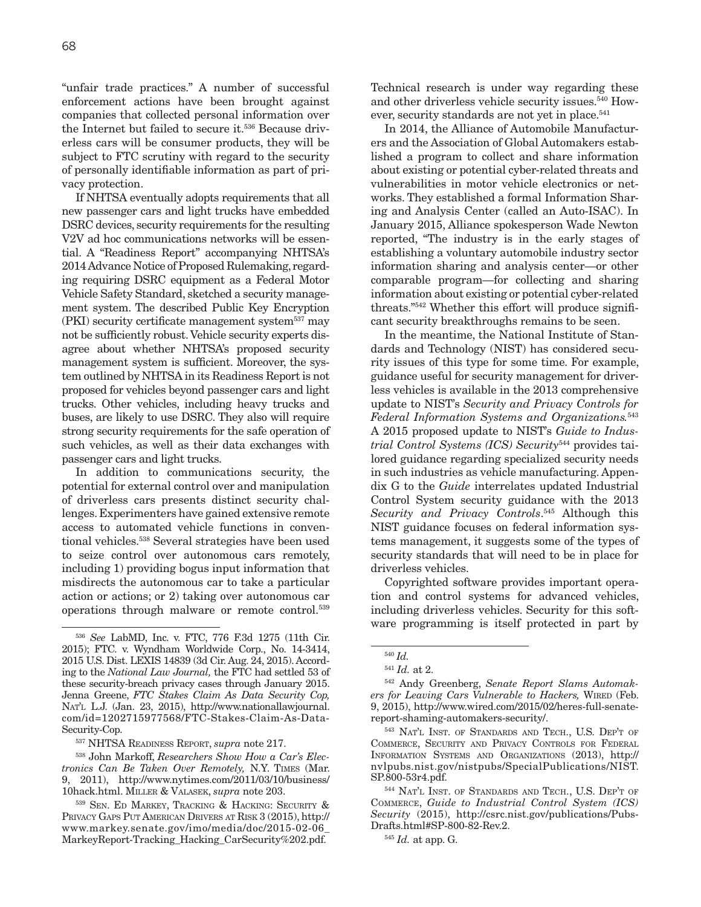"unfair trade practices." A number of successful enforcement actions have been brought against companies that collected personal information over the Internet but failed to secure it.[536] Because driverless cars will be consumer products, they will be subject to FTC scrutiny with regard to the security of personally identifiable information as part of privacy protection.

If NHTSA eventually adopts requirements that all new passenger cars and light trucks have embedded DSRC devices, security requirements for the resulting V2V ad hoc communications networks will be essential. A "Readiness Report" accompanying NHTSA's 2014 Advance Notice of Proposed Rulemaking, regarding requiring DSRC equipment as a Federal Motor Vehicle Safety Standard, sketched a security management system. The described Public Key Encryption (PKI) security certificate management system[537] may not be sufficiently robust. Vehicle security experts disagree about whether NHTSA's proposed security management system is sufficient. Moreover, the system outlined by NHTSA in its Readiness Report is not proposed for vehicles beyond passenger cars and light trucks. Other vehicles, including heavy trucks and buses, are likely to use DSRC. They also will require strong security requirements for the safe operation of such vehicles, as well as their data exchanges with passenger cars and light trucks.

In addition to communications security, the potential for external control over and manipulation of driverless cars presents distinct security challenges. Experimenters have gained extensive remote access to automated vehicle functions in conventional vehicles.[538] Several strategies have been used to seize control over autonomous cars remotely, including 1) providing bogus input information that misdirects the autonomous car to take a particular action or actions; or 2) taking over autonomous car operations through malware or remote control.[539] Technical research is under way regarding these and other driverless vehicle security issues.[540] However, security standards are not yet in place.[541]

In 2014, the Alliance of Automobile Manufacturers and the Association of Global Automakers established a program to collect and share information about existing or potential cyber-related threats and vulnerabilities in motor vehicle electronics or networks. They established a formal Information Sharing and Analysis Center (called an Auto-ISAC). In January 2015, Alliance spokesperson Wade Newton reported, "The industry is in the early stages of establishing a voluntary automobile industry sector information sharing and analysis center—or other comparable program—for collecting and sharing information about existing or potential cyber-related threats."[542] Whether this effort will produce significant security breakthroughs remains to be seen.

In the meantime, the National Institute of Standards and Technology (NIST) has considered security issues of this type for some time. For example, guidance useful for security management for driverless vehicles is available in the 2013 comprehensive update to NIST's *Security and Privacy Controls for Federal Information Systems and Organizations.*[543] A 2015 proposed update to NIST's *Guide to Industrial Control Systems (ICS) Security*[544] provides tailored guidance regarding specialized security needs in such industries as vehicle manufacturing. Appendix G to the *Guide* interrelates updated Industrial Control System security guidance with the 2013 *Security and Privacy Controls*.[545] Although this NIST guidance focuses on federal information systems management, it suggests some of the types of security standards that will need to be in place for driverless vehicles.

Copyrighted software provides important operation and control systems for advanced vehicles, including driverless vehicles. Security for this software programming is itself protected in part by

---

[536] *See* LabMD, Inc. v. FTC, 776 F.3d 1275 (11th Cir. 2015); FTC. v. Wyndham Worldwide Corp., No. 14-3414, 2015 U.S. Dist. LEXIS 14839 (3d Cir. Aug. 24, 2015). According to the *National Law Journal,* the FTC had settled 53 of these security-breach privacy cases through January 2015. Jenna Greene, *FTC Stakes Claim As Data Security Cop,* NAT'L L.J. (Jan. 23, 2015), http://www.nationallawjournal.com/id=1202715977568/FTC-Stakes-Claim-As-Data-Security-Cop.

[537] NHTSA READINESS REPORT, *supra* note 217.

[538] John Markoff, *Researchers Show How a Car's Electronics Can Be Taken Over Remotely,* N.Y. TIMES (Mar. 9, 2011), http://www.nytimes.com/2011/03/10/business/10hack.html. MILLER & VALASEK, *supra* note 203.

[539] SEN. ED MARKEY, TRACKING & HACKING: SECURITY & PRIVACY GAPS PUT AMERICAN DRIVERS AT RISK 3 (2015), http://www.markey.senate.gov/imo/media/doc/2015-02-06_MarkeyReport-Tracking_Hacking_CarSecurity%202.pdf.

[540] *Id.*

[541] *Id.* at 2.

[542] Andy Greenberg, *Senate Report Slams Automakers for Leaving Cars Vulnerable to Hackers,* WIRED (Feb. 9, 2015), http://www.wired.com/2015/02/heres-full-senate-report-shaming-automakers-security/.

[543] NAT'L INST. OF STANDARDS AND TECH., U.S. DEP'T OF COMMERCE, SECURITY AND PRIVACY CONTROLS FOR FEDERAL INFORMATION SYSTEMS AND ORGANIZATIONS (2013), http://nvlpubs.nist.gov/nistpubs/SpecialPublications/NIST.SP.800-53r4.pdf.

[544] NAT'L INST. OF STANDARDS AND TECH., U.S. DEP'T OF COMMERCE, *Guide to Industrial Control System (ICS) Security* (2015), http://csrc.nist.gov/publications/PubsDrafts.html#SP-800-82-Rev.2.

[545] *Id.* at app. G.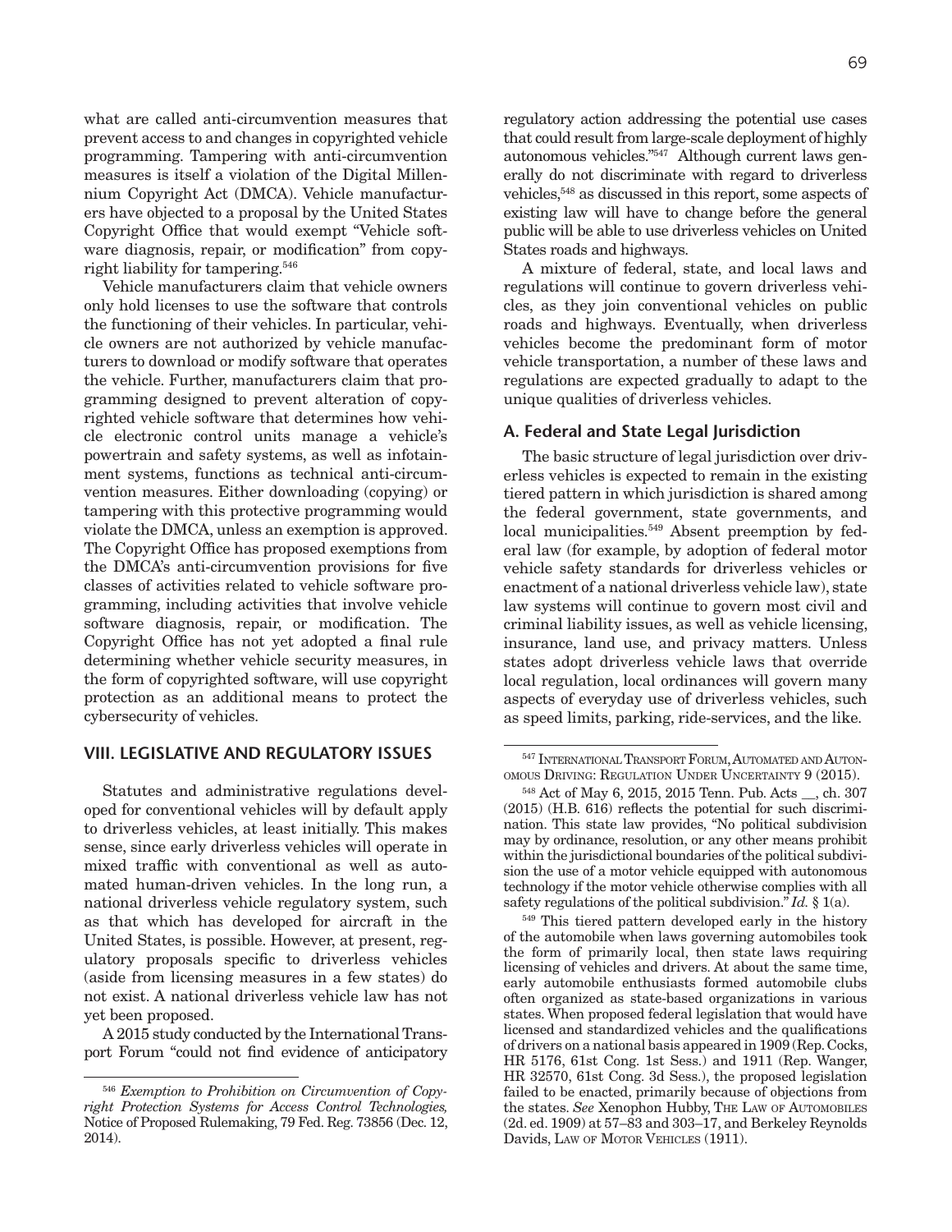what are called anti-circumvention measures that prevent access to and changes in copyrighted vehicle programming. Tampering with anti-circumvention measures is itself a violation of the Digital Millennium Copyright Act (DMCA). Vehicle manufacturers have objected to a proposal by the United States Copyright Office that would exempt "Vehicle software diagnosis, repair, or modification" from copyright liability for tampering.[546]

Vehicle manufacturers claim that vehicle owners only hold licenses to use the software that controls the functioning of their vehicles. In particular, vehicle owners are not authorized by vehicle manufacturers to download or modify software that operates the vehicle. Further, manufacturers claim that programming designed to prevent alteration of copyrighted vehicle software that determines how vehicle electronic control units manage a vehicle's powertrain and safety systems, as well as infotainment systems, functions as technical anti-circumvention measures. Either downloading (copying) or tampering with this protective programming would violate the DMCA, unless an exemption is approved. The Copyright Office has proposed exemptions from the DMCA's anti-circumvention provisions for five classes of activities related to vehicle software programming, including activities that involve vehicle software diagnosis, repair, or modification. The Copyright Office has not yet adopted a final rule determining whether vehicle security measures, in the form of copyrighted software, will use copyright protection as an additional means to protect the cybersecurity of vehicles.

## VIII. LEGISLATIVE AND REGULATORY ISSUES

Statutes and administrative regulations developed for conventional vehicles will by default apply to driverless vehicles, at least initially. This makes sense, since early driverless vehicles will operate in mixed traffic with conventional as well as automated human-driven vehicles. In the long run, a national driverless vehicle regulatory system, such as that which has developed for aircraft in the United States, is possible. However, at present, regulatory proposals specific to driverless vehicles (aside from licensing measures in a few states) do not exist. A national driverless vehicle law has not yet been proposed.

A 2015 study conducted by the International Transport Forum "could not find evidence of anticipatory regulatory action addressing the potential use cases that could result from large-scale deployment of highly autonomous vehicles."[547] Although current laws generally do not discriminate with regard to driverless vehicles,[548] as discussed in this report, some aspects of existing law will have to change before the general public will be able to use driverless vehicles on United States roads and highways.

A mixture of federal, state, and local laws and regulations will continue to govern driverless vehicles, as they join conventional vehicles on public roads and highways. Eventually, when driverless vehicles become the predominant form of motor vehicle transportation, a number of these laws and regulations are expected gradually to adapt to the unique qualities of driverless vehicles.

### A. Federal and State Legal Jurisdiction

The basic structure of legal jurisdiction over driverless vehicles is expected to remain in the existing tiered pattern in which jurisdiction is shared among the federal government, state governments, and local municipalities.[549] Absent preemption by federal law (for example, by adoption of federal motor vehicle safety standards for driverless vehicles or enactment of a national driverless vehicle law), state law systems will continue to govern most civil and criminal liability issues, as well as vehicle licensing, insurance, land use, and privacy matters. Unless states adopt driverless vehicle laws that override local regulation, local ordinances will govern many aspects of everyday use of driverless vehicles, such as speed limits, parking, ride-services, and the like.

---

[546] *Exemption to Prohibition on Circumvention of Copyright Protection Systems for Access Control Technologies,* Notice of Proposed Rulemaking, 79 Fed. Reg. 73856 (Dec. 12, 2014).

[547] International Transport Forum, Automated and Autonomous Driving: Regulation Under Uncertainty 9 (2015).

[548] Act of May 6, 2015, 2015 Tenn. Pub. Acts __, ch. 307 (2015) (H.B. 616) reflects the potential for such discrimination. This state law provides, "No political subdivision may by ordinance, resolution, or any other means prohibit within the jurisdictional boundaries of the political subdivision the use of a motor vehicle equipped with autonomous technology if the motor vehicle otherwise complies with all safety regulations of the political subdivision." *Id.* § 1(a).

[549] This tiered pattern developed early in the history of the automobile when laws governing automobiles took the form of primarily local, then state laws requiring licensing of vehicles and drivers. At about the same time, early automobile enthusiasts formed automobile clubs often organized as state-based organizations in various states. When proposed federal legislation that would have licensed and standardized vehicles and the qualifications of drivers on a national basis appeared in 1909 (Rep. Cocks, HR 5176, 61st Cong. 1st Sess.) and 1911 (Rep. Wanger, HR 32570, 61st Cong. 3d Sess.), the proposed legislation failed to be enacted, primarily because of objections from the states. *See* Xenophon Hubby, The Law of Automobiles (2d. ed. 1909) at 57–83 and 303–17, and Berkeley Reynolds Davids, Law of Motor Vehicles (1911).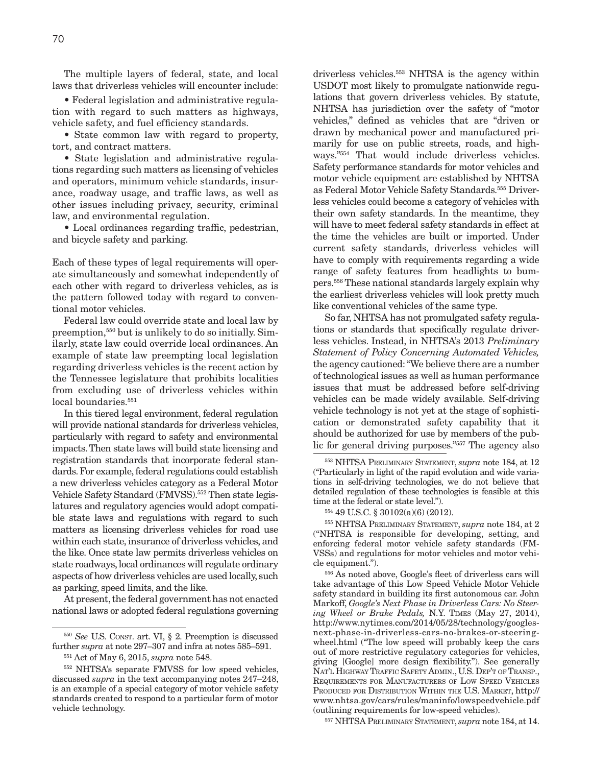The multiple layers of federal, state, and local laws that driverless vehicles will encounter include:

- Federal legislation and administrative regulation with regard to such matters as highways, vehicle safety, and fuel efficiency standards.
- State common law with regard to property, tort, and contract matters.
- State legislation and administrative regulations regarding such matters as licensing of vehicles and operators, minimum vehicle standards, insurance, roadway usage, and traffic laws, as well as other issues including privacy, security, criminal law, and environmental regulation.
- Local ordinances regarding traffic, pedestrian, and bicycle safety and parking.

Each of these types of legal requirements will operate simultaneously and somewhat independently of each other with regard to driverless vehicles, as is the pattern followed today with regard to conventional motor vehicles.

Federal law could override state and local law by preemption,[550] but is unlikely to do so initially. Similarly, state law could override local ordinances. An example of state law preempting local legislation regarding driverless vehicles is the recent action by the Tennessee legislature that prohibits localities from excluding use of driverless vehicles within local boundaries.[551]

In this tiered legal environment, federal regulation will provide national standards for driverless vehicles, particularly with regard to safety and environmental impacts. Then state laws will build state licensing and registration standards that incorporate federal standards. For example, federal regulations could establish a new driverless vehicles category as a Federal Motor Vehicle Safety Standard (FMVSS).[552] Then state legislatures and regulatory agencies would adopt compatible state laws and regulations with regard to such matters as licensing driverless vehicles for road use within each state, insurance of driverless vehicles, and the like. Once state law permits driverless vehicles on state roadways, local ordinances will regulate ordinary aspects of how driverless vehicles are used locally, such as parking, speed limits, and the like.

At present, the federal government has not enacted national laws or adopted federal regulations governing driverless vehicles.[553] NHTSA is the agency within USDOT most likely to promulgate nationwide regulations that govern driverless vehicles. By statute, NHTSA has jurisdiction over the safety of "motor vehicles," defined as vehicles that are "driven or drawn by mechanical power and manufactured primarily for use on public streets, roads, and highways."[554] That would include driverless vehicles. Safety performance standards for motor vehicles and motor vehicle equipment are established by NHTSA as Federal Motor Vehicle Safety Standards.[555] Driverless vehicles could become a category of vehicles with their own safety standards. In the meantime, they will have to meet federal safety standards in effect at the time the vehicles are built or imported. Under current safety standards, driverless vehicles will have to comply with requirements regarding a wide range of safety features from headlights to bumpers.[556] These national standards largely explain why the earliest driverless vehicles will look pretty much like conventional vehicles of the same type.

So far, NHTSA has not promulgated safety regulations or standards that specifically regulate driverless vehicles. Instead, in NHTSA's 2013 *Preliminary Statement of Policy Concerning Automated Vehicles,* the agency cautioned: "We believe there are a number of technological issues as well as human performance issues that must be addressed before self-driving vehicles can be made widely available. Self-driving vehicle technology is not yet at the stage of sophistication or demonstrated safety capability that it should be authorized for use by members of the public for general driving purposes."[557] The agency also

---

[550] *See* U.S. Const. art. VI, § 2. Preemption is discussed further *supra* at note 297–307 and infra at notes 585–591.

[551] Act of May 6, 2015, *supra* note 548.

[552] NHTSA's separate FMVSS for low speed vehicles, discussed *supra* in the text accompanying notes 247–248, is an example of a special category of motor vehicle safety standards created to respond to a particular form of motor vehicle technology.

[553] NHTSA Preliminary Statement, *supra* note 184, at 12 ("Particularly in light of the rapid evolution and wide variations in self-driving technologies, we do not believe that detailed regulation of these technologies is feasible at this time at the federal or state level.").

[554] 49 U.S.C. § 30102(a)(6) (2012).

[555] NHTSA Preliminary Statement, *supra* note 184, at 2 ("NHTSA is responsible for developing, setting, and enforcing federal motor vehicle safety standards (FMVSSs) and regulations for motor vehicles and motor vehicle equipment.").

[556] As noted above, Google's fleet of driverless cars will take advantage of this Low Speed Vehicle Motor Vehicle safety standard in building its first autonomous car. John Markoff, *Google's Next Phase in Driverless Cars: No Steering Wheel or Brake Pedals,* N.Y. Times (May 27, 2014), http://www.nytimes.com/2014/05/28/technology/googles-next-phase-in-driverless-cars-no-brakes-or-steering-wheel.html ("The low speed will probably keep the cars out of more restrictive regulatory categories for vehicles, giving [Google] more design flexibility."). See generally Nat'l Highway Traffic Safety Admin., U.S. Dep't of Transp., Requirements for Manufacturers of Low Speed Vehicles Produced for Distribution Within the U.S. Market, http://www.nhtsa.gov/cars/rules/maninfo/lowspeedvehicle.pdf (outlining requirements for low-speed vehicles).

[557] NHTSA Preliminary Statement, *supra* note 184, at 14.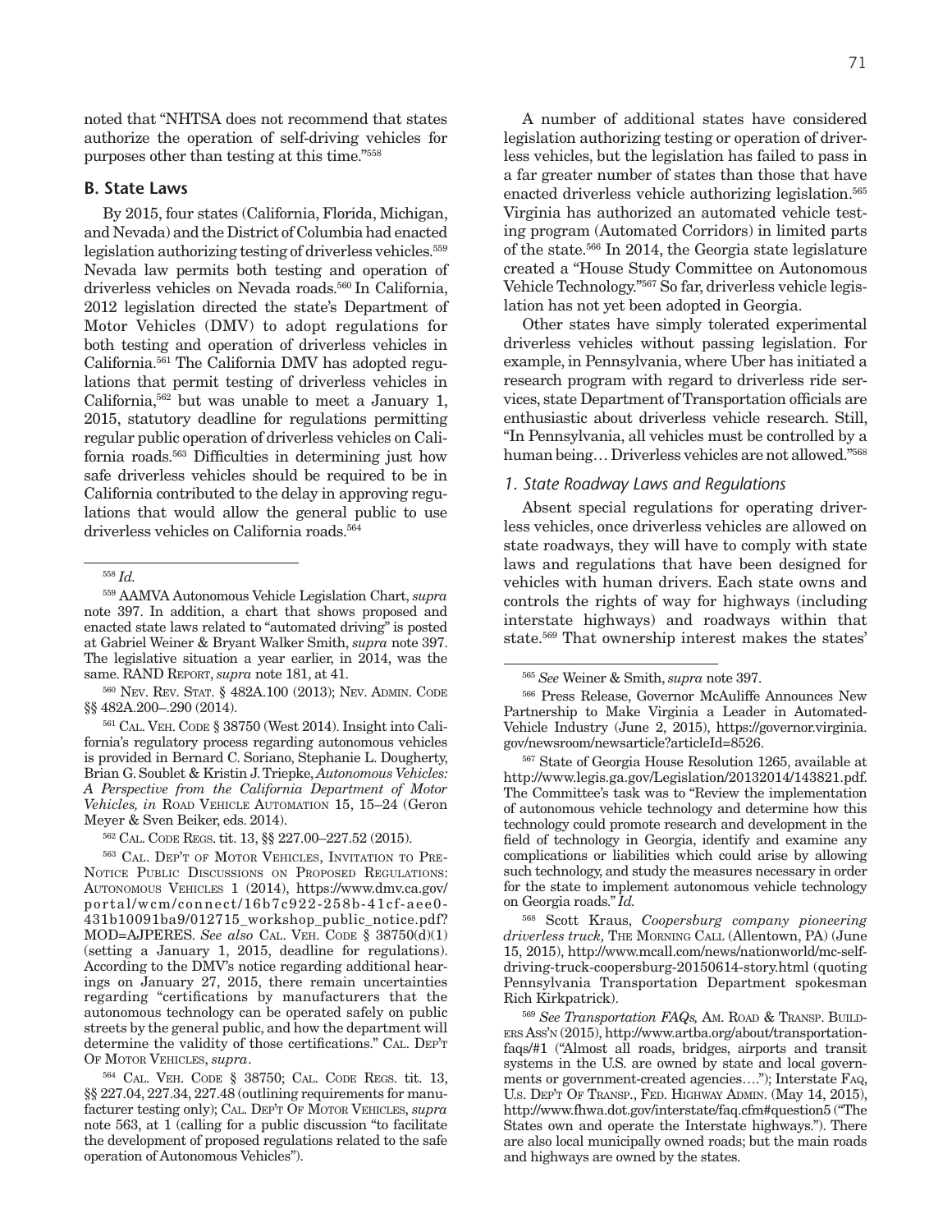noted that "NHTSA does not recommend that states authorize the operation of self-driving vehicles for purposes other than testing at this time."[558]

## B. State Laws

By 2015, four states (California, Florida, Michigan, and Nevada) and the District of Columbia had enacted legislation authorizing testing of driverless vehicles.[559] Nevada law permits both testing and operation of driverless vehicles on Nevada roads.[560] In California, 2012 legislation directed the state's Department of Motor Vehicles (DMV) to adopt regulations for both testing and operation of driverless vehicles in California.[561] The California DMV has adopted regulations that permit testing of driverless vehicles in California,[562] but was unable to meet a January 1, 2015, statutory deadline for regulations permitting regular public operation of driverless vehicles on California roads.[563] Difficulties in determining just how safe driverless vehicles should be required to be in California contributed to the delay in approving regulations that would allow the general public to use driverless vehicles on California roads.[564]

A number of additional states have considered legislation authorizing testing or operation of driverless vehicles, but the legislation has failed to pass in a far greater number of states than those that have enacted driverless vehicle authorizing legislation.[565] Virginia has authorized an automated vehicle testing program (Automated Corridors) in limited parts of the state.[566] In 2014, the Georgia state legislature created a "House Study Committee on Autonomous Vehicle Technology."[567] So far, driverless vehicle legislation has not yet been adopted in Georgia.

Other states have simply tolerated experimental driverless vehicles without passing legislation. For example, in Pennsylvania, where Uber has initiated a research program with regard to driverless ride services, state Department of Transportation officials are enthusiastic about driverless vehicle research. Still, "In Pennsylvania, all vehicles must be controlled by a human being… Driverless vehicles are not allowed."[568]

### *1. State Roadway Laws and Regulations*

Absent special regulations for operating driverless vehicles, once driverless vehicles are allowed on state roadways, they will have to comply with state laws and regulations that have been designed for vehicles with human drivers. Each state owns and controls the rights of way for highways (including interstate highways) and roadways within that state.[569] That ownership interest makes the states'

---

[558] *Id.*

[559] AAMVA Autonomous Vehicle Legislation Chart, *supra* note 397. In addition, a chart that shows proposed and enacted state laws related to "automated driving" is posted at Gabriel Weiner & Bryant Walker Smith, *supra* note 397. The legislative situation a year earlier, in 2014, was the same. RAND Report, *supra* note 181, at 41.

[560] Nev. Rev. Stat. § 482A.100 (2013); Nev. Admin. Code §§ 482A.200–.290 (2014).

[561] Cal. Veh. Code § 38750 (West 2014). Insight into California's regulatory process regarding autonomous vehicles is provided in Bernard C. Soriano, Stephanie L. Dougherty, Brian G. Soublet & Kristin J. Triepke, *Autonomous Vehicles: A Perspective from the California Department of Motor Vehicles, in* Road Vehicle Automation 15, 15–24 (Geron Meyer & Sven Beiker, eds. 2014).

[562] Cal. Code Regs. tit. 13, §§ 227.00–227.52 (2015).

[563] Cal. Dep't of Motor Vehicles, Invitation to Pre-Notice Public Discussions on Proposed Regulations: Autonomous Vehicles 1 (2014), https://www.dmv.ca.gov/portal/wcm/connect/16b7c922-258b-41cf-aee0-431b10091ba9/012715_workshop_public_notice.pdf?MOD=AJPERES. *See also* Cal. Veh. Code § 38750(d)(1) (setting a January 1, 2015, deadline for regulations). According to the DMV's notice regarding additional hearings on January 27, 2015, there remain uncertainties regarding "certifications by manufacturers that the autonomous technology can be operated safely on public streets by the general public, and how the department will determine the validity of those certifications." Cal. Dep't Of Motor Vehicles, *supra*.

[564] Cal. Veh. Code § 38750; Cal. Code Regs. tit. 13, §§ 227.04, 227.34, 227.48 (outlining requirements for manufacturer testing only); Cal. Dep't Of Motor Vehicles, *supra* note 563, at 1 (calling for a public discussion "to facilitate the development of proposed regulations related to the safe operation of Autonomous Vehicles").

[565] *See* Weiner & Smith, *supra* note 397.

[566] Press Release, Governor McAuliffe Announces New Partnership to Make Virginia a Leader in Automated-Vehicle Industry (June 2, 2015), https://governor.virginia.gov/newsroom/newsarticle?articleId=8526.

[567] State of Georgia House Resolution 1265, available at http://www.legis.ga.gov/Legislation/20132014/143821.pdf. The Committee's task was to "Review the implementation of autonomous vehicle technology and determine how this technology could promote research and development in the field of technology in Georgia, identify and examine any complications or liabilities which could arise by allowing such technology, and study the measures necessary in order for the state to implement autonomous vehicle technology on Georgia roads." *Id.*

[568] Scott Kraus, *Coopersburg company pioneering driverless truck,* The Morning Call (Allentown, PA) (June 15, 2015), http://www.mcall.com/news/nationworld/mc-self-driving-truck-coopersburg-20150614-story.html (quoting Pennsylvania Transportation Department spokesman Rich Kirkpatrick).

[569] *See Transportation FAQs,* Am. Road & Transp. Builders Ass'n (2015), http://www.artba.org/about/transportation-faqs/#1 ("Almost all roads, bridges, airports and transit systems in the U.S. are owned by state and local governments or government-created agencies…."); Interstate Faq, U.s. Dep't Of Transp., Fed. Highway Admin. (May 14, 2015), http://www.fhwa.dot.gov/interstate/faq.cfm#question5 ("The States own and operate the Interstate highways."). There are also local municipally owned roads; but the main roads and highways are owned by the states.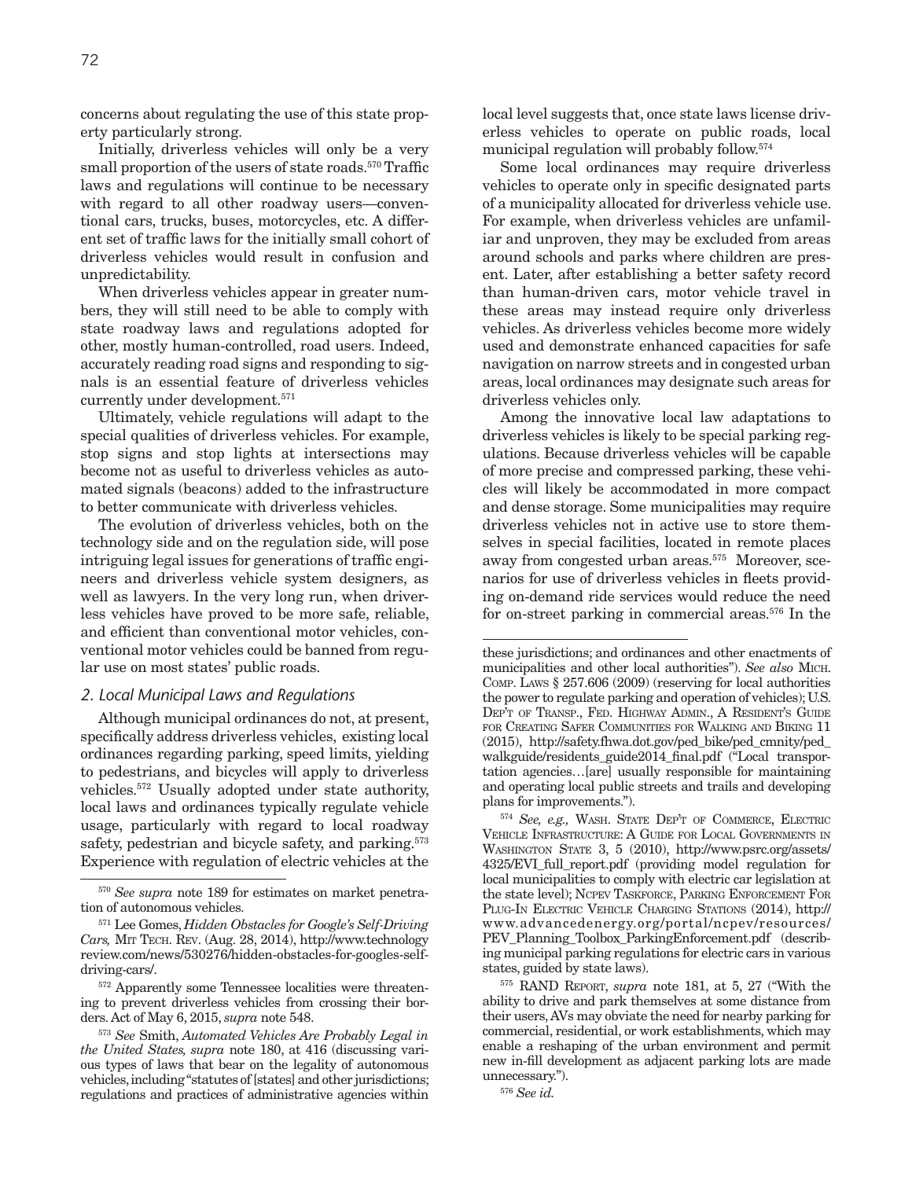concerns about regulating the use of this state property particularly strong.

Initially, driverless vehicles will only be a very small proportion of the users of state roads.[570] Traffic laws and regulations will continue to be necessary with regard to all other roadway users—conventional cars, trucks, buses, motorcycles, etc. A different set of traffic laws for the initially small cohort of driverless vehicles would result in confusion and unpredictability.

When driverless vehicles appear in greater numbers, they will still need to be able to comply with state roadway laws and regulations adopted for other, mostly human-controlled, road users. Indeed, accurately reading road signs and responding to signals is an essential feature of driverless vehicles currently under development.[571]

Ultimately, vehicle regulations will adapt to the special qualities of driverless vehicles. For example, stop signs and stop lights at intersections may become not as useful to driverless vehicles as automated signals (beacons) added to the infrastructure to better communicate with driverless vehicles.

The evolution of driverless vehicles, both on the technology side and on the regulation side, will pose intriguing legal issues for generations of traffic engineers and driverless vehicle system designers, as well as lawyers. In the very long run, when driverless vehicles have proved to be more safe, reliable, and efficient than conventional motor vehicles, conventional motor vehicles could be banned from regular use on most states' public roads.

### *2. Local Municipal Laws and Regulations*

Although municipal ordinances do not, at present, specifically address driverless vehicles, existing local ordinances regarding parking, speed limits, yielding to pedestrians, and bicycles will apply to driverless vehicles.[572] Usually adopted under state authority, local laws and ordinances typically regulate vehicle usage, particularly with regard to local roadway safety, pedestrian and bicycle safety, and parking.[573] Experience with regulation of electric vehicles at the local level suggests that, once state laws license driverless vehicles to operate on public roads, local municipal regulation will probably follow.[574]

Some local ordinances may require driverless vehicles to operate only in specific designated parts of a municipality allocated for driverless vehicle use. For example, when driverless vehicles are unfamiliar and unproven, they may be excluded from areas around schools and parks where children are present. Later, after establishing a better safety record than human-driven cars, motor vehicle travel in these areas may instead require only driverless vehicles. As driverless vehicles become more widely used and demonstrate enhanced capacities for safe navigation on narrow streets and in congested urban areas, local ordinances may designate such areas for driverless vehicles only.

Among the innovative local law adaptations to driverless vehicles is likely to be special parking regulations. Because driverless vehicles will be capable of more precise and compressed parking, these vehicles will likely be accommodated in more compact and dense storage. Some municipalities may require driverless vehicles not in active use to store themselves in special facilities, located in remote places away from congested urban areas.[575] Moreover, scenarios for use of driverless vehicles in fleets providing on-demand ride services would reduce the need for on-street parking in commercial areas.[576] In the

---

[570] *See supra* note 189 for estimates on market penetration of autonomous vehicles.

[571] Lee Gomes, *Hidden Obstacles for Google's Self-Driving Cars,* MIT TECH. REV. (Aug. 28, 2014), http://www.technologyreview.com/news/530276/hidden-obstacles-for-googles-self-driving-cars/.

[572] Apparently some Tennessee localities were threatening to prevent driverless vehicles from crossing their borders. Act of May 6, 2015, *supra* note 548.

[573] *See* Smith, *Automated Vehicles Are Probably Legal in the United States, supra* note 180, at 416 (discussing various types of laws that bear on the legality of autonomous vehicles, including "statutes of [states] and other jurisdictions; regulations and practices of administrative agencies within these jurisdictions; and ordinances and other enactments of municipalities and other local authorities"). *See also* MICH. COMP. LAWS § 257.606 (2009) (reserving for local authorities the power to regulate parking and operation of vehicles); U.S. DEP'T OF TRANSP., FED. HIGHWAY ADMIN., A RESIDENT'S GUIDE FOR CREATING SAFER COMMUNITIES FOR WALKING AND BIKING 11 (2015), http://safety.fhwa.dot.gov/ped_bike/ped_cmnity/ped_walkguide/residents_guide2014_final.pdf ("Local transportation agencies…[are] usually responsible for maintaining and operating local public streets and trails and developing plans for improvements.").

[574] *See, e.g.,* WASH. STATE DEP'T OF COMMERCE, ELECTRIC VEHICLE INFRASTRUCTURE: A GUIDE FOR LOCAL GOVERNMENTS IN WASHINGTON STATE 3, 5 (2010), http://www.psrc.org/assets/4325/EVI_full_report.pdf (providing model regulation for local municipalities to comply with electric car legislation at the state level); NCPEV TASKFORCE, PARKING ENFORCEMENT FOR PLUG-IN ELECTRIC VEHICLE CHARGING STATIONS (2014), http://www.advancedenergy.org/portal/ncpev/resources/PEV_Planning_Toolbox_ParkingEnforcement.pdf (describing municipal parking regulations for electric cars in various states, guided by state laws).

[575] RAND REPORT, *supra* note 181, at 5, 27 ("With the ability to drive and park themselves at some distance from their users, AVs may obviate the need for nearby parking for commercial, residential, or work establishments, which may enable a reshaping of the urban environment and permit new in-fill development as adjacent parking lots are made unnecessary.").

[576] *See id.*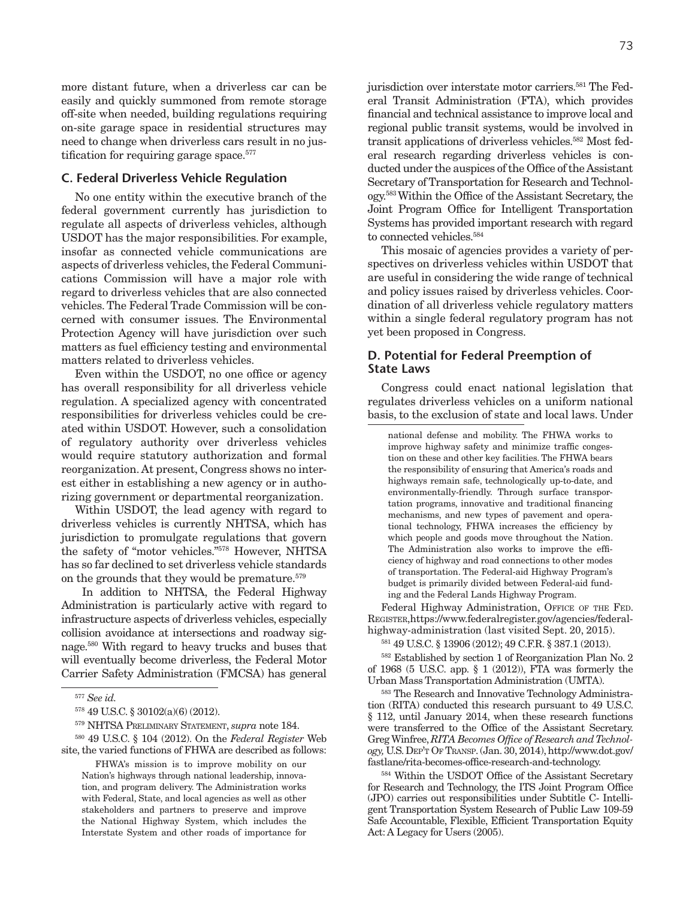more distant future, when a driverless car can be easily and quickly summoned from remote storage off-site when needed, building regulations requiring on-site garage space in residential structures may need to change when driverless cars result in no justification for requiring garage space.[577]

## C. Federal Driverless Vehicle Regulation

No one entity within the executive branch of the federal government currently has jurisdiction to regulate all aspects of driverless vehicles, although USDOT has the major responsibilities. For example, insofar as connected vehicle communications are aspects of driverless vehicles, the Federal Communications Commission will have a major role with regard to driverless vehicles that are also connected vehicles. The Federal Trade Commission will be concerned with consumer issues. The Environmental Protection Agency will have jurisdiction over such matters as fuel efficiency testing and environmental matters related to driverless vehicles.

Even within the USDOT, no one office or agency has overall responsibility for all driverless vehicle regulation. A specialized agency with concentrated responsibilities for driverless vehicles could be created within USDOT. However, such a consolidation of regulatory authority over driverless vehicles would require statutory authorization and formal reorganization. At present, Congress shows no interest either in establishing a new agency or in authorizing government or departmental reorganization.

Within USDOT, the lead agency with regard to driverless vehicles is currently NHTSA, which has jurisdiction to promulgate regulations that govern the safety of "motor vehicles."[578] However, NHTSA has so far declined to set driverless vehicle standards on the grounds that they would be premature.[579]

In addition to NHTSA, the Federal Highway Administration is particularly active with regard to infrastructure aspects of driverless vehicles, especially collision avoidance at intersections and roadway signage.[580] With regard to heavy trucks and buses that will eventually become driverless, the Federal Motor Carrier Safety Administration (FMCSA) has general jurisdiction over interstate motor carriers.[581] The Federal Transit Administration (FTA), which provides financial and technical assistance to improve local and regional public transit systems, would be involved in transit applications of driverless vehicles.[582] Most federal research regarding driverless vehicles is conducted under the auspices of the Office of the Assistant Secretary of Transportation for Research and Technology.[583] Within the Office of the Assistant Secretary, the Joint Program Office for Intelligent Transportation Systems has provided important research with regard to connected vehicles.[584]

This mosaic of agencies provides a variety of perspectives on driverless vehicles within USDOT that are useful in considering the wide range of technical and policy issues raised by driverless vehicles. Coordination of all driverless vehicle regulatory matters within a single federal regulatory program has not yet been proposed in Congress.

## D. Potential for Federal Preemption of State Laws

Congress could enact national legislation that regulates driverless vehicles on a uniform national basis, to the exclusion of state and local laws. Under

---

[577] *See id.*

[578] 49 U.S.C. § 30102(a)(6) (2012).

[579] NHTSA Preliminary Statement, *supra* note 184.

[580] 49 U.S.C. § 104 (2012). On the *Federal Register* Web site, the varied functions of FHWA are described as follows:

> FHWA's mission is to improve mobility on our Nation's highways through national leadership, innovation, and program delivery. The Administration works with Federal, State, and local agencies as well as other stakeholders and partners to preserve and improve the National Highway System, which includes the Interstate System and other roads of importance for national defense and mobility. The FHWA works to improve highway safety and minimize traffic congestion on these and other key facilities. The FHWA bears the responsibility of ensuring that America's roads and highways remain safe, technologically up-to-date, and environmentally-friendly. Through surface transportation programs, innovative and traditional financing mechanisms, and new types of pavement and operational technology, FHWA increases the efficiency by which people and goods move throughout the Nation. The Administration also works to improve the efficiency of highway and road connections to other modes of transportation. The Federal-aid Highway Program's budget is primarily divided between Federal-aid funding and the Federal Lands Highway Program.

Federal Highway Administration, Office of the Fed. Register, https://www.federalregister.gov/agencies/federal-highway-administration (last visited Sept. 20, 2015).

[581] 49 U.S.C. § 13906 (2012); 49 C.F.R. § 387.1 (2013).

[582] Established by section 1 of Reorganization Plan No. 2 of 1968 (5 U.S.C. app. § 1 (2012)), FTA was formerly the Urban Mass Transportation Administration (UMTA).

[583] The Research and Innovative Technology Administration (RITA) conducted this research pursuant to 49 U.S.C. § 112, until January 2014, when these research functions were transferred to the Office of the Assistant Secretary. Greg Winfree, *RITA Becomes Office of Research and Technology,* U.S. Dep't Of Transp. (Jan. 30, 2014), http://www.dot.gov/fastlane/rita-becomes-office-research-and-technology.

[584] Within the USDOT Office of the Assistant Secretary for Research and Technology, the ITS Joint Program Office (JPO) carries out responsibilities under Subtitle C- Intelligent Transportation System Research of Public Law 109-59 Safe Accountable, Flexible, Efficient Transportation Equity Act: A Legacy for Users (2005).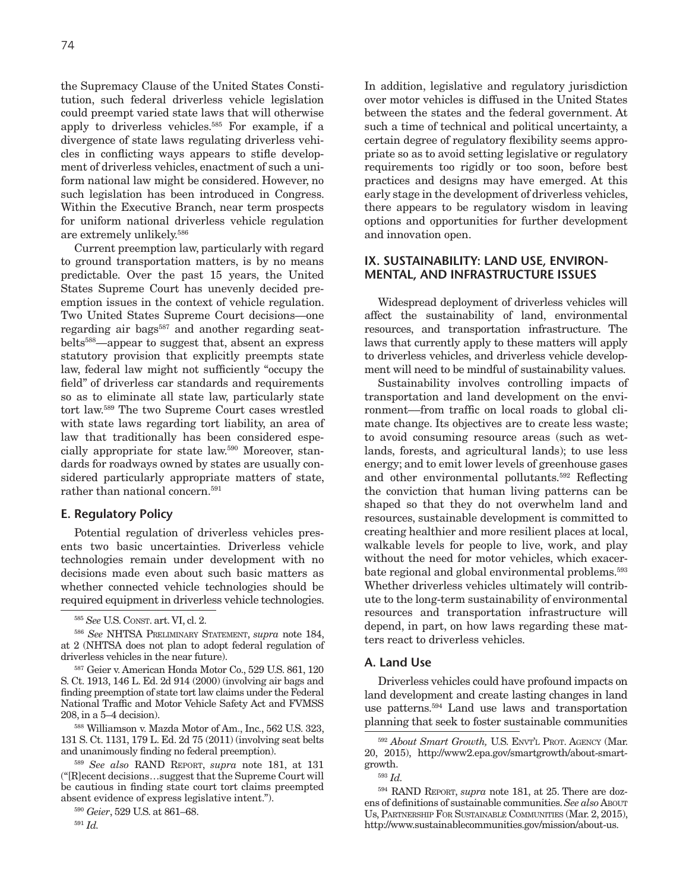the Supremacy Clause of the United States Constitution, such federal driverless vehicle legislation could preempt varied state laws that will otherwise apply to driverless vehicles.[585] For example, if a divergence of state laws regulating driverless vehicles in conflicting ways appears to stifle development of driverless vehicles, enactment of such a uniform national law might be considered. However, no such legislation has been introduced in Congress. Within the Executive Branch, near term prospects for uniform national driverless vehicle regulation are extremely unlikely.[586]

Current preemption law, particularly with regard to ground transportation matters, is by no means predictable. Over the past 15 years, the United States Supreme Court has unevenly decided preemption issues in the context of vehicle regulation. Two United States Supreme Court decisions—one regarding air bags[587] and another regarding seatbelts[588]—appear to suggest that, absent an express statutory provision that explicitly preempts state law, federal law might not sufficiently "occupy the field" of driverless car standards and requirements so as to eliminate all state law, particularly state tort law.[589] The two Supreme Court cases wrestled with state laws regarding tort liability, an area of law that traditionally has been considered especially appropriate for state law.[590] Moreover, standards for roadways owned by states are usually considered particularly appropriate matters of state, rather than national concern.[591]

### E. Regulatory Policy

Potential regulation of driverless vehicles presents two basic uncertainties. Driverless vehicle technologies remain under development with no decisions made even about such basic matters as whether connected vehicle technologies should be required equipment in driverless vehicle technologies. In addition, legislative and regulatory jurisdiction over motor vehicles is diffused in the United States between the states and the federal government. At such a time of technical and political uncertainty, a certain degree of regulatory flexibility seems appropriate so as to avoid setting legislative or regulatory requirements too rigidly or too soon, before best practices and designs may have emerged. At this early stage in the development of driverless vehicles, there appears to be regulatory wisdom in leaving options and opportunities for further development and innovation open.

## IX. SUSTAINABILITY: LAND USE, ENVIRONMENTAL, AND INFRASTRUCTURE ISSUES

Widespread deployment of driverless vehicles will affect the sustainability of land, environmental resources, and transportation infrastructure. The laws that currently apply to these matters will apply to driverless vehicles, and driverless vehicle development will need to be mindful of sustainability values.

Sustainability involves controlling impacts of transportation and land development on the environment—from traffic on local roads to global climate change. Its objectives are to create less waste; to avoid consuming resource areas (such as wetlands, forests, and agricultural lands); to use less energy; and to emit lower levels of greenhouse gases and other environmental pollutants.[592] Reflecting the conviction that human living patterns can be shaped so that they do not overwhelm land and resources, sustainable development is committed to creating healthier and more resilient places at local, walkable levels for people to live, work, and play without the need for motor vehicles, which exacerbate regional and global environmental problems.[593] Whether driverless vehicles ultimately will contribute to the long-term sustainability of environmental resources and transportation infrastructure will depend, in part, on how laws regarding these matters react to driverless vehicles.

### A. Land Use

Driverless vehicles could have profound impacts on land development and create lasting changes in land use patterns.[594] Land use laws and transportation planning that seek to foster sustainable communities

---

[585] *See* U.S. CONST. art. VI, cl. 2.

[586] *See* NHTSA PRELIMINARY STATEMENT, *supra* note 184, at 2 (NHTSA does not plan to adopt federal regulation of driverless vehicles in the near future).

[587] Geier v. American Honda Motor Co., 529 U.S. 861, 120 S. Ct. 1913, 146 L. Ed. 2d 914 (2000) (involving air bags and finding preemption of state tort law claims under the Federal National Traffic and Motor Vehicle Safety Act and FVMSS 208, in a 5–4 decision).

[588] Williamson v. Mazda Motor of Am., Inc., 562 U.S. 323, 131 S. Ct. 1131, 179 L. Ed. 2d 75 (2011) (involving seat belts and unanimously finding no federal preemption).

[589] *See also* RAND REPORT, *supra* note 181, at 131 ("[R]ecent decisions…suggest that the Supreme Court will be cautious in finding state court tort claims preempted absent evidence of express legislative intent.").

[590] *Geier*, 529 U.S. at 861–68.

[591] *Id.*

[592] *About Smart Growth,* U.S. ENVT'L PROT. AGENCY (Mar. 20, 2015), http://www2.epa.gov/smartgrowth/about-smart-growth.

[593] *Id.*

[594] RAND REPORT, *supra* note 181, at 25. There are dozens of definitions of sustainable communities. *See also* ABOUT US, PARTNERSHIP FOR SUSTAINABLE COMMUNITIES (Mar. 2, 2015), http://www.sustainablecommunities.gov/mission/about-us.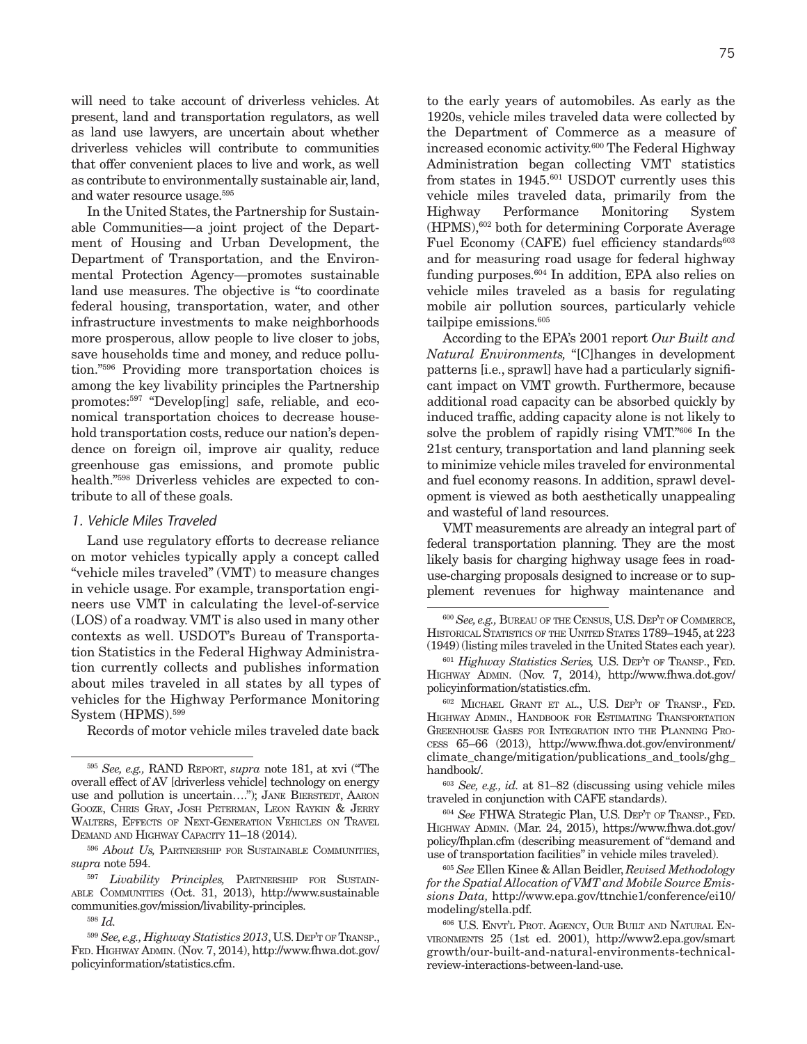will need to take account of driverless vehicles. At present, land and transportation regulators, as well as land use lawyers, are uncertain about whether driverless vehicles will contribute to communities that offer convenient places to live and work, as well as contribute to environmentally sustainable air, land, and water resource usage.[595]

In the United States, the Partnership for Sustainable Communities—a joint project of the Department of Housing and Urban Development, the Department of Transportation, and the Environmental Protection Agency—promotes sustainable land use measures. The objective is "to coordinate federal housing, transportation, water, and other infrastructure investments to make neighborhoods more prosperous, allow people to live closer to jobs, save households time and money, and reduce pollution."[596] Providing more transportation choices is among the key livability principles the Partnership promotes:[597] "Develop[ing] safe, reliable, and economical transportation choices to decrease household transportation costs, reduce our nation's dependence on foreign oil, improve air quality, reduce greenhouse gas emissions, and promote public health."[598] Driverless vehicles are expected to contribute to all of these goals.

### *1. Vehicle Miles Traveled*

Land use regulatory efforts to decrease reliance on motor vehicles typically apply a concept called "vehicle miles traveled" (VMT) to measure changes in vehicle usage. For example, transportation engineers use VMT in calculating the level-of-service (LOS) of a roadway. VMT is also used in many other contexts as well. USDOT's Bureau of Transportation Statistics in the Federal Highway Administration currently collects and publishes information about miles traveled in all states by all types of vehicles for the Highway Performance Monitoring System (HPMS).[599]

Records of motor vehicle miles traveled date back to the early years of automobiles. As early as the 1920s, vehicle miles traveled data were collected by the Department of Commerce as a measure of increased economic activity.[600] The Federal Highway Administration began collecting VMT statistics from states in 1945.[601] USDOT currently uses this vehicle miles traveled data, primarily from the Highway Performance Monitoring System (HPMS),[602] both for determining Corporate Average Fuel Economy (CAFE) fuel efficiency standards[603] and for measuring road usage for federal highway funding purposes.[604] In addition, EPA also relies on vehicle miles traveled as a basis for regulating mobile air pollution sources, particularly vehicle tailpipe emissions.[605]

According to the EPA's 2001 report *Our Built and Natural Environments,* "[C]hanges in development patterns [i.e., sprawl] have had a particularly significant impact on VMT growth. Furthermore, because additional road capacity can be absorbed quickly by induced traffic, adding capacity alone is not likely to solve the problem of rapidly rising VMT."[606] In the 21st century, transportation and land planning seek to minimize vehicle miles traveled for environmental and fuel economy reasons. In addition, sprawl development is viewed as both aesthetically unappealing and wasteful of land resources.

VMT measurements are already an integral part of federal transportation planning. They are the most likely basis for charging highway usage fees in road-use-charging proposals designed to increase or to supplement revenues for highway maintenance and

---

[595] *See, e.g.,* RAND REPORT, *supra* note 181, at xvi ("The overall effect of AV [driverless vehicle] technology on energy use and pollution is uncertain…."); JANE BIERSTEDT, AARON GOOZE, CHRIS GRAY, JOSH PETERMAN, LEON RAYKIN & JERRY WALTERS, EFFECTS OF NEXT-GENERATION VEHICLES ON TRAVEL DEMAND AND HIGHWAY CAPACITY 11–18 (2014).

[596] *About Us,* PARTNERSHIP FOR SUSTAINABLE COMMUNITIES, *supra* note 594.

[597] *Livability Principles,* PARTNERSHIP FOR SUSTAINABLE COMMUNITIES (Oct. 31, 2013), http://www.sustainablecommunities.gov/mission/livability-principles.

[598] *Id.*

[599] *See, e.g., Highway Statistics 2013*, U.S. DEP'T OF TRANSP., FED. HIGHWAY ADMIN. (Nov. 7, 2014), http://www.fhwa.dot.gov/policyinformation/statistics.cfm.

[600] *See, e.g.,* BUREAU OF THE CENSUS, U.S. DEP'T OF COMMERCE, HISTORICAL STATISTICS OF THE UNITED STATES 1789–1945, at 223 (1949) (listing miles traveled in the United States each year).

[601] *Highway Statistics Series,* U.S. DEP'T OF TRANSP., FED. HIGHWAY ADMIN. (Nov. 7, 2014), http://www.fhwa.dot.gov/policyinformation/statistics.cfm.

[602] MICHAEL GRANT ET AL., U.S. DEP'T OF TRANSP., FED. HIGHWAY ADMIN., HANDBOOK FOR ESTIMATING TRANSPORTATION GREENHOUSE GASES FOR INTEGRATION INTO THE PLANNING PROCESS 65–66 (2013), http://www.fhwa.dot.gov/environment/climate_change/mitigation/publications_and_tools/ghg_handbook/.

[603] *See, e.g., id.* at 81–82 (discussing using vehicle miles traveled in conjunction with CAFE standards).

[604] *See* FHWA Strategic Plan, U.S. DEP'T OF TRANSP., FED. HIGHWAY ADMIN. (Mar. 24, 2015), https://www.fhwa.dot.gov/policy/fhplan.cfm (describing measurement of "demand and use of transportation facilities" in vehicle miles traveled).

[605] *See* Ellen Kinee & Allan Beidler, *Revised Methodology for the Spatial Allocation of VMT and Mobile Source Emissions Data,* http://www.epa.gov/ttnchie1/conference/ei10/modeling/stella.pdf.

[606] U.S. ENVT'L PROT. AGENCY, OUR BUILT AND NATURAL ENVIRONMENTS 25 (1st ed. 2001), http://www2.epa.gov/smartgrowth/our-built-and-natural-environments-technical-review-interactions-between-land-use.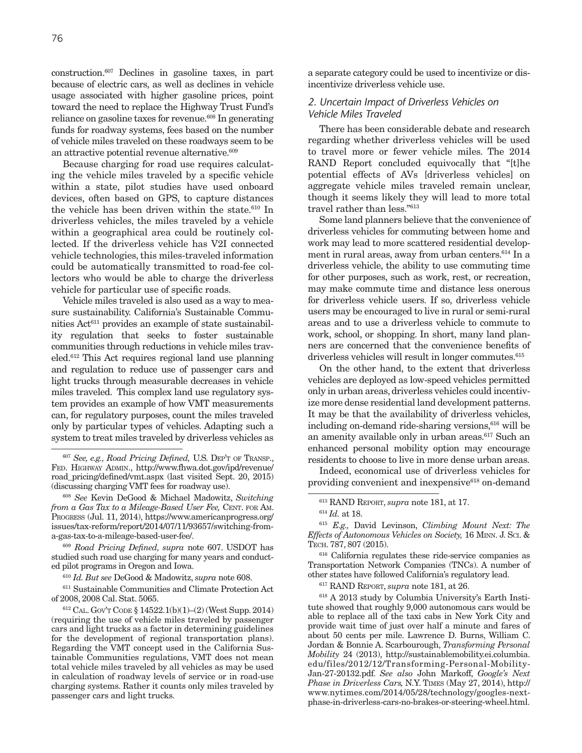construction.[607] Declines in gasoline taxes, in part because of electric cars, as well as declines in vehicle usage associated with higher gasoline prices, point toward the need to replace the Highway Trust Fund's reliance on gasoline taxes for revenue.[608] In generating funds for roadway systems, fees based on the number of vehicle miles traveled on these roadways seem to be an attractive potential revenue alternative.[609]

Because charging for road use requires calculating the vehicle miles traveled by a specific vehicle within a state, pilot studies have used onboard devices, often based on GPS, to capture distances the vehicle has been driven within the state.[610] In driverless vehicles, the miles traveled by a vehicle within a geographical area could be routinely collected. If the driverless vehicle has V2I connected vehicle technologies, this miles-traveled information could be automatically transmitted to road-fee collectors who would be able to charge the driverless vehicle for particular use of specific roads.

Vehicle miles traveled is also used as a way to measure sustainability. California's Sustainable Communities Act[611] provides an example of state sustainability regulation that seeks to foster sustainable communities through reductions in vehicle miles traveled.[612] This Act requires regional land use planning and regulation to reduce use of passenger cars and light trucks through measurable decreases in vehicle miles traveled. This complex land use regulatory system provides an example of how VMT measurements can, for regulatory purposes, count the miles traveled only by particular types of vehicles. Adapting such a system to treat miles traveled by driverless vehicles as a separate category could be used to incentivize or disincentivize driverless vehicle use.

### *2. Uncertain Impact of Driverless Vehicles on Vehicle Miles Traveled*

There has been considerable debate and research regarding whether driverless vehicles will be used to travel more or fewer vehicle miles. The 2014 RAND Report concluded equivocally that "[t]he potential effects of AVs [driverless vehicles] on aggregate vehicle miles traveled remain unclear, though it seems likely they will lead to more total travel rather than less."[613]

Some land planners believe that the convenience of driverless vehicles for commuting between home and work may lead to more scattered residential development in rural areas, away from urban centers.[614] In a driverless vehicle, the ability to use commuting time for other purposes, such as work, rest, or recreation, may make commute time and distance less onerous for driverless vehicle users. If so, driverless vehicle users may be encouraged to live in rural or semi-rural areas and to use a driverless vehicle to commute to work, school, or shopping. In short, many land planners are concerned that the convenience benefits of driverless vehicles will result in longer commutes.[615]

On the other hand, to the extent that driverless vehicles are deployed as low-speed vehicles permitted only in urban areas, driverless vehicles could incentivize more dense residential land development patterns. It may be that the availability of driverless vehicles, including on-demand ride-sharing versions,[616] will be an amenity available only in urban areas.[617] Such an enhanced personal mobility option may encourage residents to choose to live in more dense urban areas.

Indeed, economical use of driverless vehicles for providing convenient and inexpensive[618] on-demand

---

[607] *See, e.g., Road Pricing Defined,* U.S. Dep't of Transp., Fed. Highway Admin., http://www.fhwa.dot.gov/ipd/revenue/road_pricing/defined/vmt.aspx (last visited Sept. 20, 2015) (discussing charging VMT fees for roadway use).

[608] *See* Kevin DeGood & Michael Madowitz, *Switching from a Gas Tax to a Mileage-Based User Fee,* Cent. for Am. Progress (Jul. 11, 2014), https://www.americanprogress.org/issues/tax-reform/report/2014/07/11/93657/switching-from-a-gas-tax-to-a-mileage-based-user-fee/.

[609] *Road Pricing Defined, supra* note 607. USDOT has studied such road use charging for many years and conducted pilot programs in Oregon and Iowa.

[610] *Id. But see* DeGood & Madowitz, *supra* note 608.

[611] Sustainable Communities and Climate Protection Act of 2008, 2008 Cal. Stat. 5065.

[612] Cal. Gov't Code § 14522.1(b)(1)–(2) (West Supp. 2014) (requiring the use of vehicle miles traveled by passenger cars and light trucks as a factor in determining guidelines for the development of regional transportation plans). Regarding the VMT concept used in the California Sustainable Communities regulations, VMT does not mean total vehicle miles traveled by all vehicles as may be used in calculation of roadway levels of service or in road-use charging systems. Rather it counts only miles traveled by passenger cars and light trucks.

[613] RAND Report, *supra* note 181, at 17.

[614] *Id.* at 18.

[615] *E.g.,* David Levinson, *Climbing Mount Next: The Effects of Autonomous Vehicles on Society,* 16 Minn. J. Sci. & Tech. 787, 807 (2015).

[616] California regulates these ride-service companies as Transportation Network Companies (TNCs). A number of other states have followed California's regulatory lead.

[617] RAND Report, *supra* note 181, at 26.

[618] A 2013 study by Columbia University's Earth Institute showed that roughly 9,000 autonomous cars would be able to replace all of the taxi cabs in New York City and provide wait time of just over half a minute and fares of about 50 cents per mile. Lawrence D. Burns, William C. Jordan & Bonnie A. Scarbourough, *Transforming Personal Mobility* 24 (2013), http://sustainablemobility.ei.columbia.edu/files/2012/12/Transforming-Personal-Mobility-Jan-27-20132.pdf. *See also* John Markoff, *Google's Next Phase in Driverless Cars,* N.Y. Times (May 27, 2014), http://www.nytimes.com/2014/05/28/technology/googles-next-phase-in-driverless-cars-no-brakes-or-steering-wheel.html.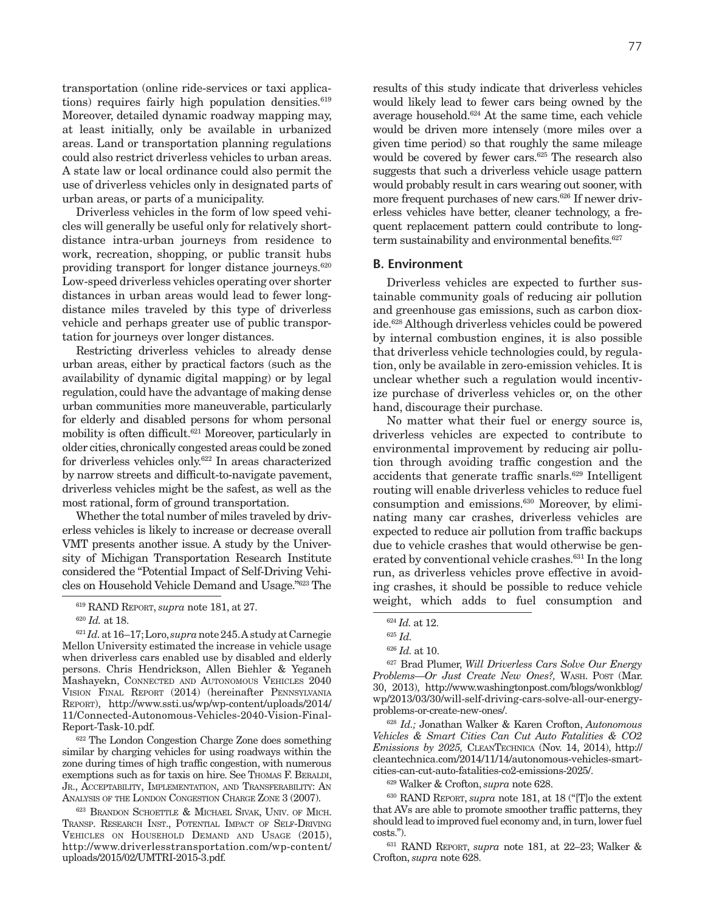transportation (online ride-services or taxi applications) requires fairly high population densities.[619] Moreover, detailed dynamic roadway mapping may, at least initially, only be available in urbanized areas. Land or transportation planning regulations could also restrict driverless vehicles to urban areas. A state law or local ordinance could also permit the use of driverless vehicles only in designated parts of urban areas, or parts of a municipality.

Driverless vehicles in the form of low speed vehicles will generally be useful only for relatively short-distance intra-urban journeys from residence to work, recreation, shopping, or public transit hubs providing transport for longer distance journeys.[620] Low-speed driverless vehicles operating over shorter distances in urban areas would lead to fewer long-distance miles traveled by this type of driverless vehicle and perhaps greater use of public transportation for journeys over longer distances.

Restricting driverless vehicles to already dense urban areas, either by practical factors (such as the availability of dynamic digital mapping) or by legal regulation, could have the advantage of making dense urban communities more maneuverable, particularly for elderly and disabled persons for whom personal mobility is often difficult.[621] Moreover, particularly in older cities, chronically congested areas could be zoned for driverless vehicles only.[622] In areas characterized by narrow streets and difficult-to-navigate pavement, driverless vehicles might be the safest, as well as the most rational, form of ground transportation.

Whether the total number of miles traveled by driverless vehicles is likely to increase or decrease overall VMT presents another issue. A study by the University of Michigan Transportation Research Institute considered the "Potential Impact of Self-Driving Vehicles on Household Vehicle Demand and Usage."[623] The results of this study indicate that driverless vehicles would likely lead to fewer cars being owned by the average household.[624] At the same time, each vehicle would be driven more intensely (more miles over a given time period) so that roughly the same mileage would be covered by fewer cars.[625] The research also suggests that such a driverless vehicle usage pattern would probably result in cars wearing out sooner, with more frequent purchases of new cars.[626] If newer driverless vehicles have better, cleaner technology, a frequent replacement pattern could contribute to long-term sustainability and environmental benefits.[627]

## B. Environment

Driverless vehicles are expected to further sustainable community goals of reducing air pollution and greenhouse gas emissions, such as carbon dioxide.[628] Although driverless vehicles could be powered by internal combustion engines, it is also possible that driverless vehicle technologies could, by regulation, only be available in zero-emission vehicles. It is unclear whether such a regulation would incentivize purchase of driverless vehicles or, on the other hand, discourage their purchase.

No matter what their fuel or energy source is, driverless vehicles are expected to contribute to environmental improvement by reducing air pollution through avoiding traffic congestion and the accidents that generate traffic snarls.[629] Intelligent routing will enable driverless vehicles to reduce fuel consumption and emissions.[630] Moreover, by eliminating many car crashes, driverless vehicles are expected to reduce air pollution from traffic backups due to vehicle crashes that would otherwise be generated by conventional vehicle crashes.[631] In the long run, as driverless vehicles prove effective in avoiding crashes, it should be possible to reduce vehicle weight, which adds to fuel consumption and

---

[619] RAND Report, *supra* note 181, at 27.

[620] *Id.* at 18.

[621] *Id.* at 16–17; Loro, *supra* note 245. A study at Carnegie Mellon University estimated the increase in vehicle usage when driverless cars enabled use by disabled and elderly persons. Chris Hendrickson, Allen Biehler & Yeganeh Mashayekn, Connected and Autonomous Vehicles 2040 Vision Final Report (2014) (hereinafter Pennsylvania Report), http://www.ssti.us/wp/wp-content/uploads/2014/11/Connected-Autonomous-Vehicles-2040-Vision-Final-Report-Task-10.pdf.

[622] The London Congestion Charge Zone does something similar by charging vehicles for using roadways within the zone during times of high traffic congestion, with numerous exemptions such as for taxis on hire. See Thomas F. Beraldi, Jr., Acceptability, Implementation, and Transferability: An Analysis of the London Congestion Charge Zone 3 (2007).

[623] Brandon Schoettle & Michael Sivak, Univ. of Mich. Transp. Research Inst., Potential Impact of Self-Driving Vehicles on Household Demand and Usage (2015), http://www.driverlesstransportation.com/wp-content/uploads/2015/02/UMTRI-2015-3.pdf.

[624] *Id.* at 12.

[625] *Id.*

[626] *Id.* at 10.

[627] Brad Plumer, *Will Driverless Cars Solve Our Energy Problems—Or Just Create New Ones?,* Wash. Post (Mar. 30, 2013), http://www.washingtonpost.com/blogs/wonkblog/wp/2013/03/30/will-self-driving-cars-solve-all-our-energy-problems-or-create-new-ones/.

[628] *Id.;* Jonathan Walker & Karen Crofton, *Autonomous Vehicles & Smart Cities Can Cut Auto Fatalities & CO2 Emissions by 2025,* CleanTechnica (Nov. 14, 2014), http://cleantechnica.com/2014/11/14/autonomous-vehicles-smart-cities-can-cut-auto-fatalities-co2-emissions-2025/.

[629] Walker & Crofton, *supra* note 628.

[630] RAND Report, *supra* note 181, at 18 ("[T]o the extent that AVs are able to promote smoother traffic patterns, they should lead to improved fuel economy and, in turn, lower fuel costs.").

[631] RAND Report, *supra* note 181, at 22–23; Walker & Crofton, *supra* note 628.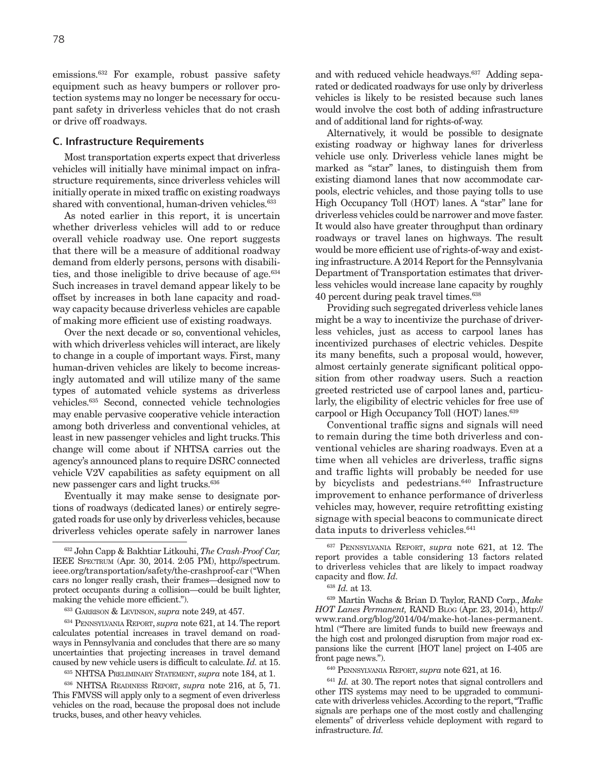emissions.[632] For example, robust passive safety equipment such as heavy bumpers or rollover protection systems may no longer be necessary for occupant safety in driverless vehicles that do not crash or drive off roadways.

### C. Infrastructure Requirements

Most transportation experts expect that driverless vehicles will initially have minimal impact on infrastructure requirements, since driverless vehicles will initially operate in mixed traffic on existing roadways shared with conventional, human-driven vehicles.[633]

As noted earlier in this report, it is uncertain whether driverless vehicles will add to or reduce overall vehicle roadway use. One report suggests that there will be a measure of additional roadway demand from elderly persons, persons with disabilities, and those ineligible to drive because of age.[634] Such increases in travel demand appear likely to be offset by increases in both lane capacity and roadway capacity because driverless vehicles are capable of making more efficient use of existing roadways.

Over the next decade or so, conventional vehicles, with which driverless vehicles will interact, are likely to change in a couple of important ways. First, many human-driven vehicles are likely to become increasingly automated and will utilize many of the same types of automated vehicle systems as driverless vehicles.[635] Second, connected vehicle technologies may enable pervasive cooperative vehicle interaction among both driverless and conventional vehicles, at least in new passenger vehicles and light trucks. This change will come about if NHTSA carries out the agency's announced plans to require DSRC connected vehicle V2V capabilities as safety equipment on all new passenger cars and light trucks.[636]

Eventually it may make sense to designate portions of roadways (dedicated lanes) or entirely segregated roads for use only by driverless vehicles, because driverless vehicles operate safely in narrower lanes and with reduced vehicle headways.[637] Adding separated or dedicated roadways for use only by driverless vehicles is likely to be resisted because such lanes would involve the cost both of adding infrastructure and of additional land for rights-of-way.

Alternatively, it would be possible to designate existing roadway or highway lanes for driverless vehicle use only. Driverless vehicle lanes might be marked as "star" lanes, to distinguish them from existing diamond lanes that now accommodate carpools, electric vehicles, and those paying tolls to use High Occupancy Toll (HOT) lanes. A "star" lane for driverless vehicles could be narrower and move faster. It would also have greater throughput than ordinary roadways or travel lanes on highways. The result would be more efficient use of rights-of-way and existing infrastructure. A 2014 Report for the Pennsylvania Department of Transportation estimates that driverless vehicles would increase lane capacity by roughly 40 percent during peak travel times.[638]

Providing such segregated driverless vehicle lanes might be a way to incentivize the purchase of driverless vehicles, just as access to carpool lanes has incentivized purchases of electric vehicles. Despite its many benefits, such a proposal would, however, almost certainly generate significant political opposition from other roadway users. Such a reaction greeted restricted use of carpool lanes and, particularly, the eligibility of electric vehicles for free use of carpool or High Occupancy Toll (HOT) lanes.[639]

Conventional traffic signs and signals will need to remain during the time both driverless and conventional vehicles are sharing roadways. Even at a time when all vehicles are driverless, traffic signs and traffic lights will probably be needed for use by bicyclists and pedestrians.[640] Infrastructure improvement to enhance performance of driverless vehicles may, however, require retrofitting existing signage with special beacons to communicate direct data inputs to driverless vehicles.[641]

---

[632] John Capp & Bakhtiar Litkouhi, *The Crash-Proof Car,* IEEE Spectrum (Apr. 30, 2014. 2:05 PM), http://spectrum.ieee.org/transportation/safety/the-crashproof-car ("When cars no longer really crash, their frames—designed now to protect occupants during a collision—could be built lighter, making the vehicle more efficient.").

[633] Garrison & Levinson, *supra* note 249, at 457.

[634] Pennsylvania Report, *supra* note 621, at 14. The report calculates potential increases in travel demand on roadways in Pennsylvania and concludes that there are so many uncertainties that projecting increases in travel demand caused by new vehicle users is difficult to calculate. *Id.* at 15.

[635] NHTSA Preliminary Statement, *supra* note 184, at 1.

[636] NHTSA Readiness Report, *supra* note 216, at 5, 71. This FMVSS will apply only to a segment of even driverless vehicles on the road, because the proposal does not include trucks, buses, and other heavy vehicles.

[637] Pennsylvania Report, *supra* note 621, at 12. The report provides a table considering 13 factors related to driverless vehicles that are likely to impact roadway capacity and flow. *Id.*

[638] *Id.* at 13.

[639] Martin Wachs & Brian D. Taylor, RAND Corp., *Make HOT Lanes Permanent,* RAND Blog (Apr. 23, 2014), http://www.rand.org/blog/2014/04/make-hot-lanes-permanent.html ("There are limited funds to build new freeways and the high cost and prolonged disruption from major road expansions like the current [HOT lane] project on I-405 are front page news.").

[640] Pennsylvania Report, *supra* note 621, at 16.

[641] *Id.* at 30. The report notes that signal controllers and other ITS systems may need to be upgraded to communicate with driverless vehicles. According to the report, "Traffic signals are perhaps one of the most costly and challenging elements" of driverless vehicle deployment with regard to infrastructure. *Id.*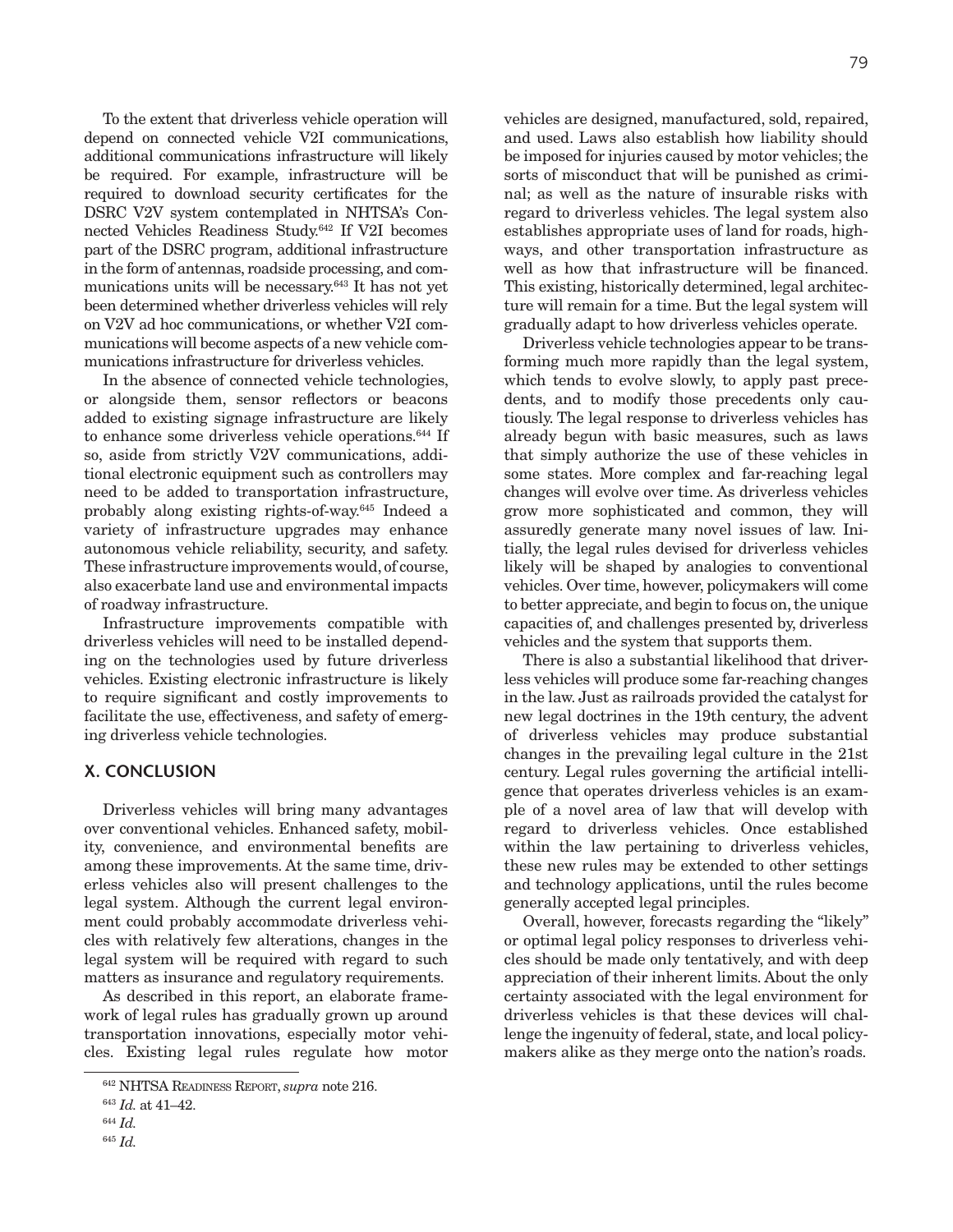To the extent that driverless vehicle operation will depend on connected vehicle V2I communications, additional communications infrastructure will likely be required. For example, infrastructure will be required to download security certificates for the DSRC V2V system contemplated in NHTSA's Connected Vehicles Readiness Study.[642] If V2I becomes part of the DSRC program, additional infrastructure in the form of antennas, roadside processing, and communications units will be necessary.[643] It has not yet been determined whether driverless vehicles will rely on V2V ad hoc communications, or whether V2I communications will become aspects of a new vehicle communications infrastructure for driverless vehicles.

In the absence of connected vehicle technologies, or alongside them, sensor reflectors or beacons added to existing signage infrastructure are likely to enhance some driverless vehicle operations.[644] If so, aside from strictly V2V communications, additional electronic equipment such as controllers may need to be added to transportation infrastructure, probably along existing rights-of-way.[645] Indeed a variety of infrastructure upgrades may enhance autonomous vehicle reliability, security, and safety. These infrastructure improvements would, of course, also exacerbate land use and environmental impacts of roadway infrastructure.

Infrastructure improvements compatible with driverless vehicles will need to be installed depending on the technologies used by future driverless vehicles. Existing electronic infrastructure is likely to require significant and costly improvements to facilitate the use, effectiveness, and safety of emerging driverless vehicle technologies.

## X. CONCLUSION

Driverless vehicles will bring many advantages over conventional vehicles. Enhanced safety, mobility, convenience, and environmental benefits are among these improvements. At the same time, driverless vehicles also will present challenges to the legal system. Although the current legal environment could probably accommodate driverless vehicles with relatively few alterations, changes in the legal system will be required with regard to such matters as insurance and regulatory requirements.

As described in this report, an elaborate framework of legal rules has gradually grown up around transportation innovations, especially motor vehicles. Existing legal rules regulate how motor vehicles are designed, manufactured, sold, repaired, and used. Laws also establish how liability should be imposed for injuries caused by motor vehicles; the sorts of misconduct that will be punished as criminal; as well as the nature of insurable risks with regard to driverless vehicles. The legal system also establishes appropriate uses of land for roads, highways, and other transportation infrastructure as well as how that infrastructure will be financed. This existing, historically determined, legal architecture will remain for a time. But the legal system will gradually adapt to how driverless vehicles operate.

Driverless vehicle technologies appear to be transforming much more rapidly than the legal system, which tends to evolve slowly, to apply past precedents, and to modify those precedents only cautiously. The legal response to driverless vehicles has already begun with basic measures, such as laws that simply authorize the use of these vehicles in some states. More complex and far-reaching legal changes will evolve over time. As driverless vehicles grow more sophisticated and common, they will assuredly generate many novel issues of law. Initially, the legal rules devised for driverless vehicles likely will be shaped by analogies to conventional vehicles. Over time, however, policymakers will come to better appreciate, and begin to focus on, the unique capacities of, and challenges presented by, driverless vehicles and the system that supports them.

There is also a substantial likelihood that driverless vehicles will produce some far-reaching changes in the law. Just as railroads provided the catalyst for new legal doctrines in the 19th century, the advent of driverless vehicles may produce substantial changes in the prevailing legal culture in the 21st century. Legal rules governing the artificial intelligence that operates driverless vehicles is an example of a novel area of law that will develop with regard to driverless vehicles. Once established within the law pertaining to driverless vehicles, these new rules may be extended to other settings and technology applications, until the rules become generally accepted legal principles.

Overall, however, forecasts regarding the "likely" or optimal legal policy responses to driverless vehicles should be made only tentatively, and with deep appreciation of their inherent limits. About the only certainty associated with the legal environment for driverless vehicles is that these devices will challenge the ingenuity of federal, state, and local policymakers alike as they merge onto the nation's roads.

---

[642] NHTSA READINESS REPORT, *supra* note 216.

[643] *Id.* at 41–42.

[644] *Id.*

[645] *Id.*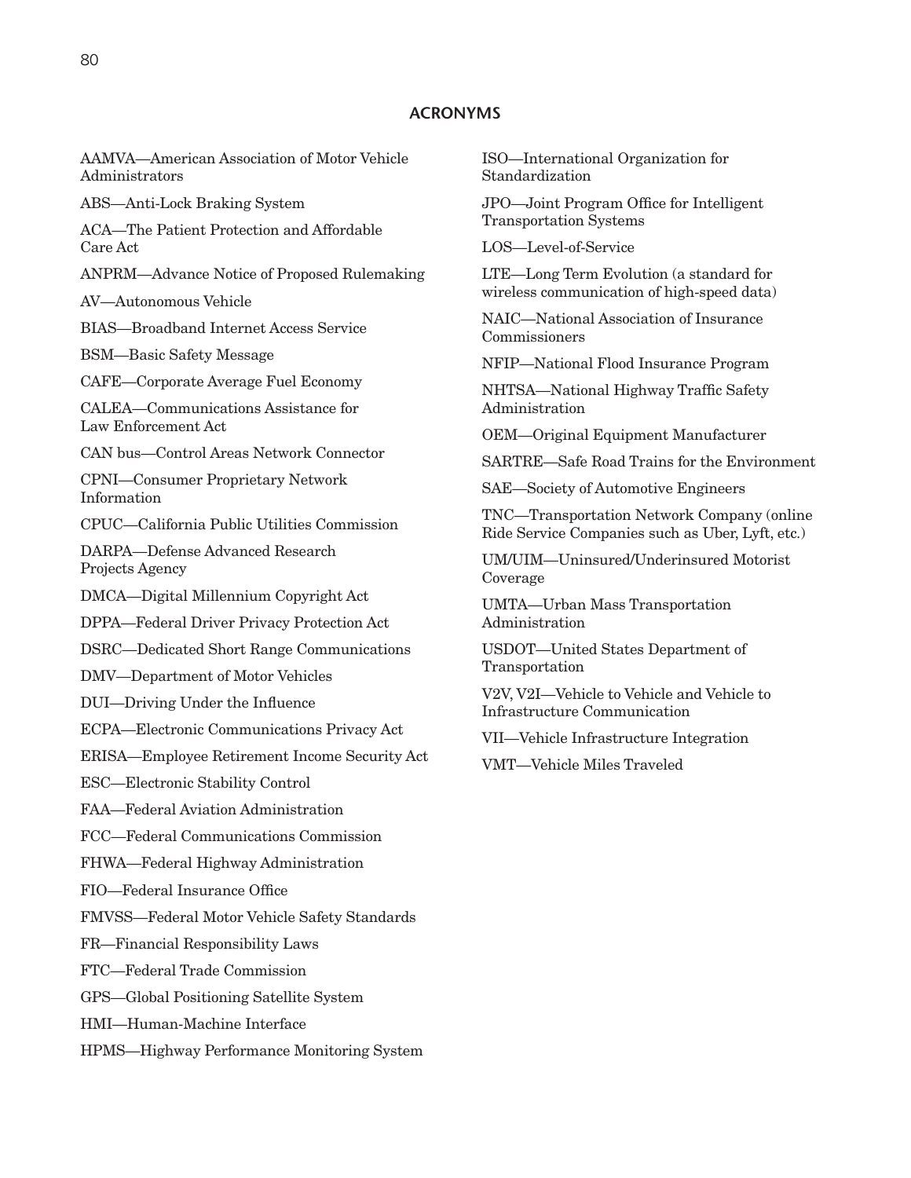## ACRONYMS

AAMVA—American Association of Motor Vehicle Administrators

ABS—Anti-Lock Braking System

ACA—The Patient Protection and Affordable Care Act

ANPRM—Advance Notice of Proposed Rulemaking

AV—Autonomous Vehicle

BIAS—Broadband Internet Access Service

BSM—Basic Safety Message

CAFE—Corporate Average Fuel Economy

CALEA—Communications Assistance for Law Enforcement Act

CAN bus—Control Areas Network Connector

CPNI—Consumer Proprietary Network Information

CPUC—California Public Utilities Commission

DARPA—Defense Advanced Research Projects Agency

DMCA—Digital Millennium Copyright Act

DPPA—Federal Driver Privacy Protection Act

DSRC—Dedicated Short Range Communications

DMV—Department of Motor Vehicles

DUI—Driving Under the Influence

ECPA—Electronic Communications Privacy Act

ERISA—Employee Retirement Income Security Act

ESC—Electronic Stability Control

FAA—Federal Aviation Administration

FCC—Federal Communications Commission

FHWA—Federal Highway Administration

FIO—Federal Insurance Office

FMVSS—Federal Motor Vehicle Safety Standards

FR—Financial Responsibility Laws

FTC—Federal Trade Commission

GPS—Global Positioning Satellite System

HMI—Human-Machine Interface

HPMS—Highway Performance Monitoring System

ISO—International Organization for Standardization

JPO—Joint Program Office for Intelligent Transportation Systems

LOS—Level-of-Service

LTE—Long Term Evolution (a standard for wireless communication of high-speed data)

NAIC—National Association of Insurance Commissioners

NFIP—National Flood Insurance Program

NHTSA—National Highway Traffic Safety Administration

OEM—Original Equipment Manufacturer

SARTRE—Safe Road Trains for the Environment

SAE—Society of Automotive Engineers

TNC—Transportation Network Company (online Ride Service Companies such as Uber, Lyft, etc.)

UM/UIM—Uninsured/Underinsured Motorist Coverage

UMTA—Urban Mass Transportation Administration

USDOT—United States Department of Transportation

V2V, V2I—Vehicle to Vehicle and Vehicle to Infrastructure Communication

VII—Vehicle Infrastructure Integration

VMT—Vehicle Miles Traveled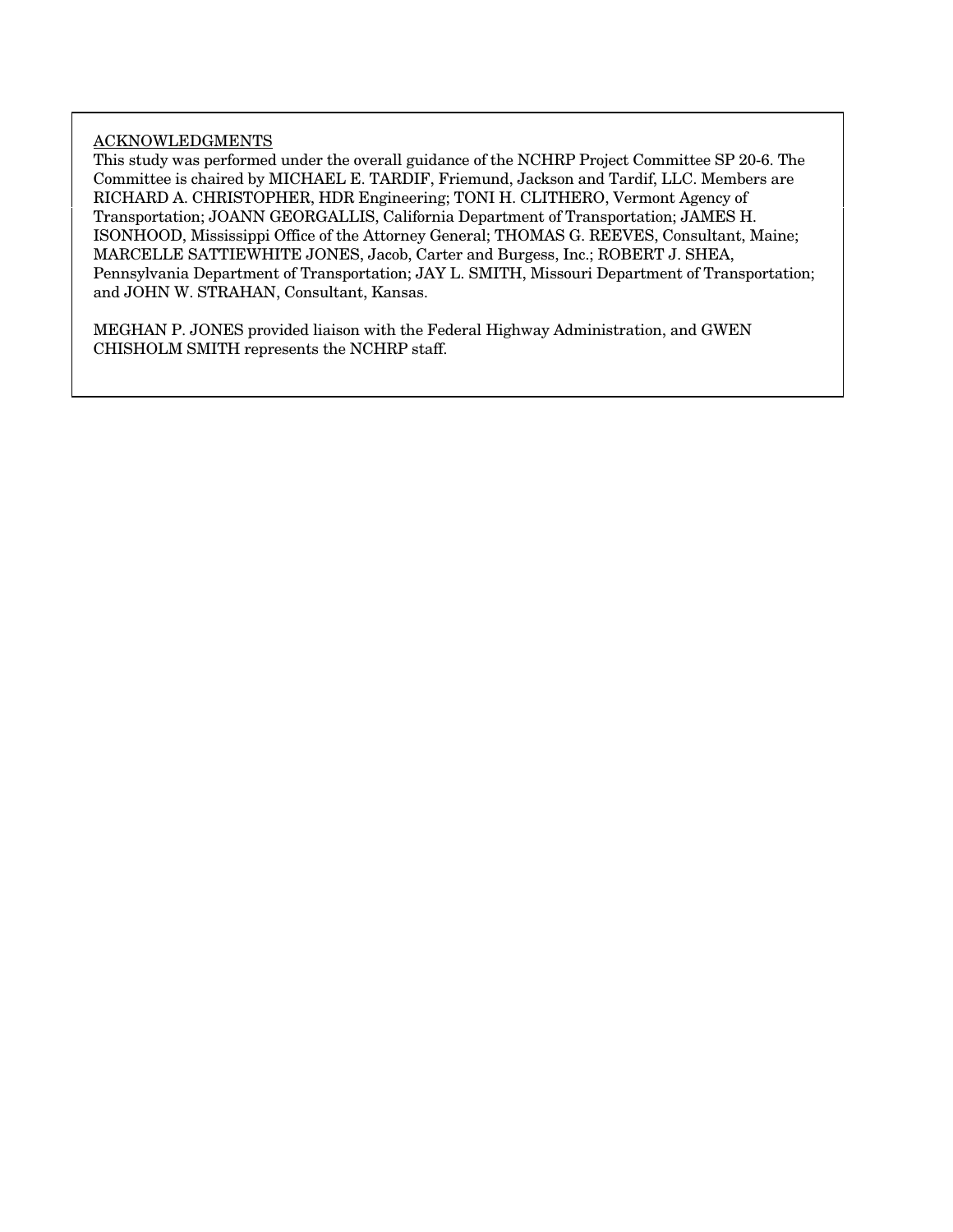ACKNOWLEDGMENTS

This study was performed under the overall guidance of the NCHRP Project Committee SP 20-6. The Committee is chaired by MICHAEL E. TARDIF, Friemund, Jackson and Tardif, LLC. Members are RICHARD A. CHRISTOPHER, HDR Engineering; TONI H. CLITHERO, Vermont Agency of Transportation; JOANN GEORGALLIS, California Department of Transportation; JAMES H. ISONHOOD, Mississippi Office of the Attorney General; THOMAS G. REEVES, Consultant, Maine; MARCELLE SATTIEWHITE JONES, Jacob, Carter and Burgess, Inc.; ROBERT J. SHEA, Pennsylvania Department of Transportation; JAY L. SMITH, Missouri Department of Transportation; and JOHN W. STRAHAN, Consultant, Kansas.

MEGHAN P. JONES provided liaison with the Federal Highway Administration, and GWEN CHISHOLM SMITH represents the NCHRP staff.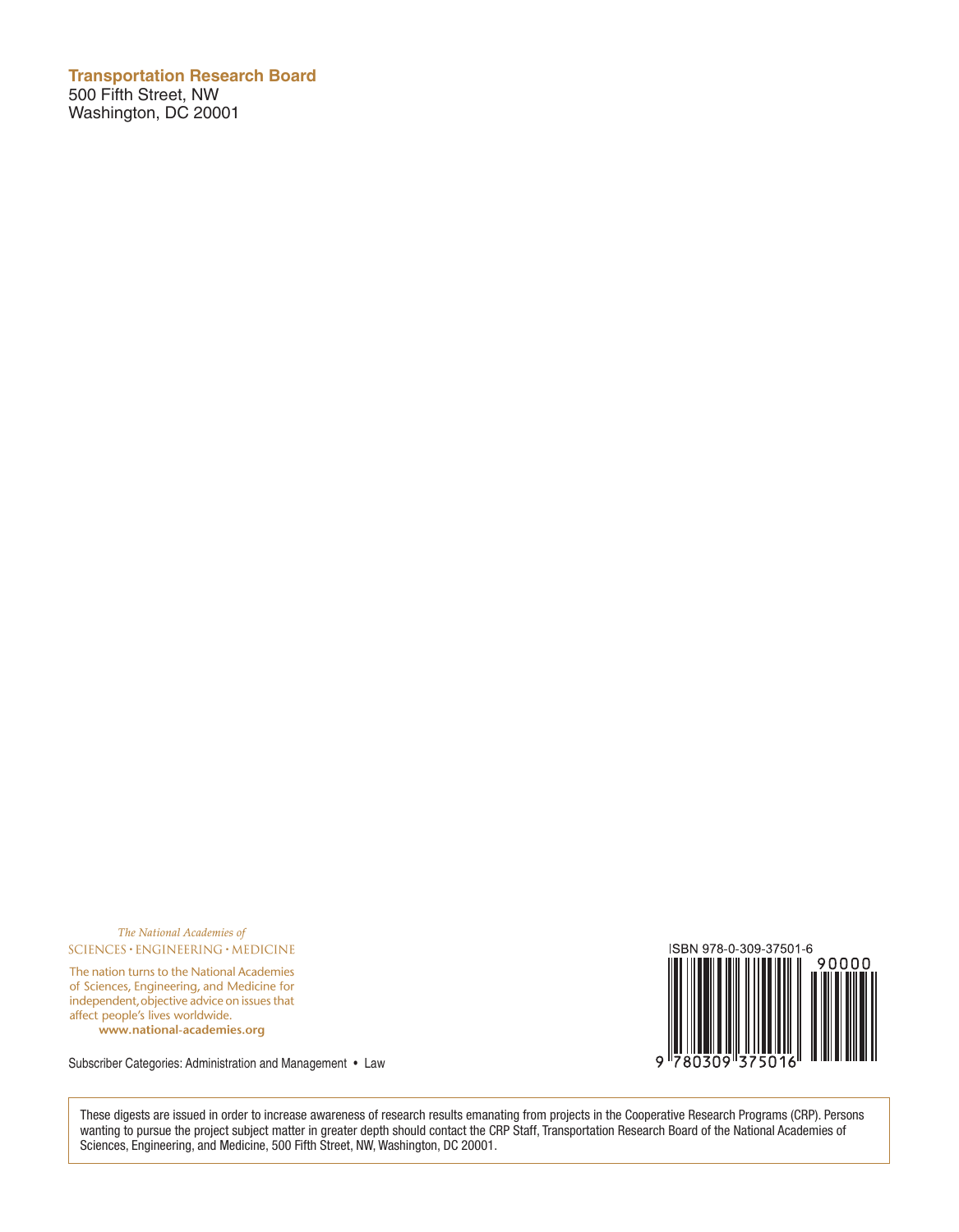**Transportation Research Board**
500 Fifth Street, NW
Washington, DC 20001

*The National Academies of*
SCIENCES · ENGINEERING · MEDICINE

The nation turns to the National Academies of Sciences, Engineering, and Medicine for independent, objective advice on issues that affect people's lives worldwide.
**www.national-academies.org**

Subscriber Categories: Administration and Management • Law

ISBN 978-0-309-37501-6

90000

9 780309 375016

These digests are issued in order to increase awareness of research results emanating from projects in the Cooperative Research Programs (CRP). Persons wanting to pursue the project subject matter in greater depth should contact the CRP Staff, Transportation Research Board of the National Academies of Sciences, Engineering, and Medicine, 500 Fifth Street, NW, Washington, DC 20001.